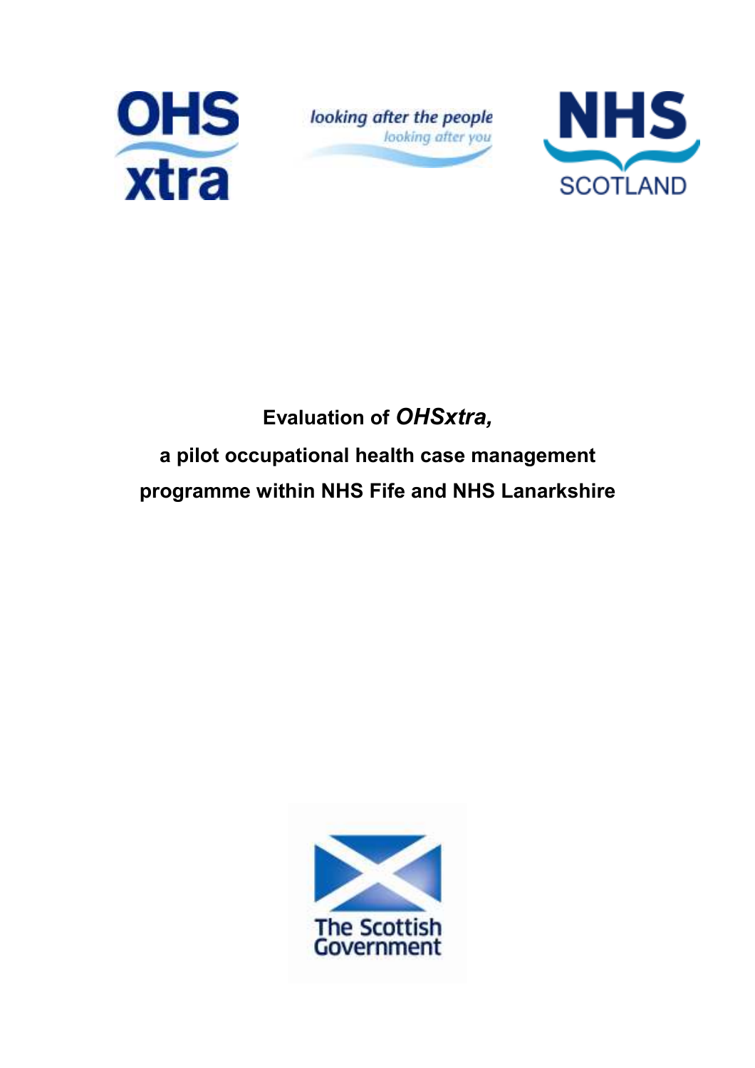OHS xtra

looking after the people
looking after you

NHS SCOTLAND

# Evaluation of *OHSxtra,* a pilot occupational health case management programme within NHS Fife and NHS Lanarkshire

The Scottish Government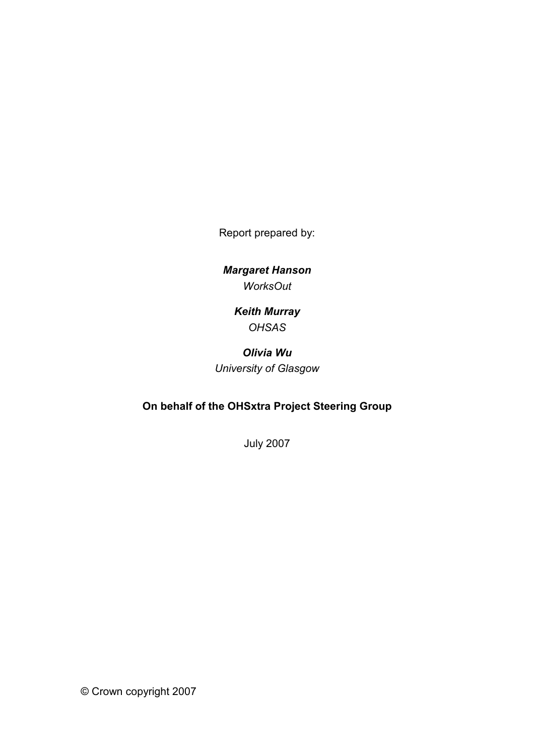Report prepared by:

***Margaret Hanson***
*WorksOut*

***Keith Murray***
*OHSAS*

***Olivia Wu***
*University of Glasgow*

**On behalf of the OHSxtra Project Steering Group**

July 2007

© Crown copyright 2007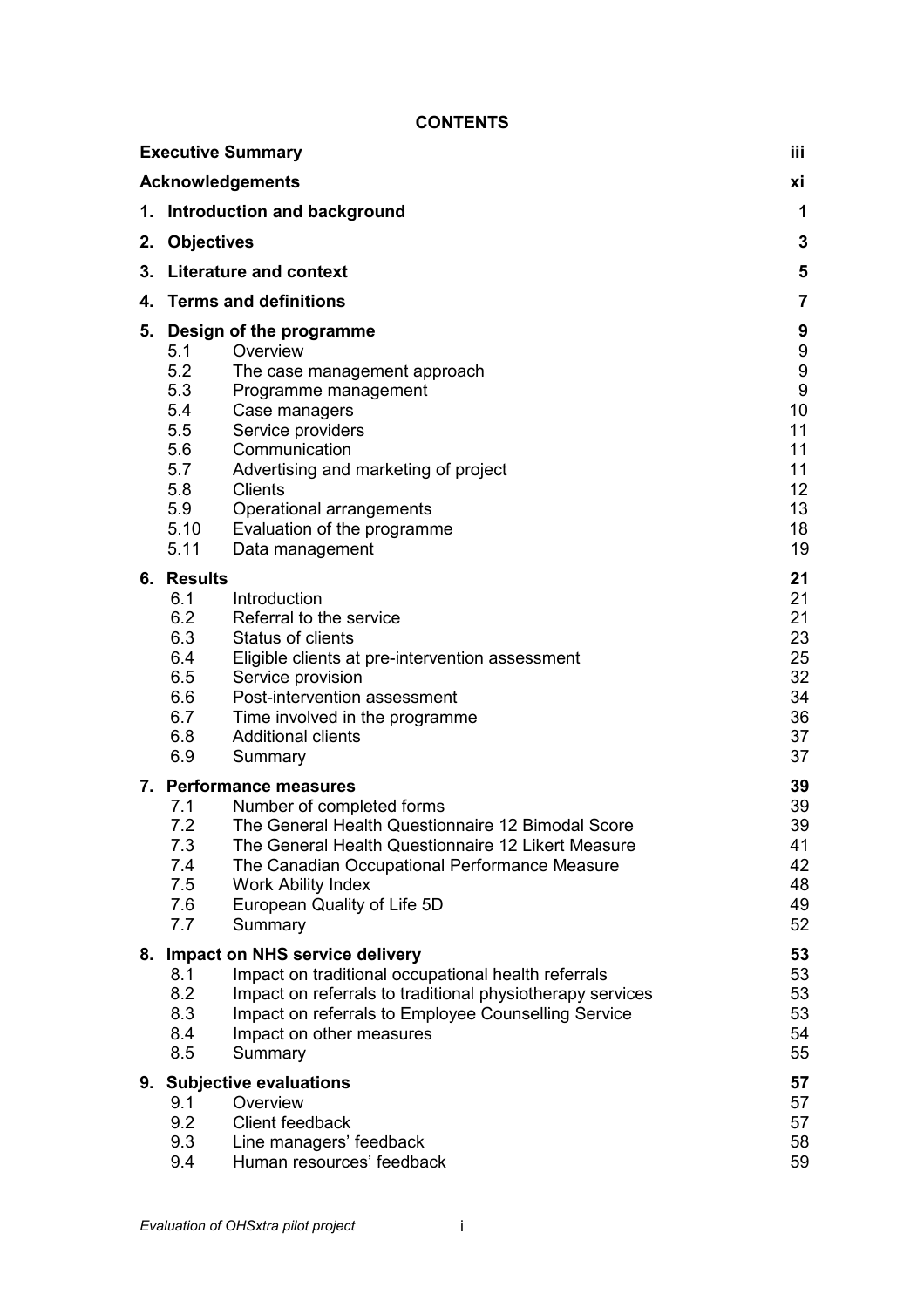**CONTENTS**

| | | |
|---|---|---|
| **Executive Summary** | | **iii** |
| **Acknowledgements** | | **xi** |
| **1.** | **Introduction and background** | **1** |
| **2.** | **Objectives** | **3** |
| **3.** | **Literature and context** | **5** |
| **4.** | **Terms and definitions** | **7** |
| **5.** | **Design of the programme** | **9** |
| 5.1 | Overview | 9 |
| 5.2 | The case management approach | 9 |
| 5.3 | Programme management | 9 |
| 5.4 | Case managers | 10 |
| 5.5 | Service providers | 11 |
| 5.6 | Communication | 11 |
| 5.7 | Advertising and marketing of project | 11 |
| 5.8 | Clients | 12 |
| 5.9 | Operational arrangements | 13 |
| 5.10 | Evaluation of the programme | 18 |
| 5.11 | Data management | 19 |
| **6.** | **Results** | **21** |
| 6.1 | Introduction | 21 |
| 6.2 | Referral to the service | 21 |
| 6.3 | Status of clients | 23 |
| 6.4 | Eligible clients at pre-intervention assessment | 25 |
| 6.5 | Service provision | 32 |
| 6.6 | Post-intervention assessment | 34 |
| 6.7 | Time involved in the programme | 36 |
| 6.8 | Additional clients | 37 |
| 6.9 | Summary | 37 |
| **7.** | **Performance measures** | **39** |
| 7.1 | Number of completed forms | 39 |
| 7.2 | The General Health Questionnaire 12 Bimodal Score | 39 |
| 7.3 | The General Health Questionnaire 12 Likert Measure | 41 |
| 7.4 | The Canadian Occupational Performance Measure | 42 |
| 7.5 | Work Ability Index | 48 |
| 7.6 | European Quality of Life 5D | 49 |
| 7.7 | Summary | 52 |
| **8.** | **Impact on NHS service delivery** | **53** |
| 8.1 | Impact on traditional occupational health referrals | 53 |
| 8.2 | Impact on referrals to traditional physiotherapy services | 53 |
| 8.3 | Impact on referrals to Employee Counselling Service | 53 |
| 8.4 | Impact on other measures | 54 |
| 8.5 | Summary | 55 |
| **9.** | **Subjective evaluations** | **57** |
| 9.1 | Overview | 57 |
| 9.2 | Client feedback | 57 |
| 9.3 | Line managers' feedback | 58 |
| 9.4 | Human resources' feedback | 59 |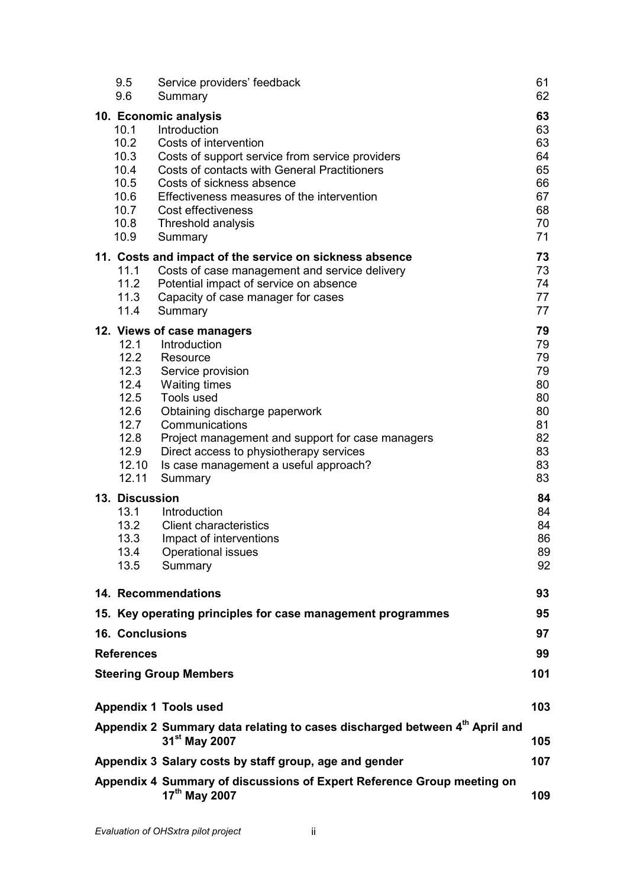| | | |
|---|---|---|
| 9.5 | Service providers' feedback | 61 |
| 9.6 | Summary | 62 |
| **10. Economic analysis** | | **63** |
| 10.1 | Introduction | 63 |
| 10.2 | Costs of intervention | 63 |
| 10.3 | Costs of support service from service providers | 64 |
| 10.4 | Costs of contacts with General Practitioners | 65 |
| 10.5 | Costs of sickness absence | 66 |
| 10.6 | Effectiveness measures of the intervention | 67 |
| 10.7 | Cost effectiveness | 68 |
| 10.8 | Threshold analysis | 70 |
| 10.9 | Summary | 71 |
| **11. Costs and impact of the service on sickness absence** | | **73** |
| 11.1 | Costs of case management and service delivery | 73 |
| 11.2 | Potential impact of service on absence | 74 |
| 11.3 | Capacity of case manager for cases | 77 |
| 11.4 | Summary | 77 |
| **12. Views of case managers** | | **79** |
| 12.1 | Introduction | 79 |
| 12.2 | Resource | 79 |
| 12.3 | Service provision | 79 |
| 12.4 | Waiting times | 80 |
| 12.5 | Tools used | 80 |
| 12.6 | Obtaining discharge paperwork | 80 |
| 12.7 | Communications | 81 |
| 12.8 | Project management and support for case managers | 82 |
| 12.9 | Direct access to physiotherapy services | 83 |
| 12.10 | Is case management a useful approach? | 83 |
| 12.11 | Summary | 83 |
| **13. Discussion** | | **84** |
| 13.1 | Introduction | 84 |
| 13.2 | Client characteristics | 84 |
| 13.3 | Impact of interventions | 86 |
| 13.4 | Operational issues | 89 |
| 13.5 | Summary | 92 |
| **14. Recommendations** | | **93** |
| **15. Key operating principles for case management programmes** | | **95** |
| **16. Conclusions** | | **97** |
| **References** | | **99** |
| **Steering Group Members** | | **101** |
| **Appendix 1 Tools used** | | **103** |
| **Appendix 2 Summary data relating to cases discharged between 4th April and 31st May 2007** | | **105** |
| **Appendix 3 Salary costs by staff group, age and gender** | | **107** |
| **Appendix 4 Summary of discussions of Expert Reference Group meeting on 17th May 2007** | | **109** |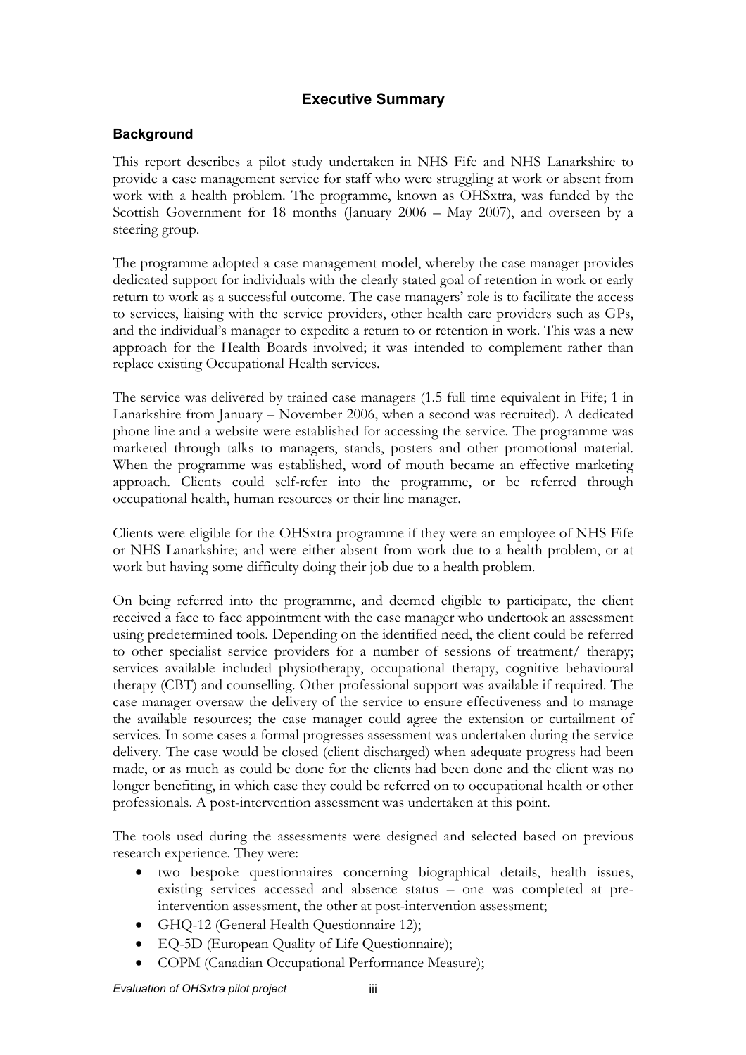## Executive Summary

### Background

This report describes a pilot study undertaken in NHS Fife and NHS Lanarkshire to provide a case management service for staff who were struggling at work or absent from work with a health problem. The programme, known as OHSxtra, was funded by the Scottish Government for 18 months (January 2006 – May 2007), and overseen by a steering group.

The programme adopted a case management model, whereby the case manager provides dedicated support for individuals with the clearly stated goal of retention in work or early return to work as a successful outcome. The case managers' role is to facilitate the access to services, liaising with the service providers, other health care providers such as GPs, and the individual's manager to expedite a return to or retention in work. This was a new approach for the Health Boards involved; it was intended to complement rather than replace existing Occupational Health services.

The service was delivered by trained case managers (1.5 full time equivalent in Fife; 1 in Lanarkshire from January – November 2006, when a second was recruited). A dedicated phone line and a website were established for accessing the service. The programme was marketed through talks to managers, stands, posters and other promotional material. When the programme was established, word of mouth became an effective marketing approach. Clients could self-refer into the programme, or be referred through occupational health, human resources or their line manager.

Clients were eligible for the OHSxtra programme if they were an employee of NHS Fife or NHS Lanarkshire; and were either absent from work due to a health problem, or at work but having some difficulty doing their job due to a health problem.

On being referred into the programme, and deemed eligible to participate, the client received a face to face appointment with the case manager who undertook an assessment using predetermined tools. Depending on the identified need, the client could be referred to other specialist service providers for a number of sessions of treatment/ therapy; services available included physiotherapy, occupational therapy, cognitive behavioural therapy (CBT) and counselling. Other professional support was available if required. The case manager oversaw the delivery of the service to ensure effectiveness and to manage the available resources; the case manager could agree the extension or curtailment of services. In some cases a formal progresses assessment was undertaken during the service delivery. The case would be closed (client discharged) when adequate progress had been made, or as much as could be done for the clients had been done and the client was no longer benefiting, in which case they could be referred on to occupational health or other professionals. A post-intervention assessment was undertaken at this point.

The tools used during the assessments were designed and selected based on previous research experience. They were:

- two bespoke questionnaires concerning biographical details, health issues, existing services accessed and absence status – one was completed at pre-intervention assessment, the other at post-intervention assessment;
- GHQ-12 (General Health Questionnaire 12);
- EQ-5D (European Quality of Life Questionnaire);
- COPM (Canadian Occupational Performance Measure);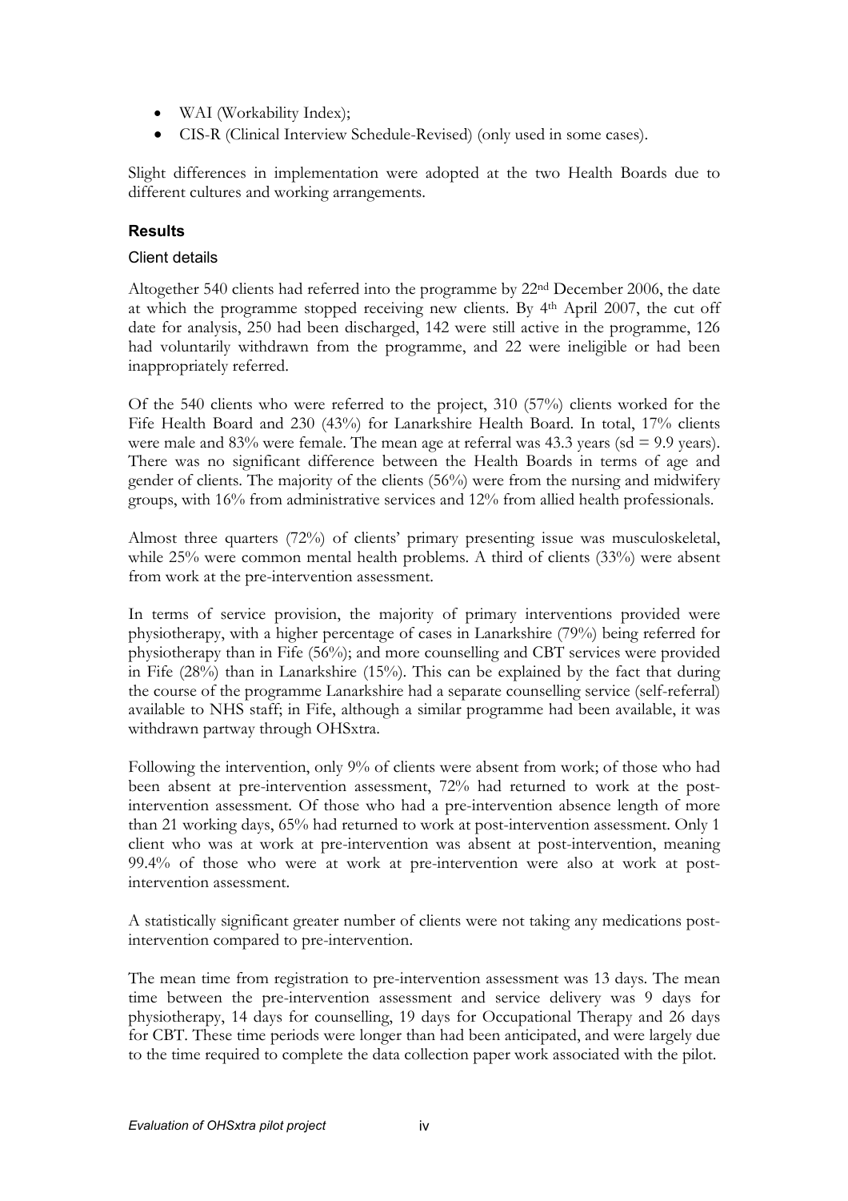- WAI (Workability Index);
- CIS-R (Clinical Interview Schedule-Revised) (only used in some cases).

Slight differences in implementation were adopted at the two Health Boards due to different cultures and working arrangements.

## Results

### Client details

Altogether 540 clients had referred into the programme by 22nd December 2006, the date at which the programme stopped receiving new clients. By 4th April 2007, the cut off date for analysis, 250 had been discharged, 142 were still active in the programme, 126 had voluntarily withdrawn from the programme, and 22 were ineligible or had been inappropriately referred.

Of the 540 clients who were referred to the project, 310 (57%) clients worked for the Fife Health Board and 230 (43%) for Lanarkshire Health Board. In total, 17% clients were male and 83% were female. The mean age at referral was 43.3 years (sd = 9.9 years). There was no significant difference between the Health Boards in terms of age and gender of clients. The majority of the clients (56%) were from the nursing and midwifery groups, with 16% from administrative services and 12% from allied health professionals.

Almost three quarters (72%) of clients' primary presenting issue was musculoskeletal, while 25% were common mental health problems. A third of clients (33%) were absent from work at the pre-intervention assessment.

In terms of service provision, the majority of primary interventions provided were physiotherapy, with a higher percentage of cases in Lanarkshire (79%) being referred for physiotherapy than in Fife (56%); and more counselling and CBT services were provided in Fife (28%) than in Lanarkshire (15%). This can be explained by the fact that during the course of the programme Lanarkshire had a separate counselling service (self-referral) available to NHS staff; in Fife, although a similar programme had been available, it was withdrawn partway through OHSxtra.

Following the intervention, only 9% of clients were absent from work; of those who had been absent at pre-intervention assessment, 72% had returned to work at the post-intervention assessment. Of those who had a pre-intervention absence length of more than 21 working days, 65% had returned to work at post-intervention assessment. Only 1 client who was at work at pre-intervention was absent at post-intervention, meaning 99.4% of those who were at work at pre-intervention were also at work at post-intervention assessment.

A statistically significant greater number of clients were not taking any medications post-intervention compared to pre-intervention.

The mean time from registration to pre-intervention assessment was 13 days. The mean time between the pre-intervention assessment and service delivery was 9 days for physiotherapy, 14 days for counselling, 19 days for Occupational Therapy and 26 days for CBT. These time periods were longer than had been anticipated, and were largely due to the time required to complete the data collection paper work associated with the pilot.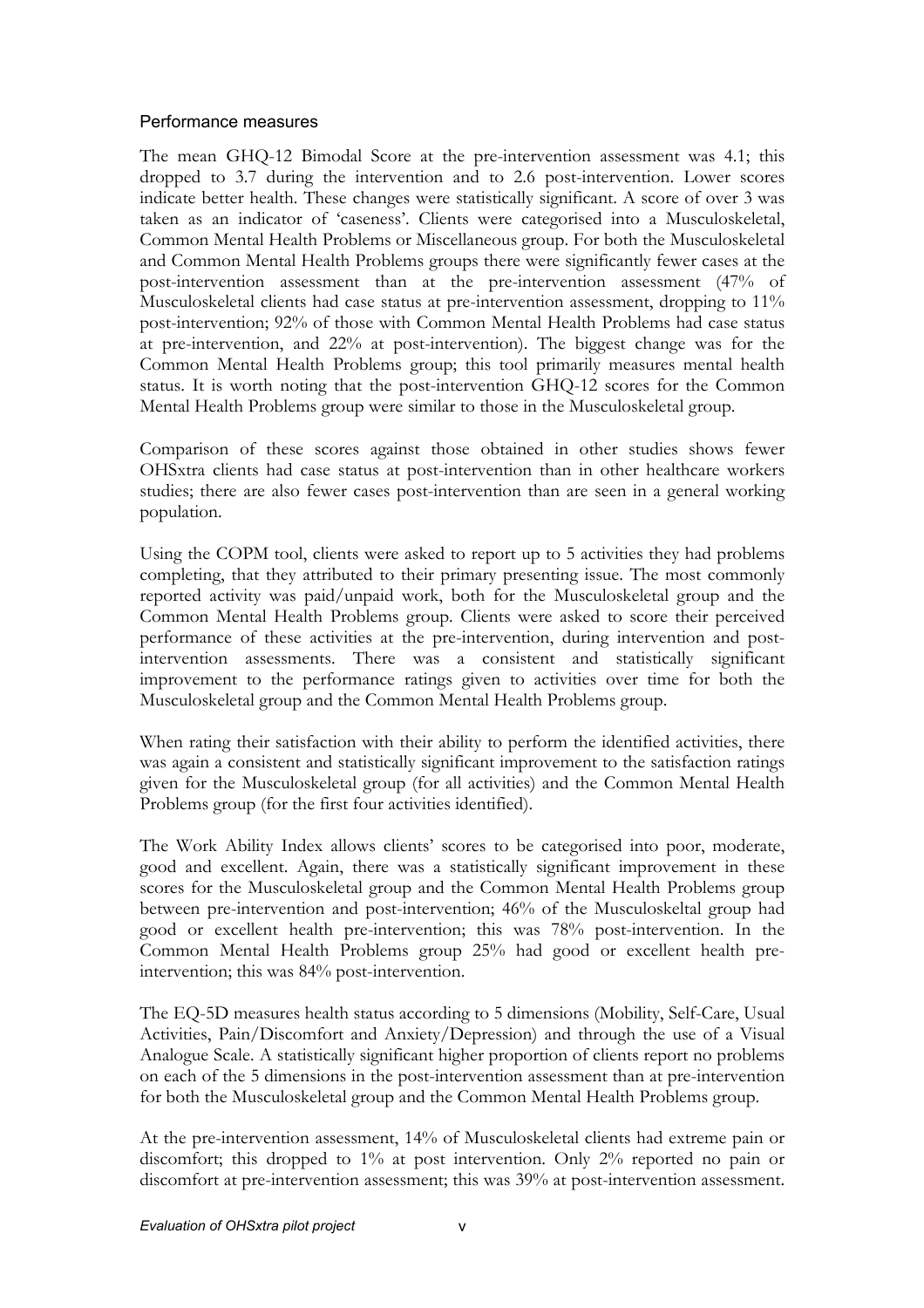## Performance measures

The mean GHQ-12 Bimodal Score at the pre-intervention assessment was 4.1; this dropped to 3.7 during the intervention and to 2.6 post-intervention. Lower scores indicate better health. These changes were statistically significant. A score of over 3 was taken as an indicator of 'caseness'. Clients were categorised into a Musculoskeletal, Common Mental Health Problems or Miscellaneous group. For both the Musculoskeletal and Common Mental Health Problems groups there were significantly fewer cases at the post-intervention assessment than at the pre-intervention assessment (47% of Musculoskeletal clients had case status at pre-intervention assessment, dropping to 11% post-intervention; 92% of those with Common Mental Health Problems had case status at pre-intervention, and 22% at post-intervention). The biggest change was for the Common Mental Health Problems group; this tool primarily measures mental health status. It is worth noting that the post-intervention GHQ-12 scores for the Common Mental Health Problems group were similar to those in the Musculoskeletal group.

Comparison of these scores against those obtained in other studies shows fewer OHSxtra clients had case status at post-intervention than in other healthcare workers studies; there are also fewer cases post-intervention than are seen in a general working population.

Using the COPM tool, clients were asked to report up to 5 activities they had problems completing, that they attributed to their primary presenting issue. The most commonly reported activity was paid/unpaid work, both for the Musculoskeletal group and the Common Mental Health Problems group. Clients were asked to score their perceived performance of these activities at the pre-intervention, during intervention and post-intervention assessments. There was a consistent and statistically significant improvement to the performance ratings given to activities over time for both the Musculoskeletal group and the Common Mental Health Problems group.

When rating their satisfaction with their ability to perform the identified activities, there was again a consistent and statistically significant improvement to the satisfaction ratings given for the Musculoskeletal group (for all activities) and the Common Mental Health Problems group (for the first four activities identified).

The Work Ability Index allows clients' scores to be categorised into poor, moderate, good and excellent. Again, there was a statistically significant improvement in these scores for the Musculoskeletal group and the Common Mental Health Problems group between pre-intervention and post-intervention; 46% of the Musculoskeltal group had good or excellent health pre-intervention; this was 78% post-intervention. In the Common Mental Health Problems group 25% had good or excellent health pre-intervention; this was 84% post-intervention.

The EQ-5D measures health status according to 5 dimensions (Mobility, Self-Care, Usual Activities, Pain/Discomfort and Anxiety/Depression) and through the use of a Visual Analogue Scale. A statistically significant higher proportion of clients report no problems on each of the 5 dimensions in the post-intervention assessment than at pre-intervention for both the Musculoskeletal group and the Common Mental Health Problems group.

At the pre-intervention assessment, 14% of Musculoskeletal clients had extreme pain or discomfort; this dropped to 1% at post intervention. Only 2% reported no pain or discomfort at pre-intervention assessment; this was 39% at post-intervention assessment.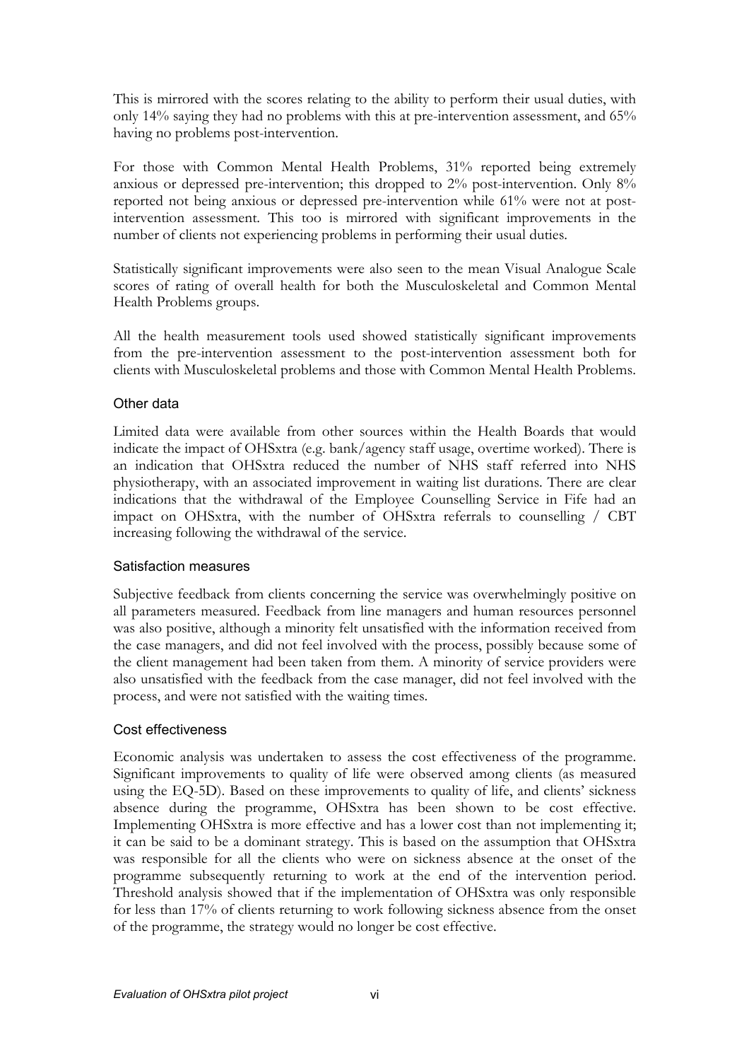This is mirrored with the scores relating to the ability to perform their usual duties, with only 14% saying they had no problems with this at pre-intervention assessment, and 65% having no problems post-intervention.

For those with Common Mental Health Problems, 31% reported being extremely anxious or depressed pre-intervention; this dropped to 2% post-intervention. Only 8% reported not being anxious or depressed pre-intervention while 61% were not at post-intervention assessment. This too is mirrored with significant improvements in the number of clients not experiencing problems in performing their usual duties.

Statistically significant improvements were also seen to the mean Visual Analogue Scale scores of rating of overall health for both the Musculoskeletal and Common Mental Health Problems groups.

All the health measurement tools used showed statistically significant improvements from the pre-intervention assessment to the post-intervention assessment both for clients with Musculoskeletal problems and those with Common Mental Health Problems.

### Other data

Limited data were available from other sources within the Health Boards that would indicate the impact of OHSxtra (e.g. bank/agency staff usage, overtime worked). There is an indication that OHSxtra reduced the number of NHS staff referred into NHS physiotherapy, with an associated improvement in waiting list durations. There are clear indications that the withdrawal of the Employee Counselling Service in Fife had an impact on OHSxtra, with the number of OHSxtra referrals to counselling / CBT increasing following the withdrawal of the service.

### Satisfaction measures

Subjective feedback from clients concerning the service was overwhelmingly positive on all parameters measured. Feedback from line managers and human resources personnel was also positive, although a minority felt unsatisfied with the information received from the case managers, and did not feel involved with the process, possibly because some of the client management had been taken from them. A minority of service providers were also unsatisfied with the feedback from the case manager, did not feel involved with the process, and were not satisfied with the waiting times.

### Cost effectiveness

Economic analysis was undertaken to assess the cost effectiveness of the programme. Significant improvements to quality of life were observed among clients (as measured using the EQ-5D). Based on these improvements to quality of life, and clients' sickness absence during the programme, OHSxtra has been shown to be cost effective. Implementing OHSxtra is more effective and has a lower cost than not implementing it; it can be said to be a dominant strategy. This is based on the assumption that OHSxtra was responsible for all the clients who were on sickness absence at the onset of the programme subsequently returning to work at the end of the intervention period. Threshold analysis showed that if the implementation of OHSxtra was only responsible for less than 17% of clients returning to work following sickness absence from the onset of the programme, the strategy would no longer be cost effective.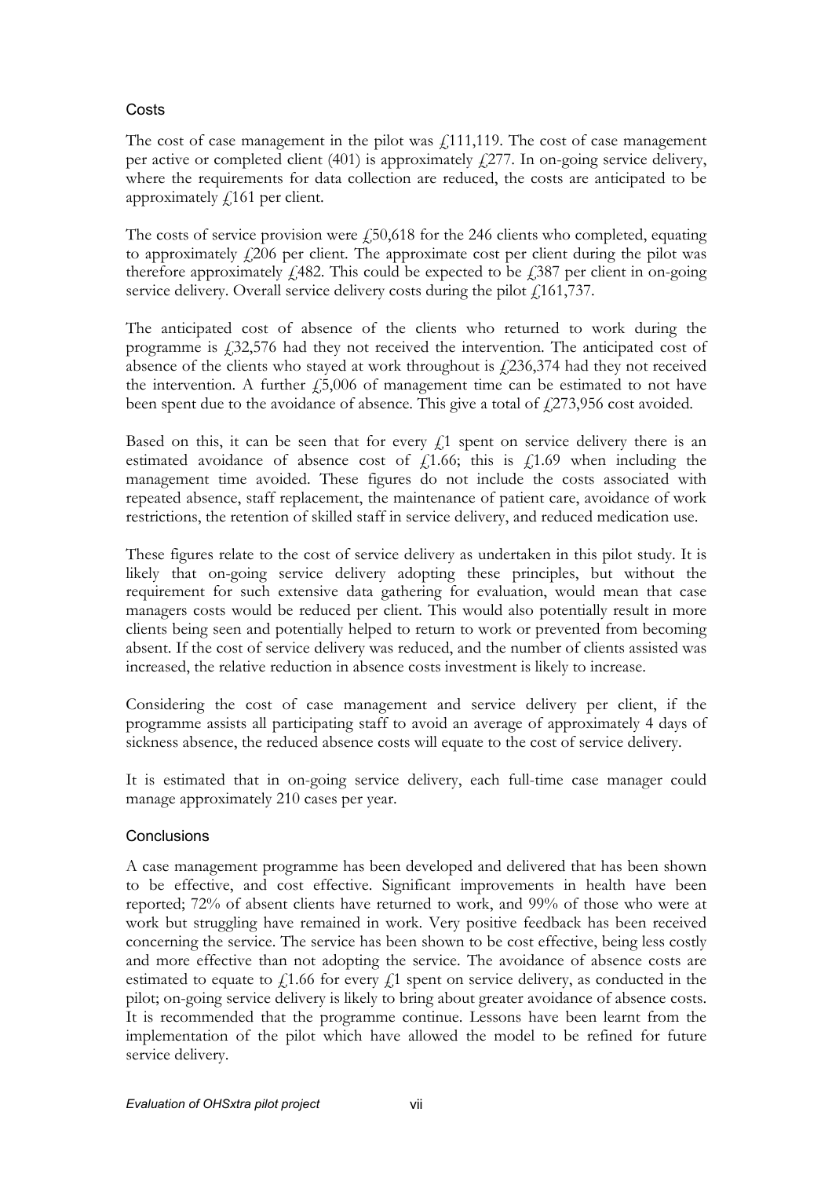### Costs

The cost of case management in the pilot was £111,119. The cost of case management per active or completed client (401) is approximately £277. In on-going service delivery, where the requirements for data collection are reduced, the costs are anticipated to be approximately £161 per client.

The costs of service provision were £50,618 for the 246 clients who completed, equating to approximately £206 per client. The approximate cost per client during the pilot was therefore approximately £482. This could be expected to be £387 per client in on-going service delivery. Overall service delivery costs during the pilot £161,737.

The anticipated cost of absence of the clients who returned to work during the programme is £32,576 had they not received the intervention. The anticipated cost of absence of the clients who stayed at work throughout is £236,374 had they not received the intervention. A further £5,006 of management time can be estimated to not have been spent due to the avoidance of absence. This give a total of £273,956 cost avoided.

Based on this, it can be seen that for every £1 spent on service delivery there is an estimated avoidance of absence cost of £1.66; this is £1.69 when including the management time avoided. These figures do not include the costs associated with repeated absence, staff replacement, the maintenance of patient care, avoidance of work restrictions, the retention of skilled staff in service delivery, and reduced medication use.

These figures relate to the cost of service delivery as undertaken in this pilot study. It is likely that on-going service delivery adopting these principles, but without the requirement for such extensive data gathering for evaluation, would mean that case managers costs would be reduced per client. This would also potentially result in more clients being seen and potentially helped to return to work or prevented from becoming absent. If the cost of service delivery was reduced, and the number of clients assisted was increased, the relative reduction in absence costs investment is likely to increase.

Considering the cost of case management and service delivery per client, if the programme assists all participating staff to avoid an average of approximately 4 days of sickness absence, the reduced absence costs will equate to the cost of service delivery.

It is estimated that in on-going service delivery, each full-time case manager could manage approximately 210 cases per year.

### Conclusions

A case management programme has been developed and delivered that has been shown to be effective, and cost effective. Significant improvements in health have been reported; 72% of absent clients have returned to work, and 99% of those who were at work but struggling have remained in work. Very positive feedback has been received concerning the service. The service has been shown to be cost effective, being less costly and more effective than not adopting the service. The avoidance of absence costs are estimated to equate to £1.66 for every £1 spent on service delivery, as conducted in the pilot; on-going service delivery is likely to bring about greater avoidance of absence costs. It is recommended that the programme continue. Lessons have been learnt from the implementation of the pilot which have allowed the model to be refined for future service delivery.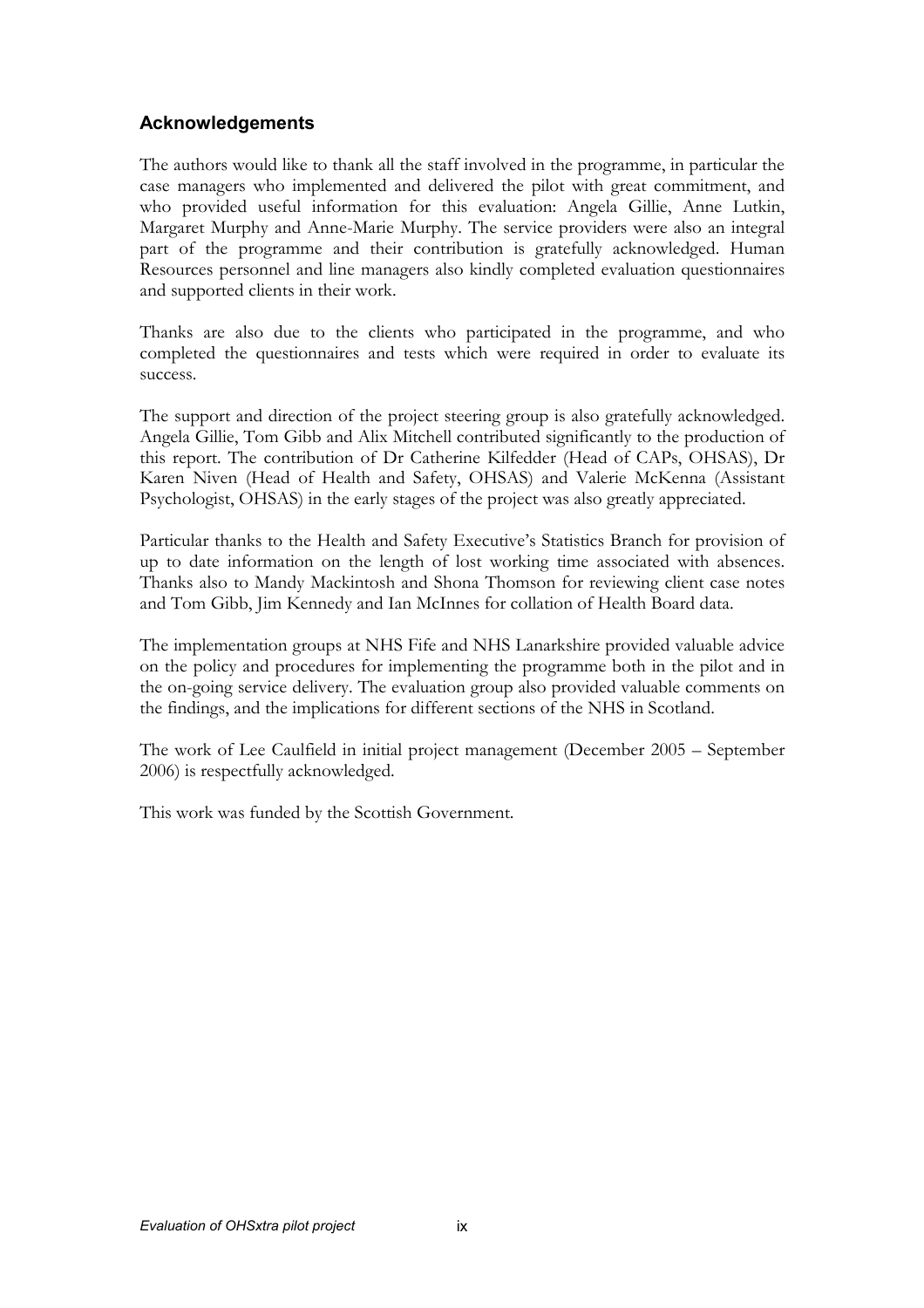## Acknowledgements

The authors would like to thank all the staff involved in the programme, in particular the case managers who implemented and delivered the pilot with great commitment, and who provided useful information for this evaluation: Angela Gillie, Anne Lutkin, Margaret Murphy and Anne-Marie Murphy. The service providers were also an integral part of the programme and their contribution is gratefully acknowledged. Human Resources personnel and line managers also kindly completed evaluation questionnaires and supported clients in their work.

Thanks are also due to the clients who participated in the programme, and who completed the questionnaires and tests which were required in order to evaluate its success.

The support and direction of the project steering group is also gratefully acknowledged. Angela Gillie, Tom Gibb and Alix Mitchell contributed significantly to the production of this report. The contribution of Dr Catherine Kilfedder (Head of CAPs, OHSAS), Dr Karen Niven (Head of Health and Safety, OHSAS) and Valerie McKenna (Assistant Psychologist, OHSAS) in the early stages of the project was also greatly appreciated.

Particular thanks to the Health and Safety Executive's Statistics Branch for provision of up to date information on the length of lost working time associated with absences. Thanks also to Mandy Mackintosh and Shona Thomson for reviewing client case notes and Tom Gibb, Jim Kennedy and Ian McInnes for collation of Health Board data.

The implementation groups at NHS Fife and NHS Lanarkshire provided valuable advice on the policy and procedures for implementing the programme both in the pilot and in the on-going service delivery. The evaluation group also provided valuable comments on the findings, and the implications for different sections of the NHS in Scotland.

The work of Lee Caulfield in initial project management (December 2005 – September 2006) is respectfully acknowledged.

This work was funded by the Scottish Government.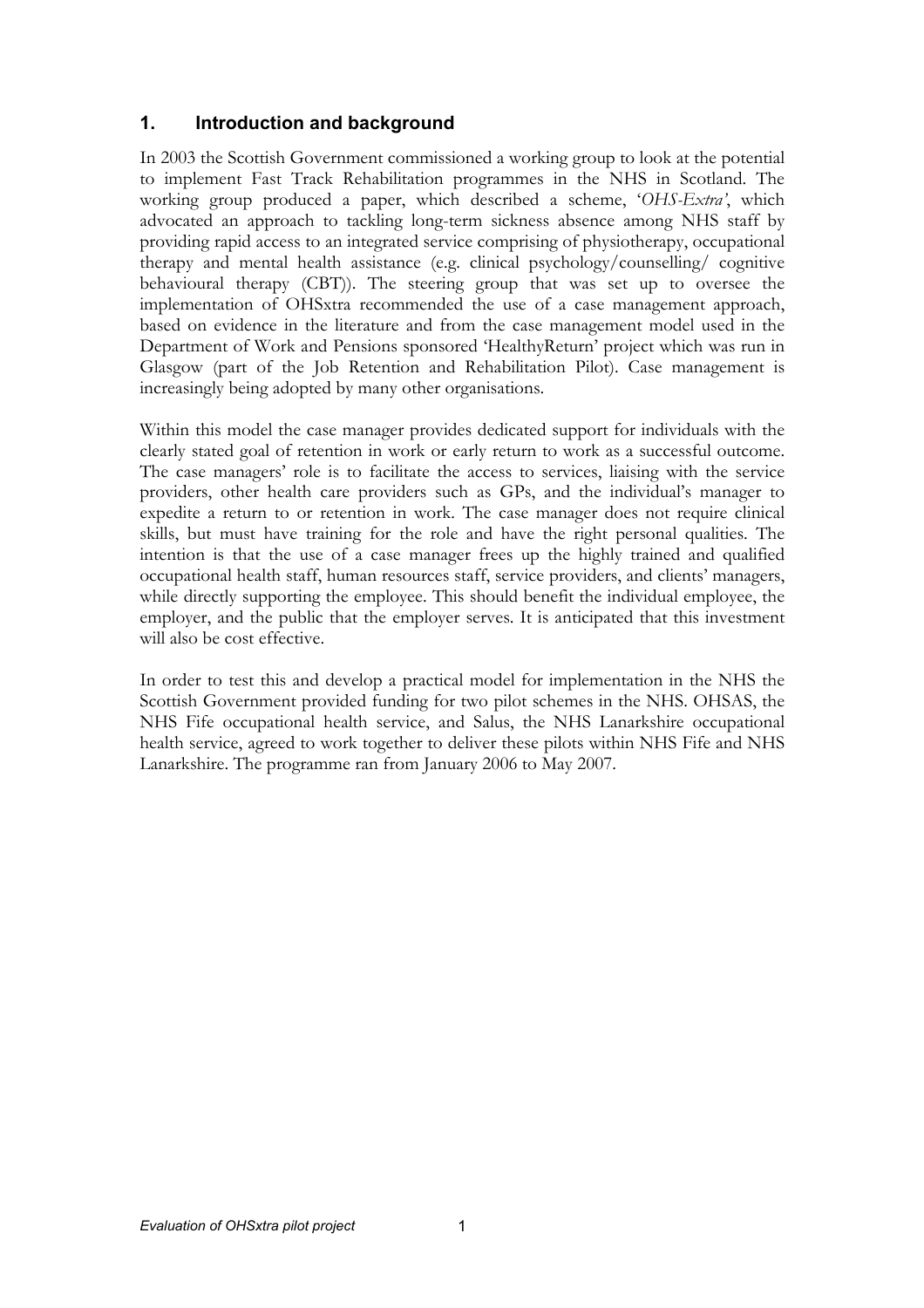## 1. Introduction and background

In 2003 the Scottish Government commissioned a working group to look at the potential to implement Fast Track Rehabilitation programmes in the NHS in Scotland. The working group produced a paper, which described a scheme, '*OHS-Extra'*, which advocated an approach to tackling long-term sickness absence among NHS staff by providing rapid access to an integrated service comprising of physiotherapy, occupational therapy and mental health assistance (e.g. clinical psychology/counselling/ cognitive behavioural therapy (CBT)). The steering group that was set up to oversee the implementation of OHSxtra recommended the use of a case management approach, based on evidence in the literature and from the case management model used in the Department of Work and Pensions sponsored 'HealthyReturn' project which was run in Glasgow (part of the Job Retention and Rehabilitation Pilot). Case management is increasingly being adopted by many other organisations.

Within this model the case manager provides dedicated support for individuals with the clearly stated goal of retention in work or early return to work as a successful outcome. The case managers' role is to facilitate the access to services, liaising with the service providers, other health care providers such as GPs, and the individual's manager to expedite a return to or retention in work. The case manager does not require clinical skills, but must have training for the role and have the right personal qualities. The intention is that the use of a case manager frees up the highly trained and qualified occupational health staff, human resources staff, service providers, and clients' managers, while directly supporting the employee. This should benefit the individual employee, the employer, and the public that the employer serves. It is anticipated that this investment will also be cost effective.

In order to test this and develop a practical model for implementation in the NHS the Scottish Government provided funding for two pilot schemes in the NHS. OHSAS, the NHS Fife occupational health service, and Salus, the NHS Lanarkshire occupational health service, agreed to work together to deliver these pilots within NHS Fife and NHS Lanarkshire. The programme ran from January 2006 to May 2007.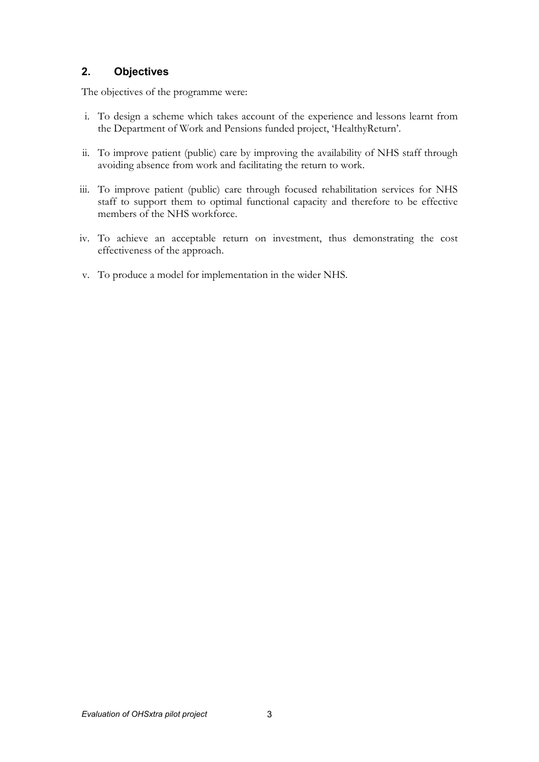## 2. Objectives

The objectives of the programme were:

i. To design a scheme which takes account of the experience and lessons learnt from the Department of Work and Pensions funded project, 'HealthyReturn'.

ii. To improve patient (public) care by improving the availability of NHS staff through avoiding absence from work and facilitating the return to work.

iii. To improve patient (public) care through focused rehabilitation services for NHS staff to support them to optimal functional capacity and therefore to be effective members of the NHS workforce.

iv. To achieve an acceptable return on investment, thus demonstrating the cost effectiveness of the approach.

v. To produce a model for implementation in the wider NHS.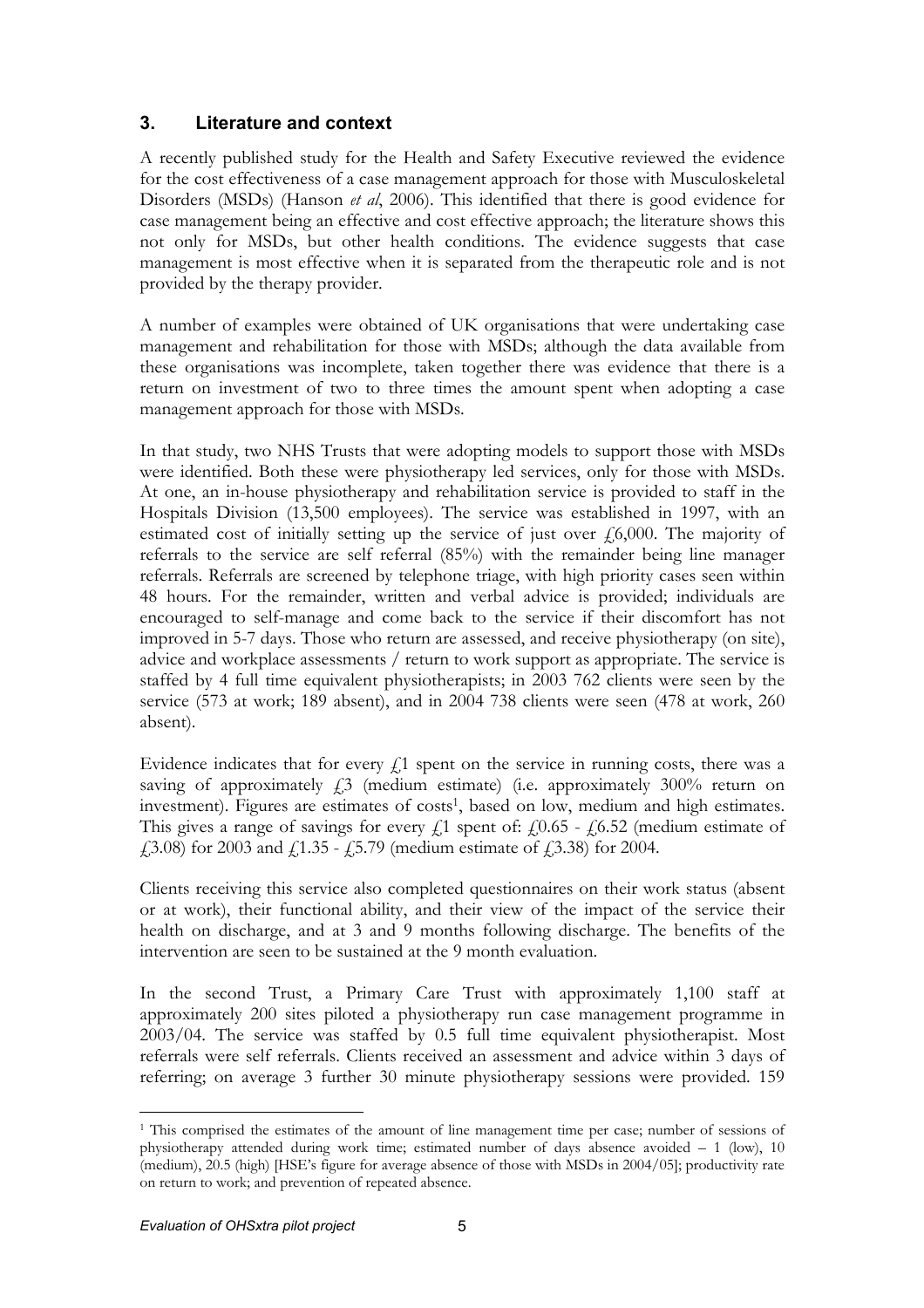## 3. Literature and context

A recently published study for the Health and Safety Executive reviewed the evidence for the cost effectiveness of a case management approach for those with Musculoskeletal Disorders (MSDs) (Hanson *et al*, 2006). This identified that there is good evidence for case management being an effective and cost effective approach; the literature shows this not only for MSDs, but other health conditions. The evidence suggests that case management is most effective when it is separated from the therapeutic role and is not provided by the therapy provider.

A number of examples were obtained of UK organisations that were undertaking case management and rehabilitation for those with MSDs; although the data available from these organisations was incomplete, taken together there was evidence that there is a return on investment of two to three times the amount spent when adopting a case management approach for those with MSDs.

In that study, two NHS Trusts that were adopting models to support those with MSDs were identified. Both these were physiotherapy led services, only for those with MSDs. At one, an in-house physiotherapy and rehabilitation service is provided to staff in the Hospitals Division (13,500 employees). The service was established in 1997, with an estimated cost of initially setting up the service of just over £6,000. The majority of referrals to the service are self referral (85%) with the remainder being line manager referrals. Referrals are screened by telephone triage, with high priority cases seen within 48 hours. For the remainder, written and verbal advice is provided; individuals are encouraged to self-manage and come back to the service if their discomfort has not improved in 5-7 days. Those who return are assessed, and receive physiotherapy (on site), advice and workplace assessments / return to work support as appropriate. The service is staffed by 4 full time equivalent physiotherapists; in 2003 762 clients were seen by the service (573 at work; 189 absent), and in 2004 738 clients were seen (478 at work, 260 absent).

Evidence indicates that for every £1 spent on the service in running costs, there was a saving of approximately £3 (medium estimate) (i.e. approximately 300% return on investment). Figures are estimates of costs[1], based on low, medium and high estimates. This gives a range of savings for every £1 spent of: £0.65 - £6.52 (medium estimate of £3.08) for 2003 and £1.35 - £5.79 (medium estimate of £3.38) for 2004.

Clients receiving this service also completed questionnaires on their work status (absent or at work), their functional ability, and their view of the impact of the service their health on discharge, and at 3 and 9 months following discharge. The benefits of the intervention are seen to be sustained at the 9 month evaluation.

In the second Trust, a Primary Care Trust with approximately 1,100 staff at approximately 200 sites piloted a physiotherapy run case management programme in 2003/04. The service was staffed by 0.5 full time equivalent physiotherapist. Most referrals were self referrals. Clients received an assessment and advice within 3 days of referring; on average 3 further 30 minute physiotherapy sessions were provided. 159

---

[1] This comprised the estimates of the amount of line management time per case; number of sessions of physiotherapy attended during work time; estimated number of days absence avoided – 1 (low), 10 (medium), 20.5 (high) [HSE's figure for average absence of those with MSDs in 2004/05]; productivity rate on return to work; and prevention of repeated absence.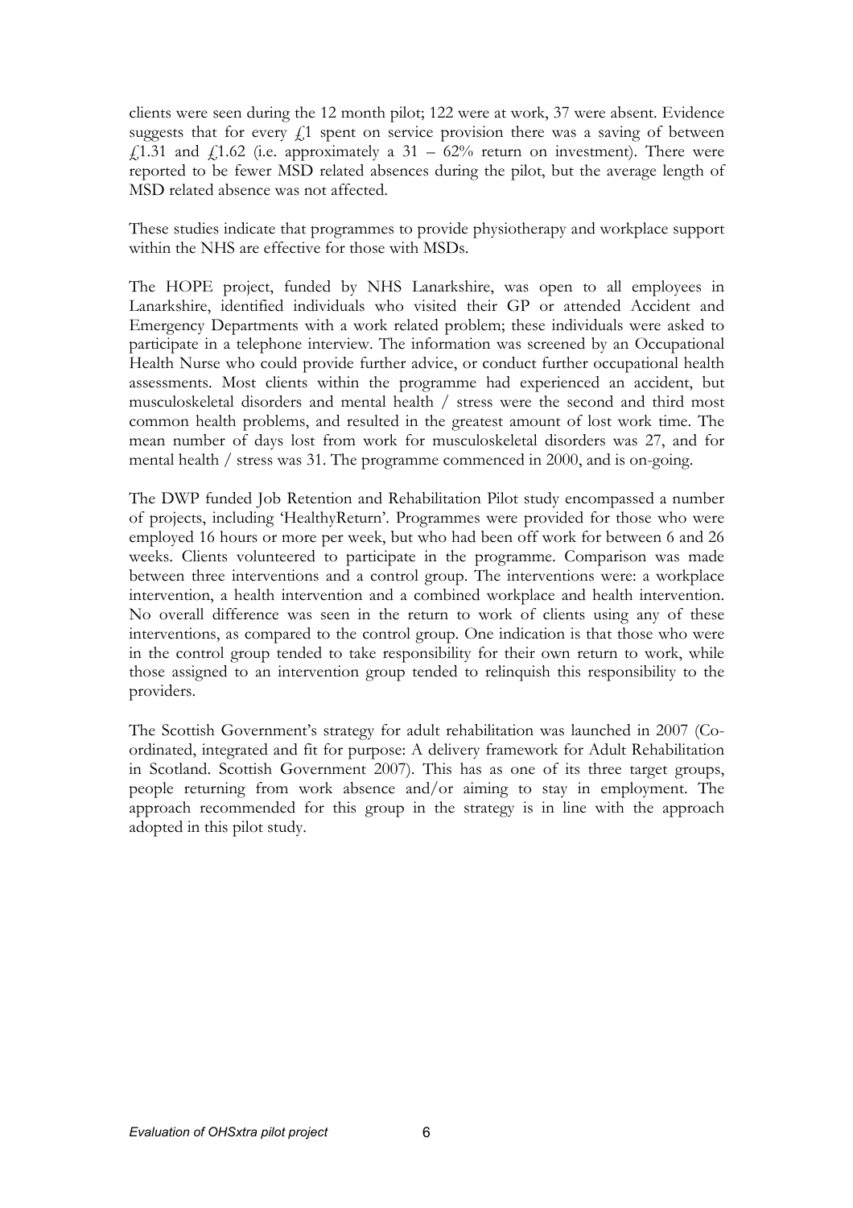clients were seen during the 12 month pilot; 122 were at work, 37 were absent. Evidence suggests that for every £1 spent on service provision there was a saving of between £1.31 and £1.62 (i.e. approximately a 31 – 62% return on investment). There were reported to be fewer MSD related absences during the pilot, but the average length of MSD related absence was not affected.

These studies indicate that programmes to provide physiotherapy and workplace support within the NHS are effective for those with MSDs.

The HOPE project, funded by NHS Lanarkshire, was open to all employees in Lanarkshire, identified individuals who visited their GP or attended Accident and Emergency Departments with a work related problem; these individuals were asked to participate in a telephone interview. The information was screened by an Occupational Health Nurse who could provide further advice, or conduct further occupational health assessments. Most clients within the programme had experienced an accident, but musculoskeletal disorders and mental health / stress were the second and third most common health problems, and resulted in the greatest amount of lost work time. The mean number of days lost from work for musculoskeletal disorders was 27, and for mental health / stress was 31. The programme commenced in 2000, and is on-going.

The DWP funded Job Retention and Rehabilitation Pilot study encompassed a number of projects, including 'HealthyReturn'. Programmes were provided for those who were employed 16 hours or more per week, but who had been off work for between 6 and 26 weeks. Clients volunteered to participate in the programme. Comparison was made between three interventions and a control group. The interventions were: a workplace intervention, a health intervention and a combined workplace and health intervention. No overall difference was seen in the return to work of clients using any of these interventions, as compared to the control group. One indication is that those who were in the control group tended to take responsibility for their own return to work, while those assigned to an intervention group tended to relinquish this responsibility to the providers.

The Scottish Government's strategy for adult rehabilitation was launched in 2007 (Co-ordinated, integrated and fit for purpose: A delivery framework for Adult Rehabilitation in Scotland. Scottish Government 2007). This has as one of its three target groups, people returning from work absence and/or aiming to stay in employment. The approach recommended for this group in the strategy is in line with the approach adopted in this pilot study.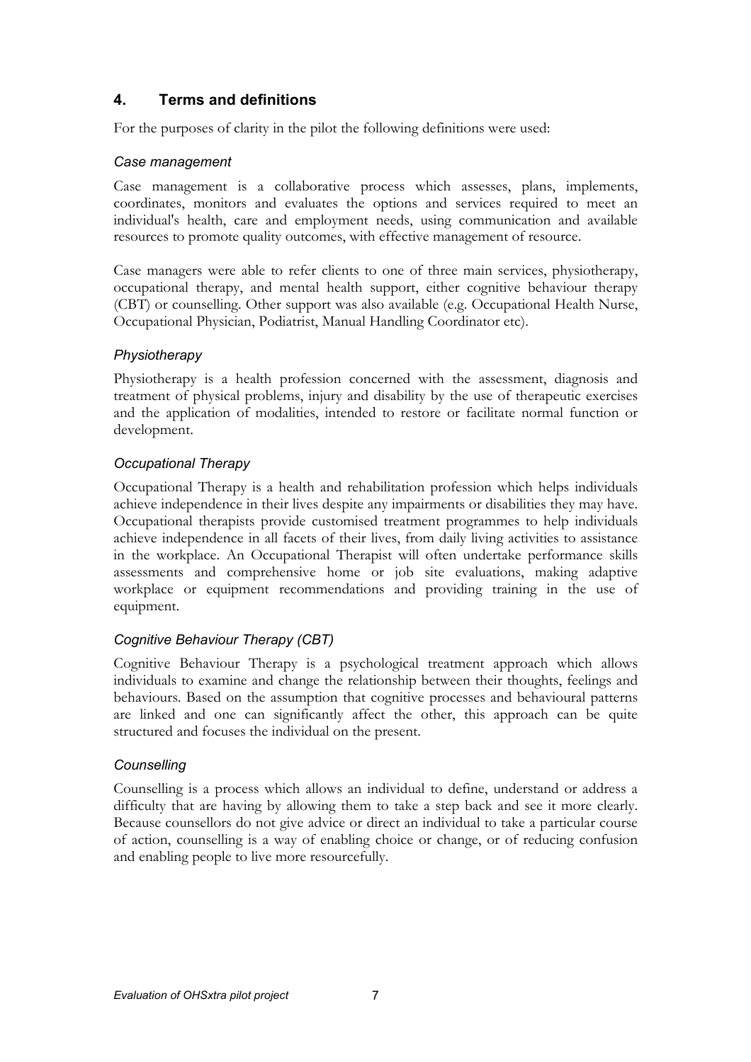## 4. Terms and definitions

For the purposes of clarity in the pilot the following definitions were used:

### *Case management*

Case management is a collaborative process which assesses, plans, implements, coordinates, monitors and evaluates the options and services required to meet an individual's health, care and employment needs, using communication and available resources to promote quality outcomes, with effective management of resource.

Case managers were able to refer clients to one of three main services, physiotherapy, occupational therapy, and mental health support, either cognitive behaviour therapy (CBT) or counselling. Other support was also available (e.g. Occupational Health Nurse, Occupational Physician, Podiatrist, Manual Handling Coordinator etc).

### *Physiotherapy*

Physiotherapy is a health profession concerned with the assessment, diagnosis and treatment of physical problems, injury and disability by the use of therapeutic exercises and the application of modalities, intended to restore or facilitate normal function or development.

### *Occupational Therapy*

Occupational Therapy is a health and rehabilitation profession which helps individuals achieve independence in their lives despite any impairments or disabilities they may have. Occupational therapists provide customised treatment programmes to help individuals achieve independence in all facets of their lives, from daily living activities to assistance in the workplace. An Occupational Therapist will often undertake performance skills assessments and comprehensive home or job site evaluations, making adaptive workplace or equipment recommendations and providing training in the use of equipment.

### *Cognitive Behaviour Therapy (CBT)*

Cognitive Behaviour Therapy is a psychological treatment approach which allows individuals to examine and change the relationship between their thoughts, feelings and behaviours. Based on the assumption that cognitive processes and behavioural patterns are linked and one can significantly affect the other, this approach can be quite structured and focuses the individual on the present.

### *Counselling*

Counselling is a process which allows an individual to define, understand or address a difficulty that are having by allowing them to take a step back and see it more clearly. Because counsellors do not give advice or direct an individual to take a particular course of action, counselling is a way of enabling choice or change, or of reducing confusion and enabling people to live more resourcefully.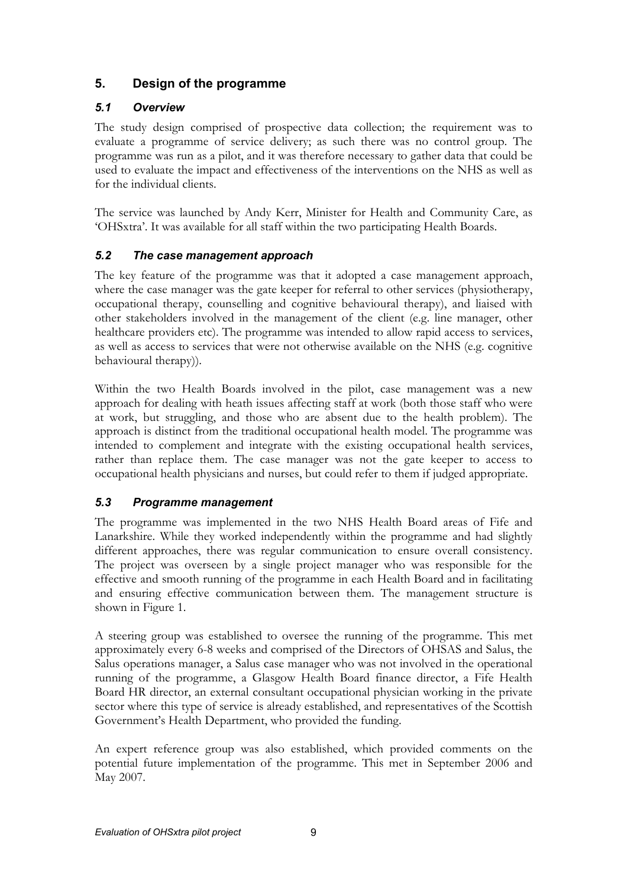## 5. Design of the programme

### *5.1 Overview*

The study design comprised of prospective data collection; the requirement was to evaluate a programme of service delivery; as such there was no control group. The programme was run as a pilot, and it was therefore necessary to gather data that could be used to evaluate the impact and effectiveness of the interventions on the NHS as well as for the individual clients.

The service was launched by Andy Kerr, Minister for Health and Community Care, as 'OHSxtra'. It was available for all staff within the two participating Health Boards.

### *5.2 The case management approach*

The key feature of the programme was that it adopted a case management approach, where the case manager was the gate keeper for referral to other services (physiotherapy, occupational therapy, counselling and cognitive behavioural therapy), and liaised with other stakeholders involved in the management of the client (e.g. line manager, other healthcare providers etc). The programme was intended to allow rapid access to services, as well as access to services that were not otherwise available on the NHS (e.g. cognitive behavioural therapy)).

Within the two Health Boards involved in the pilot, case management was a new approach for dealing with heath issues affecting staff at work (both those staff who were at work, but struggling, and those who are absent due to the health problem). The approach is distinct from the traditional occupational health model. The programme was intended to complement and integrate with the existing occupational health services, rather than replace them. The case manager was not the gate keeper to access to occupational health physicians and nurses, but could refer to them if judged appropriate.

### *5.3 Programme management*

The programme was implemented in the two NHS Health Board areas of Fife and Lanarkshire. While they worked independently within the programme and had slightly different approaches, there was regular communication to ensure overall consistency. The project was overseen by a single project manager who was responsible for the effective and smooth running of the programme in each Health Board and in facilitating and ensuring effective communication between them. The management structure is shown in Figure 1.

A steering group was established to oversee the running of the programme. This met approximately every 6-8 weeks and comprised of the Directors of OHSAS and Salus, the Salus operations manager, a Salus case manager who was not involved in the operational running of the programme, a Glasgow Health Board finance director, a Fife Health Board HR director, an external consultant occupational physician working in the private sector where this type of service is already established, and representatives of the Scottish Government's Health Department, who provided the funding.

An expert reference group was also established, which provided comments on the potential future implementation of the programme. This met in September 2006 and May 2007.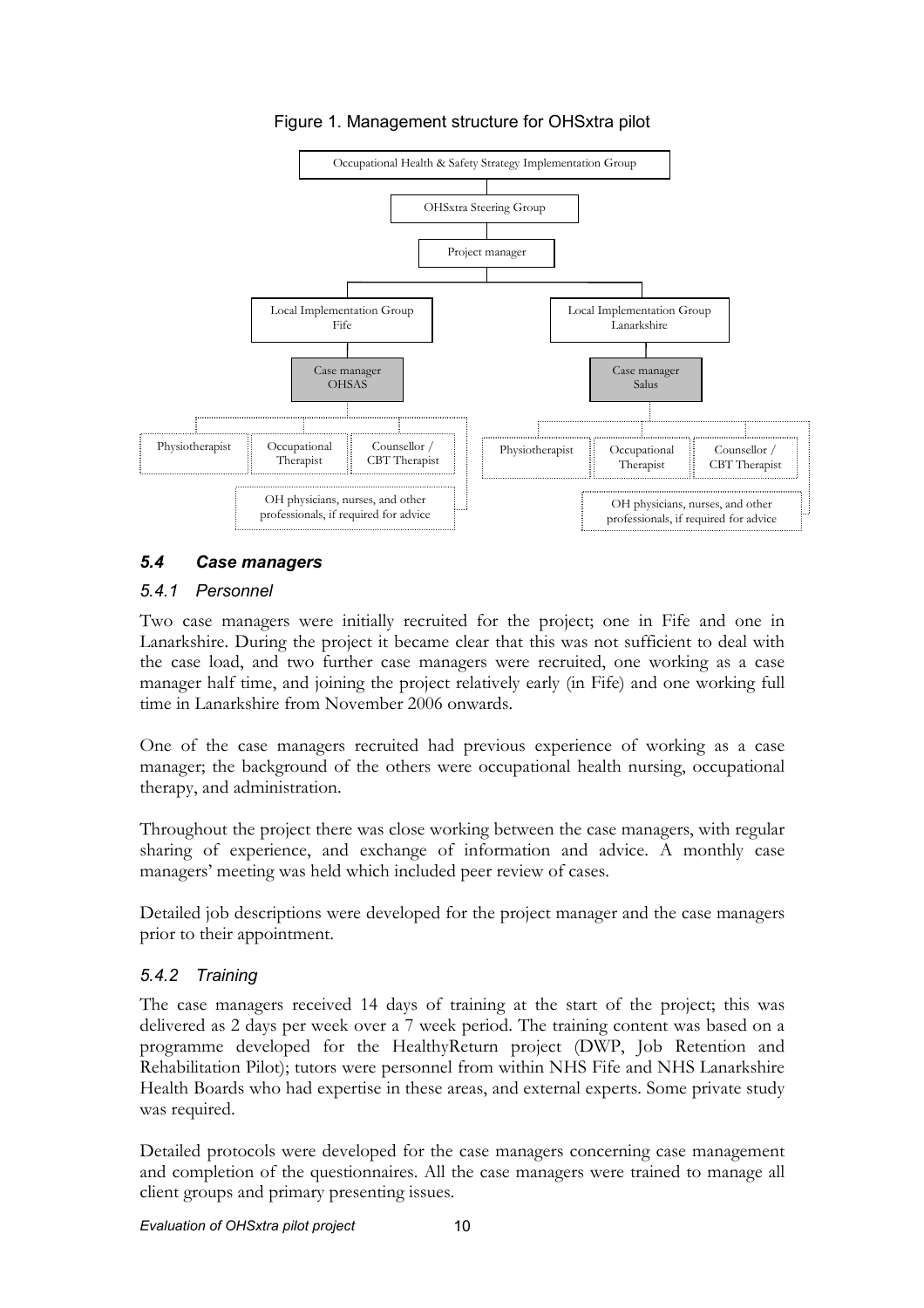Figure 1. Management structure for OHSxtra pilot

- Occupational Health & Safety Strategy Implementation Group
  - OHSxtra Steering Group
    - Project manager
      - Local Implementation Group Fife
        - Case manager OHSAS
          - Physiotherapist
          - Occupational Therapist
          - Counsellor / CBT Therapist
          - OH physicians, nurses, and other professionals, if required for advice
      - Local Implementation Group Lanarkshire
        - Case manager Salus
          - Physiotherapist
          - Occupational Therapist
          - Counsellor / CBT Therapist
          - OH physicians, nurses, and other professionals, if required for advice

### *5.4 Case managers*

#### *5.4.1 Personnel*

Two case managers were initially recruited for the project; one in Fife and one in Lanarkshire. During the project it became clear that this was not sufficient to deal with the case load, and two further case managers were recruited, one working as a case manager half time, and joining the project relatively early (in Fife) and one working full time in Lanarkshire from November 2006 onwards.

One of the case managers recruited had previous experience of working as a case manager; the background of the others were occupational health nursing, occupational therapy, and administration.

Throughout the project there was close working between the case managers, with regular sharing of experience, and exchange of information and advice. A monthly case managers' meeting was held which included peer review of cases.

Detailed job descriptions were developed for the project manager and the case managers prior to their appointment.

#### *5.4.2 Training*

The case managers received 14 days of training at the start of the project; this was delivered as 2 days per week over a 7 week period. The training content was based on a programme developed for the HealthyReturn project (DWP, Job Retention and Rehabilitation Pilot); tutors were personnel from within NHS Fife and NHS Lanarkshire Health Boards who had expertise in these areas, and external experts. Some private study was required.

Detailed protocols were developed for the case managers concerning case management and completion of the questionnaires. All the case managers were trained to manage all client groups and primary presenting issues.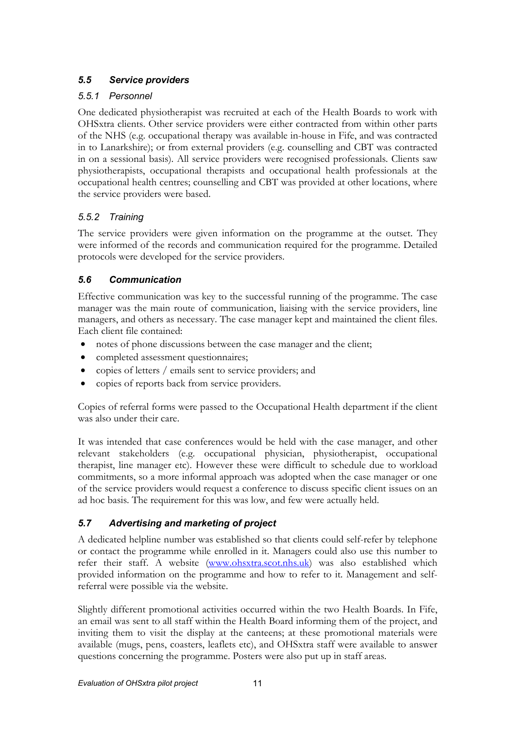### *5.5 Service providers*

#### *5.5.1 Personnel*

One dedicated physiotherapist was recruited at each of the Health Boards to work with OHSxtra clients. Other service providers were either contracted from within other parts of the NHS (e.g. occupational therapy was available in-house in Fife, and was contracted in to Lanarkshire); or from external providers (e.g. counselling and CBT was contracted in on a sessional basis). All service providers were recognised professionals. Clients saw physiotherapists, occupational therapists and occupational health professionals at the occupational health centres; counselling and CBT was provided at other locations, where the service providers were based.

#### *5.5.2 Training*

The service providers were given information on the programme at the outset. They were informed of the records and communication required for the programme. Detailed protocols were developed for the service providers.

### *5.6 Communication*

Effective communication was key to the successful running of the programme. The case manager was the main route of communication, liaising with the service providers, line managers, and others as necessary. The case manager kept and maintained the client files. Each client file contained:

- notes of phone discussions between the case manager and the client;
- completed assessment questionnaires;
- copies of letters / emails sent to service providers; and
- copies of reports back from service providers.

Copies of referral forms were passed to the Occupational Health department if the client was also under their care.

It was intended that case conferences would be held with the case manager, and other relevant stakeholders (e.g. occupational physician, physiotherapist, occupational therapist, line manager etc). However these were difficult to schedule due to workload commitments, so a more informal approach was adopted when the case manager or one of the service providers would request a conference to discuss specific client issues on an ad hoc basis. The requirement for this was low, and few were actually held.

### *5.7 Advertising and marketing of project*

A dedicated helpline number was established so that clients could self-refer by telephone or contact the programme while enrolled in it. Managers could also use this number to refer their staff. A website (www.ohsxtra.scot.nhs.uk) was also established which provided information on the programme and how to refer to it. Management and self-referral were possible via the website.

Slightly different promotional activities occurred within the two Health Boards. In Fife, an email was sent to all staff within the Health Board informing them of the project, and inviting them to visit the display at the canteens; at these promotional materials were available (mugs, pens, coasters, leaflets etc), and OHSxtra staff were available to answer questions concerning the programme. Posters were also put up in staff areas.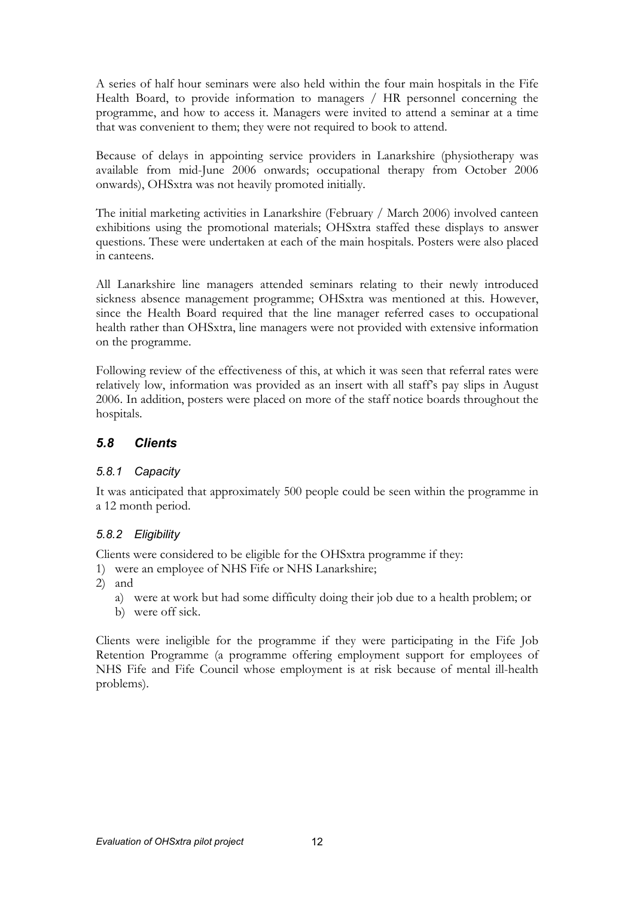A series of half hour seminars were also held within the four main hospitals in the Fife Health Board, to provide information to managers / HR personnel concerning the programme, and how to access it. Managers were invited to attend a seminar at a time that was convenient to them; they were not required to book to attend.

Because of delays in appointing service providers in Lanarkshire (physiotherapy was available from mid-June 2006 onwards; occupational therapy from October 2006 onwards), OHSxtra was not heavily promoted initially.

The initial marketing activities in Lanarkshire (February / March 2006) involved canteen exhibitions using the promotional materials; OHSxtra staffed these displays to answer questions. These were undertaken at each of the main hospitals. Posters were also placed in canteens.

All Lanarkshire line managers attended seminars relating to their newly introduced sickness absence management programme; OHSxtra was mentioned at this. However, since the Health Board required that the line manager referred cases to occupational health rather than OHSxtra, line managers were not provided with extensive information on the programme.

Following review of the effectiveness of this, at which it was seen that referral rates were relatively low, information was provided as an insert with all staff's pay slips in August 2006. In addition, posters were placed on more of the staff notice boards throughout the hospitals.

## *5.8 Clients*

### *5.8.1 Capacity*

It was anticipated that approximately 500 people could be seen within the programme in a 12 month period.

### *5.8.2 Eligibility*

Clients were considered to be eligible for the OHSxtra programme if they:

1) were an employee of NHS Fife or NHS Lanarkshire;
2) and
   a) were at work but had some difficulty doing their job due to a health problem; or
   b) were off sick.

Clients were ineligible for the programme if they were participating in the Fife Job Retention Programme (a programme offering employment support for employees of NHS Fife and Fife Council whose employment is at risk because of mental ill-health problems).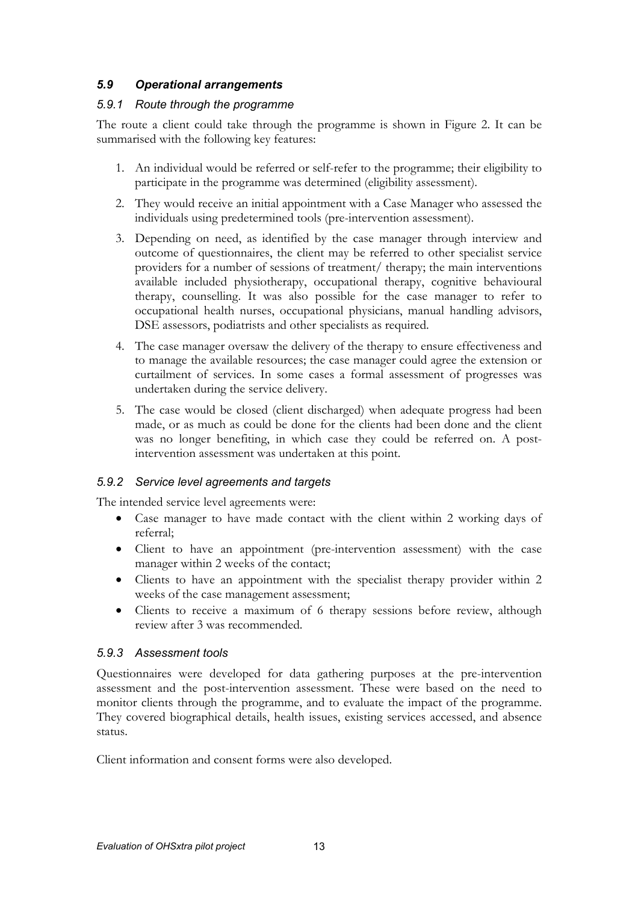## *5.9 Operational arrangements*

### *5.9.1 Route through the programme*

The route a client could take through the programme is shown in Figure 2. It can be summarised with the following key features:

1. An individual would be referred or self-refer to the programme; their eligibility to participate in the programme was determined (eligibility assessment).
2. They would receive an initial appointment with a Case Manager who assessed the individuals using predetermined tools (pre-intervention assessment).
3. Depending on need, as identified by the case manager through interview and outcome of questionnaires, the client may be referred to other specialist service providers for a number of sessions of treatment/ therapy; the main interventions available included physiotherapy, occupational therapy, cognitive behavioural therapy, counselling. It was also possible for the case manager to refer to occupational health nurses, occupational physicians, manual handling advisors, DSE assessors, podiatrists and other specialists as required.
4. The case manager oversaw the delivery of the therapy to ensure effectiveness and to manage the available resources; the case manager could agree the extension or curtailment of services. In some cases a formal assessment of progresses was undertaken during the service delivery.
5. The case would be closed (client discharged) when adequate progress had been made, or as much as could be done for the clients had been done and the client was no longer benefiting, in which case they could be referred on. A post-intervention assessment was undertaken at this point.

### *5.9.2 Service level agreements and targets*

The intended service level agreements were:

- Case manager to have made contact with the client within 2 working days of referral;
- Client to have an appointment (pre-intervention assessment) with the case manager within 2 weeks of the contact;
- Clients to have an appointment with the specialist therapy provider within 2 weeks of the case management assessment;
- Clients to receive a maximum of 6 therapy sessions before review, although review after 3 was recommended.

### *5.9.3 Assessment tools*

Questionnaires were developed for data gathering purposes at the pre-intervention assessment and the post-intervention assessment. These were based on the need to monitor clients through the programme, and to evaluate the impact of the programme. They covered biographical details, health issues, existing services accessed, and absence status.

Client information and consent forms were also developed.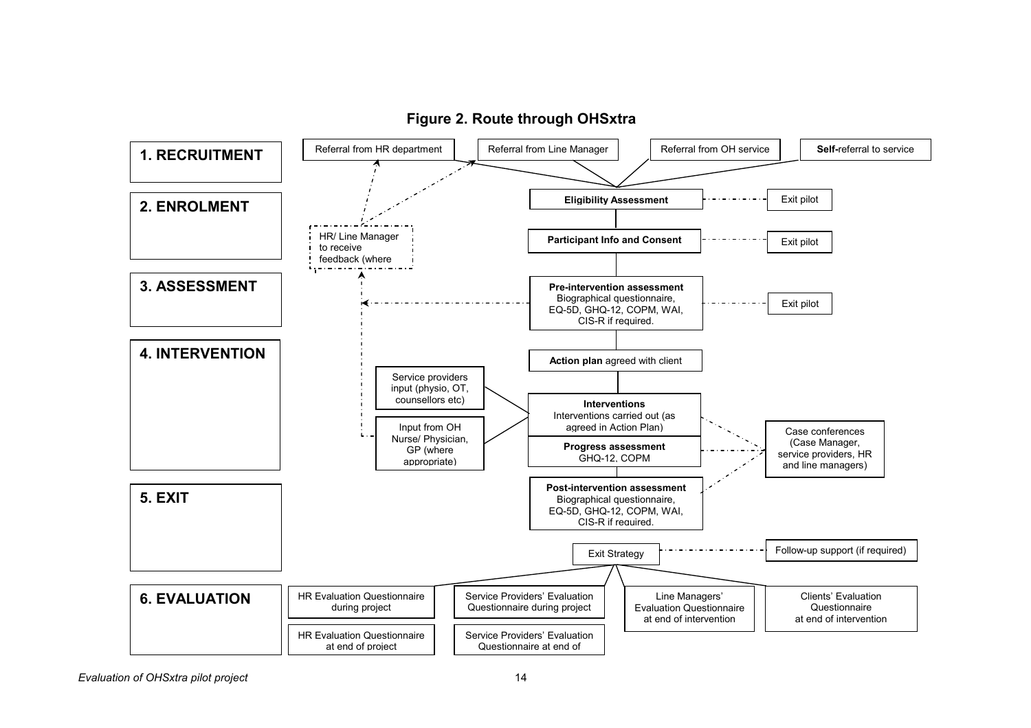**Figure 2. Route through OHSxtra**

**1. RECRUITMENT**

- Referral from HR department
- Referral from Line Manager
- Referral from OH service
- **Self-**referral to service

**2. ENROLMENT**

- **Eligibility Assessment** → Exit pilot
- **Participant Info and Consent** → Exit pilot
- HR/ Line Manager to receive feedback (where

**3. ASSESSMENT**

- **Pre-intervention assessment**
  Biographical questionnaire, EQ-5D, GHQ-12, COPM, WAI, CIS-R if required. → Exit pilot

**4. INTERVENTION**

- **Action plan** agreed with client
- Service providers input (physio, OT, counsellors etc)
- Input from OH Nurse/ Physician, GP (where appropriate)
- **Interventions**
  Interventions carried out (as agreed in Action Plan)
- **Progress assessment**
  GHQ-12, COPM
- Case conferences (Case Manager, service providers, HR and line managers)

**5. EXIT**

- **Post-intervention assessment**
  Biographical questionnaire, EQ-5D, GHQ-12, COPM, WAI, CIS-R if required.
- Exit Strategy → Follow-up support (if required)

**6. EVALUATION**

- HR Evaluation Questionnaire during project
- HR Evaluation Questionnaire at end of project
- Service Providers' Evaluation Questionnaire during project
- Service Providers' Evaluation Questionnaire at end of
- Line Managers' Evaluation Questionnaire at end of intervention
- Clients' Evaluation Questionnaire at end of intervention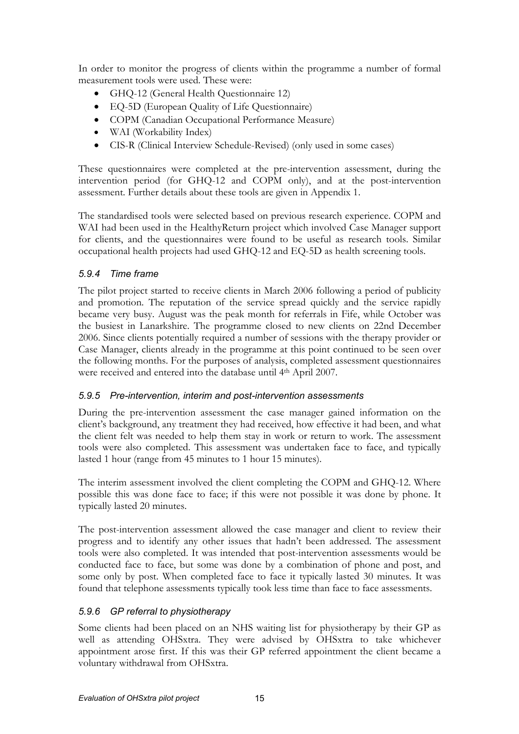In order to monitor the progress of clients within the programme a number of formal measurement tools were used. These were:

- GHQ-12 (General Health Questionnaire 12)
- EQ-5D (European Quality of Life Questionnaire)
- COPM (Canadian Occupational Performance Measure)
- WAI (Workability Index)
- CIS-R (Clinical Interview Schedule-Revised) (only used in some cases)

These questionnaires were completed at the pre-intervention assessment, during the intervention period (for GHQ-12 and COPM only), and at the post-intervention assessment. Further details about these tools are given in Appendix 1.

The standardised tools were selected based on previous research experience. COPM and WAI had been used in the HealthyReturn project which involved Case Manager support for clients, and the questionnaires were found to be useful as research tools. Similar occupational health projects had used GHQ-12 and EQ-5D as health screening tools.

### *5.9.4 Time frame*

The pilot project started to receive clients in March 2006 following a period of publicity and promotion. The reputation of the service spread quickly and the service rapidly became very busy. August was the peak month for referrals in Fife, while October was the busiest in Lanarkshire. The programme closed to new clients on 22nd December 2006. Since clients potentially required a number of sessions with the therapy provider or Case Manager, clients already in the programme at this point continued to be seen over the following months. For the purposes of analysis, completed assessment questionnaires were received and entered into the database until 4th April 2007.

### *5.9.5 Pre-intervention, interim and post-intervention assessments*

During the pre-intervention assessment the case manager gained information on the client's background, any treatment they had received, how effective it had been, and what the client felt was needed to help them stay in work or return to work. The assessment tools were also completed. This assessment was undertaken face to face, and typically lasted 1 hour (range from 45 minutes to 1 hour 15 minutes).

The interim assessment involved the client completing the COPM and GHQ-12. Where possible this was done face to face; if this were not possible it was done by phone. It typically lasted 20 minutes.

The post-intervention assessment allowed the case manager and client to review their progress and to identify any other issues that hadn't been addressed. The assessment tools were also completed. It was intended that post-intervention assessments would be conducted face to face, but some was done by a combination of phone and post, and some only by post. When completed face to face it typically lasted 30 minutes. It was found that telephone assessments typically took less time than face to face assessments.

### *5.9.6 GP referral to physiotherapy*

Some clients had been placed on an NHS waiting list for physiotherapy by their GP as well as attending OHSxtra. They were advised by OHSxtra to take whichever appointment arose first. If this was their GP referred appointment the client became a voluntary withdrawal from OHSxtra.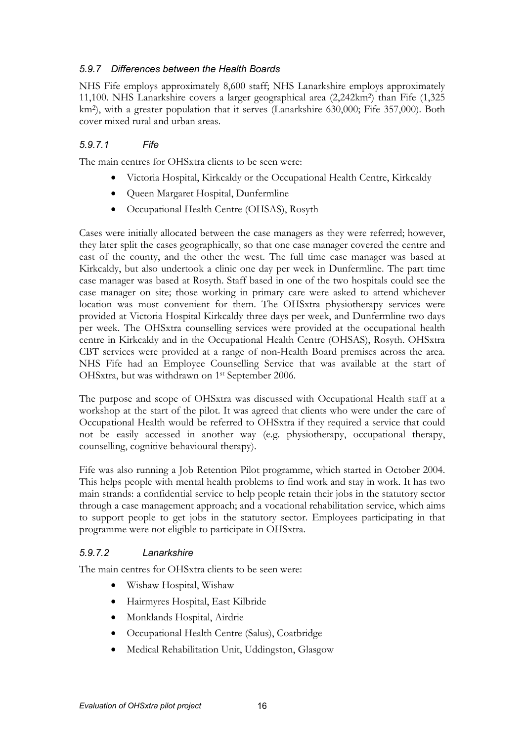### *5.9.7 Differences between the Health Boards*

NHS Fife employs approximately 8,600 staff; NHS Lanarkshire employs approximately 11,100. NHS Lanarkshire covers a larger geographical area (2,242km²) than Fife (1,325 km²), with a greater population that it serves (Lanarkshire 630,000; Fife 357,000). Both cover mixed rural and urban areas.

#### *5.9.7.1 Fife*

The main centres for OHSxtra clients to be seen were:

- Victoria Hospital, Kirkcaldy or the Occupational Health Centre, Kirkcaldy
- Queen Margaret Hospital, Dunfermline
- Occupational Health Centre (OHSAS), Rosyth

Cases were initially allocated between the case managers as they were referred; however, they later split the cases geographically, so that one case manager covered the centre and east of the county, and the other the west. The full time case manager was based at Kirkcaldy, but also undertook a clinic one day per week in Dunfermline. The part time case manager was based at Rosyth. Staff based in one of the two hospitals could see the case manager on site; those working in primary care were asked to attend whichever location was most convenient for them. The OHSxtra physiotherapy services were provided at Victoria Hospital Kirkcaldy three days per week, and Dunfermline two days per week. The OHSxtra counselling services were provided at the occupational health centre in Kirkcaldy and in the Occupational Health Centre (OHSAS), Rosyth. OHSxtra CBT services were provided at a range of non-Health Board premises across the area. NHS Fife had an Employee Counselling Service that was available at the start of OHSxtra, but was withdrawn on 1st September 2006.

The purpose and scope of OHSxtra was discussed with Occupational Health staff at a workshop at the start of the pilot. It was agreed that clients who were under the care of Occupational Health would be referred to OHSxtra if they required a service that could not be easily accessed in another way (e.g. physiotherapy, occupational therapy, counselling, cognitive behavioural therapy).

Fife was also running a Job Retention Pilot programme, which started in October 2004. This helps people with mental health problems to find work and stay in work. It has two main strands: a confidential service to help people retain their jobs in the statutory sector through a case management approach; and a vocational rehabilitation service, which aims to support people to get jobs in the statutory sector. Employees participating in that programme were not eligible to participate in OHSxtra.

#### *5.9.7.2 Lanarkshire*

The main centres for OHSxtra clients to be seen were:

- Wishaw Hospital, Wishaw
- Hairmyres Hospital, East Kilbride
- Monklands Hospital, Airdrie
- Occupational Health Centre (Salus), Coatbridge
- Medical Rehabilitation Unit, Uddingston, Glasgow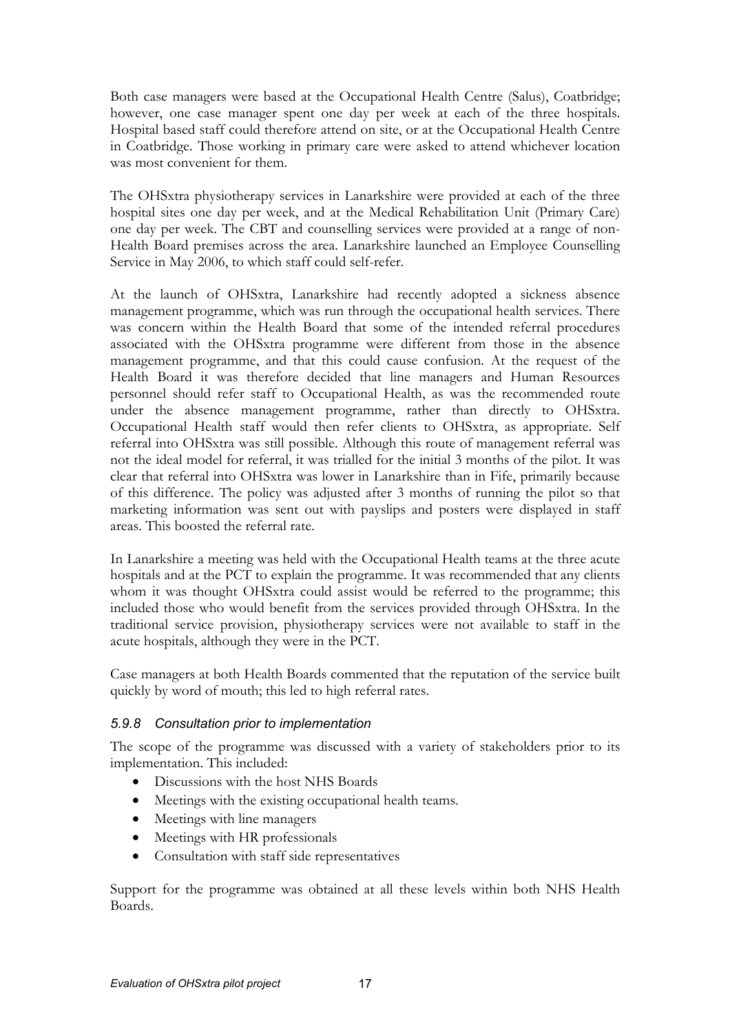Both case managers were based at the Occupational Health Centre (Salus), Coatbridge; however, one case manager spent one day per week at each of the three hospitals. Hospital based staff could therefore attend on site, or at the Occupational Health Centre in Coatbridge. Those working in primary care were asked to attend whichever location was most convenient for them.

The OHSxtra physiotherapy services in Lanarkshire were provided at each of the three hospital sites one day per week, and at the Medical Rehabilitation Unit (Primary Care) one day per week. The CBT and counselling services were provided at a range of non-Health Board premises across the area. Lanarkshire launched an Employee Counselling Service in May 2006, to which staff could self-refer.

At the launch of OHSxtra, Lanarkshire had recently adopted a sickness absence management programme, which was run through the occupational health services. There was concern within the Health Board that some of the intended referral procedures associated with the OHSxtra programme were different from those in the absence management programme, and that this could cause confusion. At the request of the Health Board it was therefore decided that line managers and Human Resources personnel should refer staff to Occupational Health, as was the recommended route under the absence management programme, rather than directly to OHSxtra. Occupational Health staff would then refer clients to OHSxtra, as appropriate. Self referral into OHSxtra was still possible. Although this route of management referral was not the ideal model for referral, it was trialled for the initial 3 months of the pilot. It was clear that referral into OHSxtra was lower in Lanarkshire than in Fife, primarily because of this difference. The policy was adjusted after 3 months of running the pilot so that marketing information was sent out with payslips and posters were displayed in staff areas. This boosted the referral rate.

In Lanarkshire a meeting was held with the Occupational Health teams at the three acute hospitals and at the PCT to explain the programme. It was recommended that any clients whom it was thought OHSxtra could assist would be referred to the programme; this included those who would benefit from the services provided through OHSxtra. In the traditional service provision, physiotherapy services were not available to staff in the acute hospitals, although they were in the PCT.

Case managers at both Health Boards commented that the reputation of the service built quickly by word of mouth; this led to high referral rates.

### *5.9.8 Consultation prior to implementation*

The scope of the programme was discussed with a variety of stakeholders prior to its implementation. This included:

- Discussions with the host NHS Boards
- Meetings with the existing occupational health teams.
- Meetings with line managers
- Meetings with HR professionals
- Consultation with staff side representatives

Support for the programme was obtained at all these levels within both NHS Health Boards.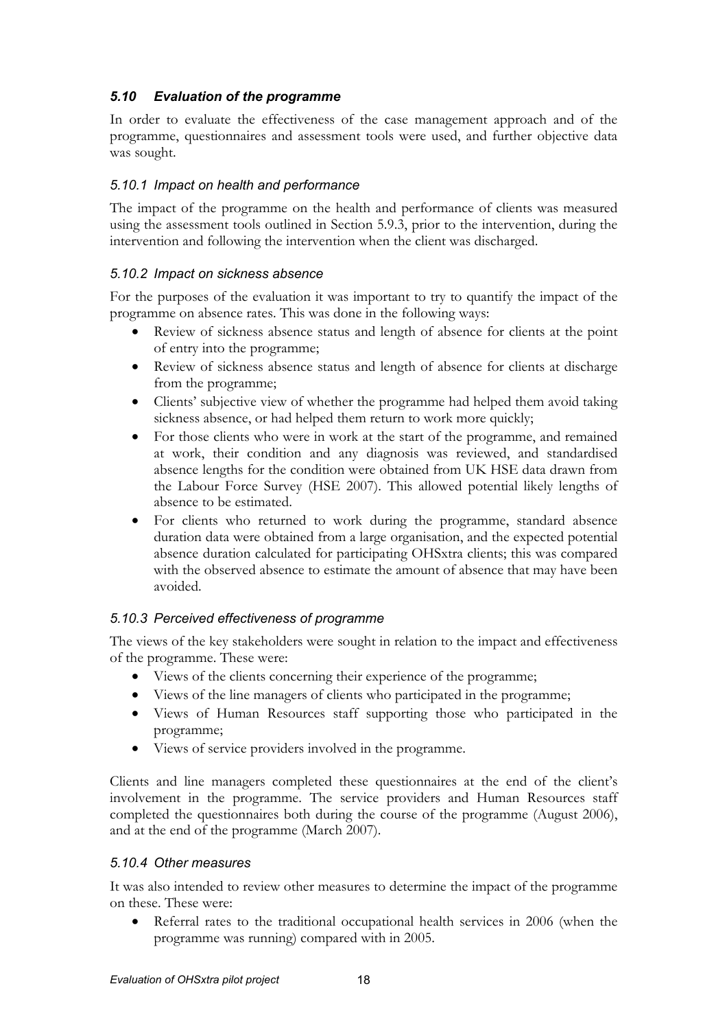### *5.10 Evaluation of the programme*

In order to evaluate the effectiveness of the case management approach and of the programme, questionnaires and assessment tools were used, and further objective data was sought.

#### *5.10.1 Impact on health and performance*

The impact of the programme on the health and performance of clients was measured using the assessment tools outlined in Section 5.9.3, prior to the intervention, during the intervention and following the intervention when the client was discharged.

#### *5.10.2 Impact on sickness absence*

For the purposes of the evaluation it was important to try to quantify the impact of the programme on absence rates. This was done in the following ways:

- Review of sickness absence status and length of absence for clients at the point of entry into the programme;
- Review of sickness absence status and length of absence for clients at discharge from the programme;
- Clients' subjective view of whether the programme had helped them avoid taking sickness absence, or had helped them return to work more quickly;
- For those clients who were in work at the start of the programme, and remained at work, their condition and any diagnosis was reviewed, and standardised absence lengths for the condition were obtained from UK HSE data drawn from the Labour Force Survey (HSE 2007). This allowed potential likely lengths of absence to be estimated.
- For clients who returned to work during the programme, standard absence duration data were obtained from a large organisation, and the expected potential absence duration calculated for participating OHSxtra clients; this was compared with the observed absence to estimate the amount of absence that may have been avoided.

#### *5.10.3 Perceived effectiveness of programme*

The views of the key stakeholders were sought in relation to the impact and effectiveness of the programme. These were:

- Views of the clients concerning their experience of the programme;
- Views of the line managers of clients who participated in the programme;
- Views of Human Resources staff supporting those who participated in the programme;
- Views of service providers involved in the programme.

Clients and line managers completed these questionnaires at the end of the client's involvement in the programme. The service providers and Human Resources staff completed the questionnaires both during the course of the programme (August 2006), and at the end of the programme (March 2007).

#### *5.10.4 Other measures*

It was also intended to review other measures to determine the impact of the programme on these. These were:

- Referral rates to the traditional occupational health services in 2006 (when the programme was running) compared with in 2005.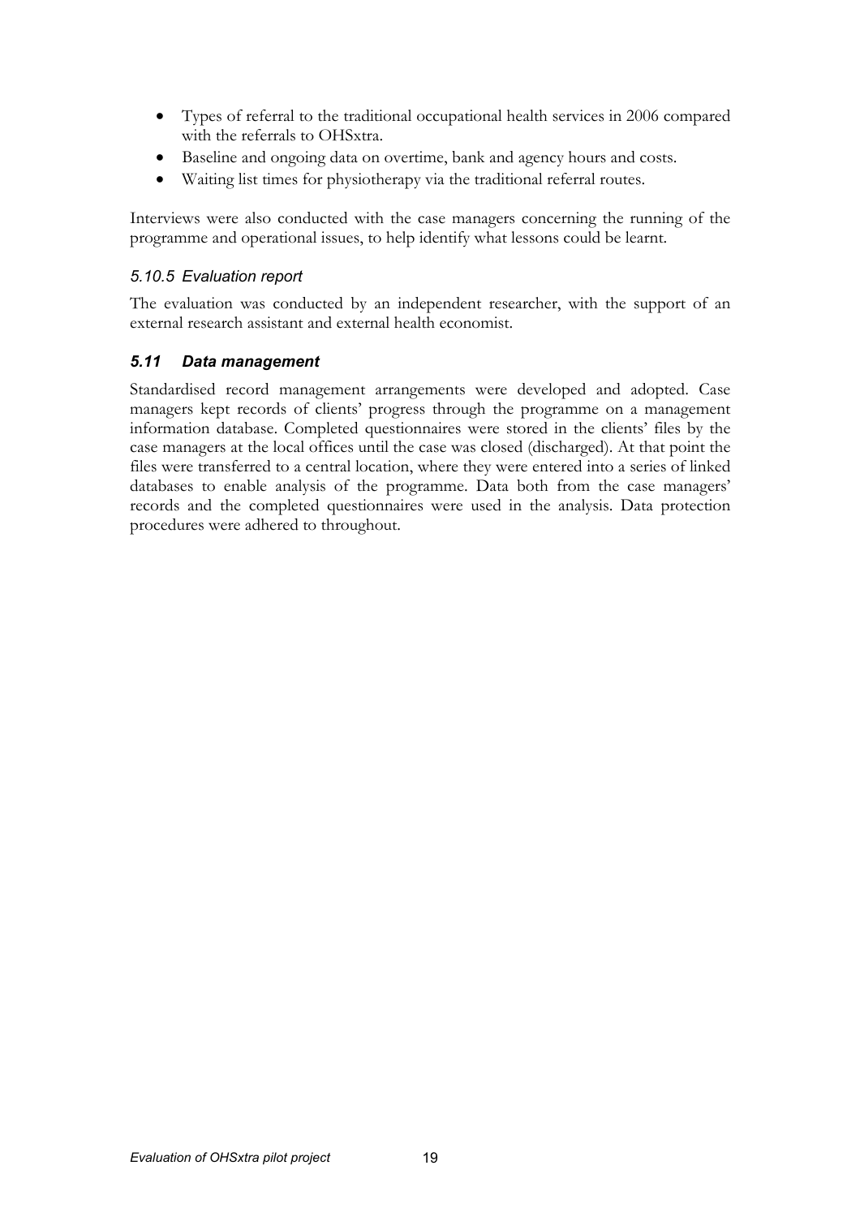- Types of referral to the traditional occupational health services in 2006 compared with the referrals to OHSxtra.
- Baseline and ongoing data on overtime, bank and agency hours and costs.
- Waiting list times for physiotherapy via the traditional referral routes.

Interviews were also conducted with the case managers concerning the running of the programme and operational issues, to help identify what lessons could be learnt.

#### *5.10.5 Evaluation report*

The evaluation was conducted by an independent researcher, with the support of an external research assistant and external health economist.

### ***5.11 Data management***

Standardised record management arrangements were developed and adopted. Case managers kept records of clients' progress through the programme on a management information database. Completed questionnaires were stored in the clients' files by the case managers at the local offices until the case was closed (discharged). At that point the files were transferred to a central location, where they were entered into a series of linked databases to enable analysis of the programme. Data both from the case managers' records and the completed questionnaires were used in the analysis. Data protection procedures were adhered to throughout.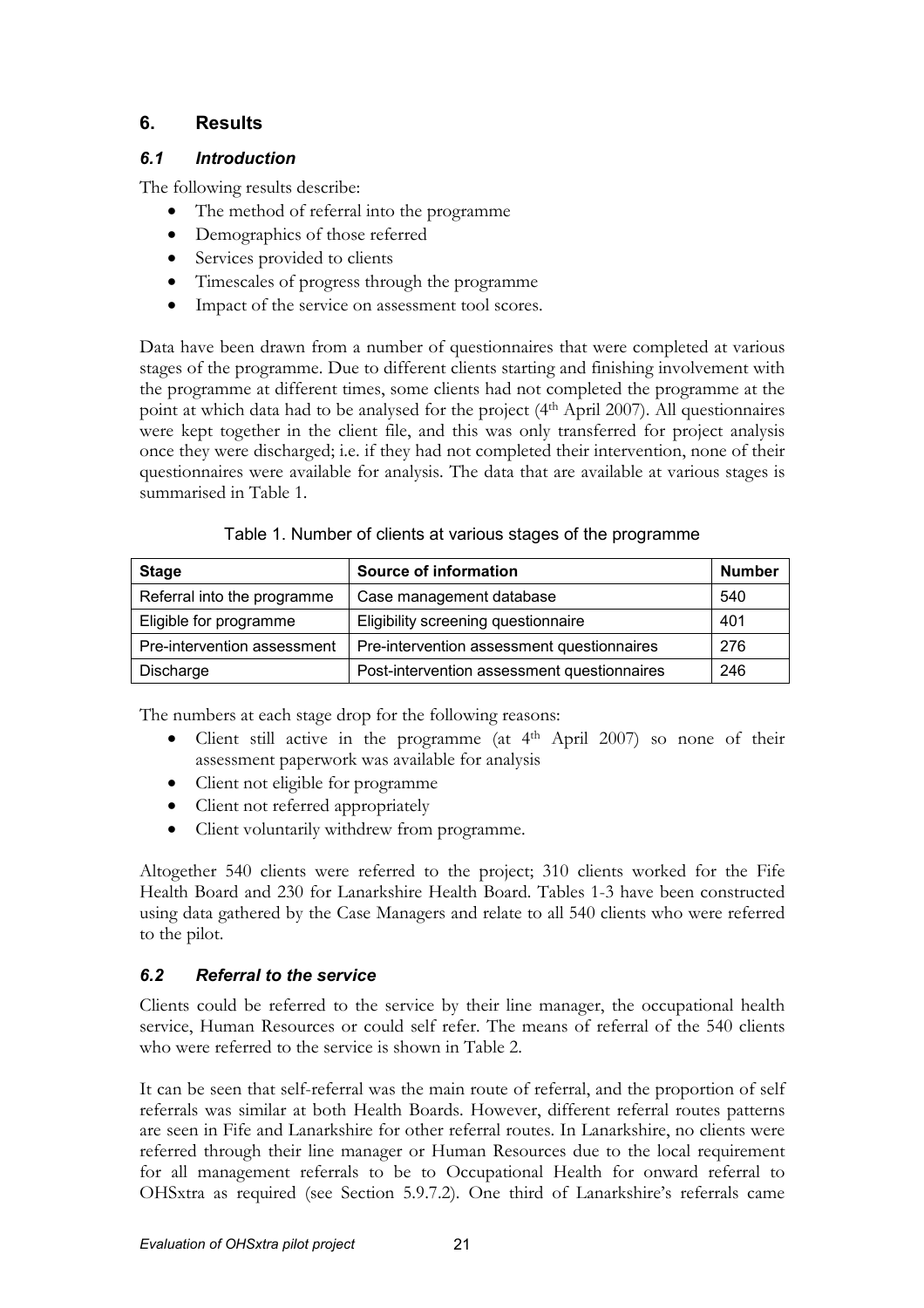## 6. Results

### *6.1 Introduction*

The following results describe:

- The method of referral into the programme
- Demographics of those referred
- Services provided to clients
- Timescales of progress through the programme
- Impact of the service on assessment tool scores.

Data have been drawn from a number of questionnaires that were completed at various stages of the programme. Due to different clients starting and finishing involvement with the programme at different times, some clients had not completed the programme at the point at which data had to be analysed for the project (4th April 2007). All questionnaires were kept together in the client file, and this was only transferred for project analysis once they were discharged; i.e. if they had not completed their intervention, none of their questionnaires were available for analysis. The data that are available at various stages is summarised in Table 1.

Table 1. Number of clients at various stages of the programme

| Stage | Source of information | Number |
|---|---|---|
| Referral into the programme | Case management database | 540 |
| Eligible for programme | Eligibility screening questionnaire | 401 |
| Pre-intervention assessment | Pre-intervention assessment questionnaires | 276 |
| Discharge | Post-intervention assessment questionnaires | 246 |

The numbers at each stage drop for the following reasons:

- Client still active in the programme (at 4th April 2007) so none of their assessment paperwork was available for analysis
- Client not eligible for programme
- Client not referred appropriately
- Client voluntarily withdrew from programme.

Altogether 540 clients were referred to the project; 310 clients worked for the Fife Health Board and 230 for Lanarkshire Health Board. Tables 1-3 have been constructed using data gathered by the Case Managers and relate to all 540 clients who were referred to the pilot.

### *6.2 Referral to the service*

Clients could be referred to the service by their line manager, the occupational health service, Human Resources or could self refer. The means of referral of the 540 clients who were referred to the service is shown in Table 2.

It can be seen that self-referral was the main route of referral, and the proportion of self referrals was similar at both Health Boards. However, different referral routes patterns are seen in Fife and Lanarkshire for other referral routes. In Lanarkshire, no clients were referred through their line manager or Human Resources due to the local requirement for all management referrals to be to Occupational Health for onward referral to OHSxtra as required (see Section 5.9.7.2). One third of Lanarkshire's referrals came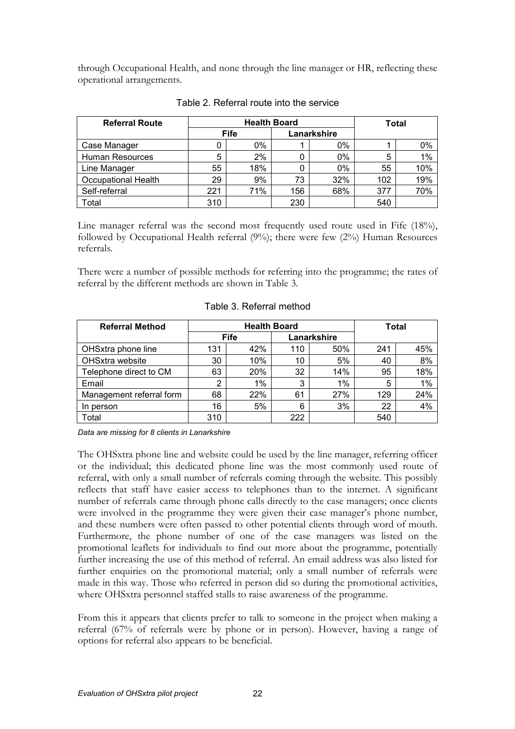through Occupational Health, and none through the line manager or HR, reflecting these operational arrangements.

Table 2. Referral route into the service

| Referral Route | Health Board | | | | Total | |
|---|---|---|---|---|---|---|
| | Fife | | Lanarkshire | | | |
| Case Manager | 0 | 0% | 1 | 0% | 1 | 0% |
| Human Resources | 5 | 2% | 0 | 0% | 5 | 1% |
| Line Manager | 55 | 18% | 0 | 0% | 55 | 10% |
| Occupational Health | 29 | 9% | 73 | 32% | 102 | 19% |
| Self-referral | 221 | 71% | 156 | 68% | 377 | 70% |
| Total | 310 | | 230 | | 540 | |

Line manager referral was the second most frequently used route used in Fife (18%), followed by Occupational Health referral (9%); there were few (2%) Human Resources referrals.

There were a number of possible methods for referring into the programme; the rates of referral by the different methods are shown in Table 3.

Table 3. Referral method

| Referral Method | Health Board | | | | Total | |
|---|---|---|---|---|---|---|
| | Fife | | Lanarkshire | | | |
| OHSxtra phone line | 131 | 42% | 110 | 50% | 241 | 45% |
| OHSxtra website | 30 | 10% | 10 | 5% | 40 | 8% |
| Telephone direct to CM | 63 | 20% | 32 | 14% | 95 | 18% |
| Email | 2 | 1% | 3 | 1% | 5 | 1% |
| Management referral form | 68 | 22% | 61 | 27% | 129 | 24% |
| In person | 16 | 5% | 6 | 3% | 22 | 4% |
| Total | 310 | | 222 | | 540 | |

*Data are missing for 8 clients in Lanarkshire*

The OHSxtra phone line and website could be used by the line manager, referring officer or the individual; this dedicated phone line was the most commonly used route of referral, with only a small number of referrals coming through the website. This possibly reflects that staff have easier access to telephones than to the internet. A significant number of referrals came through phone calls directly to the case managers; once clients were involved in the programme they were given their case manager's phone number, and these numbers were often passed to other potential clients through word of mouth. Furthermore, the phone number of one of the case managers was listed on the promotional leaflets for individuals to find out more about the programme, potentially further increasing the use of this method of referral. An email address was also listed for further enquiries on the promotional material; only a small number of referrals were made in this way. Those who referred in person did so during the promotional activities, where OHSxtra personnel staffed stalls to raise awareness of the programme.

From this it appears that clients prefer to talk to someone in the project when making a referral (67% of referrals were by phone or in person). However, having a range of options for referral also appears to be beneficial.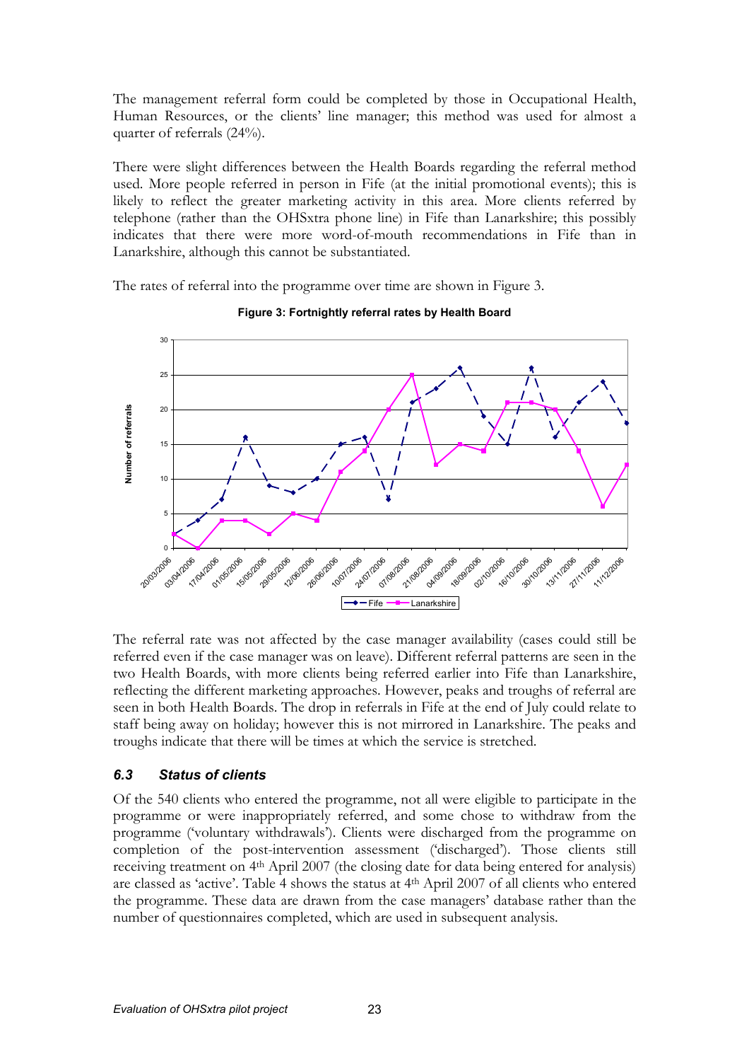The management referral form could be completed by those in Occupational Health, Human Resources, or the clients' line manager; this method was used for almost a quarter of referrals (24%).

There were slight differences between the Health Boards regarding the referral method used. More people referred in person in Fife (at the initial promotional events); this is likely to reflect the greater marketing activity in this area. More clients referred by telephone (rather than the OHSxtra phone line) in Fife than Lanarkshire; this possibly indicates that there were more word-of-mouth recommendations in Fife than in Lanarkshire, although this cannot be substantiated.

The rates of referral into the programme over time are shown in Figure 3.

**Figure 3: Fortnightly referral rates by Health Board**

The referral rate was not affected by the case manager availability (cases could still be referred even if the case manager was on leave). Different referral patterns are seen in the two Health Boards, with more clients being referred earlier into Fife than Lanarkshire, reflecting the different marketing approaches. However, peaks and troughs of referral are seen in both Health Boards. The drop in referrals in Fife at the end of July could relate to staff being away on holiday; however this is not mirrored in Lanarkshire. The peaks and troughs indicate that there will be times at which the service is stretched.

### *6.3 Status of clients*

Of the 540 clients who entered the programme, not all were eligible to participate in the programme or were inappropriately referred, and some chose to withdraw from the programme ('voluntary withdrawals'). Clients were discharged from the programme on completion of the post-intervention assessment ('discharged'). Those clients still receiving treatment on 4th April 2007 (the closing date for data being entered for analysis) are classed as 'active'. Table 4 shows the status at 4th April 2007 of all clients who entered the programme. These data are drawn from the case managers' database rather than the number of questionnaires completed, which are used in subsequent analysis.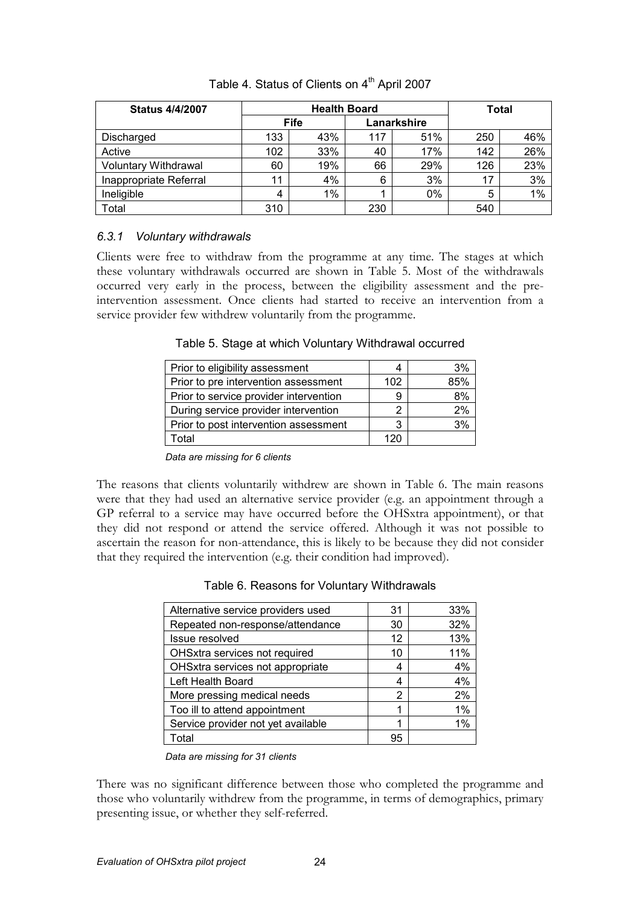Table 4. Status of Clients on 4th April 2007

| Status 4/4/2007 | Health Board | | | | Total | |
|---|---|---|---|---|---|---|
| | Fife | | Lanarkshire | | | |
| Discharged | 133 | 43% | 117 | 51% | 250 | 46% |
| Active | 102 | 33% | 40 | 17% | 142 | 26% |
| Voluntary Withdrawal | 60 | 19% | 66 | 29% | 126 | 23% |
| Inappropriate Referral | 11 | 4% | 6 | 3% | 17 | 3% |
| Ineligible | 4 | 1% | 1 | 0% | 5 | 1% |
| Total | 310 | | 230 | | 540 | |

### *6.3.1 Voluntary withdrawals*

Clients were free to withdraw from the programme at any time. The stages at which these voluntary withdrawals occurred are shown in Table 5. Most of the withdrawals occurred very early in the process, between the eligibility assessment and the pre-intervention assessment. Once clients had started to receive an intervention from a service provider few withdrew voluntarily from the programme.

Table 5. Stage at which Voluntary Withdrawal occurred

| | | |
|---|---|---|
| Prior to eligibility assessment | 4 | 3% |
| Prior to pre intervention assessment | 102 | 85% |
| Prior to service provider intervention | 9 | 8% |
| During service provider intervention | 2 | 2% |
| Prior to post intervention assessment | 3 | 3% |
| Total | 120 | |

*Data are missing for 6 clients*

The reasons that clients voluntarily withdrew are shown in Table 6. The main reasons were that they had used an alternative service provider (e.g. an appointment through a GP referral to a service may have occurred before the OHSxtra appointment), or that they did not respond or attend the service offered. Although it was not possible to ascertain the reason for non-attendance, this is likely to be because they did not consider that they required the intervention (e.g. their condition had improved).

Table 6. Reasons for Voluntary Withdrawals

| | | |
|---|---|---|
| Alternative service providers used | 31 | 33% |
| Repeated non-response/attendance | 30 | 32% |
| Issue resolved | 12 | 13% |
| OHSxtra services not required | 10 | 11% |
| OHSxtra services not appropriate | 4 | 4% |
| Left Health Board | 4 | 4% |
| More pressing medical needs | 2 | 2% |
| Too ill to attend appointment | 1 | 1% |
| Service provider not yet available | 1 | 1% |
| Total | 95 | |

*Data are missing for 31 clients*

There was no significant difference between those who completed the programme and those who voluntarily withdrew from the programme, in terms of demographics, primary presenting issue, or whether they self-referred.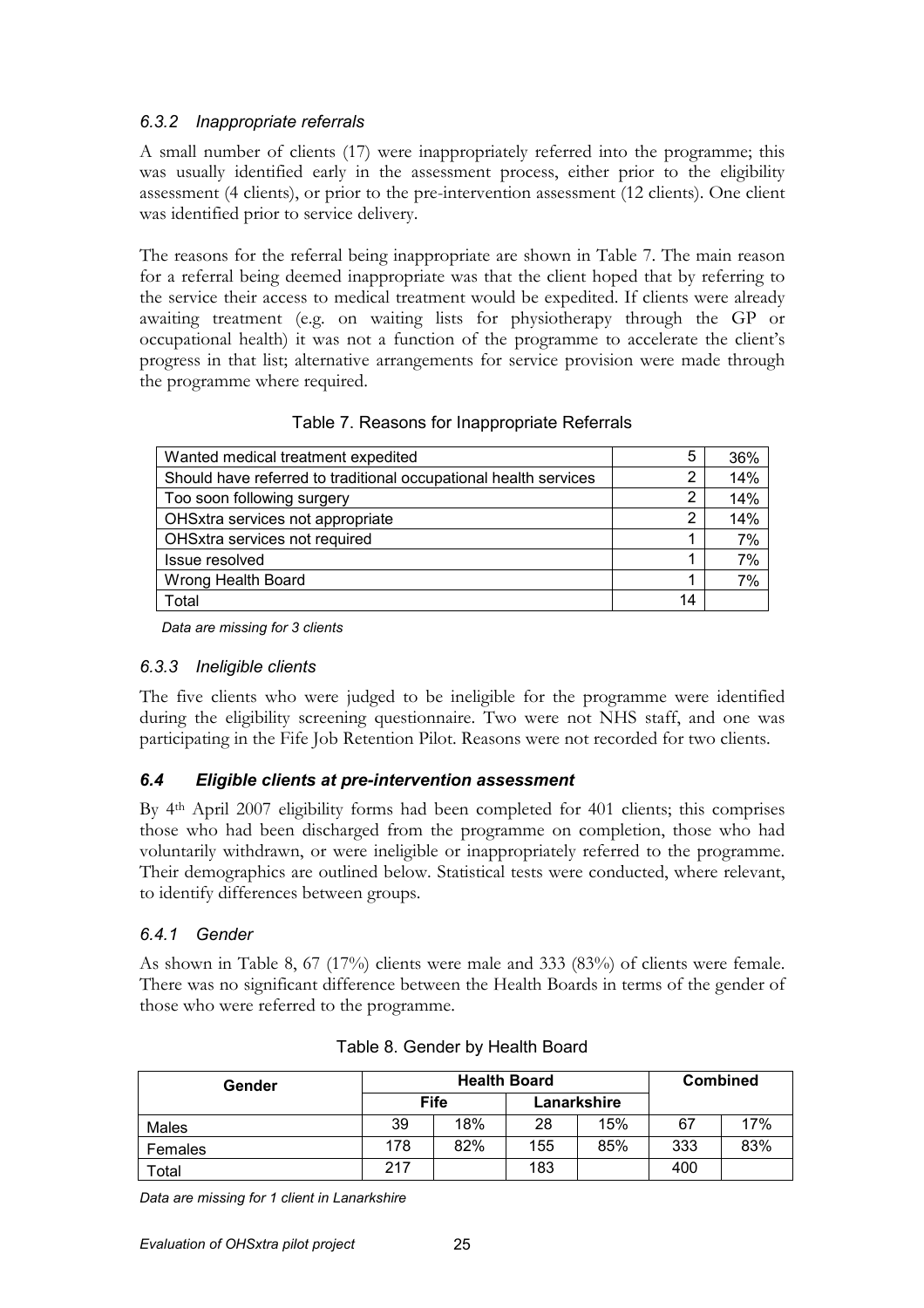### *6.3.2 Inappropriate referrals*

A small number of clients (17) were inappropriately referred into the programme; this was usually identified early in the assessment process, either prior to the eligibility assessment (4 clients), or prior to the pre-intervention assessment (12 clients). One client was identified prior to service delivery.

The reasons for the referral being inappropriate are shown in Table 7. The main reason for a referral being deemed inappropriate was that the client hoped that by referring to the service their access to medical treatment would be expedited. If clients were already awaiting treatment (e.g. on waiting lists for physiotherapy through the GP or occupational health) it was not a function of the programme to accelerate the client's progress in that list; alternative arrangements for service provision were made through the programme where required.

Table 7. Reasons for Inappropriate Referrals

| | | |
|---|---|---|
| Wanted medical treatment expedited | 5 | 36% |
| Should have referred to traditional occupational health services | 2 | 14% |
| Too soon following surgery | 2 | 14% |
| OHSxtra services not appropriate | 2 | 14% |
| OHSxtra services not required | 1 | 7% |
| Issue resolved | 1 | 7% |
| Wrong Health Board | 1 | 7% |
| Total | 14 | |

*Data are missing for 3 clients*

### *6.3.3 Ineligible clients*

The five clients who were judged to be ineligible for the programme were identified during the eligibility screening questionnaire. Two were not NHS staff, and one was participating in the Fife Job Retention Pilot. Reasons were not recorded for two clients.

## *6.4 Eligible clients at pre-intervention assessment*

By 4th April 2007 eligibility forms had been completed for 401 clients; this comprises those who had been discharged from the programme on completion, those who had voluntarily withdrawn, or were ineligible or inappropriately referred to the programme. Their demographics are outlined below. Statistical tests were conducted, where relevant, to identify differences between groups.

### *6.4.1 Gender*

As shown in Table 8, 67 (17%) clients were male and 333 (83%) of clients were female. There was no significant difference between the Health Boards in terms of the gender of those who were referred to the programme.

Table 8. Gender by Health Board

| Gender | Health Board | | | | Combined | |
|---|---|---|---|---|---|---|
| | Fife | | Lanarkshire | | | |
| Males | 39 | 18% | 28 | 15% | 67 | 17% |
| Females | 178 | 82% | 155 | 85% | 333 | 83% |
| Total | 217 | | 183 | | 400 | |

*Data are missing for 1 client in Lanarkshire*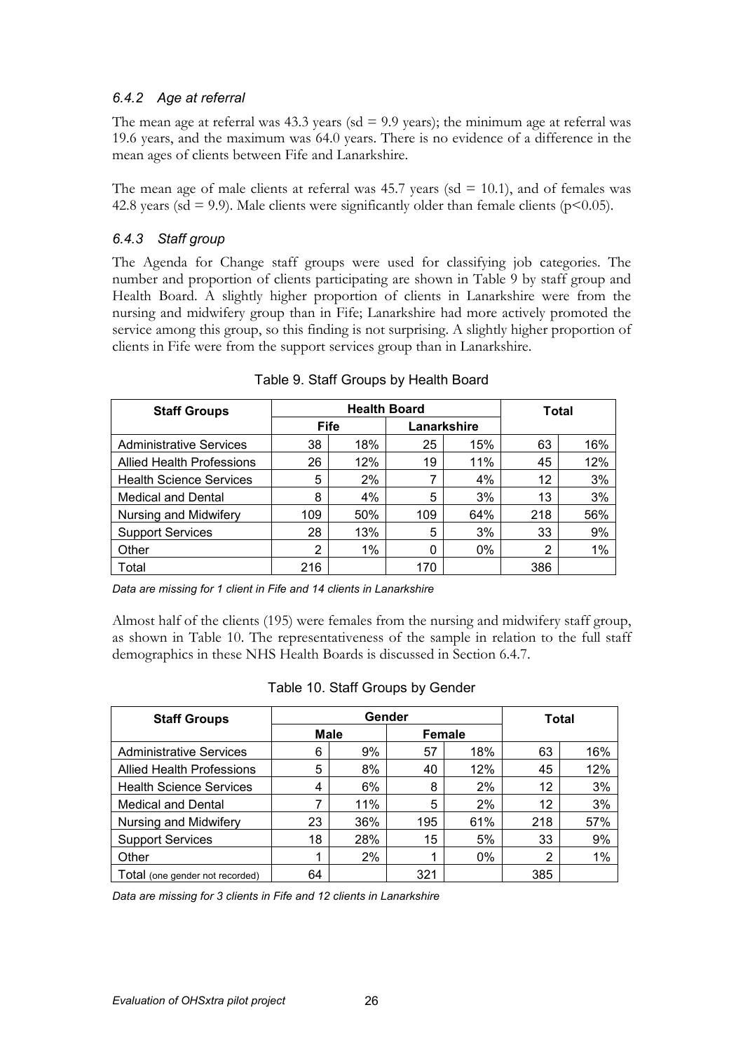### *6.4.2 Age at referral*

The mean age at referral was 43.3 years (sd = 9.9 years); the minimum age at referral was 19.6 years, and the maximum was 64.0 years. There is no evidence of a difference in the mean ages of clients between Fife and Lanarkshire.

The mean age of male clients at referral was 45.7 years (sd = 10.1), and of females was 42.8 years (sd = 9.9). Male clients were significantly older than female clients ($p<0.05$).

### *6.4.3 Staff group*

The Agenda for Change staff groups were used for classifying job categories. The number and proportion of clients participating are shown in Table 9 by staff group and Health Board. A slightly higher proportion of clients in Lanarkshire were from the nursing and midwifery group than in Fife; Lanarkshire had more actively promoted the service among this group, so this finding is not surprising. A slightly higher proportion of clients in Fife were from the support services group than in Lanarkshire.

Table 9. Staff Groups by Health Board

| Staff Groups | Health Board | | | | Total | |
|---|---|---|---|---|---|---|
| | Fife | | Lanarkshire | | | |
| Administrative Services | 38 | 18% | 25 | 15% | 63 | 16% |
| Allied Health Professions | 26 | 12% | 19 | 11% | 45 | 12% |
| Health Science Services | 5 | 2% | 7 | 4% | 12 | 3% |
| Medical and Dental | 8 | 4% | 5 | 3% | 13 | 3% |
| Nursing and Midwifery | 109 | 50% | 109 | 64% | 218 | 56% |
| Support Services | 28 | 13% | 5 | 3% | 33 | 9% |
| Other | 2 | 1% | 0 | 0% | 2 | 1% |
| Total | 216 | | 170 | | 386 | |

*Data are missing for 1 client in Fife and 14 clients in Lanarkshire*

Almost half of the clients (195) were females from the nursing and midwifery staff group, as shown in Table 10. The representativeness of the sample in relation to the full staff demographics in these NHS Health Boards is discussed in Section 6.4.7.

Table 10. Staff Groups by Gender

| Staff Groups | Gender | | | | Total | |
|---|---|---|---|---|---|---|
| | Male | | Female | | | |
| Administrative Services | 6 | 9% | 57 | 18% | 63 | 16% |
| Allied Health Professions | 5 | 8% | 40 | 12% | 45 | 12% |
| Health Science Services | 4 | 6% | 8 | 2% | 12 | 3% |
| Medical and Dental | 7 | 11% | 5 | 2% | 12 | 3% |
| Nursing and Midwifery | 23 | 36% | 195 | 61% | 218 | 57% |
| Support Services | 18 | 28% | 15 | 5% | 33 | 9% |
| Other | 1 | 2% | 1 | 0% | 2 | 1% |
| Total (one gender not recorded) | 64 | | 321 | | 385 | |

*Data are missing for 3 clients in Fife and 12 clients in Lanarkshire*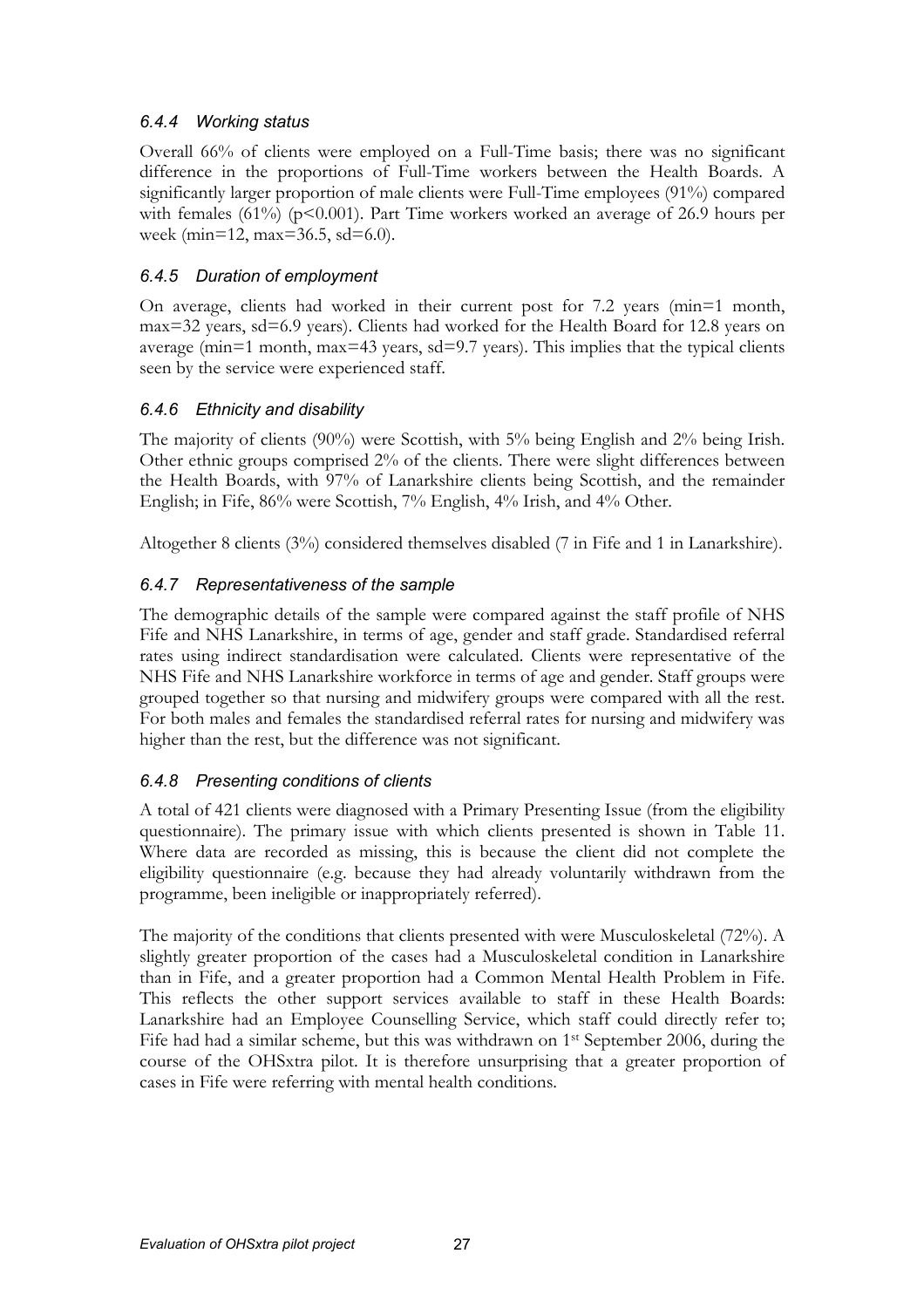### 6.4.4 Working status

Overall 66% of clients were employed on a Full-Time basis; there was no significant difference in the proportions of Full-Time workers between the Health Boards. A significantly larger proportion of male clients were Full-Time employees (91%) compared with females (61%) ($p<0.001$). Part Time workers worked an average of 26.9 hours per week (min=12, max=36.5, sd=6.0).

### 6.4.5 Duration of employment

On average, clients had worked in their current post for 7.2 years (min=1 month, max=32 years, sd=6.9 years). Clients had worked for the Health Board for 12.8 years on average (min=1 month, max=43 years, sd=9.7 years). This implies that the typical clients seen by the service were experienced staff.

### 6.4.6 Ethnicity and disability

The majority of clients (90%) were Scottish, with 5% being English and 2% being Irish. Other ethnic groups comprised 2% of the clients. There were slight differences between the Health Boards, with 97% of Lanarkshire clients being Scottish, and the remainder English; in Fife, 86% were Scottish, 7% English, 4% Irish, and 4% Other.

Altogether 8 clients (3%) considered themselves disabled (7 in Fife and 1 in Lanarkshire).

### 6.4.7 Representativeness of the sample

The demographic details of the sample were compared against the staff profile of NHS Fife and NHS Lanarkshire, in terms of age, gender and staff grade. Standardised referral rates using indirect standardisation were calculated. Clients were representative of the NHS Fife and NHS Lanarkshire workforce in terms of age and gender. Staff groups were grouped together so that nursing and midwifery groups were compared with all the rest. For both males and females the standardised referral rates for nursing and midwifery was higher than the rest, but the difference was not significant.

### 6.4.8 Presenting conditions of clients

A total of 421 clients were diagnosed with a Primary Presenting Issue (from the eligibility questionnaire). The primary issue with which clients presented is shown in Table 11. Where data are recorded as missing, this is because the client did not complete the eligibility questionnaire (e.g. because they had already voluntarily withdrawn from the programme, been ineligible or inappropriately referred).

The majority of the conditions that clients presented with were Musculoskeletal (72%). A slightly greater proportion of the cases had a Musculoskeletal condition in Lanarkshire than in Fife, and a greater proportion had a Common Mental Health Problem in Fife. This reflects the other support services available to staff in these Health Boards: Lanarkshire had an Employee Counselling Service, which staff could directly refer to; Fife had had a similar scheme, but this was withdrawn on 1st September 2006, during the course of the OHSxtra pilot. It is therefore unsurprising that a greater proportion of cases in Fife were referring with mental health conditions.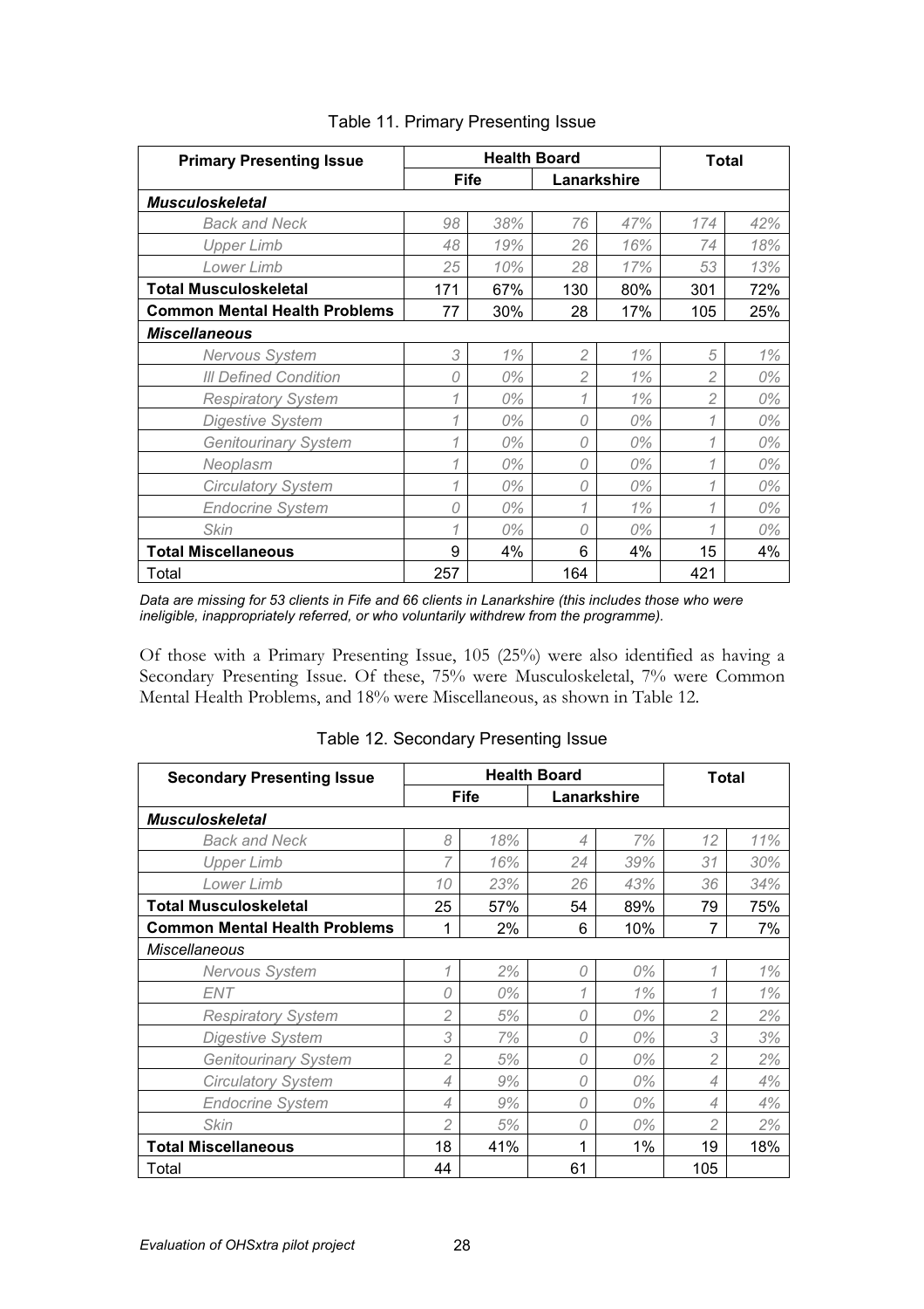Table 11. Primary Presenting Issue

| Primary Presenting Issue | Health Board | | | | Total | |
|---|---|---|---|---|---|---|
| | Fife | | Lanarkshire | | | |
| ***Musculoskeletal*** | | | | | | |
| *Back and Neck* | *98* | *38%* | *76* | *47%* | *174* | *42%* |
| *Upper Limb* | *48* | *19%* | *26* | *16%* | *74* | *18%* |
| *Lower Limb* | *25* | *10%* | *28* | *17%* | *53* | *13%* |
| **Total Musculoskeletal** | 171 | 67% | 130 | 80% | 301 | 72% |
| **Common Mental Health Problems** | 77 | 30% | 28 | 17% | 105 | 25% |
| ***Miscellaneous*** | | | | | | |
| *Nervous System* | *3* | *1%* | *2* | *1%* | *5* | *1%* |
| *Ill Defined Condition* | *0* | *0%* | *2* | *1%* | *2* | *0%* |
| *Respiratory System* | *1* | *0%* | *1* | *1%* | *2* | *0%* |
| *Digestive System* | *1* | *0%* | *0* | *0%* | *1* | *0%* |
| *Genitourinary System* | *1* | *0%* | *0* | *0%* | *1* | *0%* |
| *Neoplasm* | *1* | *0%* | *0* | *0%* | *1* | *0%* |
| *Circulatory System* | *1* | *0%* | *0* | *0%* | *1* | *0%* |
| *Endocrine System* | *0* | *0%* | *1* | *1%* | *1* | *0%* |
| *Skin* | *1* | *0%* | *0* | *0%* | *1* | *0%* |
| **Total Miscellaneous** | 9 | 4% | 6 | 4% | 15 | 4% |
| Total | 257 | | 164 | | 421 | |

*Data are missing for 53 clients in Fife and 66 clients in Lanarkshire (this includes those who were ineligible, inappropriately referred, or who voluntarily withdrew from the programme).*

Of those with a Primary Presenting Issue, 105 (25%) were also identified as having a Secondary Presenting Issue. Of these, 75% were Musculoskeletal, 7% were Common Mental Health Problems, and 18% were Miscellaneous, as shown in Table 12.

Table 12. Secondary Presenting Issue

| Secondary Presenting Issue | Health Board | | | | Total | |
|---|---|---|---|---|---|---|
| | Fife | | Lanarkshire | | | |
| ***Musculoskeletal*** | | | | | | |
| *Back and Neck* | *8* | *18%* | *4* | *7%* | *12* | *11%* |
| *Upper Limb* | *7* | *16%* | *24* | *39%* | *31* | *30%* |
| *Lower Limb* | *10* | *23%* | *26* | *43%* | *36* | *34%* |
| **Total Musculoskeletal** | 25 | 57% | 54 | 89% | 79 | 75% |
| **Common Mental Health Problems** | 1 | 2% | 6 | 10% | 7 | 7% |
| *Miscellaneous* | | | | | | |
| *Nervous System* | *1* | *2%* | *0* | *0%* | *1* | *1%* |
| *ENT* | *0* | *0%* | *1* | *1%* | *1* | *1%* |
| *Respiratory System* | *2* | *5%* | *0* | *0%* | *2* | *2%* |
| *Digestive System* | *3* | *7%* | *0* | *0%* | *3* | *3%* |
| *Genitourinary System* | *2* | *5%* | *0* | *0%* | *2* | *2%* |
| *Circulatory System* | *4* | *9%* | *0* | *0%* | *4* | *4%* |
| *Endocrine System* | *4* | *9%* | *0* | *0%* | *4* | *4%* |
| *Skin* | *2* | *5%* | *0* | *0%* | *2* | *2%* |
| **Total Miscellaneous** | 18 | 41% | 1 | 1% | 19 | 18% |
| Total | 44 | | 61 | | 105 | |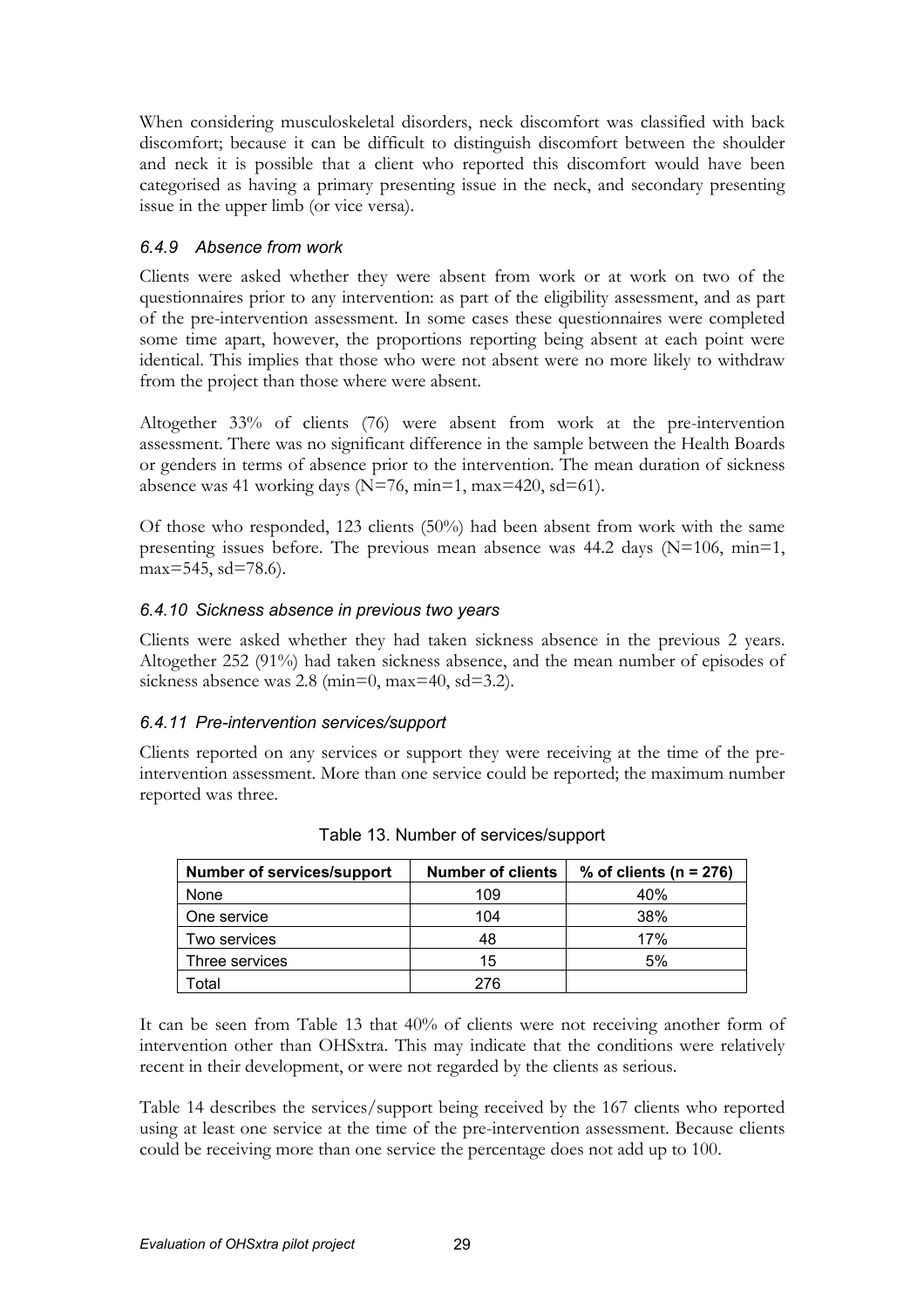When considering musculoskeletal disorders, neck discomfort was classified with back discomfort; because it can be difficult to distinguish discomfort between the shoulder and neck it is possible that a client who reported this discomfort would have been categorised as having a primary presenting issue in the neck, and secondary presenting issue in the upper limb (or vice versa).

### *6.4.9 Absence from work*

Clients were asked whether they were absent from work or at work on two of the questionnaires prior to any intervention: as part of the eligibility assessment, and as part of the pre-intervention assessment. In some cases these questionnaires were completed some time apart, however, the proportions reporting being absent at each point were identical. This implies that those who were not absent were no more likely to withdraw from the project than those where were absent.

Altogether 33% of clients (76) were absent from work at the pre-intervention assessment. There was no significant difference in the sample between the Health Boards or genders in terms of absence prior to the intervention. The mean duration of sickness absence was 41 working days (N=76, min=1, max=420, sd=61).

Of those who responded, 123 clients (50%) had been absent from work with the same presenting issues before. The previous mean absence was 44.2 days (N=106, min=1, max=545, sd=78.6).

### *6.4.10 Sickness absence in previous two years*

Clients were asked whether they had taken sickness absence in the previous 2 years. Altogether 252 (91%) had taken sickness absence, and the mean number of episodes of sickness absence was 2.8 (min=0, max=40, sd=3.2).

### *6.4.11 Pre-intervention services/support*

Clients reported on any services or support they were receiving at the time of the pre-intervention assessment. More than one service could be reported; the maximum number reported was three.

Table 13. Number of services/support

| Number of services/support | Number of clients | % of clients (n = 276) |
|---|---|---|
| None | 109 | 40% |
| One service | 104 | 38% |
| Two services | 48 | 17% |
| Three services | 15 | 5% |
| Total | 276 | |

It can be seen from Table 13 that 40% of clients were not receiving another form of intervention other than OHSxtra. This may indicate that the conditions were relatively recent in their development, or were not regarded by the clients as serious.

Table 14 describes the services/support being received by the 167 clients who reported using at least one service at the time of the pre-intervention assessment. Because clients could be receiving more than one service the percentage does not add up to 100.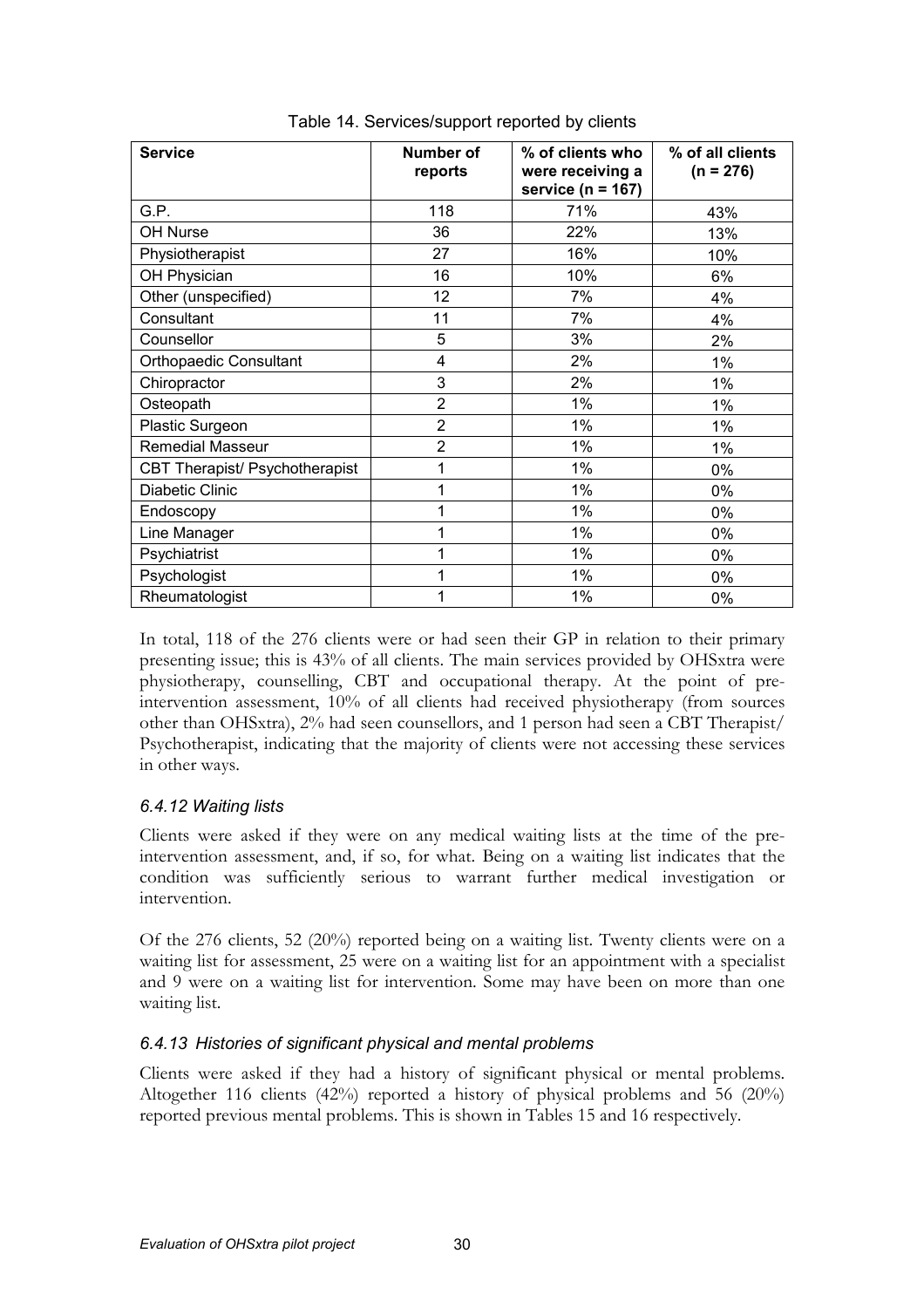Table 14. Services/support reported by clients

| Service | Number of reports | % of clients who were receiving a service (n = 167) | % of all clients (n = 276) |
|---|---|---|---|
| G.P. | 118 | 71% | 43% |
| OH Nurse | 36 | 22% | 13% |
| Physiotherapist | 27 | 16% | 10% |
| OH Physician | 16 | 10% | 6% |
| Other (unspecified) | 12 | 7% | 4% |
| Consultant | 11 | 7% | 4% |
| Counsellor | 5 | 3% | 2% |
| Orthopaedic Consultant | 4 | 2% | 1% |
| Chiropractor | 3 | 2% | 1% |
| Osteopath | 2 | 1% | 1% |
| Plastic Surgeon | 2 | 1% | 1% |
| Remedial Masseur | 2 | 1% | 1% |
| CBT Therapist/ Psychotherapist | 1 | 1% | 0% |
| Diabetic Clinic | 1 | 1% | 0% |
| Endoscopy | 1 | 1% | 0% |
| Line Manager | 1 | 1% | 0% |
| Psychiatrist | 1 | 1% | 0% |
| Psychologist | 1 | 1% | 0% |
| Rheumatologist | 1 | 1% | 0% |

In total, 118 of the 276 clients were or had seen their GP in relation to their primary presenting issue; this is 43% of all clients. The main services provided by OHSxtra were physiotherapy, counselling, CBT and occupational therapy. At the point of pre-intervention assessment, 10% of all clients had received physiotherapy (from sources other than OHSxtra), 2% had seen counsellors, and 1 person had seen a CBT Therapist/ Psychotherapist, indicating that the majority of clients were not accessing these services in other ways.

### *6.4.12 Waiting lists*

Clients were asked if they were on any medical waiting lists at the time of the pre-intervention assessment, and, if so, for what. Being on a waiting list indicates that the condition was sufficiently serious to warrant further medical investigation or intervention.

Of the 276 clients, 52 (20%) reported being on a waiting list. Twenty clients were on a waiting list for assessment, 25 were on a waiting list for an appointment with a specialist and 9 were on a waiting list for intervention. Some may have been on more than one waiting list.

### *6.4.13 Histories of significant physical and mental problems*

Clients were asked if they had a history of significant physical or mental problems. Altogether 116 clients (42%) reported a history of physical problems and 56 (20%) reported previous mental problems. This is shown in Tables 15 and 16 respectively.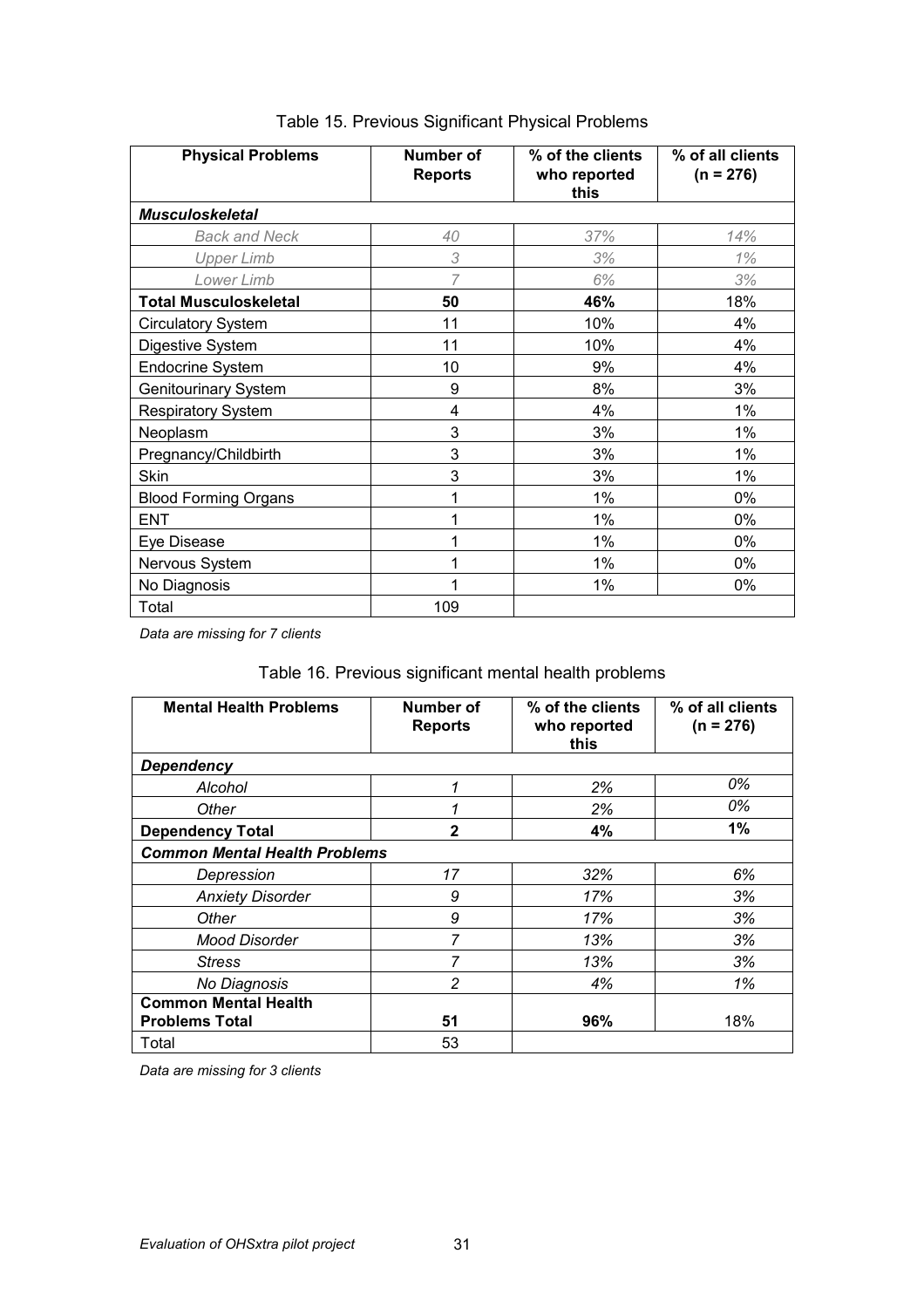Table 15. Previous Significant Physical Problems

| Physical Problems | Number of Reports | % of the clients who reported this | % of all clients (n = 276) |
|---|---|---|---|
| ***Musculoskeletal*** | | | |
| *Back and Neck* | *40* | *37%* | *14%* |
| *Upper Limb* | *3* | *3%* | *1%* |
| *Lower Limb* | *7* | *6%* | *3%* |
| **Total Musculoskeletal** | **50** | **46%** | 18% |
| Circulatory System | 11 | 10% | 4% |
| Digestive System | 11 | 10% | 4% |
| Endocrine System | 10 | 9% | 4% |
| Genitourinary System | 9 | 8% | 3% |
| Respiratory System | 4 | 4% | 1% |
| Neoplasm | 3 | 3% | 1% |
| Pregnancy/Childbirth | 3 | 3% | 1% |
| Skin | 3 | 3% | 1% |
| Blood Forming Organs | 1 | 1% | 0% |
| ENT | 1 | 1% | 0% |
| Eye Disease | 1 | 1% | 0% |
| Nervous System | 1 | 1% | 0% |
| No Diagnosis | 1 | 1% | 0% |
| Total | 109 | | |

*Data are missing for 7 clients*

Table 16. Previous significant mental health problems

| Mental Health Problems | Number of Reports | % of the clients who reported this | % of all clients (n = 276) |
|---|---|---|---|
| ***Dependency*** | | | |
| *Alcohol* | *1* | *2%* | *0%* |
| *Other* | *1* | *2%* | *0%* |
| **Dependency Total** | **2** | **4%** | **1%** |
| ***Common Mental Health Problems*** | | | |
| *Depression* | *17* | *32%* | *6%* |
| *Anxiety Disorder* | *9* | *17%* | *3%* |
| *Other* | *9* | *17%* | *3%* |
| *Mood Disorder* | *7* | *13%* | *3%* |
| *Stress* | *7* | *13%* | *3%* |
| *No Diagnosis* | *2* | *4%* | *1%* |
| **Common Mental Health Problems Total** | **51** | **96%** | 18% |
| Total | 53 | | |

*Data are missing for 3 clients*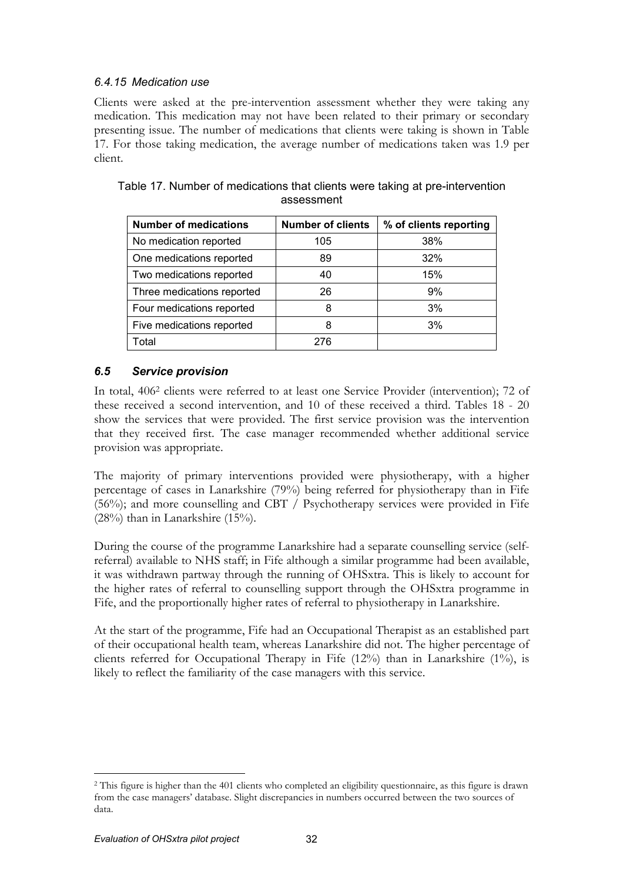### *6.4.15 Medication use*

Clients were asked at the pre-intervention assessment whether they were taking any medication. This medication may not have been related to their primary or secondary presenting issue. The number of medications that clients were taking is shown in Table 17. For those taking medication, the average number of medications taken was 1.9 per client.

Table 17. Number of medications that clients were taking at pre-intervention assessment

| Number of medications | Number of clients | % of clients reporting |
|---|---|---|
| No medication reported | 105 | 38% |
| One medications reported | 89 | 32% |
| Two medications reported | 40 | 15% |
| Three medications reported | 26 | 9% |
| Four medications reported | 8 | 3% |
| Five medications reported | 8 | 3% |
| Total | 276 | |

## *6.5 Service provision*

In total, 406[2] clients were referred to at least one Service Provider (intervention); 72 of these received a second intervention, and 10 of these received a third. Tables 18 - 20 show the services that were provided. The first service provision was the intervention that they received first. The case manager recommended whether additional service provision was appropriate.

The majority of primary interventions provided were physiotherapy, with a higher percentage of cases in Lanarkshire (79%) being referred for physiotherapy than in Fife (56%); and more counselling and CBT / Psychotherapy services were provided in Fife (28%) than in Lanarkshire (15%).

During the course of the programme Lanarkshire had a separate counselling service (self-referral) available to NHS staff; in Fife although a similar programme had been available, it was withdrawn partway through the running of OHSxtra. This is likely to account for the higher rates of referral to counselling support through the OHSxtra programme in Fife, and the proportionally higher rates of referral to physiotherapy in Lanarkshire.

At the start of the programme, Fife had an Occupational Therapist as an established part of their occupational health team, whereas Lanarkshire did not. The higher percentage of clients referred for Occupational Therapy in Fife (12%) than in Lanarkshire (1%), is likely to reflect the familiarity of the case managers with this service.

---

[2] This figure is higher than the 401 clients who completed an eligibility questionnaire, as this figure is drawn from the case managers' database. Slight discrepancies in numbers occurred between the two sources of data.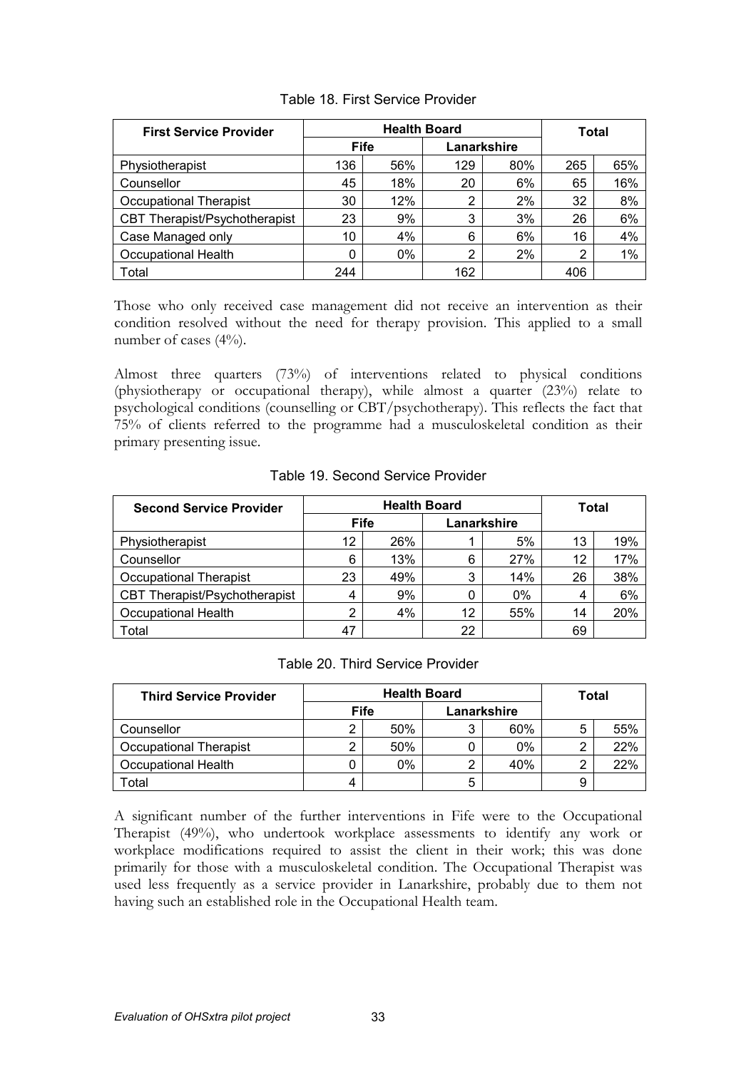Table 18. First Service Provider

| First Service Provider | Health Board | | | | Total | |
|---|---|---|---|---|---|---|
| | Fife | | Lanarkshire | | | |
| Physiotherapist | 136 | 56% | 129 | 80% | 265 | 65% |
| Counsellor | 45 | 18% | 20 | 6% | 65 | 16% |
| Occupational Therapist | 30 | 12% | 2 | 2% | 32 | 8% |
| CBT Therapist/Psychotherapist | 23 | 9% | 3 | 3% | 26 | 6% |
| Case Managed only | 10 | 4% | 6 | 6% | 16 | 4% |
| Occupational Health | 0 | 0% | 2 | 2% | 2 | 1% |
| Total | 244 | | 162 | | 406 | |

Those who only received case management did not receive an intervention as their condition resolved without the need for therapy provision. This applied to a small number of cases (4%).

Almost three quarters (73%) of interventions related to physical conditions (physiotherapy or occupational therapy), while almost a quarter (23%) relate to psychological conditions (counselling or CBT/psychotherapy). This reflects the fact that 75% of clients referred to the programme had a musculoskeletal condition as their primary presenting issue.

Table 19. Second Service Provider

| Second Service Provider | Health Board | | | | Total | |
|---|---|---|---|---|---|---|
| | Fife | | Lanarkshire | | | |
| Physiotherapist | 12 | 26% | 1 | 5% | 13 | 19% |
| Counsellor | 6 | 13% | 6 | 27% | 12 | 17% |
| Occupational Therapist | 23 | 49% | 3 | 14% | 26 | 38% |
| CBT Therapist/Psychotherapist | 4 | 9% | 0 | 0% | 4 | 6% |
| Occupational Health | 2 | 4% | 12 | 55% | 14 | 20% |
| Total | 47 | | 22 | | 69 | |

Table 20. Third Service Provider

| Third Service Provider | Health Board | | | | Total | |
|---|---|---|---|---|---|---|
| | Fife | | Lanarkshire | | | |
| Counsellor | 2 | 50% | 3 | 60% | 5 | 55% |
| Occupational Therapist | 2 | 50% | 0 | 0% | 2 | 22% |
| Occupational Health | 0 | 0% | 2 | 40% | 2 | 22% |
| Total | 4 | | 5 | | 9 | |

A significant number of the further interventions in Fife were to the Occupational Therapist (49%), who undertook workplace assessments to identify any work or workplace modifications required to assist the client in their work; this was done primarily for those with a musculoskeletal condition. The Occupational Therapist was used less frequently as a service provider in Lanarkshire, probably due to them not having such an established role in the Occupational Health team.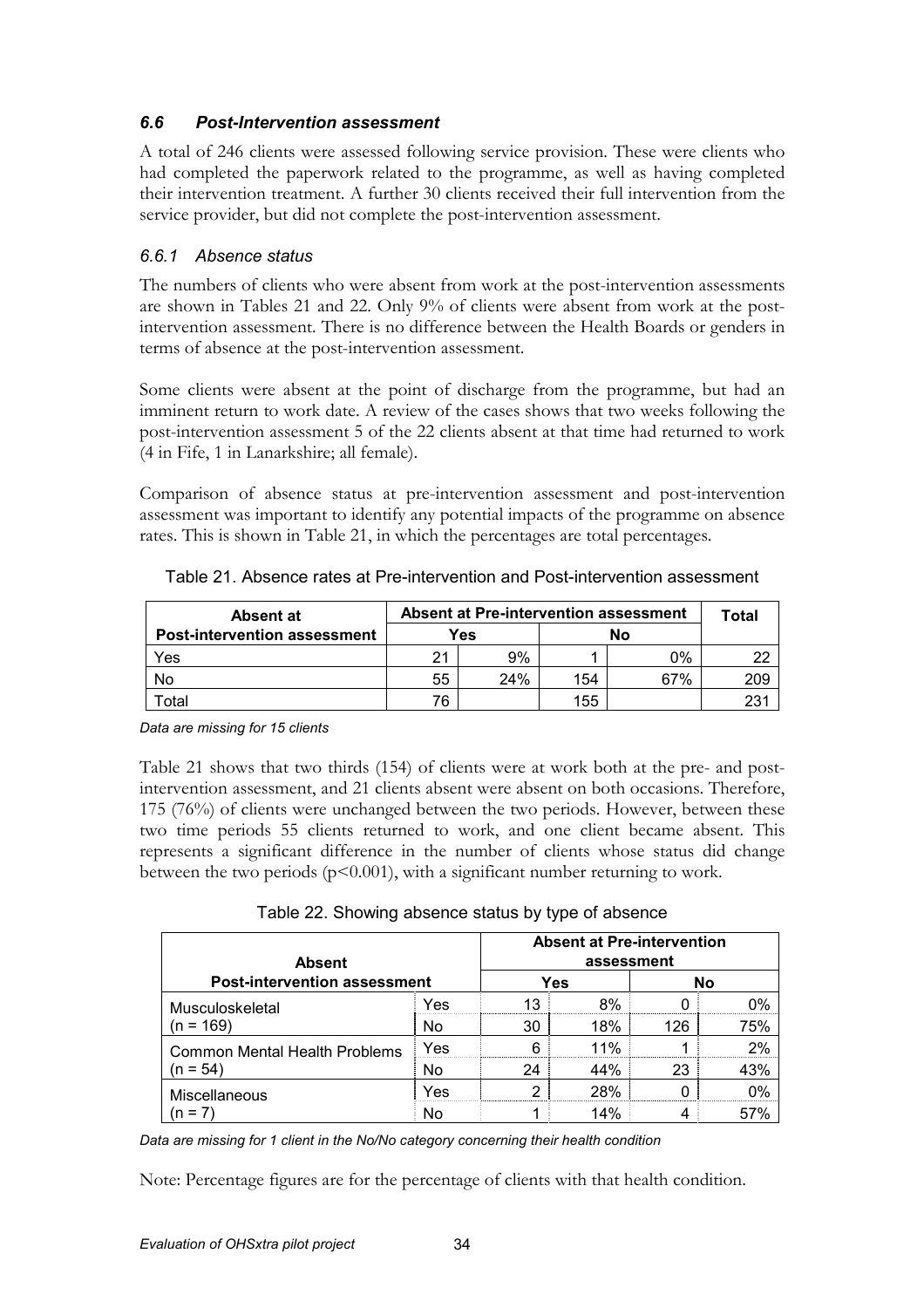### 6.6 Post-Intervention assessment

A total of 246 clients were assessed following service provision. These were clients who had completed the paperwork related to the programme, as well as having completed their intervention treatment. A further 30 clients received their full intervention from the service provider, but did not complete the post-intervention assessment.

#### 6.6.1 Absence status

The numbers of clients who were absent from work at the post-intervention assessments are shown in Tables 21 and 22. Only 9% of clients were absent from work at the post-intervention assessment. There is no difference between the Health Boards or genders in terms of absence at the post-intervention assessment.

Some clients were absent at the point of discharge from the programme, but had an imminent return to work date. A review of the cases shows that two weeks following the post-intervention assessment 5 of the 22 clients absent at that time had returned to work (4 in Fife, 1 in Lanarkshire; all female).

Comparison of absence status at pre-intervention assessment and post-intervention assessment was important to identify any potential impacts of the programme on absence rates. This is shown in Table 21, in which the percentages are total percentages.

Table 21. Absence rates at Pre-intervention and Post-intervention assessment

| Absent at Post-intervention assessment | Absent at Pre-intervention assessment | | | | Total |
|---|---|---|---|---|---|
| | Yes | | No | | |
| Yes | 21 | 9% | 1 | 0% | 22 |
| No | 55 | 24% | 154 | 67% | 209 |
| Total | 76 | | 155 | | 231 |

*Data are missing for 15 clients*

Table 21 shows that two thirds (154) of clients were at work both at the pre- and post-intervention assessment, and 21 clients absent were absent on both occasions. Therefore, 175 (76%) of clients were unchanged between the two periods. However, between these two time periods 55 clients returned to work, and one client became absent. This represents a significant difference in the number of clients whose status did change between the two periods ($p<0.001$), with a significant number returning to work.

Table 22. Showing absence status by type of absence

| Absent Post-intervention assessment | | Absent at Pre-intervention assessment | | | |
|---|---|---|---|---|---|
| | | Yes | | No | |
| Musculoskeletal (n = 169) | Yes | 13 | 8% | 0 | 0% |
| | No | 30 | 18% | 126 | 75% |
| Common Mental Health Problems (n = 54) | Yes | 6 | 11% | 1 | 2% |
| | No | 24 | 44% | 23 | 43% |
| Miscellaneous (n = 7) | Yes | 2 | 28% | 0 | 0% |
| | No | 1 | 14% | 4 | 57% |

*Data are missing for 1 client in the No/No category concerning their health condition*

Note: Percentage figures are for the percentage of clients with that health condition.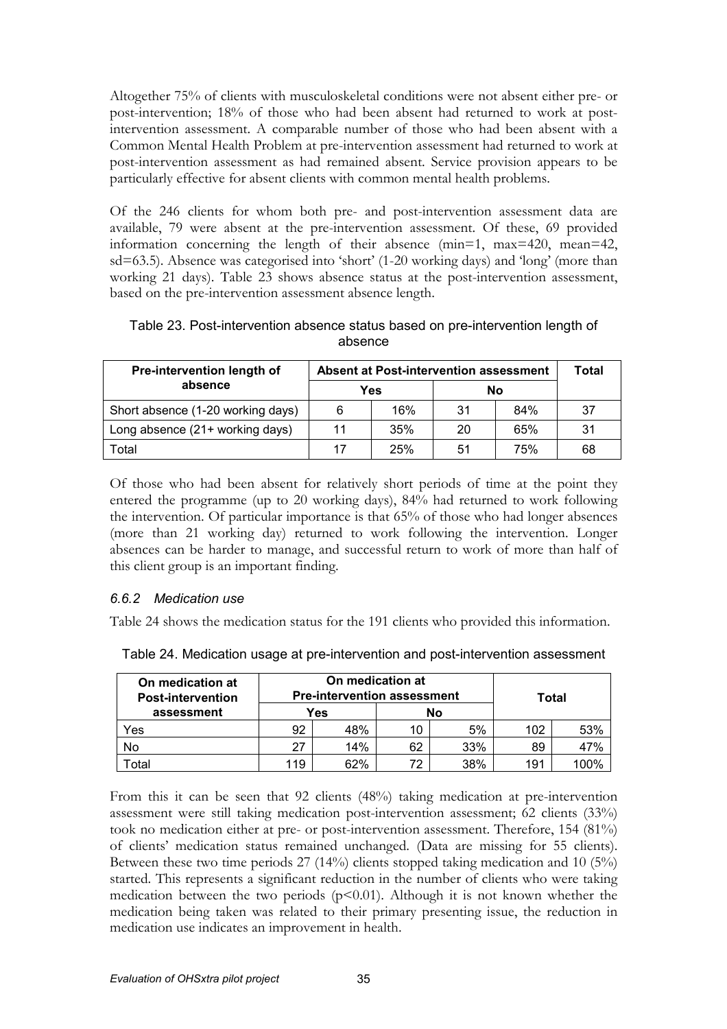Altogether 75% of clients with musculoskeletal conditions were not absent either pre- or post-intervention; 18% of those who had been absent had returned to work at post-intervention assessment. A comparable number of those who had been absent with a Common Mental Health Problem at pre-intervention assessment had returned to work at post-intervention assessment as had remained absent. Service provision appears to be particularly effective for absent clients with common mental health problems.

Of the 246 clients for whom both pre- and post-intervention assessment data are available, 79 were absent at the pre-intervention assessment. Of these, 69 provided information concerning the length of their absence (min=1, max=420, mean=42, sd=63.5). Absence was categorised into 'short' (1-20 working days) and 'long' (more than working 21 days). Table 23 shows absence status at the post-intervention assessment, based on the pre-intervention assessment absence length.

Table 23. Post-intervention absence status based on pre-intervention length of absence

| Pre-intervention length of absence | Absent at Post-intervention assessment | | | | Total |
|---|---|---|---|---|---|
| | Yes | | No | | |
| Short absence (1-20 working days) | 6 | 16% | 31 | 84% | 37 |
| Long absence (21+ working days) | 11 | 35% | 20 | 65% | 31 |
| Total | 17 | 25% | 51 | 75% | 68 |

Of those who had been absent for relatively short periods of time at the point they entered the programme (up to 20 working days), 84% had returned to work following the intervention. Of particular importance is that 65% of those who had longer absences (more than 21 working day) returned to work following the intervention. Longer absences can be harder to manage, and successful return to work of more than half of this client group is an important finding.

### *6.6.2 Medication use*

Table 24 shows the medication status for the 191 clients who provided this information.

Table 24. Medication usage at pre-intervention and post-intervention assessment

| On medication at Post-intervention assessment | On medication at Pre-intervention assessment | | | | Total | |
|---|---|---|---|---|---|---|
| | Yes | | No | | | |
| Yes | 92 | 48% | 10 | 5% | 102 | 53% |
| No | 27 | 14% | 62 | 33% | 89 | 47% |
| Total | 119 | 62% | 72 | 38% | 191 | 100% |

From this it can be seen that 92 clients (48%) taking medication at pre-intervention assessment were still taking medication post-intervention assessment; 62 clients (33%) took no medication either at pre- or post-intervention assessment. Therefore, 154 (81%) of clients' medication status remained unchanged. (Data are missing for 55 clients). Between these two time periods 27 (14%) clients stopped taking medication and 10 (5%) started. This represents a significant reduction in the number of clients who were taking medication between the two periods ($p<0.01$). Although it is not known whether the medication being taken was related to their primary presenting issue, the reduction in medication use indicates an improvement in health.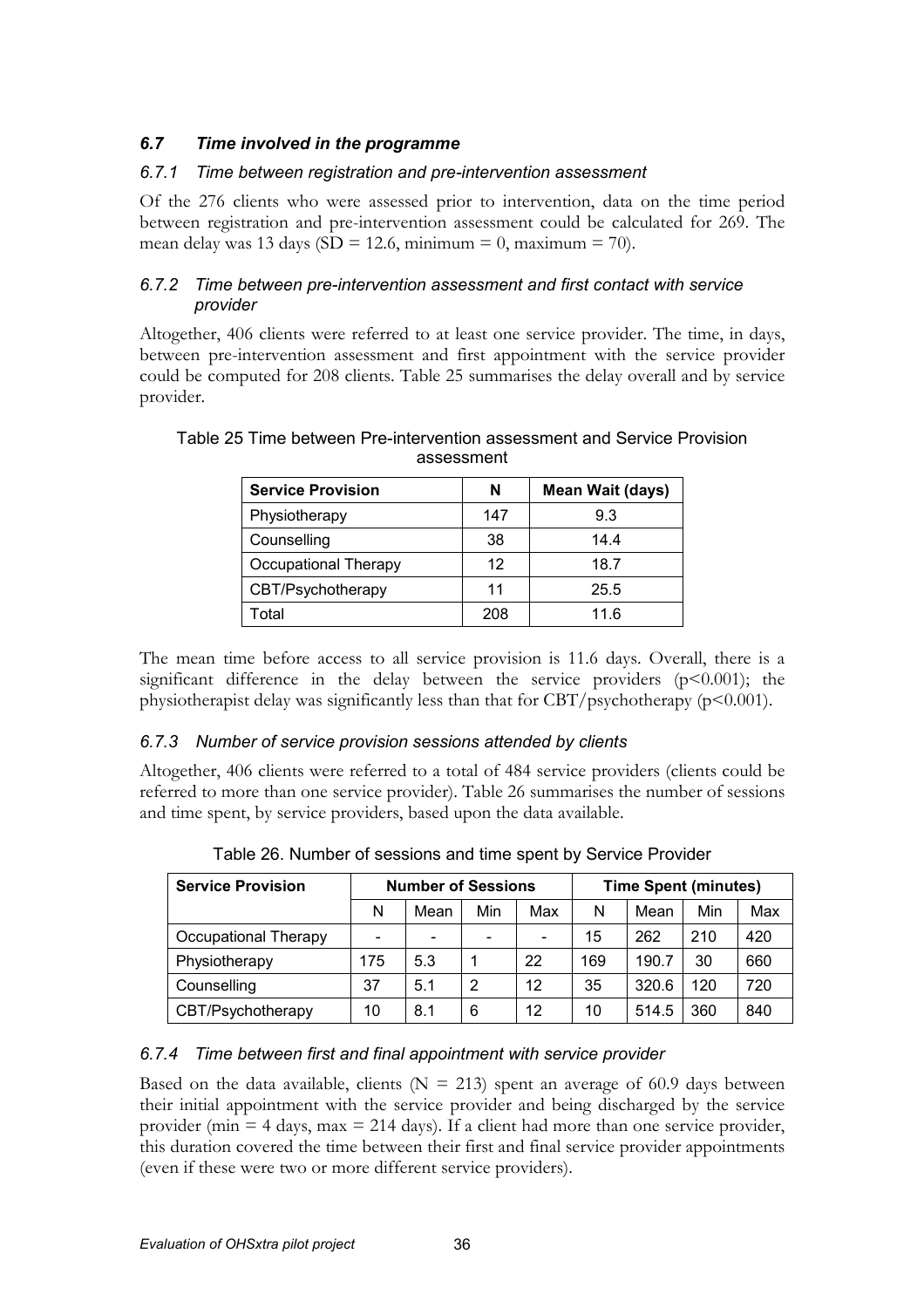## *6.7 Time involved in the programme*

### *6.7.1 Time between registration and pre-intervention assessment*

Of the 276 clients who were assessed prior to intervention, data on the time period between registration and pre-intervention assessment could be calculated for 269. The mean delay was 13 days (SD = 12.6, minimum = 0, maximum = 70).

### *6.7.2 Time between pre-intervention assessment and first contact with service provider*

Altogether, 406 clients were referred to at least one service provider. The time, in days, between pre-intervention assessment and first appointment with the service provider could be computed for 208 clients. Table 25 summarises the delay overall and by service provider.

Table 25 Time between Pre-intervention assessment and Service Provision assessment

| Service Provision | N | Mean Wait (days) |
|---|---|---|
| Physiotherapy | 147 | 9.3 |
| Counselling | 38 | 14.4 |
| Occupational Therapy | 12 | 18.7 |
| CBT/Psychotherapy | 11 | 25.5 |
| Total | 208 | 11.6 |

The mean time before access to all service provision is 11.6 days. Overall, there is a significant difference in the delay between the service providers ($p<0.001$); the physiotherapist delay was significantly less than that for CBT/psychotherapy ($p<0.001$).

### *6.7.3 Number of service provision sessions attended by clients*

Altogether, 406 clients were referred to a total of 484 service providers (clients could be referred to more than one service provider). Table 26 summarises the number of sessions and time spent, by service providers, based upon the data available.

Table 26. Number of sessions and time spent by Service Provider

| Service Provision | Number of Sessions | | | | Time Spent (minutes) | | | |
|---|---|---|---|---|---|---|---|---|
| | N | Mean | Min | Max | N | Mean | Min | Max |
| Occupational Therapy | - | - | - | - | 15 | 262 | 210 | 420 |
| Physiotherapy | 175 | 5.3 | 1 | 22 | 169 | 190.7 | 30 | 660 |
| Counselling | 37 | 5.1 | 2 | 12 | 35 | 320.6 | 120 | 720 |
| CBT/Psychotherapy | 10 | 8.1 | 6 | 12 | 10 | 514.5 | 360 | 840 |

### *6.7.4 Time between first and final appointment with service provider*

Based on the data available, clients (N = 213) spent an average of 60.9 days between their initial appointment with the service provider and being discharged by the service provider (min = 4 days, max = 214 days). If a client had more than one service provider, this duration covered the time between their first and final service provider appointments (even if these were two or more different service providers).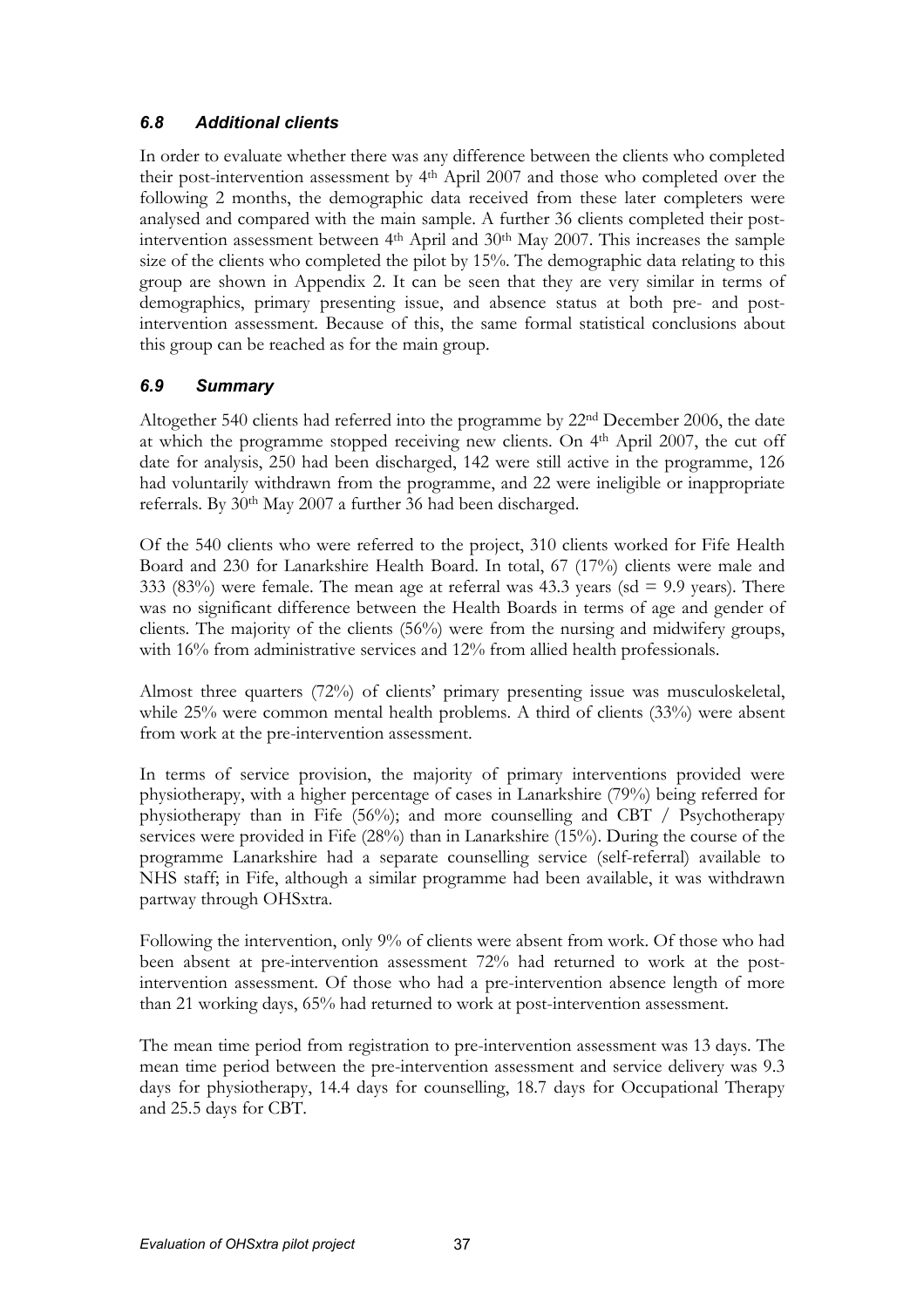### *6.8 Additional clients*

In order to evaluate whether there was any difference between the clients who completed their post-intervention assessment by 4th April 2007 and those who completed over the following 2 months, the demographic data received from these later completers were analysed and compared with the main sample. A further 36 clients completed their post-intervention assessment between 4th April and 30th May 2007. This increases the sample size of the clients who completed the pilot by 15%. The demographic data relating to this group are shown in Appendix 2. It can be seen that they are very similar in terms of demographics, primary presenting issue, and absence status at both pre- and post-intervention assessment. Because of this, the same formal statistical conclusions about this group can be reached as for the main group.

### *6.9 Summary*

Altogether 540 clients had referred into the programme by 22nd December 2006, the date at which the programme stopped receiving new clients. On 4th April 2007, the cut off date for analysis, 250 had been discharged, 142 were still active in the programme, 126 had voluntarily withdrawn from the programme, and 22 were ineligible or inappropriate referrals. By 30th May 2007 a further 36 had been discharged.

Of the 540 clients who were referred to the project, 310 clients worked for Fife Health Board and 230 for Lanarkshire Health Board. In total, 67 (17%) clients were male and 333 (83%) were female. The mean age at referral was 43.3 years (sd = 9.9 years). There was no significant difference between the Health Boards in terms of age and gender of clients. The majority of the clients (56%) were from the nursing and midwifery groups, with 16% from administrative services and 12% from allied health professionals.

Almost three quarters (72%) of clients' primary presenting issue was musculoskeletal, while 25% were common mental health problems. A third of clients (33%) were absent from work at the pre-intervention assessment.

In terms of service provision, the majority of primary interventions provided were physiotherapy, with a higher percentage of cases in Lanarkshire (79%) being referred for physiotherapy than in Fife (56%); and more counselling and CBT / Psychotherapy services were provided in Fife (28%) than in Lanarkshire (15%). During the course of the programme Lanarkshire had a separate counselling service (self-referral) available to NHS staff; in Fife, although a similar programme had been available, it was withdrawn partway through OHSxtra.

Following the intervention, only 9% of clients were absent from work. Of those who had been absent at pre-intervention assessment 72% had returned to work at the post-intervention assessment. Of those who had a pre-intervention absence length of more than 21 working days, 65% had returned to work at post-intervention assessment.

The mean time period from registration to pre-intervention assessment was 13 days. The mean time period between the pre-intervention assessment and service delivery was 9.3 days for physiotherapy, 14.4 days for counselling, 18.7 days for Occupational Therapy and 25.5 days for CBT.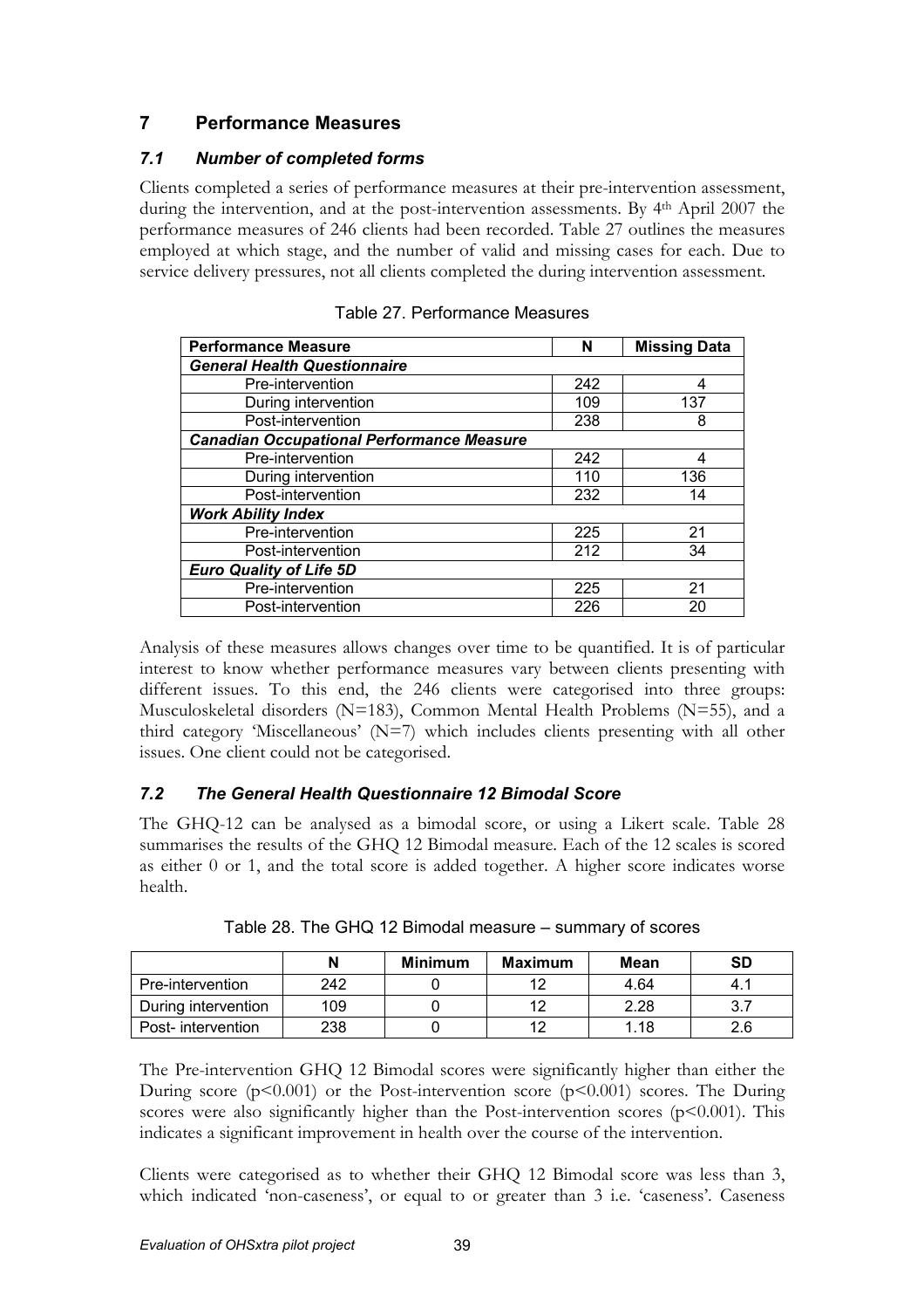## 7 Performance Measures

### *7.1 Number of completed forms*

Clients completed a series of performance measures at their pre-intervention assessment, during the intervention, and at the post-intervention assessments. By 4th April 2007 the performance measures of 246 clients had been recorded. Table 27 outlines the measures employed at which stage, and the number of valid and missing cases for each. Due to service delivery pressures, not all clients completed the during intervention assessment.

Table 27. Performance Measures

| Performance Measure | N | Missing Data |
|---|---|---|
| ***General Health Questionnaire*** | | |
| Pre-intervention | 242 | 4 |
| During intervention | 109 | 137 |
| Post-intervention | 238 | 8 |
| ***Canadian Occupational Performance Measure*** | | |
| Pre-intervention | 242 | 4 |
| During intervention | 110 | 136 |
| Post-intervention | 232 | 14 |
| ***Work Ability Index*** | | |
| Pre-intervention | 225 | 21 |
| Post-intervention | 212 | 34 |
| ***Euro Quality of Life 5D*** | | |
| Pre-intervention | 225 | 21 |
| Post-intervention | 226 | 20 |

Analysis of these measures allows changes over time to be quantified. It is of particular interest to know whether performance measures vary between clients presenting with different issues. To this end, the 246 clients were categorised into three groups: Musculoskeletal disorders (N=183), Common Mental Health Problems (N=55), and a third category 'Miscellaneous' (N=7) which includes clients presenting with all other issues. One client could not be categorised.

### *7.2 The General Health Questionnaire 12 Bimodal Score*

The GHQ-12 can be analysed as a bimodal score, or using a Likert scale. Table 28 summarises the results of the GHQ 12 Bimodal measure. Each of the 12 scales is scored as either 0 or 1, and the total score is added together. A higher score indicates worse health.

Table 28. The GHQ 12 Bimodal measure – summary of scores

| | N | Minimum | Maximum | Mean | SD |
|---|---|---|---|---|---|
| Pre-intervention | 242 | 0 | 12 | 4.64 | 4.1 |
| During intervention | 109 | 0 | 12 | 2.28 | 3.7 |
| Post- intervention | 238 | 0 | 12 | 1.18 | 2.6 |

The Pre-intervention GHQ 12 Bimodal scores were significantly higher than either the During score ($p<0.001$) or the Post-intervention score ($p<0.001$) scores. The During scores were also significantly higher than the Post-intervention scores ($p<0.001$). This indicates a significant improvement in health over the course of the intervention.

Clients were categorised as to whether their GHQ 12 Bimodal score was less than 3, which indicated 'non-caseness', or equal to or greater than 3 i.e. 'caseness'. Caseness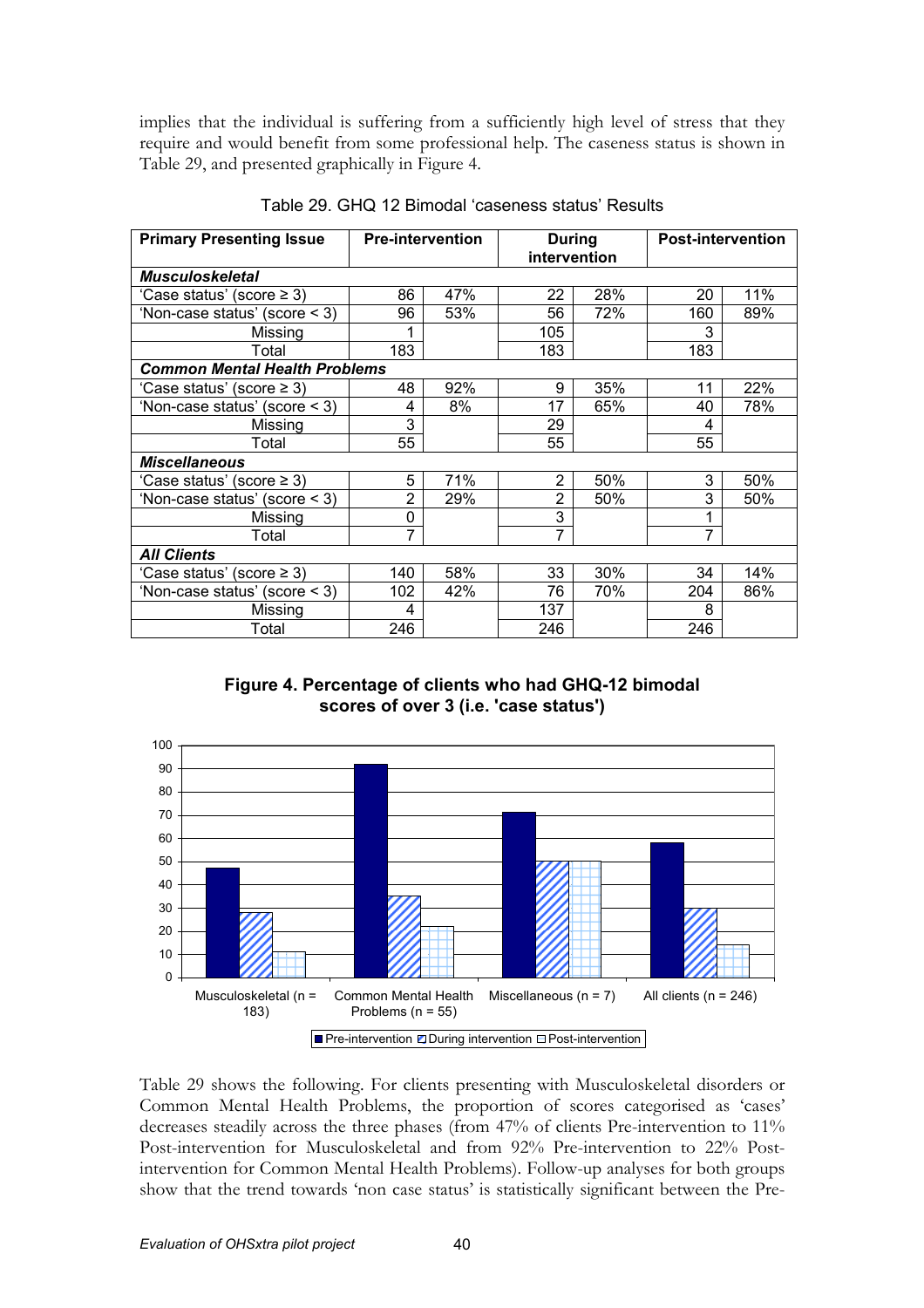implies that the individual is suffering from a sufficiently high level of stress that they require and would benefit from some professional help. The caseness status is shown in Table 29, and presented graphically in Figure 4.

Table 29. GHQ 12 Bimodal 'caseness status' Results

| Primary Presenting Issue | Pre-intervention | | During intervention | | Post-intervention | |
|---|---|---|---|---|---|---|
| ***Musculoskeletal*** | | | | | | |
| 'Case status' (score ≥ 3) | 86 | 47% | 22 | 28% | 20 | 11% |
| 'Non-case status' (score < 3) | 96 | 53% | 56 | 72% | 160 | 89% |
| Missing | 1 | | 105 | | 3 | |
| Total | 183 | | 183 | | 183 | |
| ***Common Mental Health Problems*** | | | | | | |
| 'Case status' (score ≥ 3) | 48 | 92% | 9 | 35% | 11 | 22% |
| 'Non-case status' (score < 3) | 4 | 8% | 17 | 65% | 40 | 78% |
| Missing | 3 | | 29 | | 4 | |
| Total | 55 | | 55 | | 55 | |
| ***Miscellaneous*** | | | | | | |
| 'Case status' (score ≥ 3) | 5 | 71% | 2 | 50% | 3 | 50% |
| 'Non-case status' (score < 3) | 2 | 29% | 2 | 50% | 3 | 50% |
| Missing | 0 | | 3 | | 1 | |
| Total | 7 | | 7 | | 7 | |
| ***All Clients*** | | | | | | |
| 'Case status' (score ≥ 3) | 140 | 58% | 33 | 30% | 34 | 14% |
| 'Non-case status' (score < 3) | 102 | 42% | 76 | 70% | 204 | 86% |
| Missing | 4 | | 137 | | 8 | |
| Total | 246 | | 246 | | 246 | |

**Figure 4. Percentage of clients who had GHQ-12 bimodal scores of over 3 (i.e. 'case status')**

| | Pre-intervention | During intervention | Post-intervention |
|---|---|---|---|
| Musculoskeletal (n = 183) | 47 | 28 | 11 |
| Common Mental Health Problems (n = 55) | 92 | 35 | 22 |
| Miscellaneous (n = 7) | 71 | 50 | 50 |
| All clients (n = 246) | 58 | 30 | 14 |

Table 29 shows the following. For clients presenting with Musculoskeletal disorders or Common Mental Health Problems, the proportion of scores categorised as 'cases' decreases steadily across the three phases (from 47% of clients Pre-intervention to 11% Post-intervention for Musculoskeletal and from 92% Pre-intervention to 22% Post-intervention for Common Mental Health Problems). Follow-up analyses for both groups show that the trend towards 'non case status' is statistically significant between the Pre-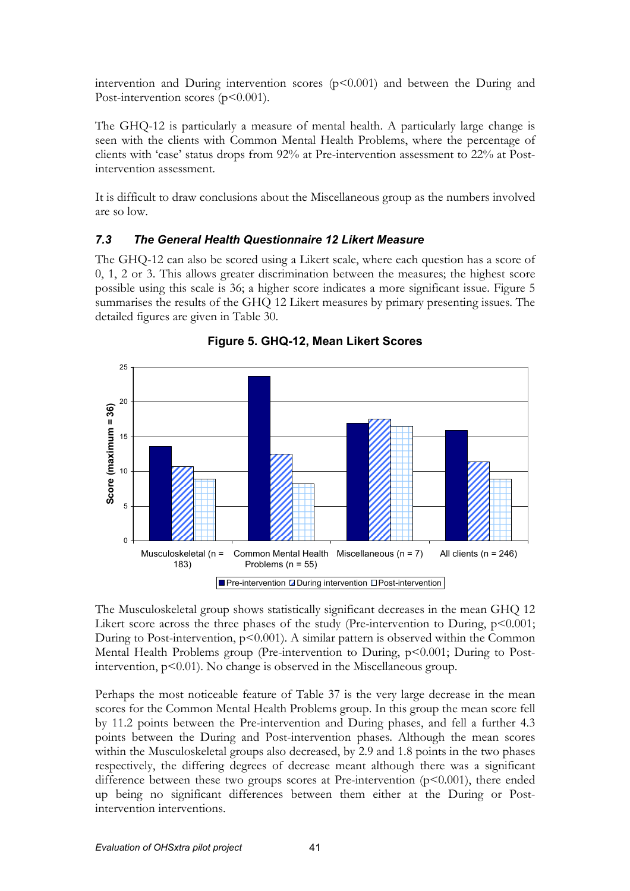intervention and During intervention scores ($p<0.001$) and between the During and Post-intervention scores ($p<0.001$).

The GHQ-12 is particularly a measure of mental health. A particularly large change is seen with the clients with Common Mental Health Problems, where the percentage of clients with 'case' status drops from 92% at Pre-intervention assessment to 22% at Post-intervention assessment.

It is difficult to draw conclusions about the Miscellaneous group as the numbers involved are so low.

### *7.3 The General Health Questionnaire 12 Likert Measure*

The GHQ-12 can also be scored using a Likert scale, where each question has a score of 0, 1, 2 or 3. This allows greater discrimination between the measures; the highest score possible using this scale is 36; a higher score indicates a more significant issue. Figure 5 summarises the results of the GHQ 12 Likert measures by primary presenting issues. The detailed figures are given in Table 30.

**Figure 5. GHQ-12, Mean Likert Scores**

The Musculoskeletal group shows statistically significant decreases in the mean GHQ 12 Likert score across the three phases of the study (Pre-intervention to During, $p<0.001$; During to Post-intervention, $p<0.001$). A similar pattern is observed within the Common Mental Health Problems group (Pre-intervention to During, $p<0.001$; During to Post-intervention, $p<0.01$). No change is observed in the Miscellaneous group.

Perhaps the most noticeable feature of Table 37 is the very large decrease in the mean scores for the Common Mental Health Problems group. In this group the mean score fell by 11.2 points between the Pre-intervention and During phases, and fell a further 4.3 points between the During and Post-intervention phases. Although the mean scores within the Musculoskeletal groups also decreased, by 2.9 and 1.8 points in the two phases respectively, the differing degrees of decrease meant although there was a significant difference between these two groups scores at Pre-intervention ($p<0.001$), there ended up being no significant differences between them either at the During or Post-intervention interventions.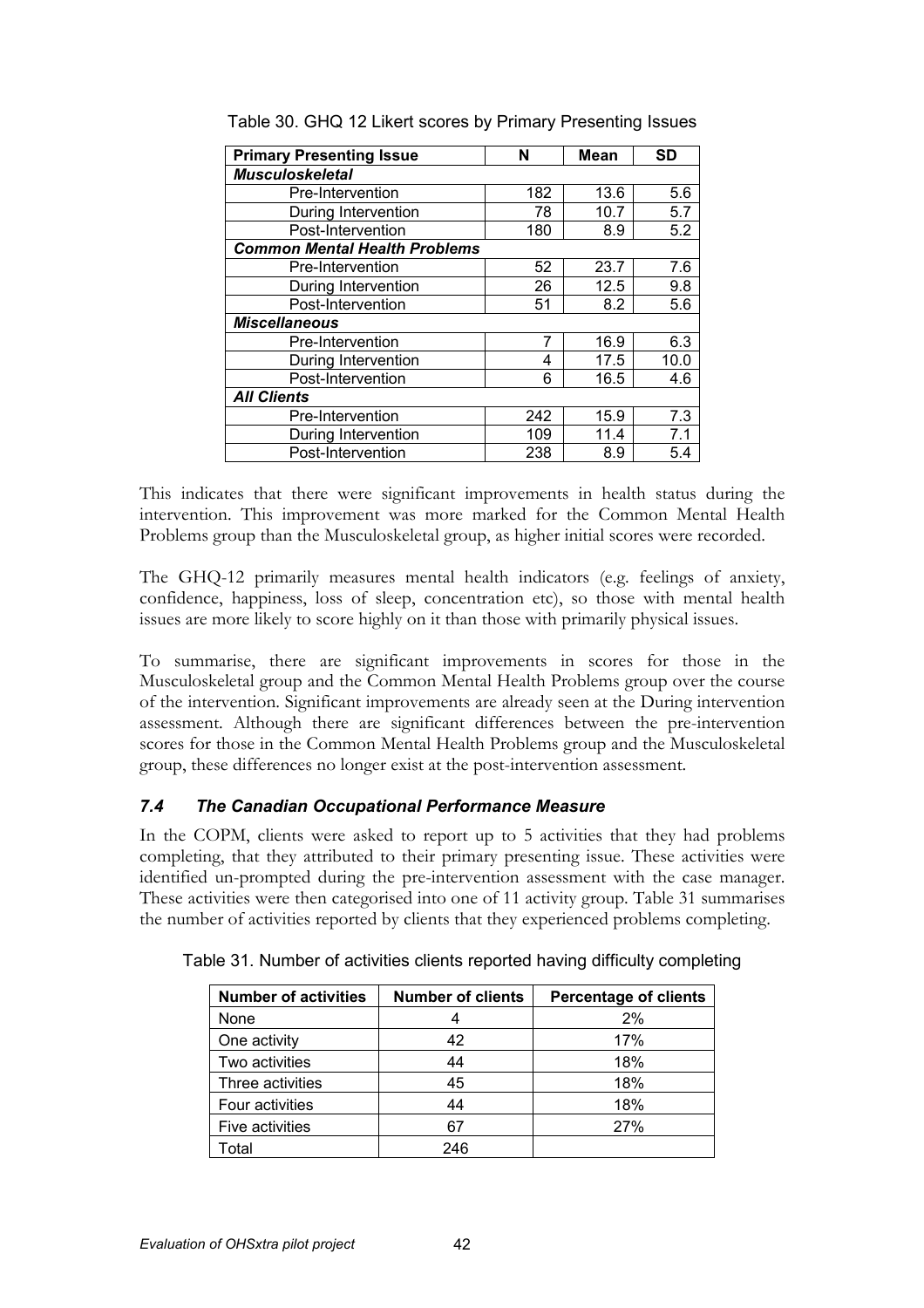Table 30. GHQ 12 Likert scores by Primary Presenting Issues

| Primary Presenting Issue | N | Mean | SD |
|---|---|---|---|
| ***Musculoskeletal*** | | | |
| Pre-Intervention | 182 | 13.6 | 5.6 |
| During Intervention | 78 | 10.7 | 5.7 |
| Post-Intervention | 180 | 8.9 | 5.2 |
| ***Common Mental Health Problems*** | | | |
| Pre-Intervention | 52 | 23.7 | 7.6 |
| During Intervention | 26 | 12.5 | 9.8 |
| Post-Intervention | 51 | 8.2 | 5.6 |
| ***Miscellaneous*** | | | |
| Pre-Intervention | 7 | 16.9 | 6.3 |
| During Intervention | 4 | 17.5 | 10.0 |
| Post-Intervention | 6 | 16.5 | 4.6 |
| ***All Clients*** | | | |
| Pre-Intervention | 242 | 15.9 | 7.3 |
| During Intervention | 109 | 11.4 | 7.1 |
| Post-Intervention | 238 | 8.9 | 5.4 |

This indicates that there were significant improvements in health status during the intervention. This improvement was more marked for the Common Mental Health Problems group than the Musculoskeletal group, as higher initial scores were recorded.

The GHQ-12 primarily measures mental health indicators (e.g. feelings of anxiety, confidence, happiness, loss of sleep, concentration etc), so those with mental health issues are more likely to score highly on it than those with primarily physical issues.

To summarise, there are significant improvements in scores for those in the Musculoskeletal group and the Common Mental Health Problems group over the course of the intervention. Significant improvements are already seen at the During intervention assessment. Although there are significant differences between the pre-intervention scores for those in the Common Mental Health Problems group and the Musculoskeletal group, these differences no longer exist at the post-intervention assessment.

### *7.4 The Canadian Occupational Performance Measure*

In the COPM, clients were asked to report up to 5 activities that they had problems completing, that they attributed to their primary presenting issue. These activities were identified un-prompted during the pre-intervention assessment with the case manager. These activities were then categorised into one of 11 activity group. Table 31 summarises the number of activities reported by clients that they experienced problems completing.

Table 31. Number of activities clients reported having difficulty completing

| Number of activities | Number of clients | Percentage of clients |
|---|---|---|
| None | 4 | 2% |
| One activity | 42 | 17% |
| Two activities | 44 | 18% |
| Three activities | 45 | 18% |
| Four activities | 44 | 18% |
| Five activities | 67 | 27% |
| Total | 246 | |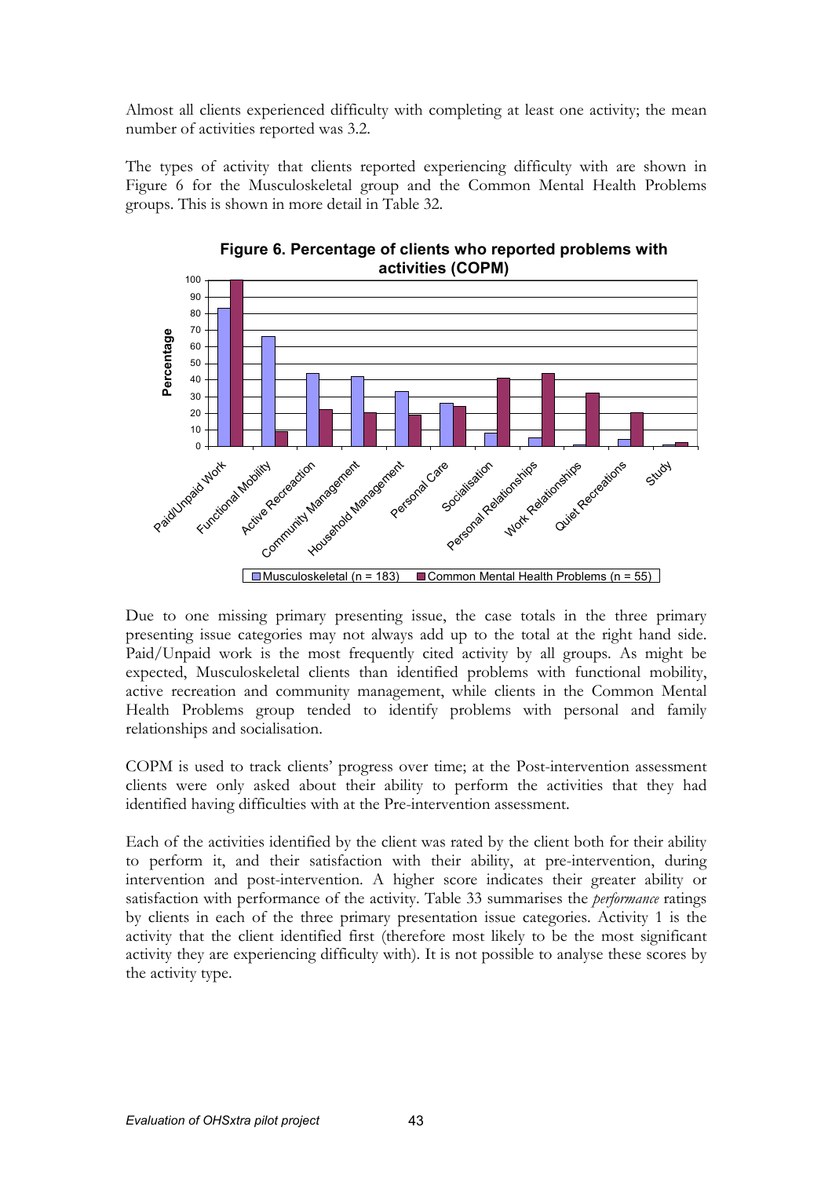Almost all clients experienced difficulty with completing at least one activity; the mean number of activities reported was 3.2.

The types of activity that clients reported experiencing difficulty with are shown in Figure 6 for the Musculoskeletal group and the Common Mental Health Problems groups. This is shown in more detail in Table 32.

**Figure 6. Percentage of clients who reported problems with activities (COPM)**

Due to one missing primary presenting issue, the case totals in the three primary presenting issue categories may not always add up to the total at the right hand side. Paid/Unpaid work is the most frequently cited activity by all groups. As might be expected, Musculoskeletal clients than identified problems with functional mobility, active recreation and community management, while clients in the Common Mental Health Problems group tended to identify problems with personal and family relationships and socialisation.

COPM is used to track clients' progress over time; at the Post-intervention assessment clients were only asked about their ability to perform the activities that they had identified having difficulties with at the Pre-intervention assessment.

Each of the activities identified by the client was rated by the client both for their ability to perform it, and their satisfaction with their ability, at pre-intervention, during intervention and post-intervention. A higher score indicates their greater ability or satisfaction with performance of the activity. Table 33 summarises the *performance* ratings by clients in each of the three primary presentation issue categories. Activity 1 is the activity that the client identified first (therefore most likely to be the most significant activity they are experiencing difficulty with). It is not possible to analyse these scores by the activity type.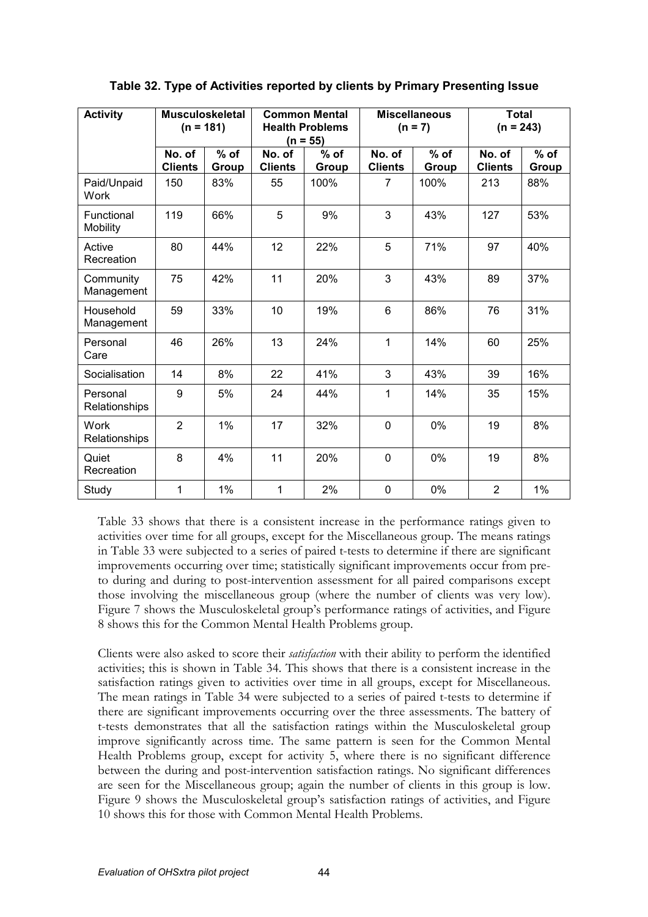**Table 32. Type of Activities reported by clients by Primary Presenting Issue**

| Activity | Musculoskeletal (n = 181) | | Common Mental Health Problems (n = 55) | | Miscellaneous (n = 7) | | Total (n = 243) | |
|---|---|---|---|---|---|---|---|---|
| | No. of Clients | % of Group | No. of Clients | % of Group | No. of Clients | % of Group | No. of Clients | % of Group |
| Paid/Unpaid Work | 150 | 83% | 55 | 100% | 7 | 100% | 213 | 88% |
| Functional Mobility | 119 | 66% | 5 | 9% | 3 | 43% | 127 | 53% |
| Active Recreation | 80 | 44% | 12 | 22% | 5 | 71% | 97 | 40% |
| Community Management | 75 | 42% | 11 | 20% | 3 | 43% | 89 | 37% |
| Household Management | 59 | 33% | 10 | 19% | 6 | 86% | 76 | 31% |
| Personal Care | 46 | 26% | 13 | 24% | 1 | 14% | 60 | 25% |
| Socialisation | 14 | 8% | 22 | 41% | 3 | 43% | 39 | 16% |
| Personal Relationships | 9 | 5% | 24 | 44% | 1 | 14% | 35 | 15% |
| Work Relationships | 2 | 1% | 17 | 32% | 0 | 0% | 19 | 8% |
| Quiet Recreation | 8 | 4% | 11 | 20% | 0 | 0% | 19 | 8% |
| Study | 1 | 1% | 1 | 2% | 0 | 0% | 2 | 1% |

Table 33 shows that there is a consistent increase in the performance ratings given to activities over time for all groups, except for the Miscellaneous group. The means ratings in Table 33 were subjected to a series of paired t-tests to determine if there are significant improvements occurring over time; statistically significant improvements occur from pre- to during and during to post-intervention assessment for all paired comparisons except those involving the miscellaneous group (where the number of clients was very low). Figure 7 shows the Musculoskeletal group's performance ratings of activities, and Figure 8 shows this for the Common Mental Health Problems group.

Clients were also asked to score their *satisfaction* with their ability to perform the identified activities; this is shown in Table 34. This shows that there is a consistent increase in the satisfaction ratings given to activities over time in all groups, except for Miscellaneous. The mean ratings in Table 34 were subjected to a series of paired t-tests to determine if there are significant improvements occurring over the three assessments. The battery of t-tests demonstrates that all the satisfaction ratings within the Musculoskeletal group improve significantly across time. The same pattern is seen for the Common Mental Health Problems group, except for activity 5, where there is no significant difference between the during and post-intervention satisfaction ratings. No significant differences are seen for the Miscellaneous group; again the number of clients in this group is low. Figure 9 shows the Musculoskeletal group's satisfaction ratings of activities, and Figure 10 shows this for those with Common Mental Health Problems.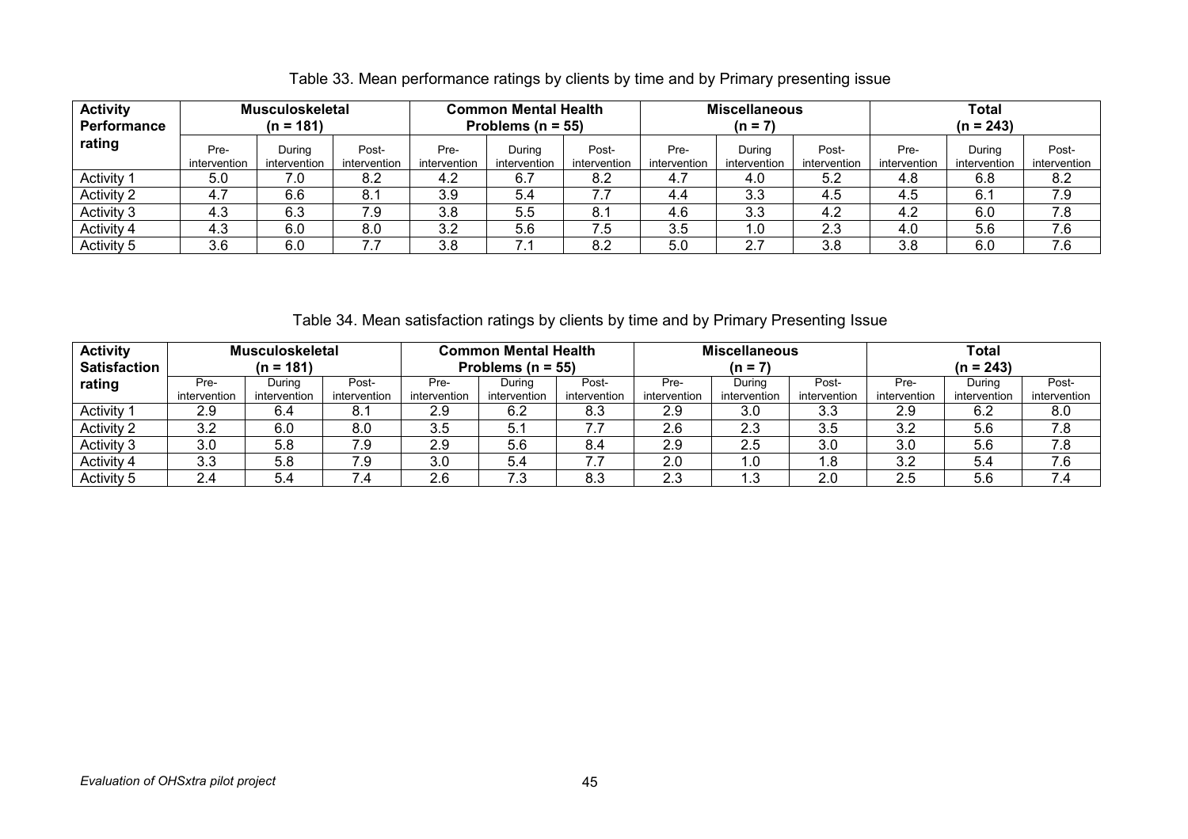Table 33. Mean performance ratings by clients by time and by Primary presenting issue

| Activity Performance rating | Musculoskeletal (n = 181) | | | Common Mental Health Problems (n = 55) | | | Miscellaneous (n = 7) | | | Total (n = 243) | | |
|---|---|---|---|---|---|---|---|---|---|---|---|---|
| | Pre-intervention | During intervention | Post-intervention | Pre-intervention | During intervention | Post-intervention | Pre-intervention | During intervention | Post-intervention | Pre-intervention | During intervention | Post-intervention |
| Activity 1 | 5.0 | 7.0 | 8.2 | 4.2 | 6.7 | 8.2 | 4.7 | 4.0 | 5.2 | 4.8 | 6.8 | 8.2 |
| Activity 2 | 4.7 | 6.6 | 8.1 | 3.9 | 5.4 | 7.7 | 4.4 | 3.3 | 4.5 | 4.5 | 6.1 | 7.9 |
| Activity 3 | 4.3 | 6.3 | 7.9 | 3.8 | 5.5 | 8.1 | 4.6 | 3.3 | 4.2 | 4.2 | 6.0 | 7.8 |
| Activity 4 | 4.3 | 6.0 | 8.0 | 3.2 | 5.6 | 7.5 | 3.5 | 1.0 | 2.3 | 4.0 | 5.6 | 7.6 |
| Activity 5 | 3.6 | 6.0 | 7.7 | 3.8 | 7.1 | 8.2 | 5.0 | 2.7 | 3.8 | 3.8 | 6.0 | 7.6 |

Table 34. Mean satisfaction ratings by clients by time and by Primary Presenting Issue

| Activity Satisfaction rating | Musculoskeletal (n = 181) | | | Common Mental Health Problems (n = 55) | | | Miscellaneous (n = 7) | | | Total (n = 243) | | |
|---|---|---|---|---|---|---|---|---|---|---|---|---|
| | Pre-intervention | During intervention | Post-intervention | Pre-intervention | During intervention | Post-intervention | Pre-intervention | During intervention | Post-intervention | Pre-intervention | During intervention | Post-intervention |
| Activity 1 | 2.9 | 6.4 | 8.1 | 2.9 | 6.2 | 8.3 | 2.9 | 3.0 | 3.3 | 2.9 | 6.2 | 8.0 |
| Activity 2 | 3.2 | 6.0 | 8.0 | 3.5 | 5.1 | 7.7 | 2.6 | 2.3 | 3.5 | 3.2 | 5.6 | 7.8 |
| Activity 3 | 3.0 | 5.8 | 7.9 | 2.9 | 5.6 | 8.4 | 2.9 | 2.5 | 3.0 | 3.0 | 5.6 | 7.8 |
| Activity 4 | 3.3 | 5.8 | 7.9 | 3.0 | 5.4 | 7.7 | 2.0 | 1.0 | 1.8 | 3.2 | 5.4 | 7.6 |
| Activity 5 | 2.4 | 5.4 | 7.4 | 2.6 | 7.3 | 8.3 | 2.3 | 1.3 | 2.0 | 2.5 | 5.6 | 7.4 |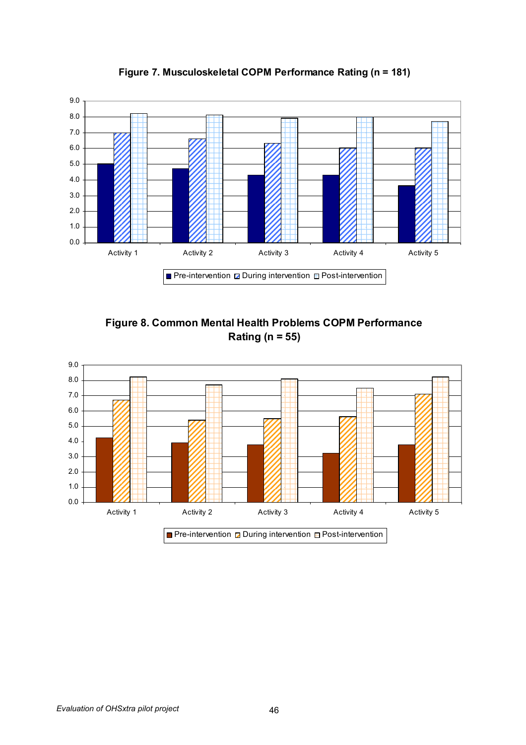**Figure 7. Musculoskeletal COPM Performance Rating (n = 181)**

**Figure 8. Common Mental Health Problems COPM Performance Rating (n = 55)**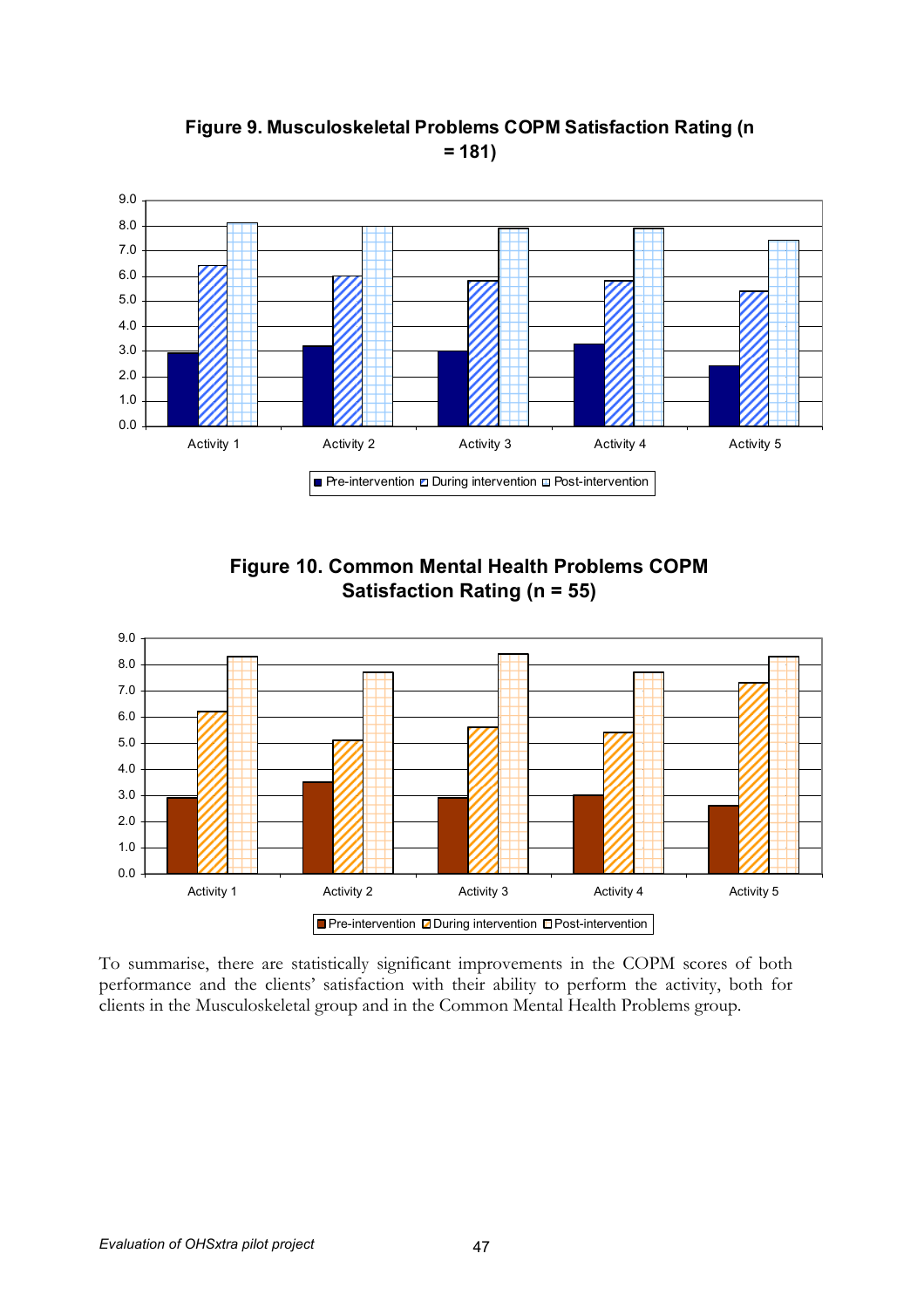**Figure 9. Musculoskeletal Problems COPM Satisfaction Rating (n = 181)**

**Figure 10. Common Mental Health Problems COPM Satisfaction Rating (n = 55)**

To summarise, there are statistically significant improvements in the COPM scores of both performance and the clients' satisfaction with their ability to perform the activity, both for clients in the Musculoskeletal group and in the Common Mental Health Problems group.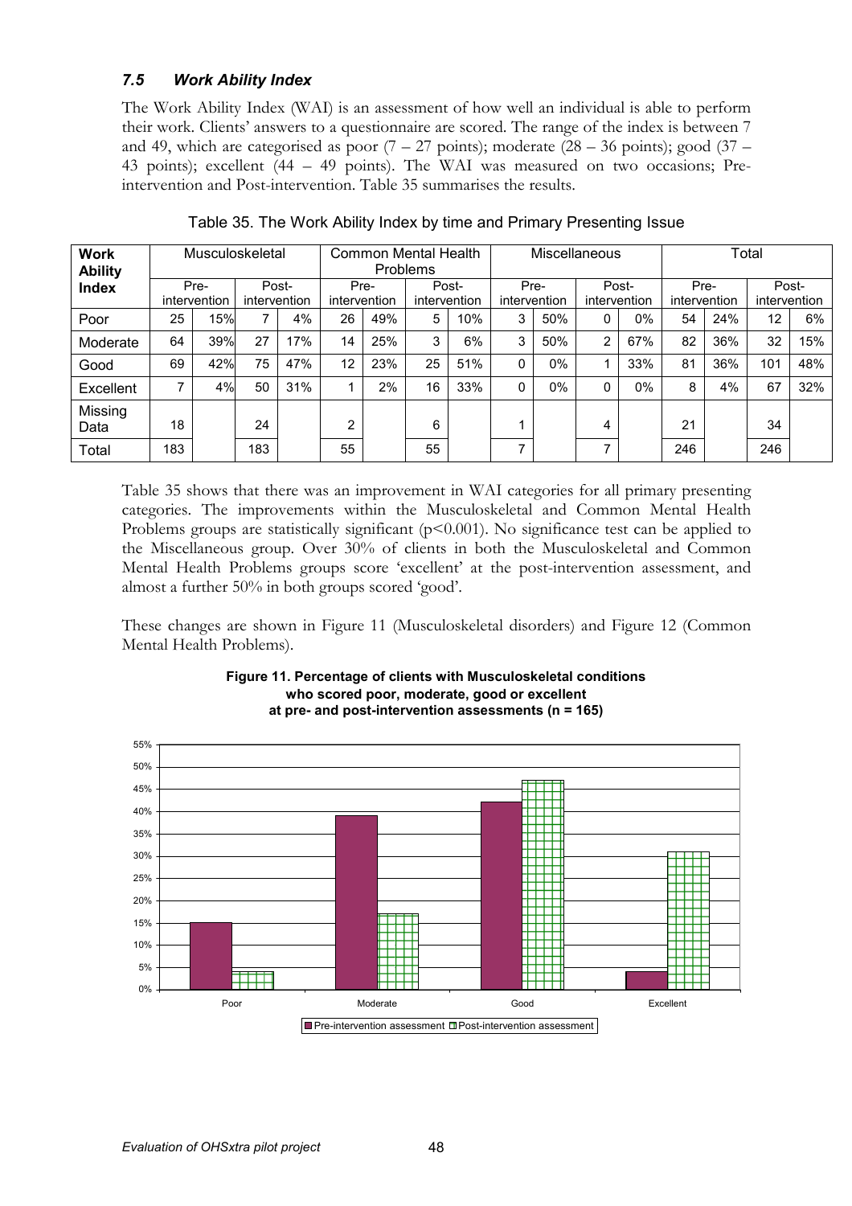### *7.5 Work Ability Index*

The Work Ability Index (WAI) is an assessment of how well an individual is able to perform their work. Clients' answers to a questionnaire are scored. The range of the index is between 7 and 49, which are categorised as poor (7 – 27 points); moderate (28 – 36 points); good (37 – 43 points); excellent (44 – 49 points). The WAI was measured on two occasions; Pre-intervention and Post-intervention. Table 35 summarises the results.

Table 35. The Work Ability Index by time and Primary Presenting Issue

| Work Ability Index | Musculoskeletal | | | | Common Mental Health Problems | | | | Miscellaneous | | | | Total | | | |
|---|---|---|---|---|---|---|---|---|---|---|---|---|---|---|---|---|
| | Pre-intervention | | Post-intervention | | Pre-intervention | | Post-intervention | | Pre-intervention | | Post-intervention | | Pre-intervention | | Post-intervention | |
| Poor | 25 | 15% | 7 | 4% | 26 | 49% | 5 | 10% | 3 | 50% | 0 | 0% | 54 | 24% | 12 | 6% |
| Moderate | 64 | 39% | 27 | 17% | 14 | 25% | 3 | 6% | 3 | 50% | 2 | 67% | 82 | 36% | 32 | 15% |
| Good | 69 | 42% | 75 | 47% | 12 | 23% | 25 | 51% | 0 | 0% | 1 | 33% | 81 | 36% | 101 | 48% |
| Excellent | 7 | 4% | 50 | 31% | 1 | 2% | 16 | 33% | 0 | 0% | 0 | 0% | 8 | 4% | 67 | 32% |
| Missing Data | 18 | | 24 | | 2 | | 6 | | 1 | | 4 | | 21 | | 34 | |
| Total | 183 | | 183 | | 55 | | 55 | | 7 | | 7 | | 246 | | 246 | |

Table 35 shows that there was an improvement in WAI categories for all primary presenting categories. The improvements within the Musculoskeletal and Common Mental Health Problems groups are statistically significant ($p<0.001$). No significance test can be applied to the Miscellaneous group. Over 30% of clients in both the Musculoskeletal and Common Mental Health Problems groups score 'excellent' at the post-intervention assessment, and almost a further 50% in both groups scored 'good'.

These changes are shown in Figure 11 (Musculoskeletal disorders) and Figure 12 (Common Mental Health Problems).

**Figure 11. Percentage of clients with Musculoskeletal conditions who scored poor, moderate, good or excellent at pre- and post-intervention assessments (n = 165)**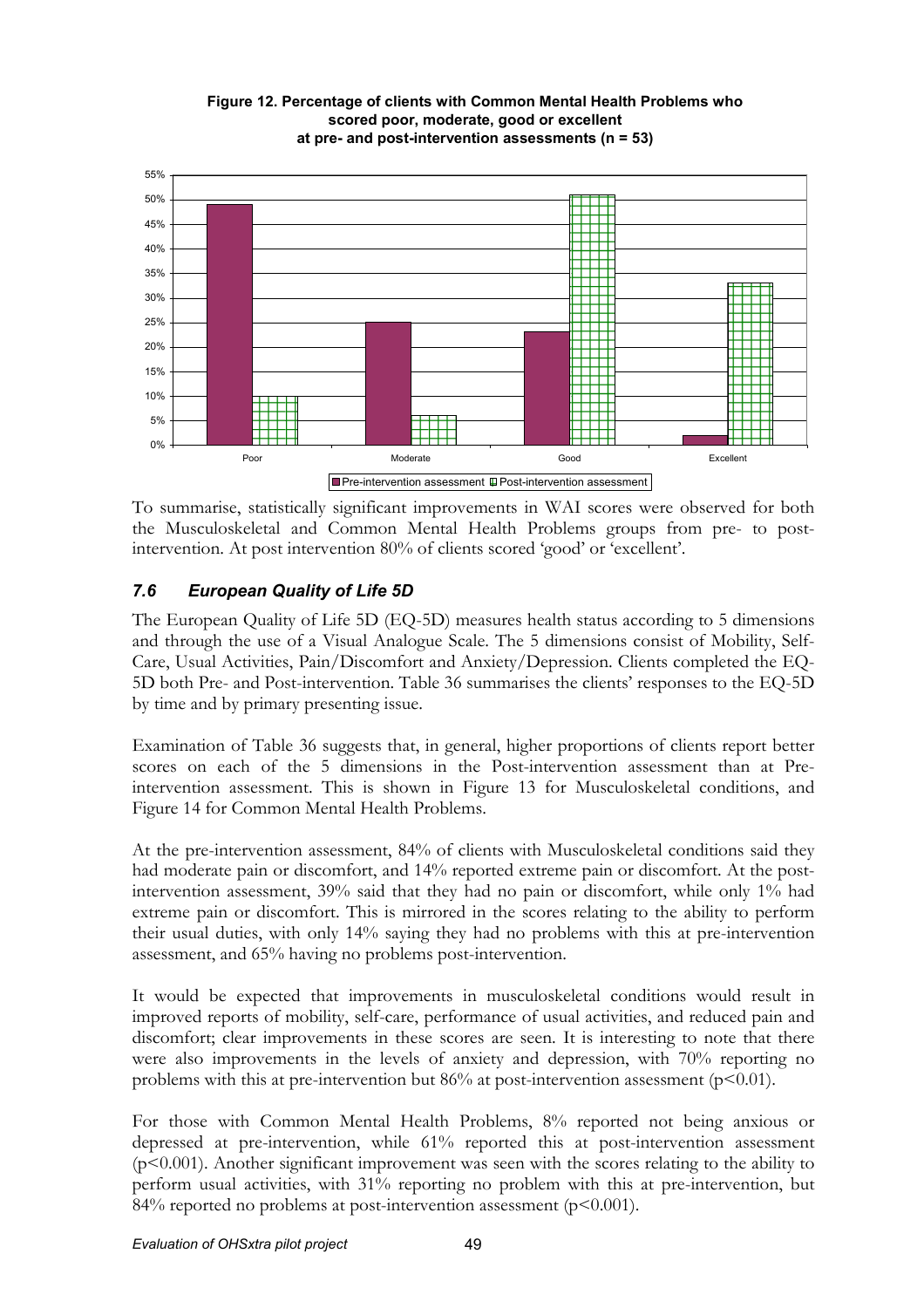**Figure 12. Percentage of clients with Common Mental Health Problems who scored poor, moderate, good or excellent at pre- and post-intervention assessments (n = 53)**

To summarise, statistically significant improvements in WAI scores were observed for both the Musculoskeletal and Common Mental Health Problems groups from pre- to post-intervention. At post intervention 80% of clients scored 'good' or 'excellent'.

## *7.6 European Quality of Life 5D*

The European Quality of Life 5D (EQ-5D) measures health status according to 5 dimensions and through the use of a Visual Analogue Scale. The 5 dimensions consist of Mobility, Self-Care, Usual Activities, Pain/Discomfort and Anxiety/Depression. Clients completed the EQ-5D both Pre- and Post-intervention. Table 36 summarises the clients' responses to the EQ-5D by time and by primary presenting issue.

Examination of Table 36 suggests that, in general, higher proportions of clients report better scores on each of the 5 dimensions in the Post-intervention assessment than at Pre-intervention assessment. This is shown in Figure 13 for Musculoskeletal conditions, and Figure 14 for Common Mental Health Problems.

At the pre-intervention assessment, 84% of clients with Musculoskeletal conditions said they had moderate pain or discomfort, and 14% reported extreme pain or discomfort. At the post-intervention assessment, 39% said that they had no pain or discomfort, while only 1% had extreme pain or discomfort. This is mirrored in the scores relating to the ability to perform their usual duties, with only 14% saying they had no problems with this at pre-intervention assessment, and 65% having no problems post-intervention.

It would be expected that improvements in musculoskeletal conditions would result in improved reports of mobility, self-care, performance of usual activities, and reduced pain and discomfort; clear improvements in these scores are seen. It is interesting to note that there were also improvements in the levels of anxiety and depression, with 70% reporting no problems with this at pre-intervention but 86% at post-intervention assessment ($p<0.01$).

For those with Common Mental Health Problems, 8% reported not being anxious or depressed at pre-intervention, while 61% reported this at post-intervention assessment ($p<0.001$). Another significant improvement was seen with the scores relating to the ability to perform usual activities, with 31% reporting no problem with this at pre-intervention, but 84% reported no problems at post-intervention assessment ($p<0.001$).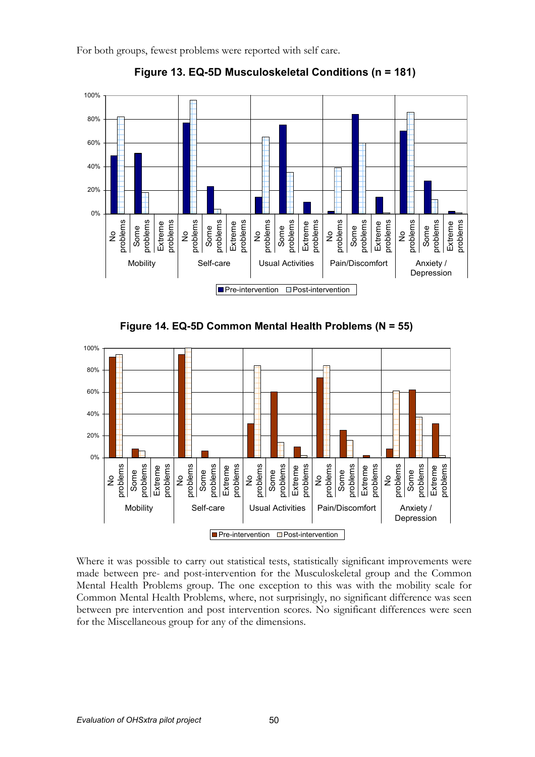For both groups, fewest problems were reported with self care.

**Figure 13. EQ-5D Musculoskeletal Conditions (n = 181)**

**Figure 14. EQ-5D Common Mental Health Problems (N = 55)**

Where it was possible to carry out statistical tests, statistically significant improvements were made between pre- and post-intervention for the Musculoskeletal group and the Common Mental Health Problems group. The one exception to this was with the mobility scale for Common Mental Health Problems, where, not surprisingly, no significant difference was seen between pre intervention and post intervention scores. No significant differences were seen for the Miscellaneous group for any of the dimensions.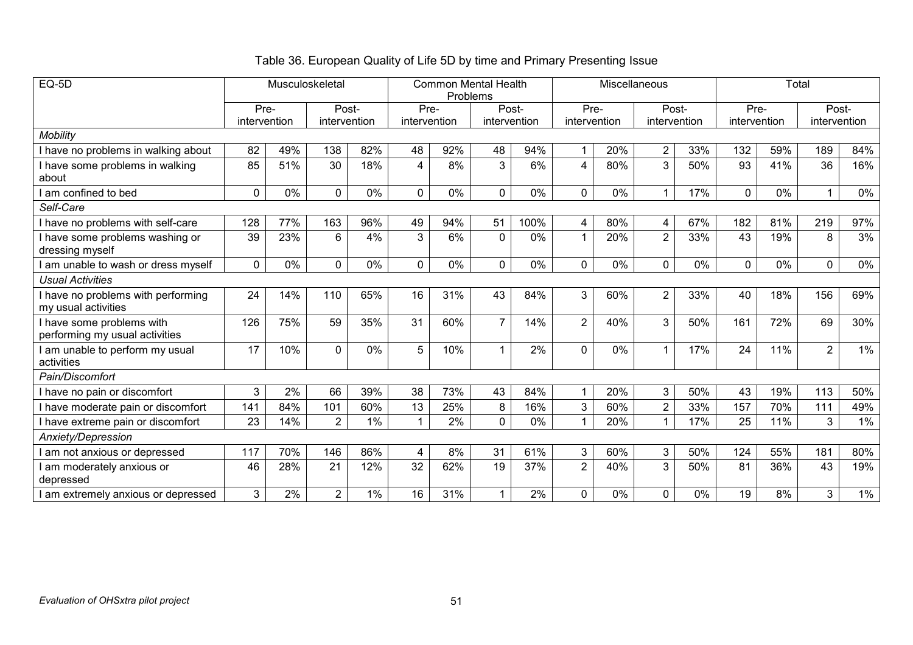Table 36. European Quality of Life 5D by time and Primary Presenting Issue

| EQ-5D | Musculoskeletal | | | | Common Mental Health Problems | | | | Miscellaneous | | | | Total | | | |
|---|---|---|---|---|---|---|---|---|---|---|---|---|---|---|---|---|
| | Pre-intervention | | Post-intervention | | Pre-intervention | | Post-intervention | | Pre-intervention | | Post-intervention | | Pre-intervention | | Post-intervention | |
| *Mobility* | | | | | | | | | | | | | | | | |
| I have no problems in walking about | 82 | 49% | 138 | 82% | 48 | 92% | 48 | 94% | 1 | 20% | 2 | 33% | 132 | 59% | 189 | 84% |
| I have some problems in walking about | 85 | 51% | 30 | 18% | 4 | 8% | 3 | 6% | 4 | 80% | 3 | 50% | 93 | 41% | 36 | 16% |
| I am confined to bed | 0 | 0% | 0 | 0% | 0 | 0% | 0 | 0% | 0 | 0% | 1 | 17% | 0 | 0% | 1 | 0% |
| *Self-Care* | | | | | | | | | | | | | | | | |
| I have no problems with self-care | 128 | 77% | 163 | 96% | 49 | 94% | 51 | 100% | 4 | 80% | 4 | 67% | 182 | 81% | 219 | 97% |
| I have some problems washing or dressing myself | 39 | 23% | 6 | 4% | 3 | 6% | 0 | 0% | 1 | 20% | 2 | 33% | 43 | 19% | 8 | 3% |
| I am unable to wash or dress myself | 0 | 0% | 0 | 0% | 0 | 0% | 0 | 0% | 0 | 0% | 0 | 0% | 0 | 0% | 0 | 0% |
| *Usual Activities* | | | | | | | | | | | | | | | | |
| I have no problems with performing my usual activities | 24 | 14% | 110 | 65% | 16 | 31% | 43 | 84% | 3 | 60% | 2 | 33% | 40 | 18% | 156 | 69% |
| I have some problems with performing my usual activities | 126 | 75% | 59 | 35% | 31 | 60% | 7 | 14% | 2 | 40% | 3 | 50% | 161 | 72% | 69 | 30% |
| I am unable to perform my usual activities | 17 | 10% | 0 | 0% | 5 | 10% | 1 | 2% | 0 | 0% | 1 | 17% | 24 | 11% | 2 | 1% |
| *Pain/Discomfort* | | | | | | | | | | | | | | | | |
| I have no pain or discomfort | 3 | 2% | 66 | 39% | 38 | 73% | 43 | 84% | 1 | 20% | 3 | 50% | 43 | 19% | 113 | 50% |
| I have moderate pain or discomfort | 141 | 84% | 101 | 60% | 13 | 25% | 8 | 16% | 3 | 60% | 2 | 33% | 157 | 70% | 111 | 49% |
| I have extreme pain or discomfort | 23 | 14% | 2 | 1% | 1 | 2% | 0 | 0% | 1 | 20% | 1 | 17% | 25 | 11% | 3 | 1% |
| *Anxiety/Depression* | | | | | | | | | | | | | | | | |
| I am not anxious or depressed | 117 | 70% | 146 | 86% | 4 | 8% | 31 | 61% | 3 | 60% | 3 | 50% | 124 | 55% | 181 | 80% |
| I am moderately anxious or depressed | 46 | 28% | 21 | 12% | 32 | 62% | 19 | 37% | 2 | 40% | 3 | 50% | 81 | 36% | 43 | 19% |
| I am extremely anxious or depressed | 3 | 2% | 2 | 1% | 16 | 31% | 1 | 2% | 0 | 0% | 0 | 0% | 19 | 8% | 3 | 1% |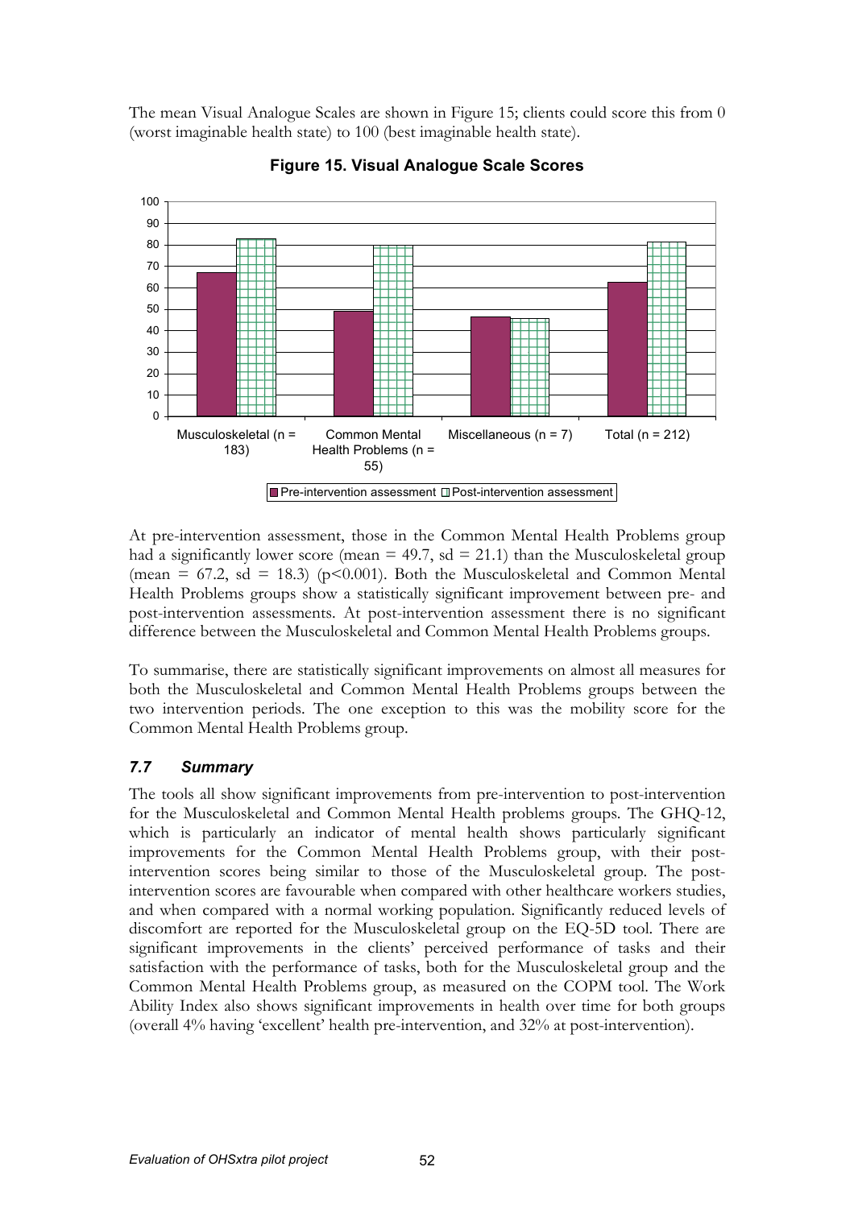The mean Visual Analogue Scales are shown in Figure 15; clients could score this from 0 (worst imaginable health state) to 100 (best imaginable health state).

**Figure 15. Visual Analogue Scale Scores**

At pre-intervention assessment, those in the Common Mental Health Problems group had a significantly lower score (mean = 49.7, sd = 21.1) than the Musculoskeletal group (mean = 67.2, sd = 18.3) ($p<0.001$). Both the Musculoskeletal and Common Mental Health Problems groups show a statistically significant improvement between pre- and post-intervention assessments. At post-intervention assessment there is no significant difference between the Musculoskeletal and Common Mental Health Problems groups.

To summarise, there are statistically significant improvements on almost all measures for both the Musculoskeletal and Common Mental Health Problems groups between the two intervention periods. The one exception to this was the mobility score for the Common Mental Health Problems group.

### *7.7 Summary*

The tools all show significant improvements from pre-intervention to post-intervention for the Musculoskeletal and Common Mental Health problems groups. The GHQ-12, which is particularly an indicator of mental health shows particularly significant improvements for the Common Mental Health Problems group, with their post-intervention scores being similar to those of the Musculoskeletal group. The post-intervention scores are favourable when compared with other healthcare workers studies, and when compared with a normal working population. Significantly reduced levels of discomfort are reported for the Musculoskeletal group on the EQ-5D tool. There are significant improvements in the clients' perceived performance of tasks and their satisfaction with the performance of tasks, both for the Musculoskeletal group and the Common Mental Health Problems group, as measured on the COPM tool. The Work Ability Index also shows significant improvements in health over time for both groups (overall 4% having 'excellent' health pre-intervention, and 32% at post-intervention).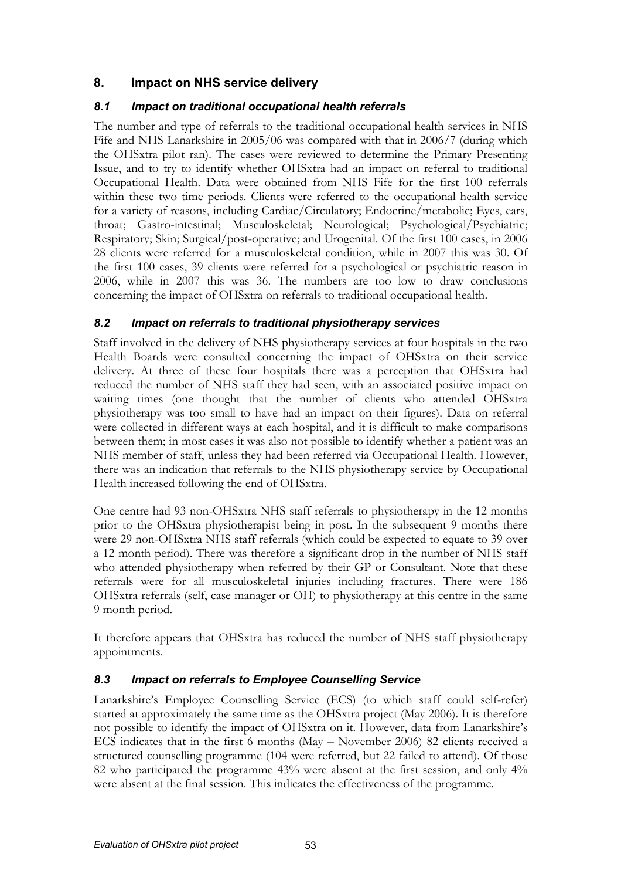## 8. Impact on NHS service delivery

### *8.1 Impact on traditional occupational health referrals*

The number and type of referrals to the traditional occupational health services in NHS Fife and NHS Lanarkshire in 2005/06 was compared with that in 2006/7 (during which the OHSxtra pilot ran). The cases were reviewed to determine the Primary Presenting Issue, and to try to identify whether OHSxtra had an impact on referral to traditional Occupational Health. Data were obtained from NHS Fife for the first 100 referrals within these two time periods. Clients were referred to the occupational health service for a variety of reasons, including Cardiac/Circulatory; Endocrine/metabolic; Eyes, ears, throat; Gastro-intestinal; Musculoskeletal; Neurological; Psychological/Psychiatric; Respiratory; Skin; Surgical/post-operative; and Urogenital. Of the first 100 cases, in 2006 28 clients were referred for a musculoskeletal condition, while in 2007 this was 30. Of the first 100 cases, 39 clients were referred for a psychological or psychiatric reason in 2006, while in 2007 this was 36. The numbers are too low to draw conclusions concerning the impact of OHSxtra on referrals to traditional occupational health.

### *8.2 Impact on referrals to traditional physiotherapy services*

Staff involved in the delivery of NHS physiotherapy services at four hospitals in the two Health Boards were consulted concerning the impact of OHSxtra on their service delivery. At three of these four hospitals there was a perception that OHSxtra had reduced the number of NHS staff they had seen, with an associated positive impact on waiting times (one thought that the number of clients who attended OHSxtra physiotherapy was too small to have had an impact on their figures). Data on referral were collected in different ways at each hospital, and it is difficult to make comparisons between them; in most cases it was also not possible to identify whether a patient was an NHS member of staff, unless they had been referred via Occupational Health. However, there was an indication that referrals to the NHS physiotherapy service by Occupational Health increased following the end of OHSxtra.

One centre had 93 non-OHSxtra NHS staff referrals to physiotherapy in the 12 months prior to the OHSxtra physiotherapist being in post. In the subsequent 9 months there were 29 non-OHSxtra NHS staff referrals (which could be expected to equate to 39 over a 12 month period). There was therefore a significant drop in the number of NHS staff who attended physiotherapy when referred by their GP or Consultant. Note that these referrals were for all musculoskeletal injuries including fractures. There were 186 OHSxtra referrals (self, case manager or OH) to physiotherapy at this centre in the same 9 month period.

It therefore appears that OHSxtra has reduced the number of NHS staff physiotherapy appointments.

### *8.3 Impact on referrals to Employee Counselling Service*

Lanarkshire's Employee Counselling Service (ECS) (to which staff could self-refer) started at approximately the same time as the OHSxtra project (May 2006). It is therefore not possible to identify the impact of OHSxtra on it. However, data from Lanarkshire's ECS indicates that in the first 6 months (May – November 2006) 82 clients received a structured counselling programme (104 were referred, but 22 failed to attend). Of those 82 who participated the programme 43% were absent at the first session, and only 4% were absent at the final session. This indicates the effectiveness of the programme.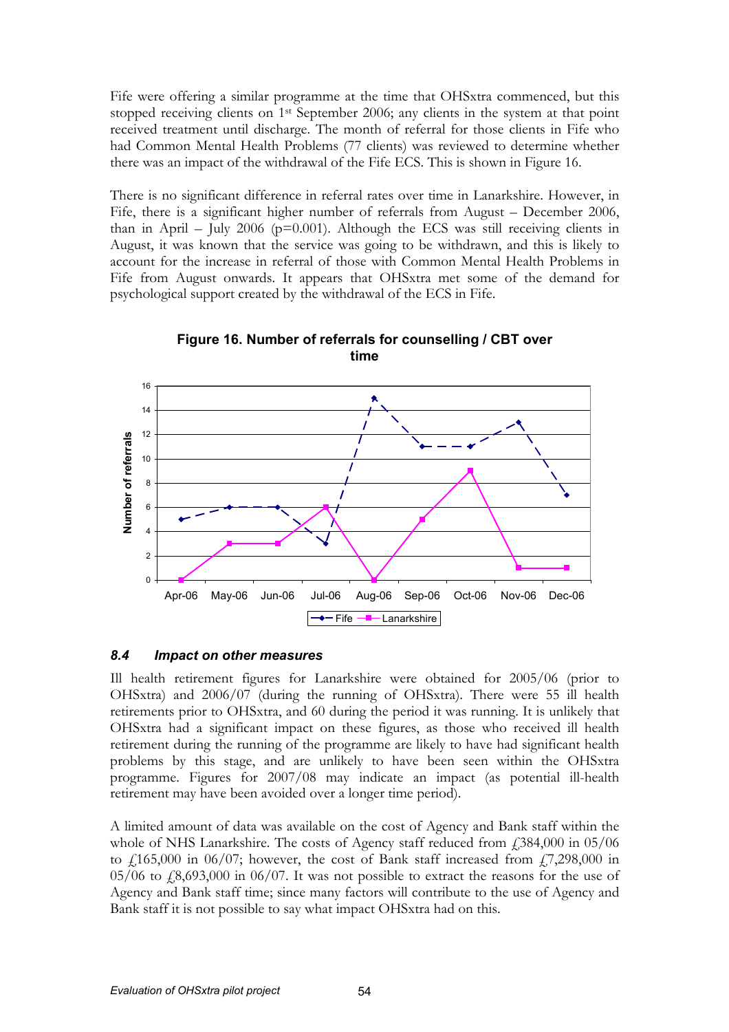Fife were offering a similar programme at the time that OHSxtra commenced, but this stopped receiving clients on 1st September 2006; any clients in the system at that point received treatment until discharge. The month of referral for those clients in Fife who had Common Mental Health Problems (77 clients) was reviewed to determine whether there was an impact of the withdrawal of the Fife ECS. This is shown in Figure 16.

There is no significant difference in referral rates over time in Lanarkshire. However, in Fife, there is a significant higher number of referrals from August – December 2006, than in April – July 2006 ($p=0.001$). Although the ECS was still receiving clients in August, it was known that the service was going to be withdrawn, and this is likely to account for the increase in referral of those with Common Mental Health Problems in Fife from August onwards. It appears that OHSxtra met some of the demand for psychological support created by the withdrawal of the ECS in Fife.

**Figure 16. Number of referrals for counselling / CBT over time**

| Month | Fife | Lanarkshire |
|---|---|---|
| Apr-06 | 5 | 0 |
| May-06 | 6 | 3 |
| Jun-06 | 6 | 3 |
| Jul-06 | 3 | 6 |
| Aug-06 | 15 | 0 |
| Sep-06 | 11 | 5 |
| Oct-06 | 11 | 9 |
| Nov-06 | 13 | 1 |
| Dec-06 | 7 | 1 |

### 8.4 Impact on other measures

Ill health retirement figures for Lanarkshire were obtained for 2005/06 (prior to OHSxtra) and 2006/07 (during the running of OHSxtra). There were 55 ill health retirements prior to OHSxtra, and 60 during the period it was running. It is unlikely that OHSxtra had a significant impact on these figures, as those who received ill health retirement during the running of the programme are likely to have had significant health problems by this stage, and are unlikely to have been seen within the OHSxtra programme. Figures for 2007/08 may indicate an impact (as potential ill-health retirement may have been avoided over a longer time period).

A limited amount of data was available on the cost of Agency and Bank staff within the whole of NHS Lanarkshire. The costs of Agency staff reduced from £384,000 in 05/06 to £165,000 in 06/07; however, the cost of Bank staff increased from £7,298,000 in 05/06 to £8,693,000 in 06/07. It was not possible to extract the reasons for the use of Agency and Bank staff time; since many factors will contribute to the use of Agency and Bank staff it is not possible to say what impact OHSxtra had on this.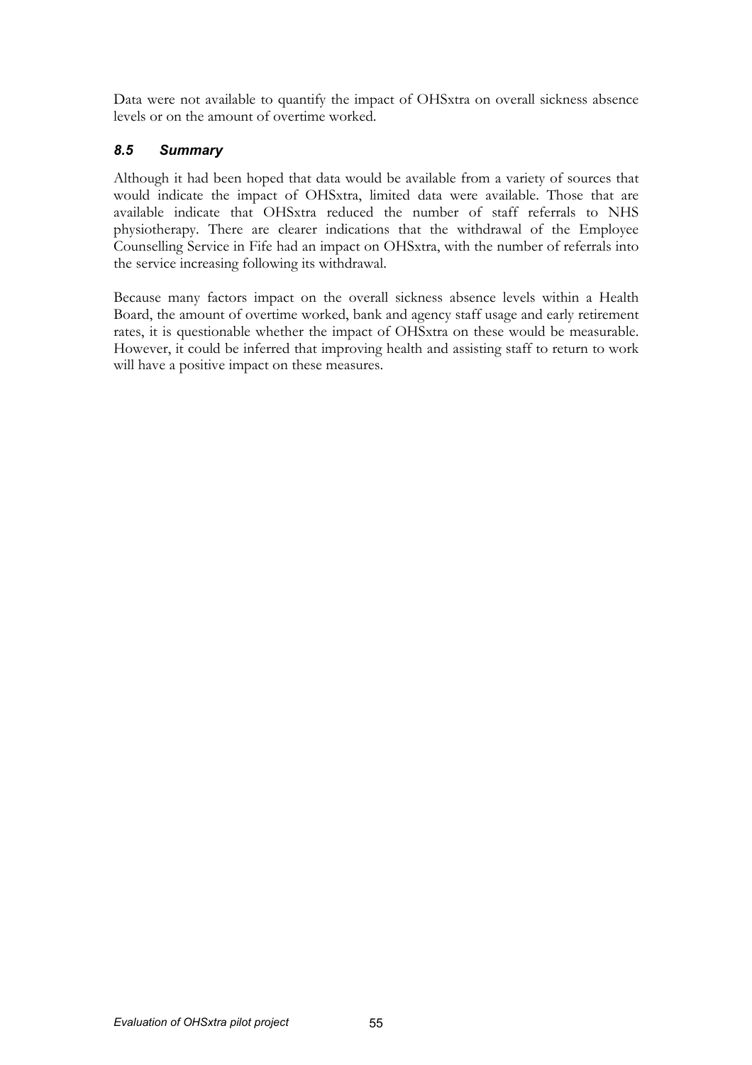Data were not available to quantify the impact of OHSxtra on overall sickness absence levels or on the amount of overtime worked.

### *8.5 Summary*

Although it had been hoped that data would be available from a variety of sources that would indicate the impact of OHSxtra, limited data were available. Those that are available indicate that OHSxtra reduced the number of staff referrals to NHS physiotherapy. There are clearer indications that the withdrawal of the Employee Counselling Service in Fife had an impact on OHSxtra, with the number of referrals into the service increasing following its withdrawal.

Because many factors impact on the overall sickness absence levels within a Health Board, the amount of overtime worked, bank and agency staff usage and early retirement rates, it is questionable whether the impact of OHSxtra on these would be measurable. However, it could be inferred that improving health and assisting staff to return to work will have a positive impact on these measures.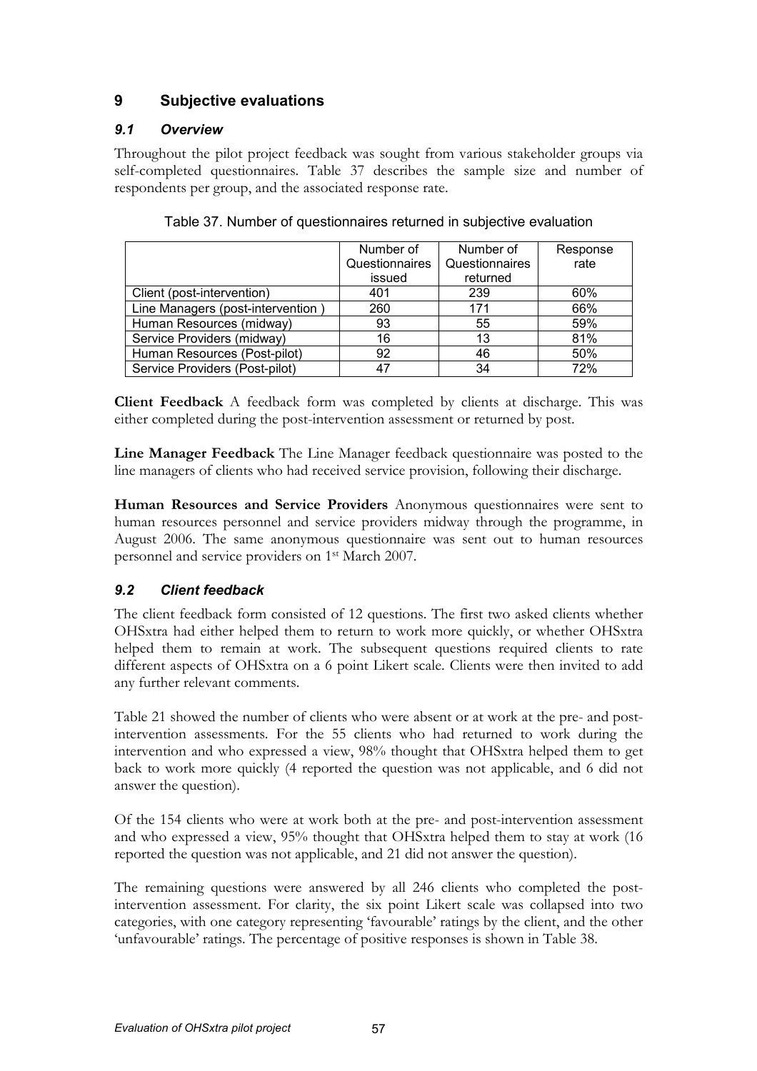## 9 Subjective evaluations

### *9.1 Overview*

Throughout the pilot project feedback was sought from various stakeholder groups via self-completed questionnaires. Table 37 describes the sample size and number of respondents per group, and the associated response rate.

Table 37. Number of questionnaires returned in subjective evaluation

| | Number of Questionnaires issued | Number of Questionnaires returned | Response rate |
|---|---|---|---|
| Client (post-intervention) | 401 | 239 | 60% |
| Line Managers (post-intervention ) | 260 | 171 | 66% |
| Human Resources (midway) | 93 | 55 | 59% |
| Service Providers (midway) | 16 | 13 | 81% |
| Human Resources (Post-pilot) | 92 | 46 | 50% |
| Service Providers (Post-pilot) | 47 | 34 | 72% |

**Client Feedback** A feedback form was completed by clients at discharge. This was either completed during the post-intervention assessment or returned by post.

**Line Manager Feedback** The Line Manager feedback questionnaire was posted to the line managers of clients who had received service provision, following their discharge.

**Human Resources and Service Providers** Anonymous questionnaires were sent to human resources personnel and service providers midway through the programme, in August 2006. The same anonymous questionnaire was sent out to human resources personnel and service providers on 1st March 2007.

### *9.2 Client feedback*

The client feedback form consisted of 12 questions. The first two asked clients whether OHSxtra had either helped them to return to work more quickly, or whether OHSxtra helped them to remain at work. The subsequent questions required clients to rate different aspects of OHSxtra on a 6 point Likert scale. Clients were then invited to add any further relevant comments.

Table 21 showed the number of clients who were absent or at work at the pre- and post-intervention assessments. For the 55 clients who had returned to work during the intervention and who expressed a view, 98% thought that OHSxtra helped them to get back to work more quickly (4 reported the question was not applicable, and 6 did not answer the question).

Of the 154 clients who were at work both at the pre- and post-intervention assessment and who expressed a view, 95% thought that OHSxtra helped them to stay at work (16 reported the question was not applicable, and 21 did not answer the question).

The remaining questions were answered by all 246 clients who completed the post-intervention assessment. For clarity, the six point Likert scale was collapsed into two categories, with one category representing 'favourable' ratings by the client, and the other 'unfavourable' ratings. The percentage of positive responses is shown in Table 38.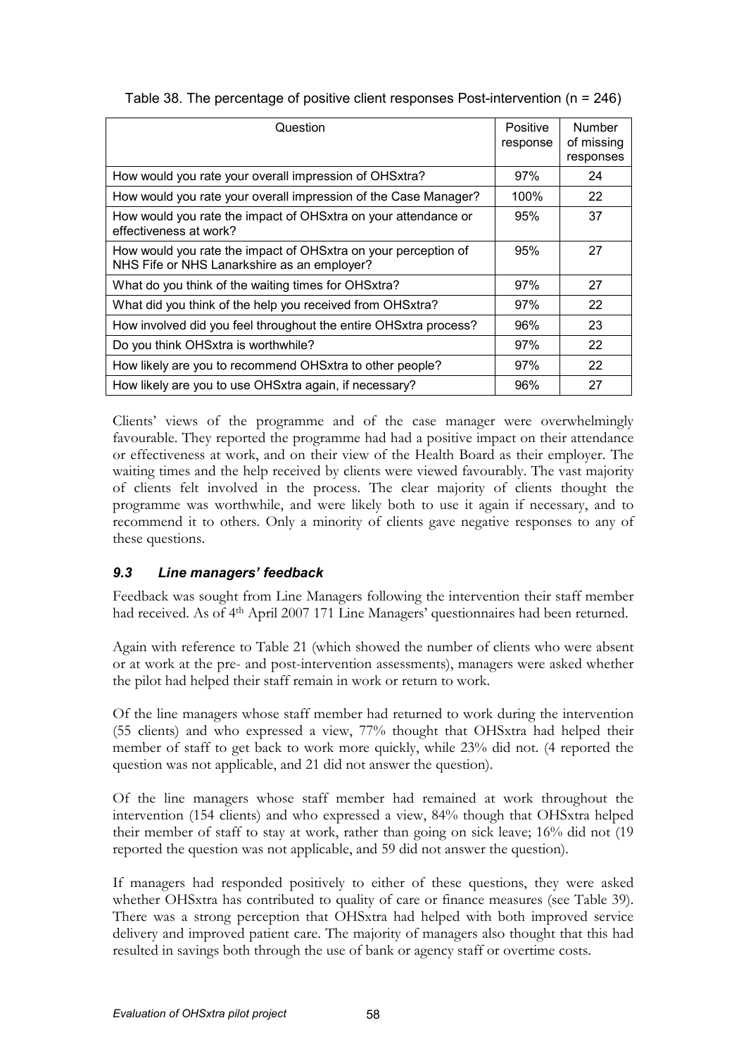Table 38. The percentage of positive client responses Post-intervention (n = 246)

| Question | Positive response | Number of missing responses |
|---|---|---|
| How would you rate your overall impression of OHSxtra? | 97% | 24 |
| How would you rate your overall impression of the Case Manager? | 100% | 22 |
| How would you rate the impact of OHSxtra on your attendance or effectiveness at work? | 95% | 37 |
| How would you rate the impact of OHSxtra on your perception of NHS Fife or NHS Lanarkshire as an employer? | 95% | 27 |
| What do you think of the waiting times for OHSxtra? | 97% | 27 |
| What did you think of the help you received from OHSxtra? | 97% | 22 |
| How involved did you feel throughout the entire OHSxtra process? | 96% | 23 |
| Do you think OHSxtra is worthwhile? | 97% | 22 |
| How likely are you to recommend OHSxtra to other people? | 97% | 22 |
| How likely are you to use OHSxtra again, if necessary? | 96% | 27 |

Clients' views of the programme and of the case manager were overwhelmingly favourable. They reported the programme had had a positive impact on their attendance or effectiveness at work, and on their view of the Health Board as their employer. The waiting times and the help received by clients were viewed favourably. The vast majority of clients felt involved in the process. The clear majority of clients thought the programme was worthwhile, and were likely both to use it again if necessary, and to recommend it to others. Only a minority of clients gave negative responses to any of these questions.

### *9.3 Line managers' feedback*

Feedback was sought from Line Managers following the intervention their staff member had received. As of 4th April 2007 171 Line Managers' questionnaires had been returned.

Again with reference to Table 21 (which showed the number of clients who were absent or at work at the pre- and post-intervention assessments), managers were asked whether the pilot had helped their staff remain in work or return to work.

Of the line managers whose staff member had returned to work during the intervention (55 clients) and who expressed a view, 77% thought that OHSxtra had helped their member of staff to get back to work more quickly, while 23% did not. (4 reported the question was not applicable, and 21 did not answer the question).

Of the line managers whose staff member had remained at work throughout the intervention (154 clients) and who expressed a view, 84% though that OHSxtra helped their member of staff to stay at work, rather than going on sick leave; 16% did not (19 reported the question was not applicable, and 59 did not answer the question).

If managers had responded positively to either of these questions, they were asked whether OHSxtra has contributed to quality of care or finance measures (see Table 39). There was a strong perception that OHSxtra had helped with both improved service delivery and improved patient care. The majority of managers also thought that this had resulted in savings both through the use of bank or agency staff or overtime costs.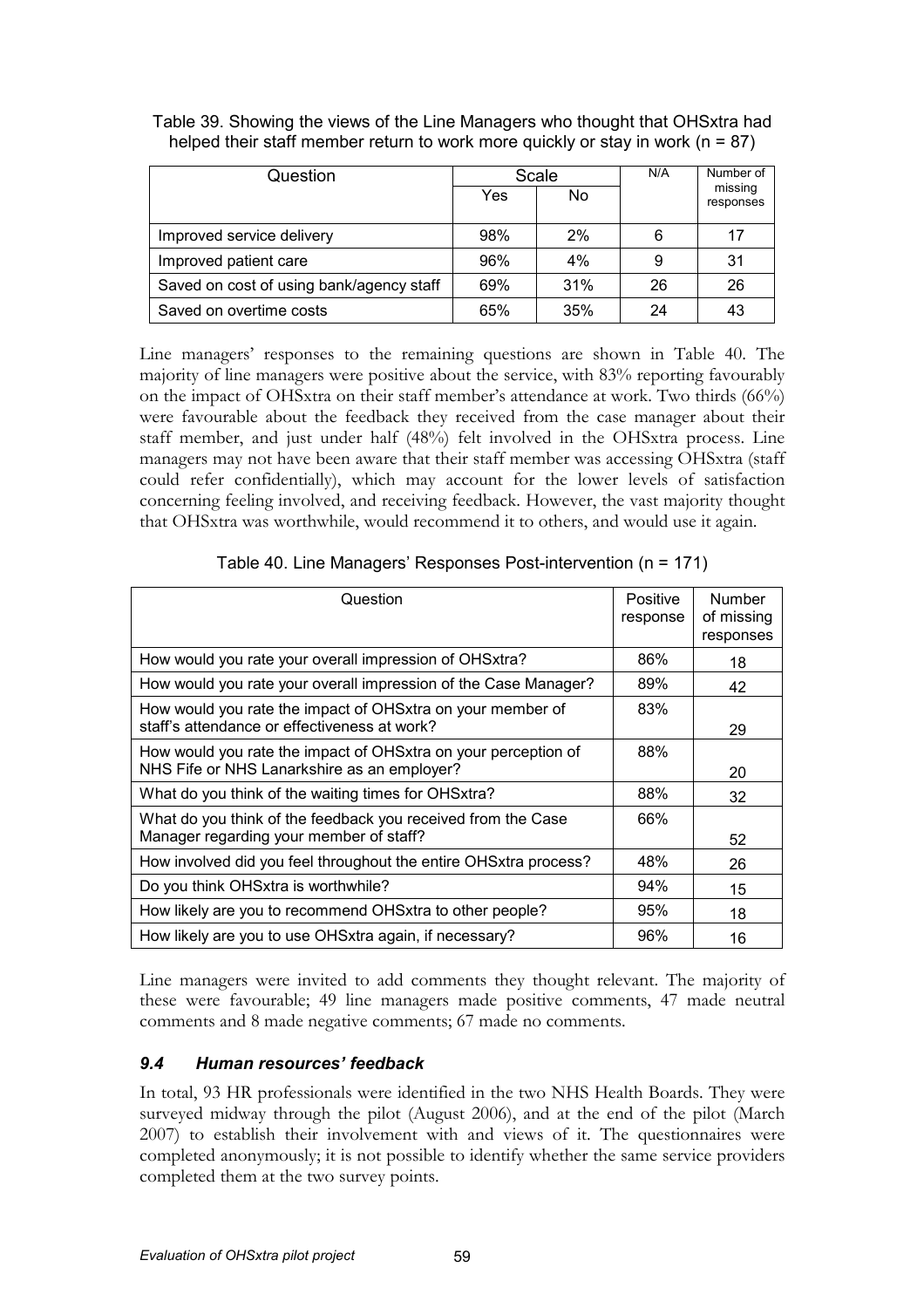Table 39. Showing the views of the Line Managers who thought that OHSxtra had helped their staff member return to work more quickly or stay in work (n = 87)

| Question | Scale | | N/A | Number of missing responses |
|---|---|---|---|---|
| | Yes | No | | |
| Improved service delivery | 98% | 2% | 6 | 17 |
| Improved patient care | 96% | 4% | 9 | 31 |
| Saved on cost of using bank/agency staff | 69% | 31% | 26 | 26 |
| Saved on overtime costs | 65% | 35% | 24 | 43 |

Line managers' responses to the remaining questions are shown in Table 40. The majority of line managers were positive about the service, with 83% reporting favourably on the impact of OHSxtra on their staff member's attendance at work. Two thirds (66%) were favourable about the feedback they received from the case manager about their staff member, and just under half (48%) felt involved in the OHSxtra process. Line managers may not have been aware that their staff member was accessing OHSxtra (staff could refer confidentially), which may account for the lower levels of satisfaction concerning feeling involved, and receiving feedback. However, the vast majority thought that OHSxtra was worthwhile, would recommend it to others, and would use it again.

Table 40. Line Managers' Responses Post-intervention (n = 171)

| Question | Positive response | Number of missing responses |
|---|---|---|
| How would you rate your overall impression of OHSxtra? | 86% | 18 |
| How would you rate your overall impression of the Case Manager? | 89% | 42 |
| How would you rate the impact of OHSxtra on your member of staff's attendance or effectiveness at work? | 83% | 29 |
| How would you rate the impact of OHSxtra on your perception of NHS Fife or NHS Lanarkshire as an employer? | 88% | 20 |
| What do you think of the waiting times for OHSxtra? | 88% | 32 |
| What do you think of the feedback you received from the Case Manager regarding your member of staff? | 66% | 52 |
| How involved did you feel throughout the entire OHSxtra process? | 48% | 26 |
| Do you think OHSxtra is worthwhile? | 94% | 15 |
| How likely are you to recommend OHSxtra to other people? | 95% | 18 |
| How likely are you to use OHSxtra again, if necessary? | 96% | 16 |

Line managers were invited to add comments they thought relevant. The majority of these were favourable; 49 line managers made positive comments, 47 made neutral comments and 8 made negative comments; 67 made no comments.

### *9.4 Human resources' feedback*

In total, 93 HR professionals were identified in the two NHS Health Boards. They were surveyed midway through the pilot (August 2006), and at the end of the pilot (March 2007) to establish their involvement with and views of it. The questionnaires were completed anonymously; it is not possible to identify whether the same service providers completed them at the two survey points.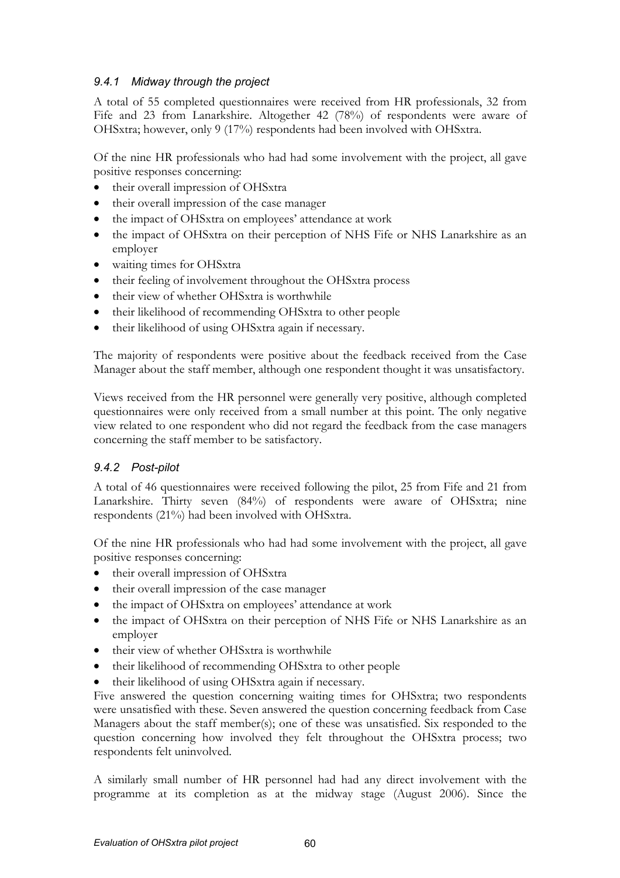### *9.4.1 Midway through the project*

A total of 55 completed questionnaires were received from HR professionals, 32 from Fife and 23 from Lanarkshire. Altogether 42 (78%) of respondents were aware of OHSxtra; however, only 9 (17%) respondents had been involved with OHSxtra.

Of the nine HR professionals who had had some involvement with the project, all gave positive responses concerning:

- their overall impression of OHSxtra
- their overall impression of the case manager
- the impact of OHSxtra on employees' attendance at work
- the impact of OHSxtra on their perception of NHS Fife or NHS Lanarkshire as an employer
- waiting times for OHSxtra
- their feeling of involvement throughout the OHSxtra process
- their view of whether OHSxtra is worthwhile
- their likelihood of recommending OHSxtra to other people
- their likelihood of using OHSxtra again if necessary.

The majority of respondents were positive about the feedback received from the Case Manager about the staff member, although one respondent thought it was unsatisfactory.

Views received from the HR personnel were generally very positive, although completed questionnaires were only received from a small number at this point. The only negative view related to one respondent who did not regard the feedback from the case managers concerning the staff member to be satisfactory.

### *9.4.2 Post-pilot*

A total of 46 questionnaires were received following the pilot, 25 from Fife and 21 from Lanarkshire. Thirty seven (84%) of respondents were aware of OHSxtra; nine respondents (21%) had been involved with OHSxtra.

Of the nine HR professionals who had had some involvement with the project, all gave positive responses concerning:

- their overall impression of OHSxtra
- their overall impression of the case manager
- the impact of OHSxtra on employees' attendance at work
- the impact of OHSxtra on their perception of NHS Fife or NHS Lanarkshire as an employer
- their view of whether OHSxtra is worthwhile
- their likelihood of recommending OHSxtra to other people
- their likelihood of using OHSxtra again if necessary.

Five answered the question concerning waiting times for OHSxtra; two respondents were unsatisfied with these. Seven answered the question concerning feedback from Case Managers about the staff member(s); one of these was unsatisfied. Six responded to the question concerning how involved they felt throughout the OHSxtra process; two respondents felt uninvolved.

A similarly small number of HR personnel had had any direct involvement with the programme at its completion as at the midway stage (August 2006). Since the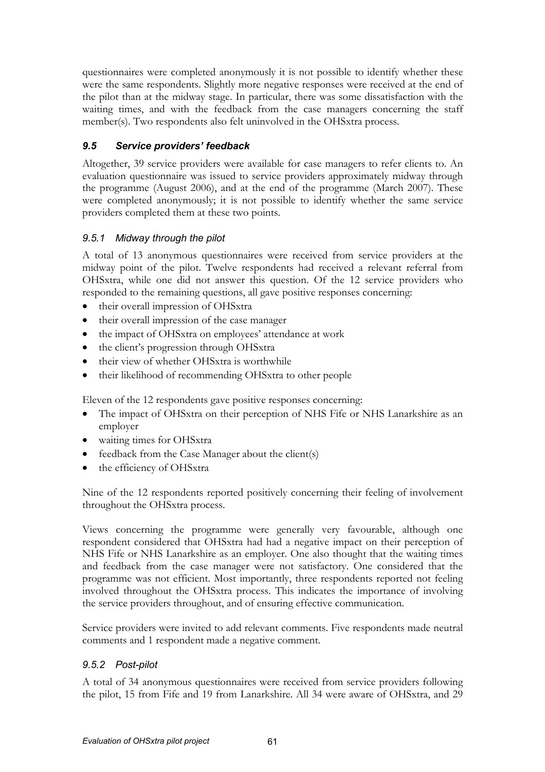questionnaires were completed anonymously it is not possible to identify whether these were the same respondents. Slightly more negative responses were received at the end of the pilot than at the midway stage. In particular, there was some dissatisfaction with the waiting times, and with the feedback from the case managers concerning the staff member(s). Two respondents also felt uninvolved in the OHSxtra process.

### *9.5 Service providers' feedback*

Altogether, 39 service providers were available for case managers to refer clients to. An evaluation questionnaire was issued to service providers approximately midway through the programme (August 2006), and at the end of the programme (March 2007). These were completed anonymously; it is not possible to identify whether the same service providers completed them at these two points.

#### *9.5.1 Midway through the pilot*

A total of 13 anonymous questionnaires were received from service providers at the midway point of the pilot. Twelve respondents had received a relevant referral from OHSxtra, while one did not answer this question. Of the 12 service providers who responded to the remaining questions, all gave positive responses concerning:

- their overall impression of OHSxtra
- their overall impression of the case manager
- the impact of OHSxtra on employees' attendance at work
- the client's progression through OHSxtra
- their view of whether OHSxtra is worthwhile
- their likelihood of recommending OHSxtra to other people

Eleven of the 12 respondents gave positive responses concerning:

- The impact of OHSxtra on their perception of NHS Fife or NHS Lanarkshire as an employer
- waiting times for OHSxtra
- feedback from the Case Manager about the client(s)
- the efficiency of OHSxtra

Nine of the 12 respondents reported positively concerning their feeling of involvement throughout the OHSxtra process.

Views concerning the programme were generally very favourable, although one respondent considered that OHSxtra had had a negative impact on their perception of NHS Fife or NHS Lanarkshire as an employer. One also thought that the waiting times and feedback from the case manager were not satisfactory. One considered that the programme was not efficient. Most importantly, three respondents reported not feeling involved throughout the OHSxtra process. This indicates the importance of involving the service providers throughout, and of ensuring effective communication.

Service providers were invited to add relevant comments. Five respondents made neutral comments and 1 respondent made a negative comment.

#### *9.5.2 Post-pilot*

A total of 34 anonymous questionnaires were received from service providers following the pilot, 15 from Fife and 19 from Lanarkshire. All 34 were aware of OHSxtra, and 29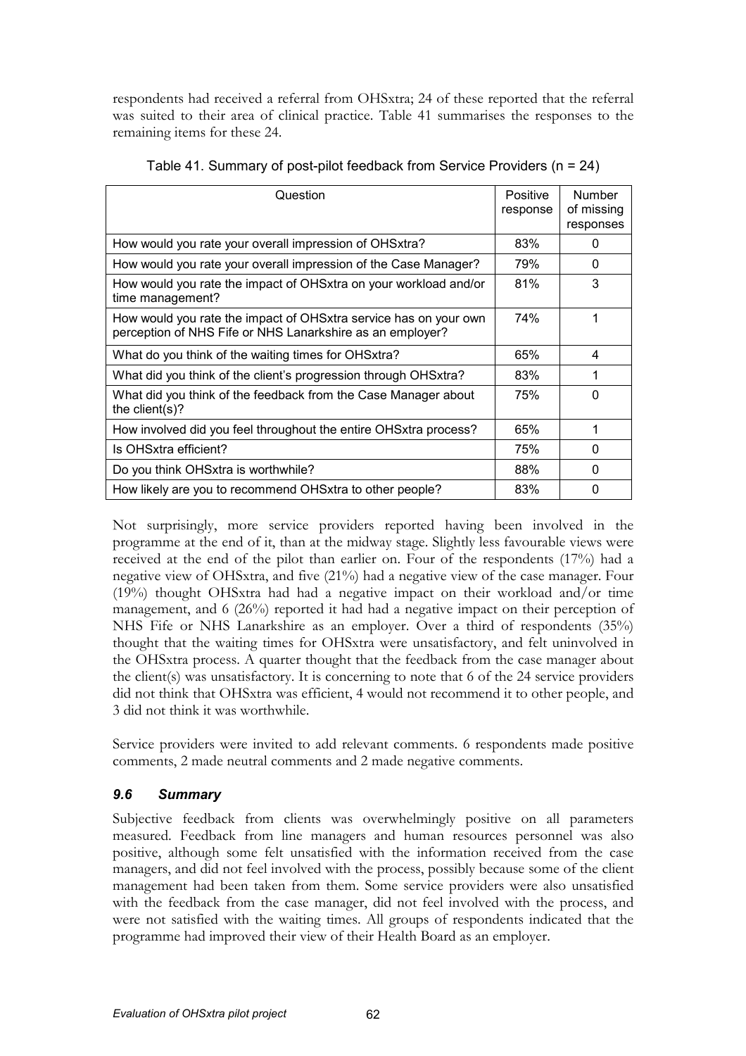respondents had received a referral from OHSxtra; 24 of these reported that the referral was suited to their area of clinical practice. Table 41 summarises the responses to the remaining items for these 24.

Table 41. Summary of post-pilot feedback from Service Providers (n = 24)

| Question | Positive response | Number of missing responses |
|---|---|---|
| How would you rate your overall impression of OHSxtra? | 83% | 0 |
| How would you rate your overall impression of the Case Manager? | 79% | 0 |
| How would you rate the impact of OHSxtra on your workload and/or time management? | 81% | 3 |
| How would you rate the impact of OHSxtra service has on your own perception of NHS Fife or NHS Lanarkshire as an employer? | 74% | 1 |
| What do you think of the waiting times for OHSxtra? | 65% | 4 |
| What did you think of the client's progression through OHSxtra? | 83% | 1 |
| What did you think of the feedback from the Case Manager about the client(s)? | 75% | 0 |
| How involved did you feel throughout the entire OHSxtra process? | 65% | 1 |
| Is OHSxtra efficient? | 75% | 0 |
| Do you think OHSxtra is worthwhile? | 88% | 0 |
| How likely are you to recommend OHSxtra to other people? | 83% | 0 |

Not surprisingly, more service providers reported having been involved in the programme at the end of it, than at the midway stage. Slightly less favourable views were received at the end of the pilot than earlier on. Four of the respondents (17%) had a negative view of OHSxtra, and five (21%) had a negative view of the case manager. Four (19%) thought OHSxtra had had a negative impact on their workload and/or time management, and 6 (26%) reported it had had a negative impact on their perception of NHS Fife or NHS Lanarkshire as an employer. Over a third of respondents (35%) thought that the waiting times for OHSxtra were unsatisfactory, and felt uninvolved in the OHSxtra process. A quarter thought that the feedback from the case manager about the client(s) was unsatisfactory. It is concerning to note that 6 of the 24 service providers did not think that OHSxtra was efficient, 4 would not recommend it to other people, and 3 did not think it was worthwhile.

Service providers were invited to add relevant comments. 6 respondents made positive comments, 2 made neutral comments and 2 made negative comments.

## *9.6 Summary*

Subjective feedback from clients was overwhelmingly positive on all parameters measured. Feedback from line managers and human resources personnel was also positive, although some felt unsatisfied with the information received from the case managers, and did not feel involved with the process, possibly because some of the client management had been taken from them. Some service providers were also unsatisfied with the feedback from the case manager, did not feel involved with the process, and were not satisfied with the waiting times. All groups of respondents indicated that the programme had improved their view of their Health Board as an employer.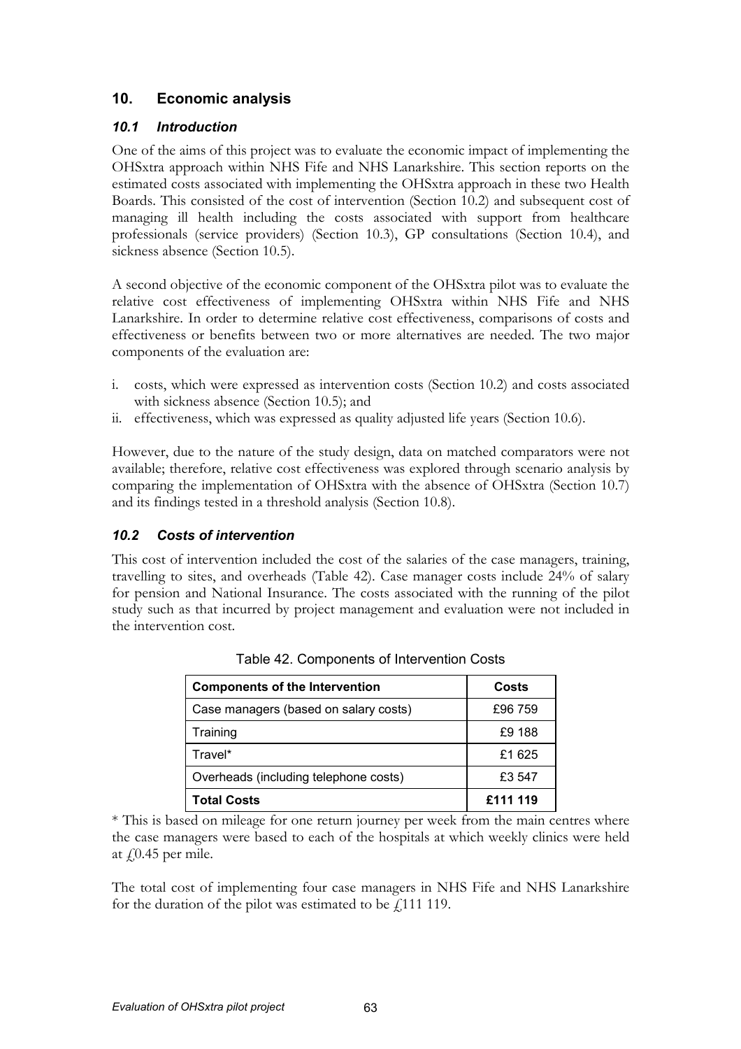## 10. Economic analysis

### *10.1 Introduction*

One of the aims of this project was to evaluate the economic impact of implementing the OHSxtra approach within NHS Fife and NHS Lanarkshire. This section reports on the estimated costs associated with implementing the OHSxtra approach in these two Health Boards. This consisted of the cost of intervention (Section 10.2) and subsequent cost of managing ill health including the costs associated with support from healthcare professionals (service providers) (Section 10.3), GP consultations (Section 10.4), and sickness absence (Section 10.5).

A second objective of the economic component of the OHSxtra pilot was to evaluate the relative cost effectiveness of implementing OHSxtra within NHS Fife and NHS Lanarkshire. In order to determine relative cost effectiveness, comparisons of costs and effectiveness or benefits between two or more alternatives are needed. The two major components of the evaluation are:

i. costs, which were expressed as intervention costs (Section 10.2) and costs associated with sickness absence (Section 10.5); and
ii. effectiveness, which was expressed as quality adjusted life years (Section 10.6).

However, due to the nature of the study design, data on matched comparators were not available; therefore, relative cost effectiveness was explored through scenario analysis by comparing the implementation of OHSxtra with the absence of OHSxtra (Section 10.7) and its findings tested in a threshold analysis (Section 10.8).

### *10.2 Costs of intervention*

This cost of intervention included the cost of the salaries of the case managers, training, travelling to sites, and overheads (Table 42). Case manager costs include 24% of salary for pension and National Insurance. The costs associated with the running of the pilot study such as that incurred by project management and evaluation were not included in the intervention cost.

Table 42. Components of Intervention Costs

| **Components of the Intervention** | **Costs** |
|---|---|
| Case managers (based on salary costs) | £96 759 |
| Training | £9 188 |
| Travel* | £1 625 |
| Overheads (including telephone costs) | £3 547 |
| **Total Costs** | **£111 119** |

* This is based on mileage for one return journey per week from the main centres where the case managers were based to each of the hospitals at which weekly clinics were held at £0.45 per mile.

The total cost of implementing four case managers in NHS Fife and NHS Lanarkshire for the duration of the pilot was estimated to be £111 119.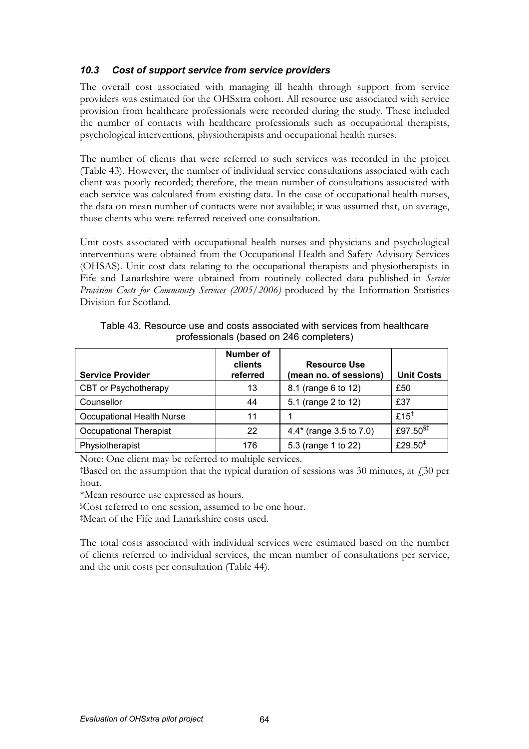### *10.3 Cost of support service from service providers*

The overall cost associated with managing ill health through support from service providers was estimated for the OHSxtra cohort. All resource use associated with service provision from healthcare professionals were recorded during the study. These included the number of contacts with healthcare professionals such as occupational therapists, psychological interventions, physiotherapists and occupational health nurses.

The number of clients that were referred to such services was recorded in the project (Table 43). However, the number of individual service consultations associated with each client was poorly recorded; therefore, the mean number of consultations associated with each service was calculated from existing data. In the case of occupational health nurses, the data on mean number of contacts were not available; it was assumed that, on average, those clients who were referred received one consultation.

Unit costs associated with occupational health nurses and physicians and psychological interventions were obtained from the Occupational Health and Safety Advisory Services (OHSAS). Unit cost data relating to the occupational therapists and physiotherapists in Fife and Lanarkshire were obtained from routinely collected data published in *Service Provision Costs for Community Services (2005/2006)* produced by the Information Statistics Division for Scotland.

Table 43. Resource use and costs associated with services from healthcare professionals (based on 246 completers)

| Service Provider | Number of clients referred | Resource Use (mean no. of sessions) | Unit Costs |
|---|---|---|---|
| CBT or Psychotherapy | 13 | 8.1 (range 6 to 12) | £50 |
| Counsellor | 44 | 5.1 (range 2 to 12) | £37 |
| Occupational Health Nurse | 11 | 1 | £15† |
| Occupational Therapist | 22 | 4.4* (range 3.5 to 7.0) | £97.50§‡ |
| Physiotherapist | 176 | 5.3 (range 1 to 22) | £29.50‡ |

Note: One client may be referred to multiple services.

†Based on the assumption that the typical duration of sessions was 30 minutes, at £30 per hour.

*Mean resource use expressed as hours.

§Cost referred to one session, assumed to be one hour.

‡Mean of the Fife and Lanarkshire costs used.

The total costs associated with individual services were estimated based on the number of clients referred to individual services, the mean number of consultations per service, and the unit costs per consultation (Table 44).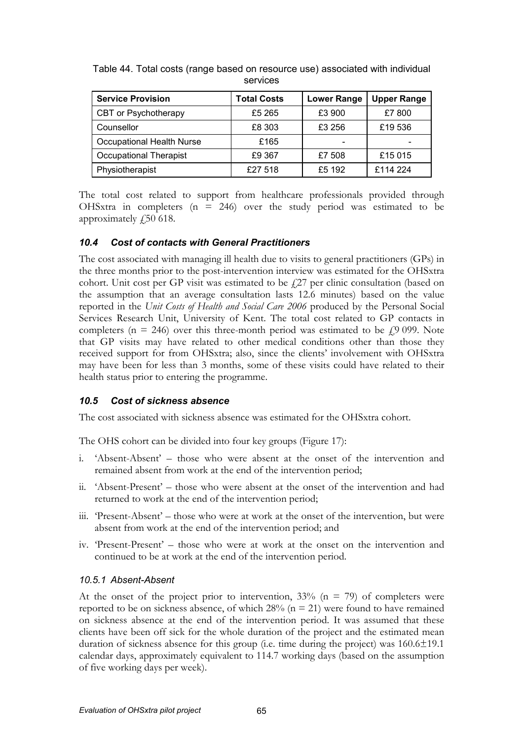Table 44. Total costs (range based on resource use) associated with individual services

| Service Provision | Total Costs | Lower Range | Upper Range |
|---|---|---|---|
| CBT or Psychotherapy | £5 265 | £3 900 | £7 800 |
| Counsellor | £8 303 | £3 256 | £19 536 |
| Occupational Health Nurse | £165 | - | - |
| Occupational Therapist | £9 367 | £7 508 | £15 015 |
| Physiotherapist | £27 518 | £5 192 | £114 224 |

The total cost related to support from healthcare professionals provided through OHSxtra in completers (n = 246) over the study period was estimated to be approximately £50 618.

### *10.4 Cost of contacts with General Practitioners*

The cost associated with managing ill health due to visits to general practitioners (GPs) in the three months prior to the post-intervention interview was estimated for the OHSxtra cohort. Unit cost per GP visit was estimated to be £27 per clinic consultation (based on the assumption that an average consultation lasts 12.6 minutes) based on the value reported in the *Unit Costs of Health and Social Care 2006* produced by the Personal Social Services Research Unit, University of Kent. The total cost related to GP contacts in completers (n = 246) over this three-month period was estimated to be £9 099. Note that GP visits may have related to other medical conditions other than those they received support for from OHSxtra; also, since the clients' involvement with OHSxtra may have been for less than 3 months, some of these visits could have related to their health status prior to entering the programme.

### *10.5 Cost of sickness absence*

The cost associated with sickness absence was estimated for the OHSxtra cohort.

The OHS cohort can be divided into four key groups (Figure 17):

i. 'Absent-Absent' – those who were absent at the onset of the intervention and remained absent from work at the end of the intervention period;

ii. 'Absent-Present' – those who were absent at the onset of the intervention and had returned to work at the end of the intervention period;

iii. 'Present-Absent' – those who were at work at the onset of the intervention, but were absent from work at the end of the intervention period; and

iv. 'Present-Present' – those who were at work at the onset on the intervention and continued to be at work at the end of the intervention period.

#### *10.5.1 Absent-Absent*

At the onset of the project prior to intervention, 33% (n = 79) of completers were reported to be on sickness absence, of which 28% (n = 21) were found to have remained on sickness absence at the end of the intervention period. It was assumed that these clients have been off sick for the whole duration of the project and the estimated mean duration of sickness absence for this group (i.e. time during the project) was 160.6±19.1 calendar days, approximately equivalent to 114.7 working days (based on the assumption of five working days per week).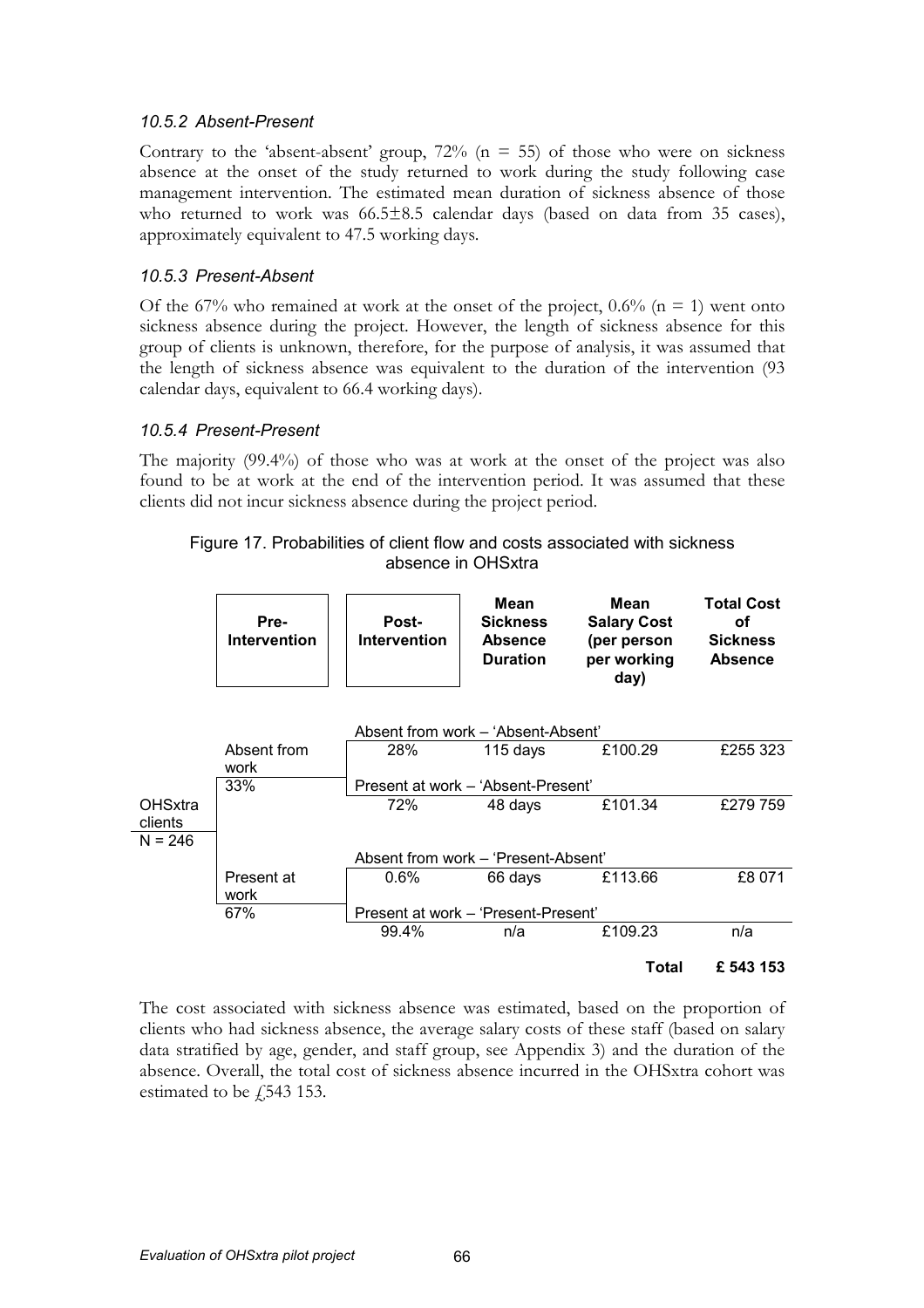### 10.5.2 Absent-Present

Contrary to the 'absent-absent' group, 72% (n = 55) of those who were on sickness absence at the onset of the study returned to work during the study following case management intervention. The estimated mean duration of sickness absence of those who returned to work was 66.5±8.5 calendar days (based on data from 35 cases), approximately equivalent to 47.5 working days.

### 10.5.3 Present-Absent

Of the 67% who remained at work at the onset of the project, 0.6% (n = 1) went onto sickness absence during the project. However, the length of sickness absence for this group of clients is unknown, therefore, for the purpose of analysis, it was assumed that the length of sickness absence was equivalent to the duration of the intervention (93 calendar days, equivalent to 66.4 working days).

### 10.5.4 Present-Present

The majority (99.4%) of those who was at work at the onset of the project was also found to be at work at the end of the intervention period. It was assumed that these clients did not incur sickness absence during the project period.

Figure 17. Probabilities of client flow and costs associated with sickness absence in OHSxtra

| | Pre-Intervention | Post-Intervention | Mean Sickness Absence Duration | Mean Salary Cost (per person per working day) | Total Cost of Sickness Absence |
|---|---|---|---|---|---|
| OHSxtra clients N = 246 | Absent from work 33% | Absent from work – 'Absent-Absent' | | | |
| | | 28% | 115 days | £100.29 | £255 323 |
| | | Present at work – 'Absent-Present' | | | |
| | | 72% | 48 days | £101.34 | £279 759 |
| | Present at work 67% | Absent from work – 'Present-Absent' | | | |
| | | 0.6% | 66 days | £113.66 | £8 071 |
| | | Present at work – 'Present-Present' | | | |
| | | 99.4% | n/a | £109.23 | n/a |
| | | | | **Total** | **£ 543 153** |

The cost associated with sickness absence was estimated, based on the proportion of clients who had sickness absence, the average salary costs of these staff (based on salary data stratified by age, gender, and staff group, see Appendix 3) and the duration of the absence. Overall, the total cost of sickness absence incurred in the OHSxtra cohort was estimated to be £543 153.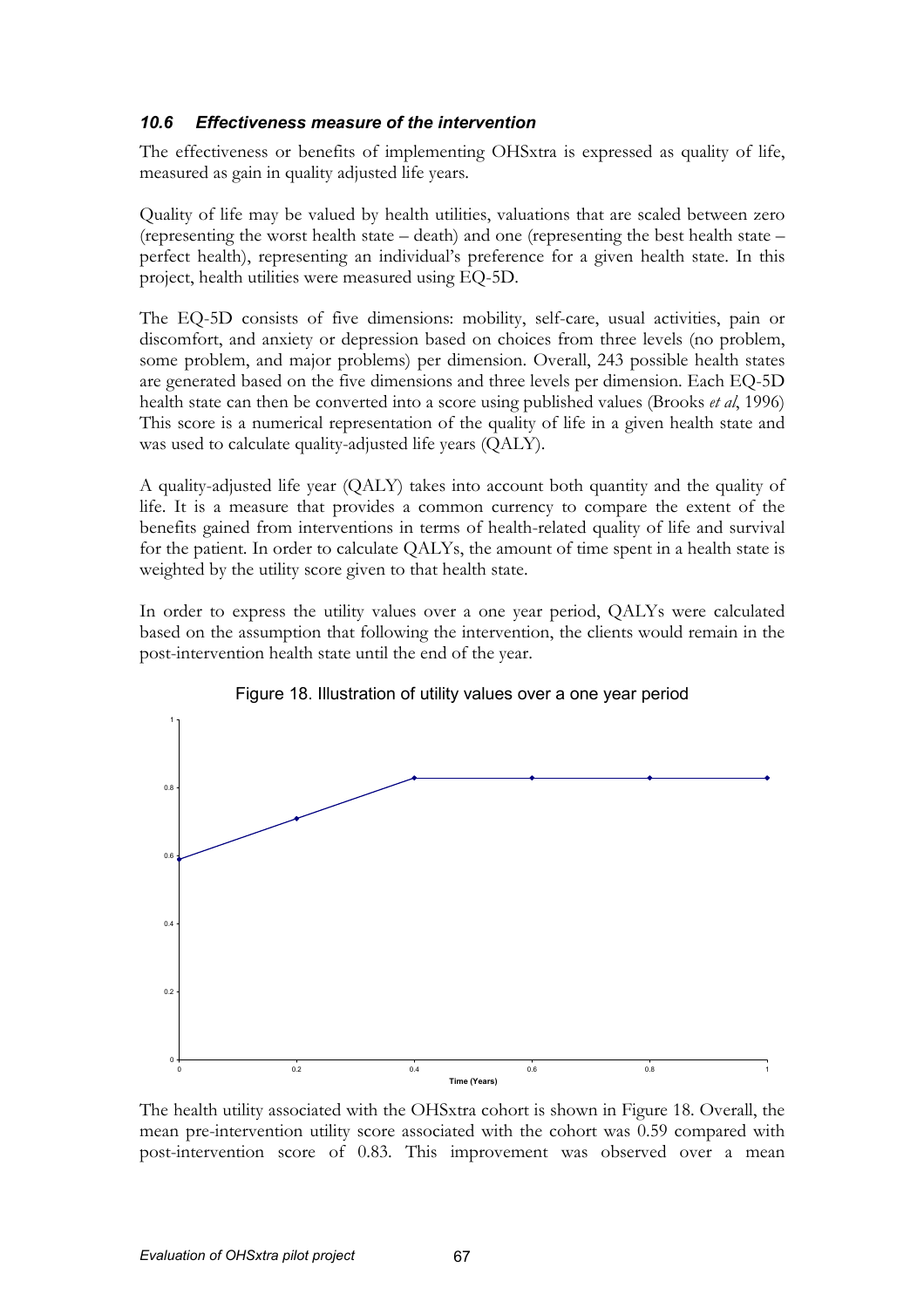### *10.6 Effectiveness measure of the intervention*

The effectiveness or benefits of implementing OHSxtra is expressed as quality of life, measured as gain in quality adjusted life years.

Quality of life may be valued by health utilities, valuations that are scaled between zero (representing the worst health state – death) and one (representing the best health state – perfect health), representing an individual's preference for a given health state. In this project, health utilities were measured using EQ-5D.

The EQ-5D consists of five dimensions: mobility, self-care, usual activities, pain or discomfort, and anxiety or depression based on choices from three levels (no problem, some problem, and major problems) per dimension. Overall, 243 possible health states are generated based on the five dimensions and three levels per dimension. Each EQ-5D health state can then be converted into a score using published values (Brooks *et al*, 1996) This score is a numerical representation of the quality of life in a given health state and was used to calculate quality-adjusted life years (QALY).

A quality-adjusted life year (QALY) takes into account both quantity and the quality of life. It is a measure that provides a common currency to compare the extent of the benefits gained from interventions in terms of health-related quality of life and survival for the patient. In order to calculate QALYs, the amount of time spent in a health state is weighted by the utility score given to that health state.

In order to express the utility values over a one year period, QALYs were calculated based on the assumption that following the intervention, the clients would remain in the post-intervention health state until the end of the year.

Figure 18. Illustration of utility values over a one year period

The health utility associated with the OHSxtra cohort is shown in Figure 18. Overall, the mean pre-intervention utility score associated with the cohort was 0.59 compared with post-intervention score of 0.83. This improvement was observed over a mean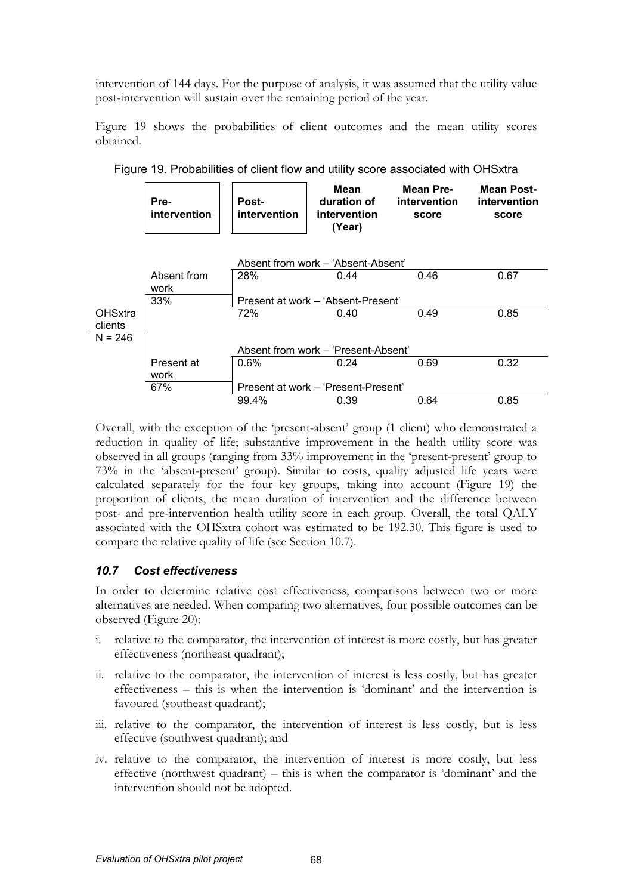intervention of 144 days. For the purpose of analysis, it was assumed that the utility value post-intervention will sustain over the remaining period of the year.

Figure 19 shows the probabilities of client outcomes and the mean utility scores obtained.

Figure 19. Probabilities of client flow and utility score associated with OHSxtra

| | Pre-intervention | Post-intervention | Mean duration of intervention (Year) | Mean Pre-intervention score | Mean Post-intervention score |
|---|---|---|---|---|---|
| OHSxtra clients N = 246 | Absent from work 33% | Absent from work – 'Absent-Absent' | | | |
| | | 28% | 0.44 | 0.46 | 0.67 |
| | | Present at work – 'Absent-Present' | | | |
| | | 72% | 0.40 | 0.49 | 0.85 |
| | Present at work 67% | Absent from work – 'Present-Absent' | | | |
| | | 0.6% | 0.24 | 0.69 | 0.32 |
| | | Present at work – 'Present-Present' | | | |
| | | 99.4% | 0.39 | 0.64 | 0.85 |

Overall, with the exception of the 'present-absent' group (1 client) who demonstrated a reduction in quality of life; substantive improvement in the health utility score was observed in all groups (ranging from 33% improvement in the 'present-present' group to 73% in the 'absent-present' group). Similar to costs, quality adjusted life years were calculated separately for the four key groups, taking into account (Figure 19) the proportion of clients, the mean duration of intervention and the difference between post- and pre-intervention health utility score in each group. Overall, the total QALY associated with the OHSxtra cohort was estimated to be 192.30. This figure is used to compare the relative quality of life (see Section 10.7).

### *10.7 Cost effectiveness*

In order to determine relative cost effectiveness, comparisons between two or more alternatives are needed. When comparing two alternatives, four possible outcomes can be observed (Figure 20):

i. relative to the comparator, the intervention of interest is more costly, but has greater effectiveness (northeast quadrant);

ii. relative to the comparator, the intervention of interest is less costly, but has greater effectiveness – this is when the intervention is 'dominant' and the intervention is favoured (southeast quadrant);

iii. relative to the comparator, the intervention of interest is less costly, but is less effective (southwest quadrant); and

iv. relative to the comparator, the intervention of interest is more costly, but less effective (northwest quadrant) – this is when the comparator is 'dominant' and the intervention should not be adopted.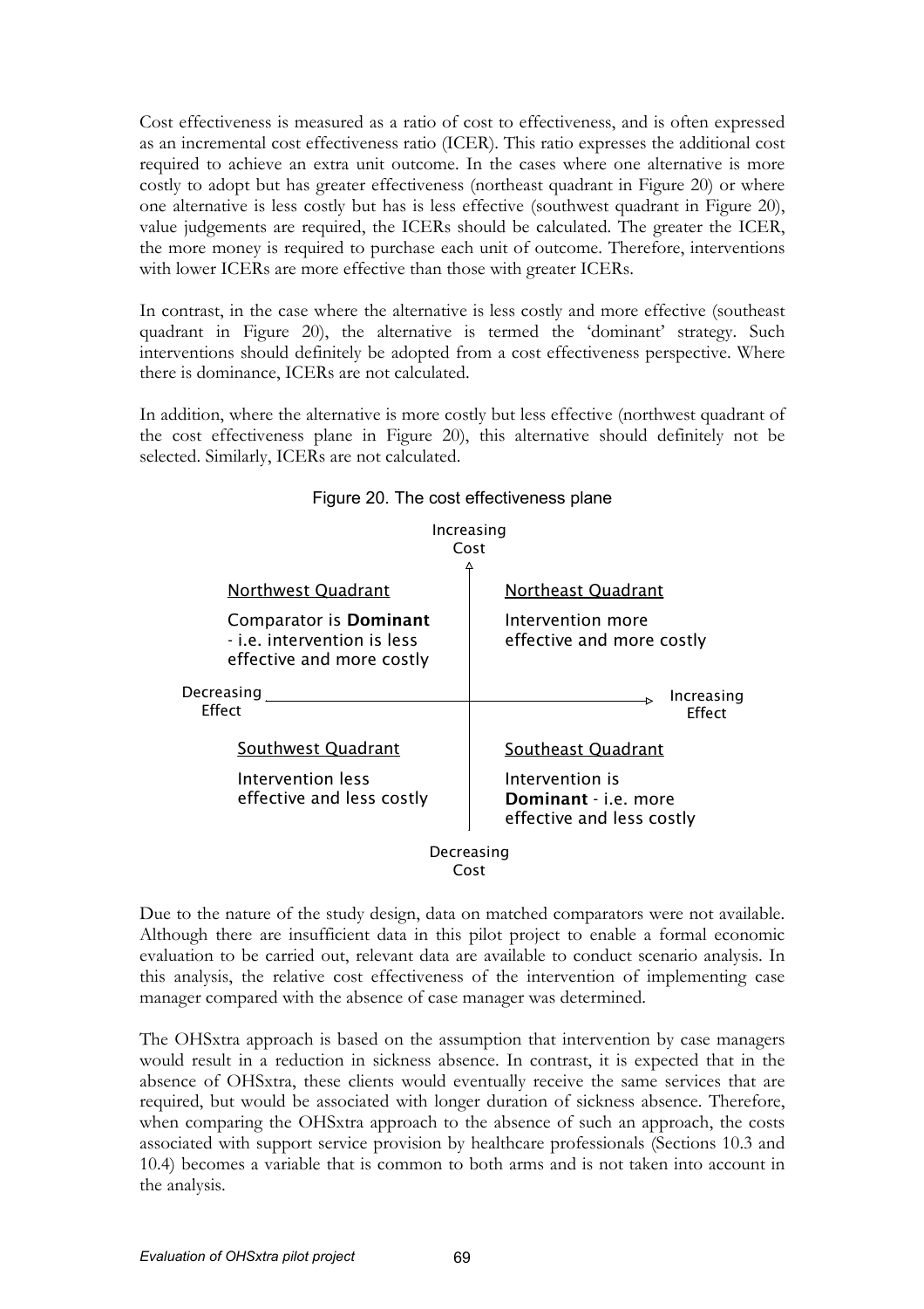Cost effectiveness is measured as a ratio of cost to effectiveness, and is often expressed as an incremental cost effectiveness ratio (ICER). This ratio expresses the additional cost required to achieve an extra unit outcome. In the cases where one alternative is more costly to adopt but has greater effectiveness (northeast quadrant in Figure 20) or where one alternative is less costly but has is less effective (southwest quadrant in Figure 20), value judgements are required, the ICERs should be calculated. The greater the ICER, the more money is required to purchase each unit of outcome. Therefore, interventions with lower ICERs are more effective than those with greater ICERs.

In contrast, in the case where the alternative is less costly and more effective (southeast quadrant in Figure 20), the alternative is termed the 'dominant' strategy. Such interventions should definitely be adopted from a cost effectiveness perspective. Where there is dominance, ICERs are not calculated.

In addition, where the alternative is more costly but less effective (northwest quadrant of the cost effectiveness plane in Figure 20), this alternative should definitely not be selected. Similarly, ICERs are not calculated.

Figure 20. The cost effectiveness plane

Increasing Cost

| Northwest Quadrant | Northeast Quadrant |
|---|---|
| Comparator is **Dominant** - i.e. intervention is less effective and more costly | Intervention more effective and more costly |
| **Southwest Quadrant** | **Southeast Quadrant** |
| Intervention less effective and less costly | Intervention is **Dominant** - i.e. more effective and less costly |

Decreasing Effect ← → Increasing Effect

Decreasing Cost

Due to the nature of the study design, data on matched comparators were not available. Although there are insufficient data in this pilot project to enable a formal economic evaluation to be carried out, relevant data are available to conduct scenario analysis. In this analysis, the relative cost effectiveness of the intervention of implementing case manager compared with the absence of case manager was determined.

The OHSxtra approach is based on the assumption that intervention by case managers would result in a reduction in sickness absence. In contrast, it is expected that in the absence of OHSxtra, these clients would eventually receive the same services that are required, but would be associated with longer duration of sickness absence. Therefore, when comparing the OHSxtra approach to the absence of such an approach, the costs associated with support service provision by healthcare professionals (Sections 10.3 and 10.4) becomes a variable that is common to both arms and is not taken into account in the analysis.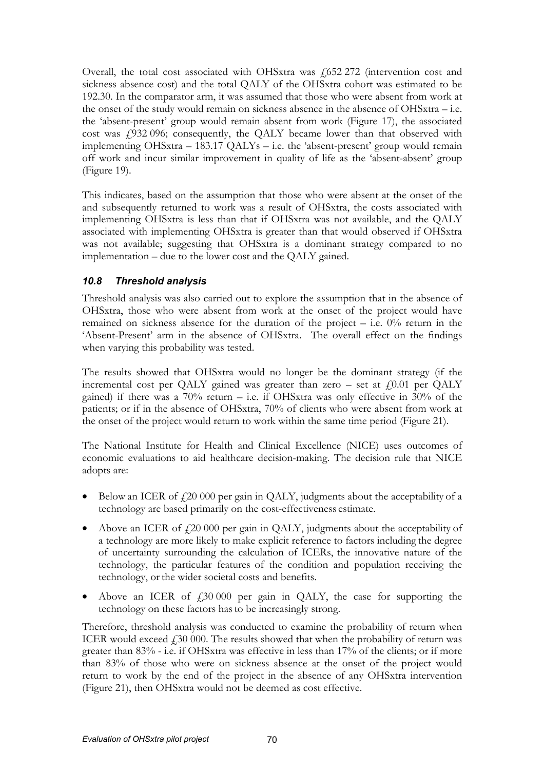Overall, the total cost associated with OHSxtra was £652 272 (intervention cost and sickness absence cost) and the total QALY of the OHSxtra cohort was estimated to be 192.30. In the comparator arm, it was assumed that those who were absent from work at the onset of the study would remain on sickness absence in the absence of OHSxtra – i.e. the 'absent-present' group would remain absent from work (Figure 17), the associated cost was £932 096; consequently, the QALY became lower than that observed with implementing OHSxtra – 183.17 QALYs – i.e. the 'absent-present' group would remain off work and incur similar improvement in quality of life as the 'absent-absent' group (Figure 19).

This indicates, based on the assumption that those who were absent at the onset of the and subsequently returned to work was a result of OHSxtra, the costs associated with implementing OHSxtra is less than that if OHSxtra was not available, and the QALY associated with implementing OHSxtra is greater than that would observed if OHSxtra was not available; suggesting that OHSxtra is a dominant strategy compared to no implementation – due to the lower cost and the QALY gained.

### *10.8 Threshold analysis*

Threshold analysis was also carried out to explore the assumption that in the absence of OHSxtra, those who were absent from work at the onset of the project would have remained on sickness absence for the duration of the project – i.e. 0% return in the 'Absent-Present' arm in the absence of OHSxtra. The overall effect on the findings when varying this probability was tested.

The results showed that OHSxtra would no longer be the dominant strategy (if the incremental cost per QALY gained was greater than zero – set at £0.01 per QALY gained) if there was a 70% return – i.e. if OHSxtra was only effective in 30% of the patients; or if in the absence of OHSxtra, 70% of clients who were absent from work at the onset of the project would return to work within the same time period (Figure 21).

The National Institute for Health and Clinical Excellence (NICE) uses outcomes of economic evaluations to aid healthcare decision-making. The decision rule that NICE adopts are:

- Below an ICER of £20 000 per gain in QALY, judgments about the acceptability of a technology are based primarily on the cost-effectiveness estimate.
- Above an ICER of £20 000 per gain in QALY, judgments about the acceptability of a technology are more likely to make explicit reference to factors including the degree of uncertainty surrounding the calculation of ICERs, the innovative nature of the technology, the particular features of the condition and population receiving the technology, or the wider societal costs and benefits.
- Above an ICER of £30 000 per gain in QALY, the case for supporting the technology on these factors has to be increasingly strong.

Therefore, threshold analysis was conducted to examine the probability of return when ICER would exceed £30 000. The results showed that when the probability of return was greater than 83% - i.e. if OHSxtra was effective in less than 17% of the clients; or if more than 83% of those who were on sickness absence at the onset of the project would return to work by the end of the project in the absence of any OHSxtra intervention (Figure 21), then OHSxtra would not be deemed as cost effective.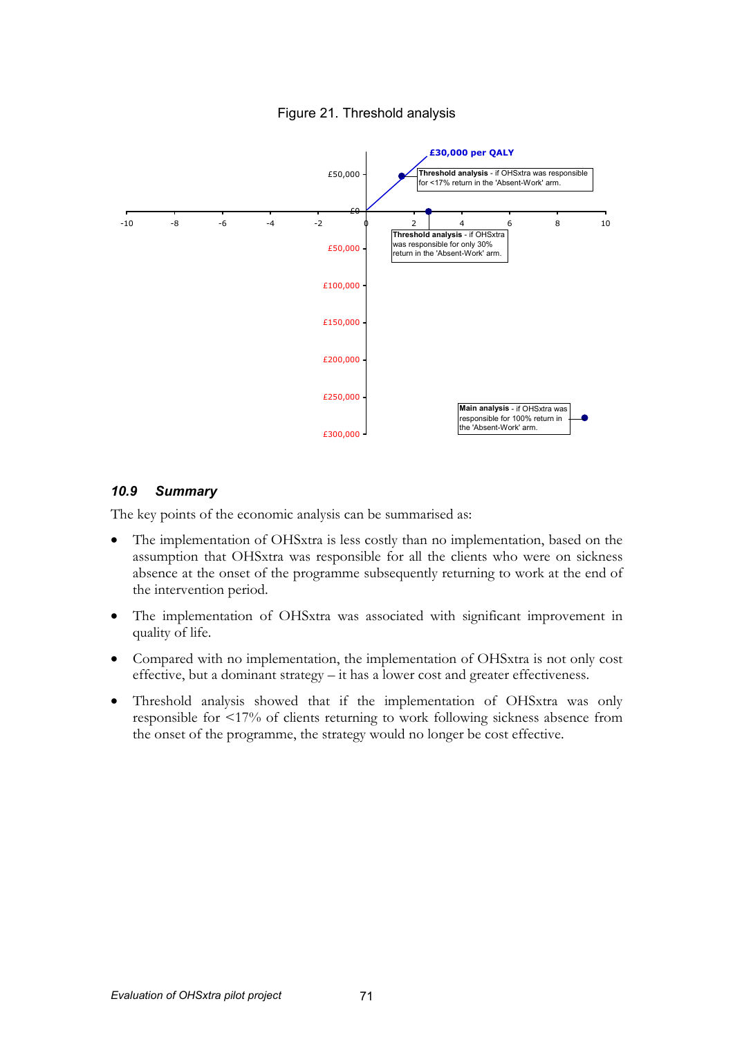Figure 21. Threshold analysis

£30,000 per QALY

**Threshold analysis** - if OHSxtra was responsible for <17% return in the 'Absent-Work' arm.

**Threshold analysis** - if OHSxtra was responsible for only 30% return in the 'Absent-Work' arm.

**Main analysis** - if OHSxtra was responsible for 100% return in the 'Absent-Work' arm.

### *10.9 Summary*

The key points of the economic analysis can be summarised as:

- The implementation of OHSxtra is less costly than no implementation, based on the assumption that OHSxtra was responsible for all the clients who were on sickness absence at the onset of the programme subsequently returning to work at the end of the intervention period.
- The implementation of OHSxtra was associated with significant improvement in quality of life.
- Compared with no implementation, the implementation of OHSxtra is not only cost effective, but a dominant strategy – it has a lower cost and greater effectiveness.
- Threshold analysis showed that if the implementation of OHSxtra was only responsible for <17% of clients returning to work following sickness absence from the onset of the programme, the strategy would no longer be cost effective.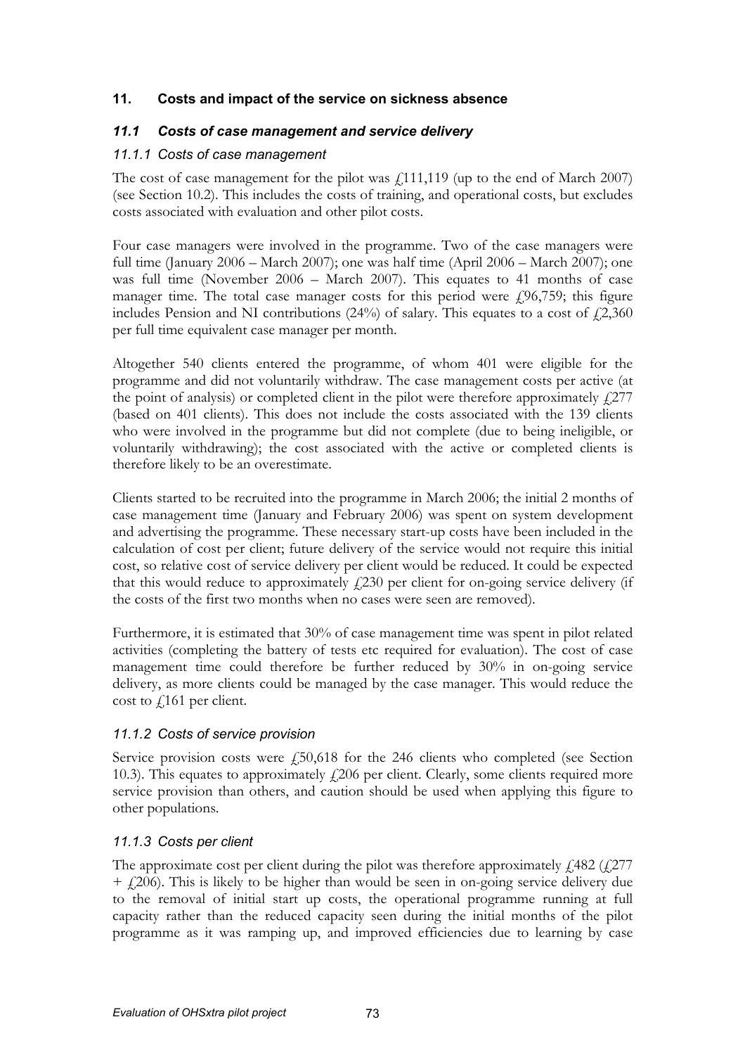## 11. Costs and impact of the service on sickness absence

### *11.1 Costs of case management and service delivery*

#### *11.1.1 Costs of case management*

The cost of case management for the pilot was £111,119 (up to the end of March 2007) (see Section 10.2). This includes the costs of training, and operational costs, but excludes costs associated with evaluation and other pilot costs.

Four case managers were involved in the programme. Two of the case managers were full time (January 2006 – March 2007); one was half time (April 2006 – March 2007); one was full time (November 2006 – March 2007). This equates to 41 months of case manager time. The total case manager costs for this period were £96,759; this figure includes Pension and NI contributions (24%) of salary. This equates to a cost of £2,360 per full time equivalent case manager per month.

Altogether 540 clients entered the programme, of whom 401 were eligible for the programme and did not voluntarily withdraw. The case management costs per active (at the point of analysis) or completed client in the pilot were therefore approximately £277 (based on 401 clients). This does not include the costs associated with the 139 clients who were involved in the programme but did not complete (due to being ineligible, or voluntarily withdrawing); the cost associated with the active or completed clients is therefore likely to be an overestimate.

Clients started to be recruited into the programme in March 2006; the initial 2 months of case management time (January and February 2006) was spent on system development and advertising the programme. These necessary start-up costs have been included in the calculation of cost per client; future delivery of the service would not require this initial cost, so relative cost of service delivery per client would be reduced. It could be expected that this would reduce to approximately £230 per client for on-going service delivery (if the costs of the first two months when no cases were seen are removed).

Furthermore, it is estimated that 30% of case management time was spent in pilot related activities (completing the battery of tests etc required for evaluation). The cost of case management time could therefore be further reduced by 30% in on-going service delivery, as more clients could be managed by the case manager. This would reduce the cost to £161 per client.

#### *11.1.2 Costs of service provision*

Service provision costs were £50,618 for the 246 clients who completed (see Section 10.3). This equates to approximately £206 per client. Clearly, some clients required more service provision than others, and caution should be used when applying this figure to other populations.

#### *11.1.3 Costs per client*

The approximate cost per client during the pilot was therefore approximately £482 (£277 + £206). This is likely to be higher than would be seen in on-going service delivery due to the removal of initial start up costs, the operational programme running at full capacity rather than the reduced capacity seen during the initial months of the pilot programme as it was ramping up, and improved efficiencies due to learning by case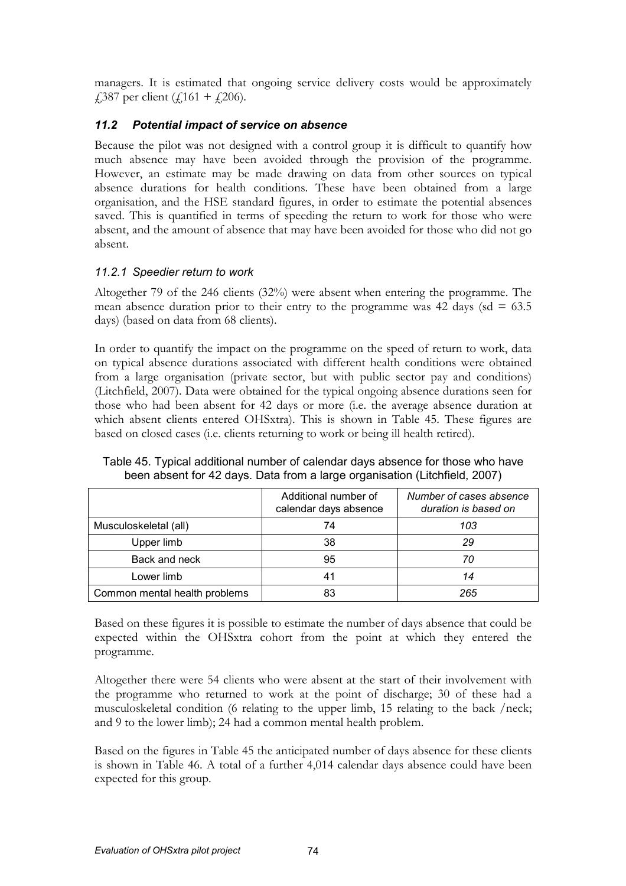managers. It is estimated that ongoing service delivery costs would be approximately £387 per client (£161 + £206).

### *11.2 Potential impact of service on absence*

Because the pilot was not designed with a control group it is difficult to quantify how much absence may have been avoided through the provision of the programme. However, an estimate may be made drawing on data from other sources on typical absence durations for health conditions. These have been obtained from a large organisation, and the HSE standard figures, in order to estimate the potential absences saved. This is quantified in terms of speeding the return to work for those who were absent, and the amount of absence that may have been avoided for those who did not go absent.

#### *11.2.1 Speedier return to work*

Altogether 79 of the 246 clients (32%) were absent when entering the programme. The mean absence duration prior to their entry to the programme was 42 days (sd = 63.5 days) (based on data from 68 clients).

In order to quantify the impact on the programme on the speed of return to work, data on typical absence durations associated with different health conditions were obtained from a large organisation (private sector, but with public sector pay and conditions) (Litchfield, 2007). Data were obtained for the typical ongoing absence durations seen for those who had been absent for 42 days or more (i.e. the average absence duration at which absent clients entered OHSxtra). This is shown in Table 45. These figures are based on closed cases (i.e. clients returning to work or being ill health retired).

Table 45. Typical additional number of calendar days absence for those who have been absent for 42 days. Data from a large organisation (Litchfield, 2007)

| | Additional number of calendar days absence | *Number of cases absence duration is based on* |
|---|---|---|
| Musculoskeletal (all) | 74 | *103* |
| Upper limb | 38 | *29* |
| Back and neck | 95 | *70* |
| Lower limb | 41 | *14* |
| Common mental health problems | 83 | *265* |

Based on these figures it is possible to estimate the number of days absence that could be expected within the OHSxtra cohort from the point at which they entered the programme.

Altogether there were 54 clients who were absent at the start of their involvement with the programme who returned to work at the point of discharge; 30 of these had a musculoskeletal condition (6 relating to the upper limb, 15 relating to the back /neck; and 9 to the lower limb); 24 had a common mental health problem.

Based on the figures in Table 45 the anticipated number of days absence for these clients is shown in Table 46. A total of a further 4,014 calendar days absence could have been expected for this group.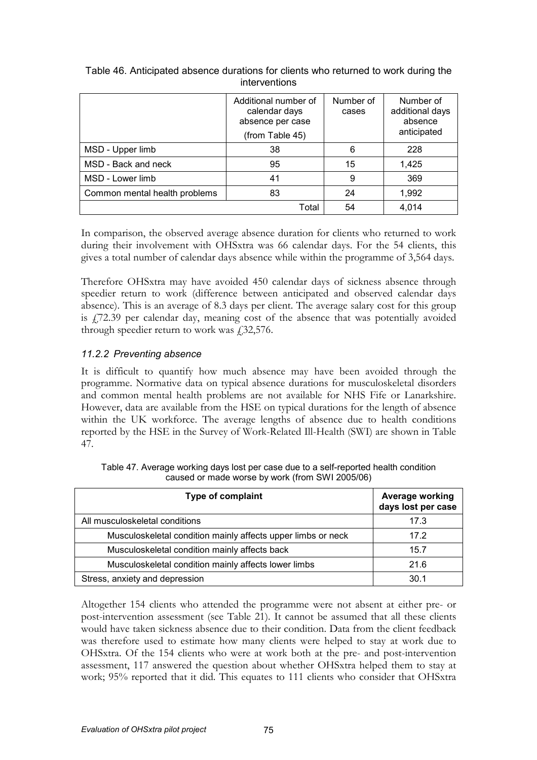Table 46. Anticipated absence durations for clients who returned to work during the interventions

| | Additional number of calendar days absence per case (from Table 45) | Number of cases | Number of additional days absence anticipated |
|---|---|---|---|
| MSD - Upper limb | 38 | 6 | 228 |
| MSD - Back and neck | 95 | 15 | 1,425 |
| MSD - Lower limb | 41 | 9 | 369 |
| Common mental health problems | 83 | 24 | 1,992 |
| | Total | 54 | 4,014 |

In comparison, the observed average absence duration for clients who returned to work during their involvement with OHSxtra was 66 calendar days. For the 54 clients, this gives a total number of calendar days absence while within the programme of 3,564 days.

Therefore OHSxtra may have avoided 450 calendar days of sickness absence through speedier return to work (difference between anticipated and observed calendar days absence). This is an average of 8.3 days per client. The average salary cost for this group is £72.39 per calendar day, meaning cost of the absence that was potentially avoided through speedier return to work was £32,576.

### *11.2.2 Preventing absence*

It is difficult to quantify how much absence may have been avoided through the programme. Normative data on typical absence durations for musculoskeletal disorders and common mental health problems are not available for NHS Fife or Lanarkshire. However, data are available from the HSE on typical durations for the length of absence within the UK workforce. The average lengths of absence due to health conditions reported by the HSE in the Survey of Work-Related Ill-Health (SWI) are shown in Table 47.

Table 47. Average working days lost per case due to a self-reported health condition caused or made worse by work (from SWI 2005/06)

| **Type of complaint** | **Average working days lost per case** |
|---|---|
| All musculoskeletal conditions | 17.3 |
| Musculoskeletal condition mainly affects upper limbs or neck | 17.2 |
| Musculoskeletal condition mainly affects back | 15.7 |
| Musculoskeletal condition mainly affects lower limbs | 21.6 |
| Stress, anxiety and depression | 30.1 |

Altogether 154 clients who attended the programme were not absent at either pre- or post-intervention assessment (see Table 21). It cannot be assumed that all these clients would have taken sickness absence due to their condition. Data from the client feedback was therefore used to estimate how many clients were helped to stay at work due to OHSxtra. Of the 154 clients who were at work both at the pre- and post-intervention assessment, 117 answered the question about whether OHSxtra helped them to stay at work; 95% reported that it did. This equates to 111 clients who consider that OHSxtra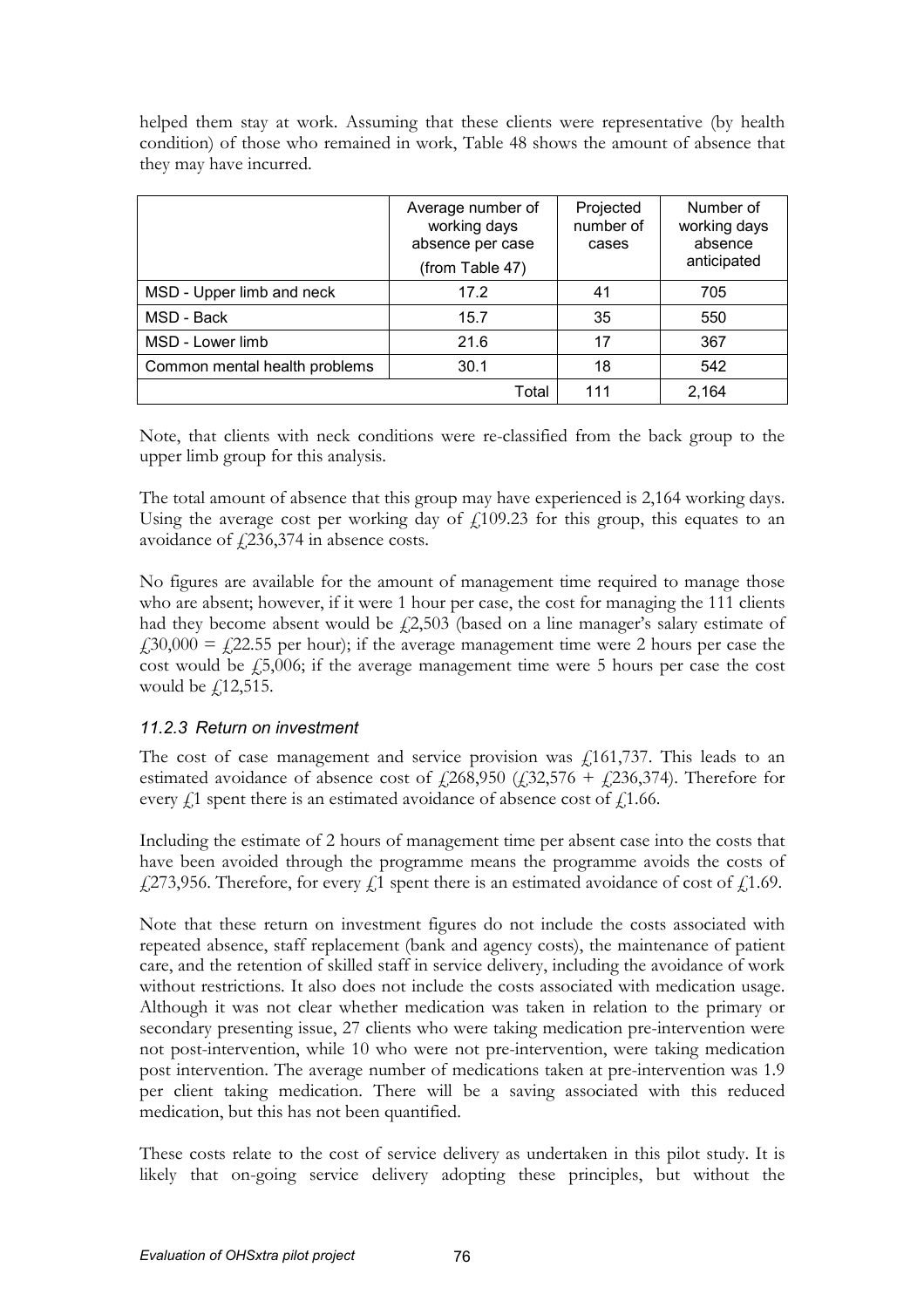helped them stay at work. Assuming that these clients were representative (by health condition) of those who remained in work, Table 48 shows the amount of absence that they may have incurred.

| | Average number of working days absence per case (from Table 47) | Projected number of cases | Number of working days absence anticipated |
|---|---|---|---|
| MSD - Upper limb and neck | 17.2 | 41 | 705 |
| MSD - Back | 15.7 | 35 | 550 |
| MSD - Lower limb | 21.6 | 17 | 367 |
| Common mental health problems | 30.1 | 18 | 542 |
| | Total | 111 | 2,164 |

Note, that clients with neck conditions were re-classified from the back group to the upper limb group for this analysis.

The total amount of absence that this group may have experienced is 2,164 working days. Using the average cost per working day of £109.23 for this group, this equates to an avoidance of £236,374 in absence costs.

No figures are available for the amount of management time required to manage those who are absent; however, if it were 1 hour per case, the cost for managing the 111 clients had they become absent would be £2,503 (based on a line manager's salary estimate of £30,000 = £22.55 per hour); if the average management time were 2 hours per case the cost would be £5,006; if the average management time were 5 hours per case the cost would be £12,515.

### *11.2.3 Return on investment*

The cost of case management and service provision was £161,737. This leads to an estimated avoidance of absence cost of £268,950 (£32,576 + £236,374). Therefore for every £1 spent there is an estimated avoidance of absence cost of £1.66.

Including the estimate of 2 hours of management time per absent case into the costs that have been avoided through the programme means the programme avoids the costs of £273,956. Therefore, for every £1 spent there is an estimated avoidance of cost of £1.69.

Note that these return on investment figures do not include the costs associated with repeated absence, staff replacement (bank and agency costs), the maintenance of patient care, and the retention of skilled staff in service delivery, including the avoidance of work without restrictions. It also does not include the costs associated with medication usage. Although it was not clear whether medication was taken in relation to the primary or secondary presenting issue, 27 clients who were taking medication pre-intervention were not post-intervention, while 10 who were not pre-intervention, were taking medication post intervention. The average number of medications taken at pre-intervention was 1.9 per client taking medication. There will be a saving associated with this reduced medication, but this has not been quantified.

These costs relate to the cost of service delivery as undertaken in this pilot study. It is likely that on-going service delivery adopting these principles, but without the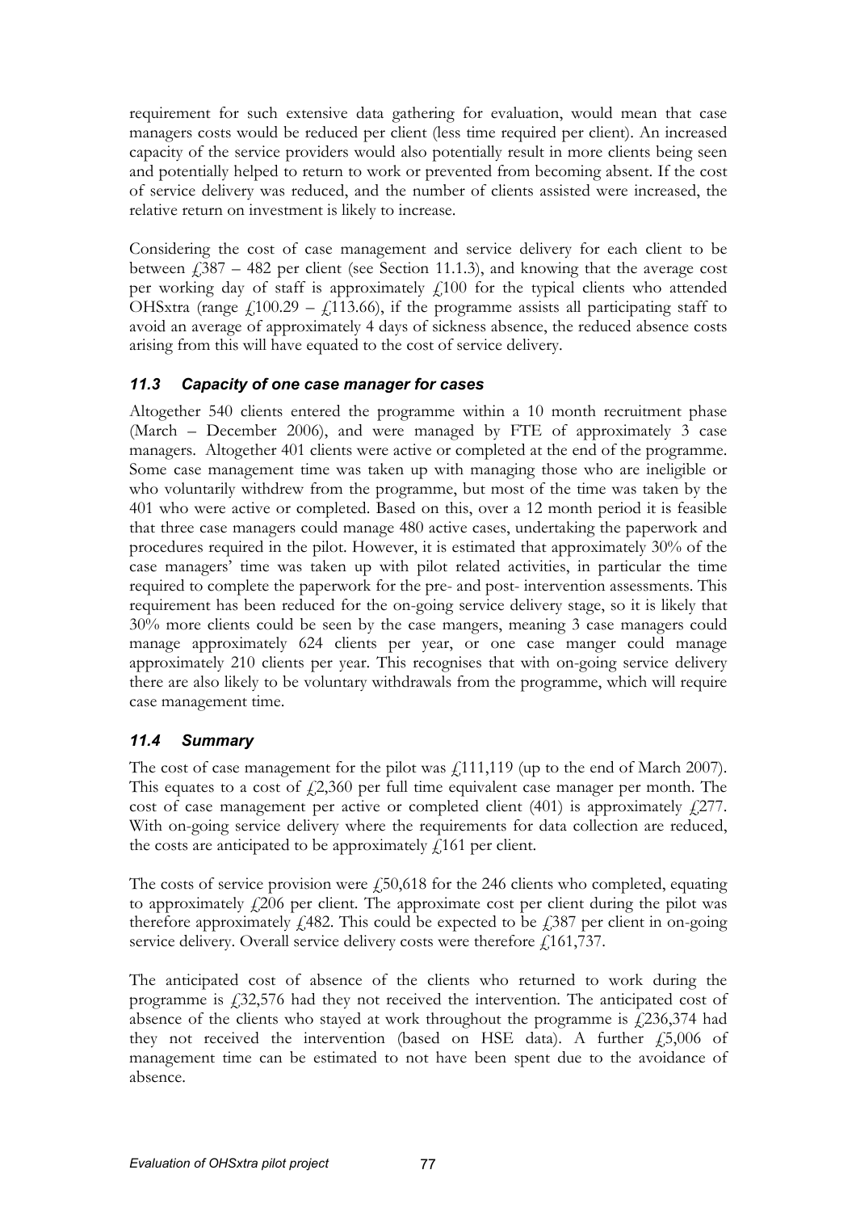requirement for such extensive data gathering for evaluation, would mean that case managers costs would be reduced per client (less time required per client). An increased capacity of the service providers would also potentially result in more clients being seen and potentially helped to return to work or prevented from becoming absent. If the cost of service delivery was reduced, and the number of clients assisted were increased, the relative return on investment is likely to increase.

Considering the cost of case management and service delivery for each client to be between £387 – 482 per client (see Section 11.1.3), and knowing that the average cost per working day of staff is approximately £100 for the typical clients who attended OHSxtra (range £100.29 – £113.66), if the programme assists all participating staff to avoid an average of approximately 4 days of sickness absence, the reduced absence costs arising from this will have equated to the cost of service delivery.

### *11.3 Capacity of one case manager for cases*

Altogether 540 clients entered the programme within a 10 month recruitment phase (March – December 2006), and were managed by FTE of approximately 3 case managers. Altogether 401 clients were active or completed at the end of the programme. Some case management time was taken up with managing those who are ineligible or who voluntarily withdrew from the programme, but most of the time was taken by the 401 who were active or completed. Based on this, over a 12 month period it is feasible that three case managers could manage 480 active cases, undertaking the paperwork and procedures required in the pilot. However, it is estimated that approximately 30% of the case managers' time was taken up with pilot related activities, in particular the time required to complete the paperwork for the pre- and post- intervention assessments. This requirement has been reduced for the on-going service delivery stage, so it is likely that 30% more clients could be seen by the case mangers, meaning 3 case managers could manage approximately 624 clients per year, or one case manger could manage approximately 210 clients per year. This recognises that with on-going service delivery there are also likely to be voluntary withdrawals from the programme, which will require case management time.

### *11.4 Summary*

The cost of case management for the pilot was £111,119 (up to the end of March 2007). This equates to a cost of £2,360 per full time equivalent case manager per month. The cost of case management per active or completed client (401) is approximately £277. With on-going service delivery where the requirements for data collection are reduced, the costs are anticipated to be approximately £161 per client.

The costs of service provision were £50,618 for the 246 clients who completed, equating to approximately £206 per client. The approximate cost per client during the pilot was therefore approximately £482. This could be expected to be £387 per client in on-going service delivery. Overall service delivery costs were therefore £161,737.

The anticipated cost of absence of the clients who returned to work during the programme is £32,576 had they not received the intervention. The anticipated cost of absence of the clients who stayed at work throughout the programme is £236,374 had they not received the intervention (based on HSE data). A further £5,006 of management time can be estimated to not have been spent due to the avoidance of absence.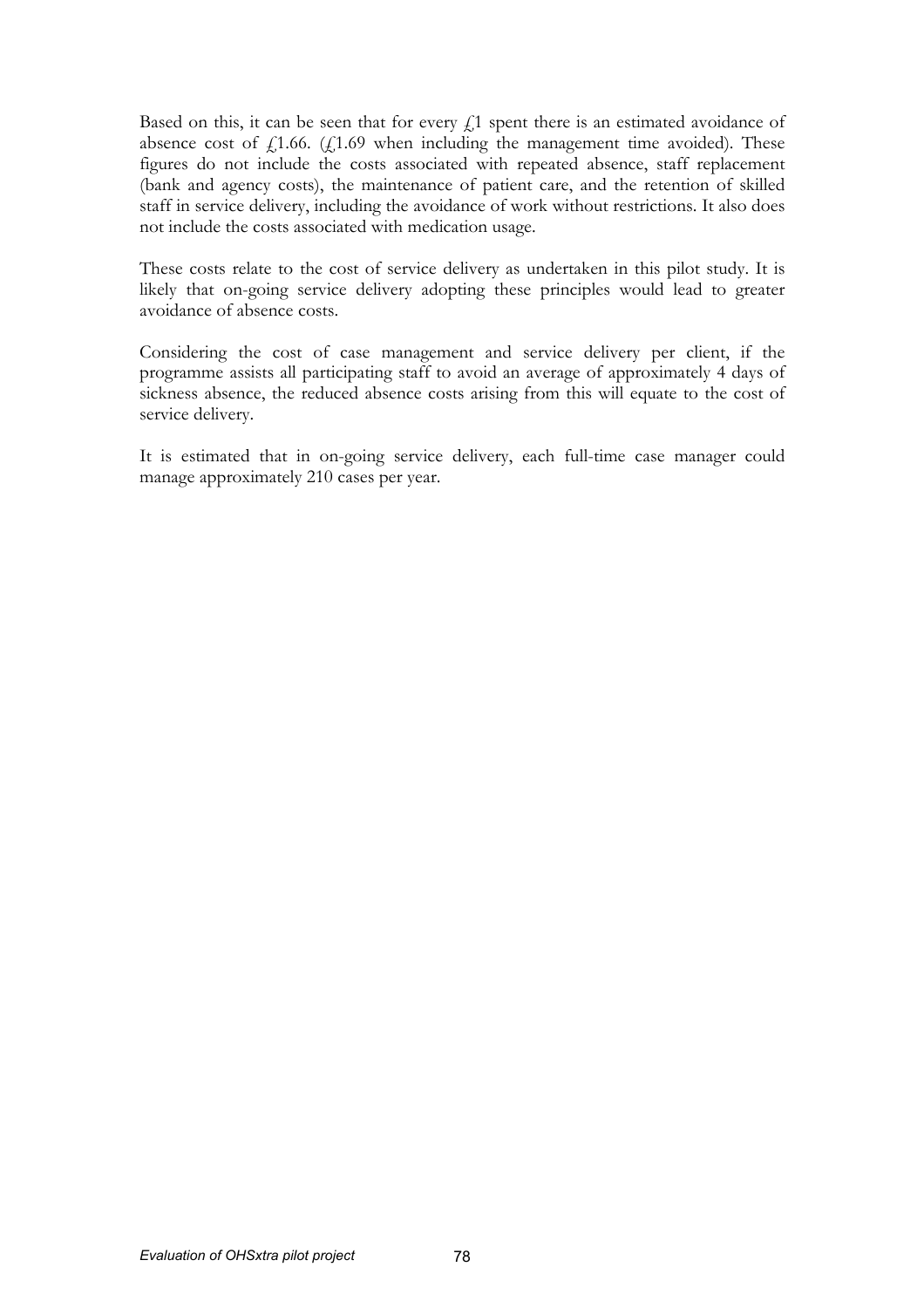Based on this, it can be seen that for every £1 spent there is an estimated avoidance of absence cost of £1.66. (£1.69 when including the management time avoided). These figures do not include the costs associated with repeated absence, staff replacement (bank and agency costs), the maintenance of patient care, and the retention of skilled staff in service delivery, including the avoidance of work without restrictions. It also does not include the costs associated with medication usage.

These costs relate to the cost of service delivery as undertaken in this pilot study. It is likely that on-going service delivery adopting these principles would lead to greater avoidance of absence costs.

Considering the cost of case management and service delivery per client, if the programme assists all participating staff to avoid an average of approximately 4 days of sickness absence, the reduced absence costs arising from this will equate to the cost of service delivery.

It is estimated that in on-going service delivery, each full-time case manager could manage approximately 210 cases per year.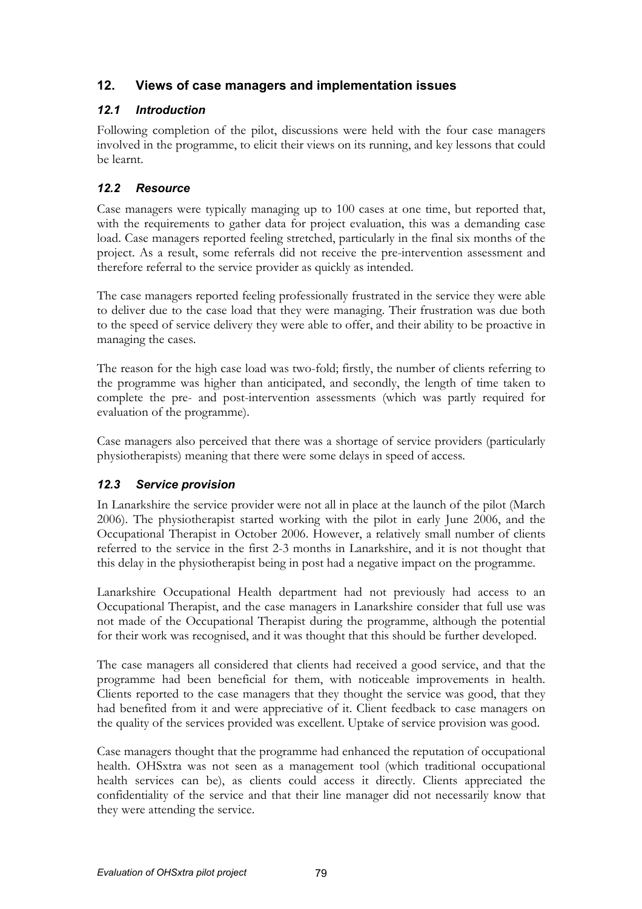## 12. Views of case managers and implementation issues

### *12.1 Introduction*

Following completion of the pilot, discussions were held with the four case managers involved in the programme, to elicit their views on its running, and key lessons that could be learnt.

### *12.2 Resource*

Case managers were typically managing up to 100 cases at one time, but reported that, with the requirements to gather data for project evaluation, this was a demanding case load. Case managers reported feeling stretched, particularly in the final six months of the project. As a result, some referrals did not receive the pre-intervention assessment and therefore referral to the service provider as quickly as intended.

The case managers reported feeling professionally frustrated in the service they were able to deliver due to the case load that they were managing. Their frustration was due both to the speed of service delivery they were able to offer, and their ability to be proactive in managing the cases.

The reason for the high case load was two-fold; firstly, the number of clients referring to the programme was higher than anticipated, and secondly, the length of time taken to complete the pre- and post-intervention assessments (which was partly required for evaluation of the programme).

Case managers also perceived that there was a shortage of service providers (particularly physiotherapists) meaning that there were some delays in speed of access.

### *12.3 Service provision*

In Lanarkshire the service provider were not all in place at the launch of the pilot (March 2006). The physiotherapist started working with the pilot in early June 2006, and the Occupational Therapist in October 2006. However, a relatively small number of clients referred to the service in the first 2-3 months in Lanarkshire, and it is not thought that this delay in the physiotherapist being in post had a negative impact on the programme.

Lanarkshire Occupational Health department had not previously had access to an Occupational Therapist, and the case managers in Lanarkshire consider that full use was not made of the Occupational Therapist during the programme, although the potential for their work was recognised, and it was thought that this should be further developed.

The case managers all considered that clients had received a good service, and that the programme had been beneficial for them, with noticeable improvements in health. Clients reported to the case managers that they thought the service was good, that they had benefited from it and were appreciative of it. Client feedback to case managers on the quality of the services provided was excellent. Uptake of service provision was good.

Case managers thought that the programme had enhanced the reputation of occupational health. OHSxtra was not seen as a management tool (which traditional occupational health services can be), as clients could access it directly. Clients appreciated the confidentiality of the service and that their line manager did not necessarily know that they were attending the service.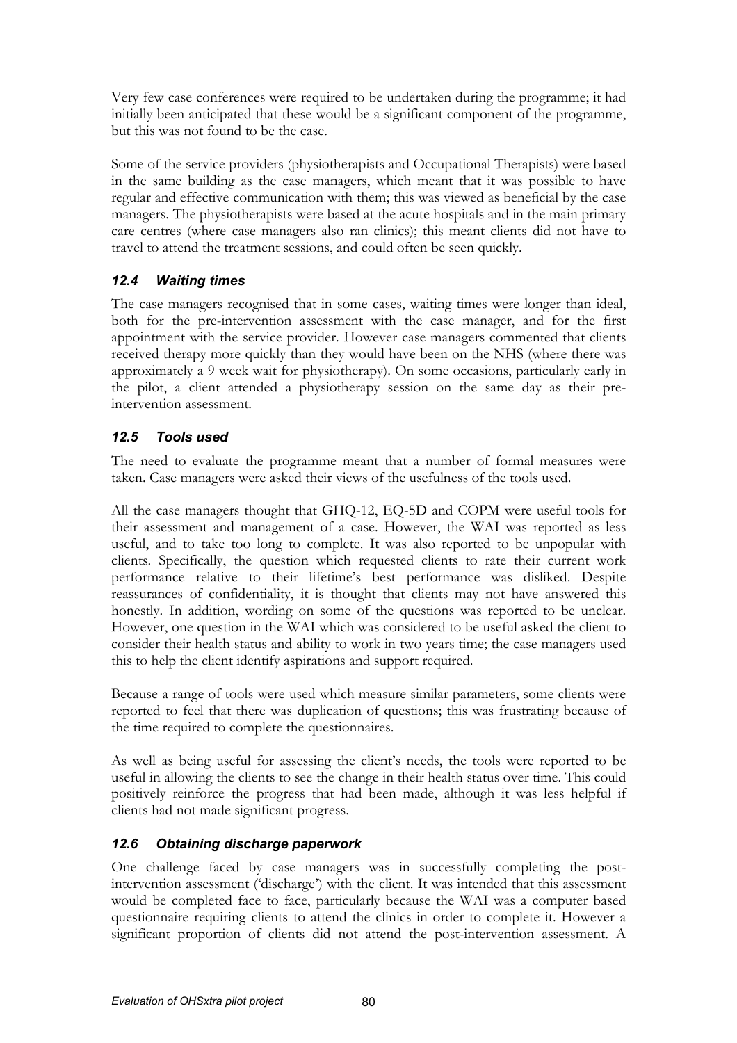Very few case conferences were required to be undertaken during the programme; it had initially been anticipated that these would be a significant component of the programme, but this was not found to be the case.

Some of the service providers (physiotherapists and Occupational Therapists) were based in the same building as the case managers, which meant that it was possible to have regular and effective communication with them; this was viewed as beneficial by the case managers. The physiotherapists were based at the acute hospitals and in the main primary care centres (where case managers also ran clinics); this meant clients did not have to travel to attend the treatment sessions, and could often be seen quickly.

### *12.4 Waiting times*

The case managers recognised that in some cases, waiting times were longer than ideal, both for the pre-intervention assessment with the case manager, and for the first appointment with the service provider. However case managers commented that clients received therapy more quickly than they would have been on the NHS (where there was approximately a 9 week wait for physiotherapy). On some occasions, particularly early in the pilot, a client attended a physiotherapy session on the same day as their pre-intervention assessment.

### *12.5 Tools used*

The need to evaluate the programme meant that a number of formal measures were taken. Case managers were asked their views of the usefulness of the tools used.

All the case managers thought that GHQ-12, EQ-5D and COPM were useful tools for their assessment and management of a case. However, the WAI was reported as less useful, and to take too long to complete. It was also reported to be unpopular with clients. Specifically, the question which requested clients to rate their current work performance relative to their lifetime's best performance was disliked. Despite reassurances of confidentiality, it is thought that clients may not have answered this honestly. In addition, wording on some of the questions was reported to be unclear. However, one question in the WAI which was considered to be useful asked the client to consider their health status and ability to work in two years time; the case managers used this to help the client identify aspirations and support required.

Because a range of tools were used which measure similar parameters, some clients were reported to feel that there was duplication of questions; this was frustrating because of the time required to complete the questionnaires.

As well as being useful for assessing the client's needs, the tools were reported to be useful in allowing the clients to see the change in their health status over time. This could positively reinforce the progress that had been made, although it was less helpful if clients had not made significant progress.

### *12.6 Obtaining discharge paperwork*

One challenge faced by case managers was in successfully completing the post-intervention assessment ('discharge') with the client. It was intended that this assessment would be completed face to face, particularly because the WAI was a computer based questionnaire requiring clients to attend the clinics in order to complete it. However a significant proportion of clients did not attend the post-intervention assessment. A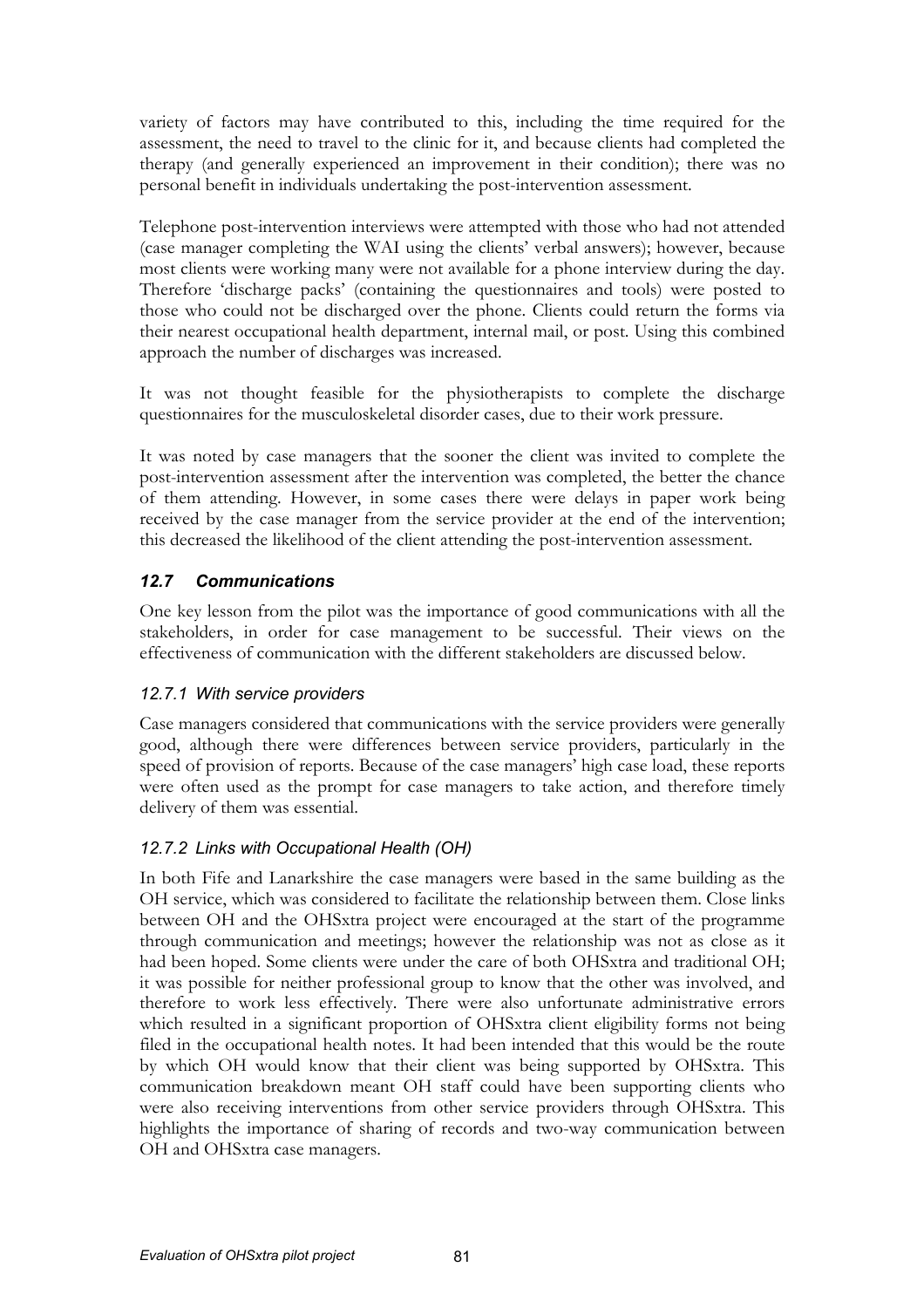variety of factors may have contributed to this, including the time required for the assessment, the need to travel to the clinic for it, and because clients had completed the therapy (and generally experienced an improvement in their condition); there was no personal benefit in individuals undertaking the post-intervention assessment.

Telephone post-intervention interviews were attempted with those who had not attended (case manager completing the WAI using the clients' verbal answers); however, because most clients were working many were not available for a phone interview during the day. Therefore 'discharge packs' (containing the questionnaires and tools) were posted to those who could not be discharged over the phone. Clients could return the forms via their nearest occupational health department, internal mail, or post. Using this combined approach the number of discharges was increased.

It was not thought feasible for the physiotherapists to complete the discharge questionnaires for the musculoskeletal disorder cases, due to their work pressure.

It was noted by case managers that the sooner the client was invited to complete the post-intervention assessment after the intervention was completed, the better the chance of them attending. However, in some cases there were delays in paper work being received by the case manager from the service provider at the end of the intervention; this decreased the likelihood of the client attending the post-intervention assessment.

## *12.7 Communications*

One key lesson from the pilot was the importance of good communications with all the stakeholders, in order for case management to be successful. Their views on the effectiveness of communication with the different stakeholders are discussed below.

### *12.7.1 With service providers*

Case managers considered that communications with the service providers were generally good, although there were differences between service providers, particularly in the speed of provision of reports. Because of the case managers' high case load, these reports were often used as the prompt for case managers to take action, and therefore timely delivery of them was essential.

### *12.7.2 Links with Occupational Health (OH)*

In both Fife and Lanarkshire the case managers were based in the same building as the OH service, which was considered to facilitate the relationship between them. Close links between OH and the OHSxtra project were encouraged at the start of the programme through communication and meetings; however the relationship was not as close as it had been hoped. Some clients were under the care of both OHSxtra and traditional OH; it was possible for neither professional group to know that the other was involved, and therefore to work less effectively. There were also unfortunate administrative errors which resulted in a significant proportion of OHSxtra client eligibility forms not being filed in the occupational health notes. It had been intended that this would be the route by which OH would know that their client was being supported by OHSxtra. This communication breakdown meant OH staff could have been supporting clients who were also receiving interventions from other service providers through OHSxtra. This highlights the importance of sharing of records and two-way communication between OH and OHSxtra case managers.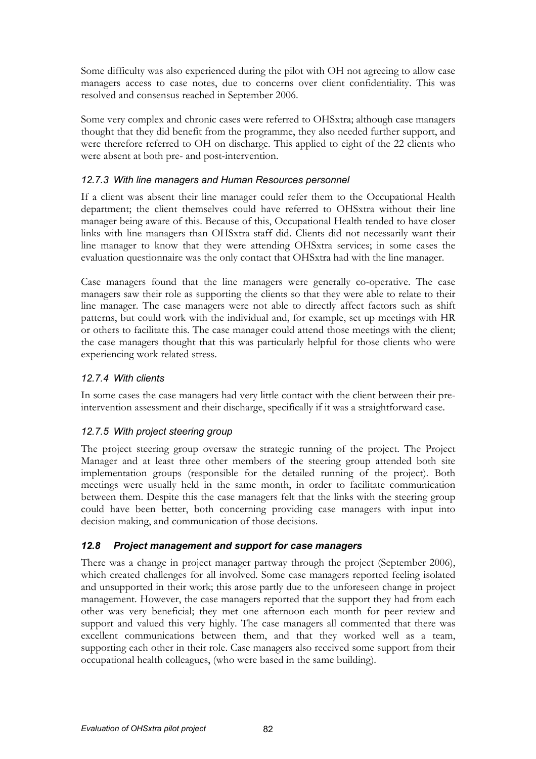Some difficulty was also experienced during the pilot with OH not agreeing to allow case managers access to case notes, due to concerns over client confidentiality. This was resolved and consensus reached in September 2006.

Some very complex and chronic cases were referred to OHSxtra; although case managers thought that they did benefit from the programme, they also needed further support, and were therefore referred to OH on discharge. This applied to eight of the 22 clients who were absent at both pre- and post-intervention.

### *12.7.3 With line managers and Human Resources personnel*

If a client was absent their line manager could refer them to the Occupational Health department; the client themselves could have referred to OHSxtra without their line manager being aware of this. Because of this, Occupational Health tended to have closer links with line managers than OHSxtra staff did. Clients did not necessarily want their line manager to know that they were attending OHSxtra services; in some cases the evaluation questionnaire was the only contact that OHSxtra had with the line manager.

Case managers found that the line managers were generally co-operative. The case managers saw their role as supporting the clients so that they were able to relate to their line manager. The case managers were not able to directly affect factors such as shift patterns, but could work with the individual and, for example, set up meetings with HR or others to facilitate this. The case manager could attend those meetings with the client; the case managers thought that this was particularly helpful for those clients who were experiencing work related stress.

### *12.7.4 With clients*

In some cases the case managers had very little contact with the client between their pre-intervention assessment and their discharge, specifically if it was a straightforward case.

### *12.7.5 With project steering group*

The project steering group oversaw the strategic running of the project. The Project Manager and at least three other members of the steering group attended both site implementation groups (responsible for the detailed running of the project). Both meetings were usually held in the same month, in order to facilitate communication between them. Despite this the case managers felt that the links with the steering group could have been better, both concerning providing case managers with input into decision making, and communication of those decisions.

## *12.8 Project management and support for case managers*

There was a change in project manager partway through the project (September 2006), which created challenges for all involved. Some case managers reported feeling isolated and unsupported in their work; this arose partly due to the unforeseen change in project management. However, the case managers reported that the support they had from each other was very beneficial; they met one afternoon each month for peer review and support and valued this very highly. The case managers all commented that there was excellent communications between them, and that they worked well as a team, supporting each other in their role. Case managers also received some support from their occupational health colleagues, (who were based in the same building).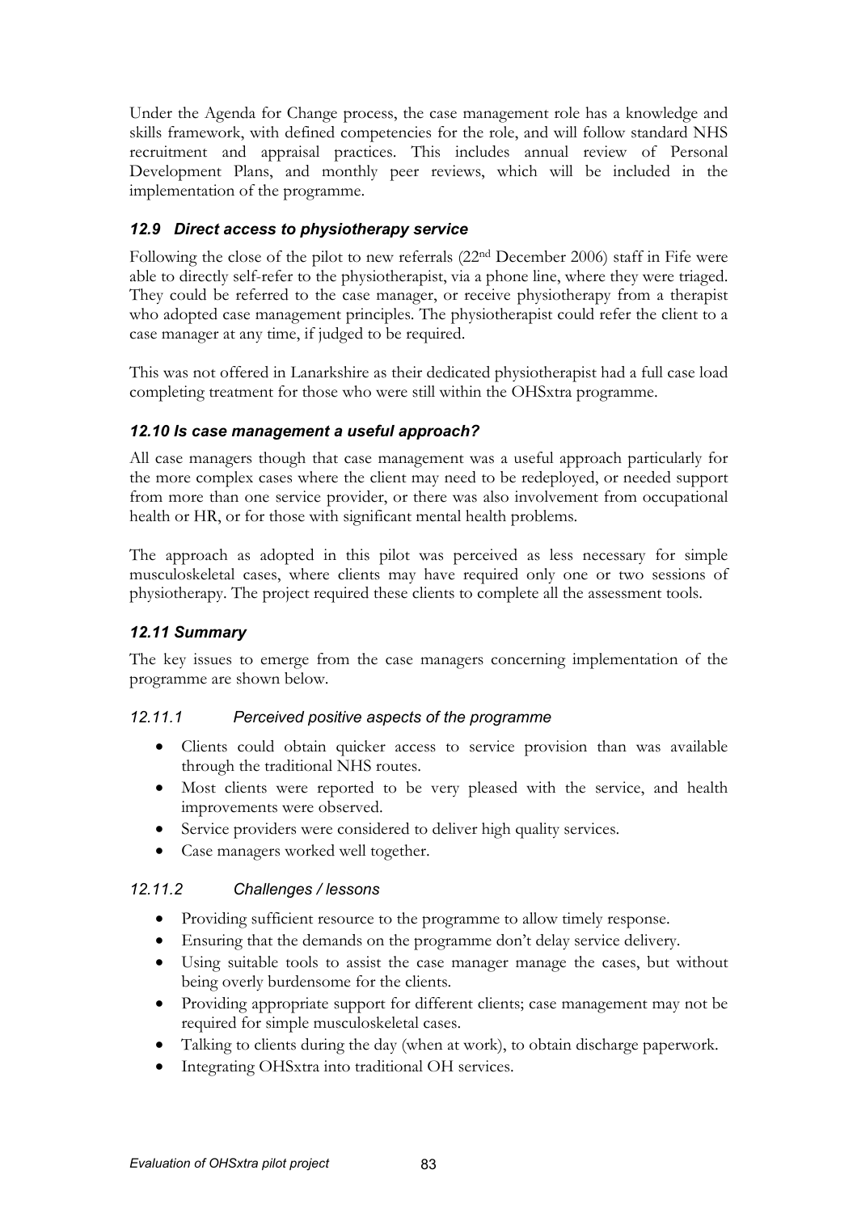Under the Agenda for Change process, the case management role has a knowledge and skills framework, with defined competencies for the role, and will follow standard NHS recruitment and appraisal practices. This includes annual review of Personal Development Plans, and monthly peer reviews, which will be included in the implementation of the programme.

### *12.9 Direct access to physiotherapy service*

Following the close of the pilot to new referrals (22nd December 2006) staff in Fife were able to directly self-refer to the physiotherapist, via a phone line, where they were triaged. They could be referred to the case manager, or receive physiotherapy from a therapist who adopted case management principles. The physiotherapist could refer the client to a case manager at any time, if judged to be required.

This was not offered in Lanarkshire as their dedicated physiotherapist had a full case load completing treatment for those who were still within the OHSxtra programme.

### *12.10 Is case management a useful approach?*

All case managers though that case management was a useful approach particularly for the more complex cases where the client may need to be redeployed, or needed support from more than one service provider, or there was also involvement from occupational health or HR, or for those with significant mental health problems.

The approach as adopted in this pilot was perceived as less necessary for simple musculoskeletal cases, where clients may have required only one or two sessions of physiotherapy. The project required these clients to complete all the assessment tools.

### *12.11 Summary*

The key issues to emerge from the case managers concerning implementation of the programme are shown below.

#### *12.11.1 Perceived positive aspects of the programme*

- Clients could obtain quicker access to service provision than was available through the traditional NHS routes.
- Most clients were reported to be very pleased with the service, and health improvements were observed.
- Service providers were considered to deliver high quality services.
- Case managers worked well together.

#### *12.11.2 Challenges / lessons*

- Providing sufficient resource to the programme to allow timely response.
- Ensuring that the demands on the programme don't delay service delivery.
- Using suitable tools to assist the case manager manage the cases, but without being overly burdensome for the clients.
- Providing appropriate support for different clients; case management may not be required for simple musculoskeletal cases.
- Talking to clients during the day (when at work), to obtain discharge paperwork.
- Integrating OHSxtra into traditional OH services.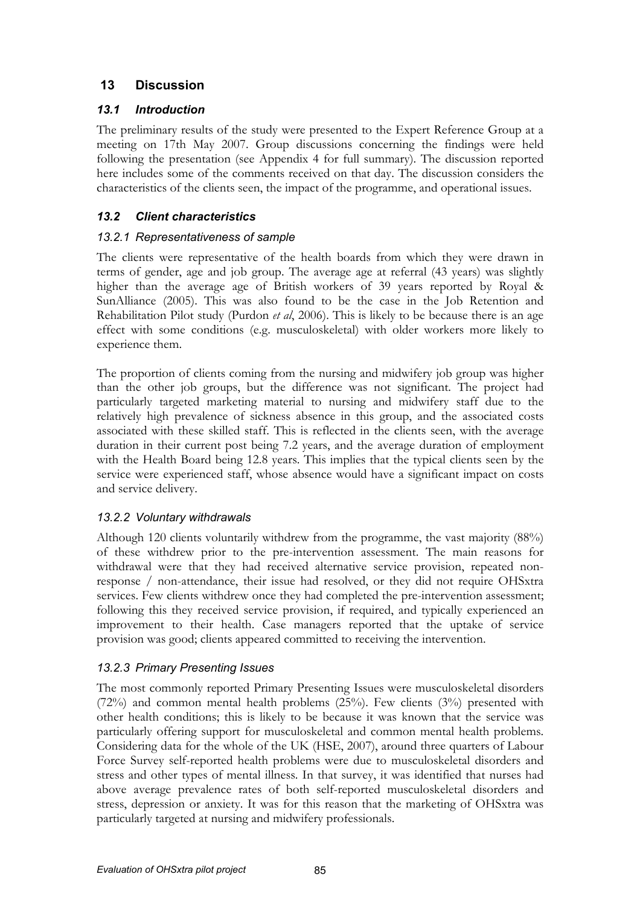# 13 Discussion

## 13.1 Introduction

The preliminary results of the study were presented to the Expert Reference Group at a meeting on 17th May 2007. Group discussions concerning the findings were held following the presentation (see Appendix 4 for full summary). The discussion reported here includes some of the comments received on that day. The discussion considers the characteristics of the clients seen, the impact of the programme, and operational issues.

## 13.2 Client characteristics

### 13.2.1 Representativeness of sample

The clients were representative of the health boards from which they were drawn in terms of gender, age and job group. The average age at referral (43 years) was slightly higher than the average age of British workers of 39 years reported by Royal & SunAlliance (2005). This was also found to be the case in the Job Retention and Rehabilitation Pilot study (Purdon *et al*, 2006). This is likely to be because there is an age effect with some conditions (e.g. musculoskeletal) with older workers more likely to experience them.

The proportion of clients coming from the nursing and midwifery job group was higher than the other job groups, but the difference was not significant. The project had particularly targeted marketing material to nursing and midwifery staff due to the relatively high prevalence of sickness absence in this group, and the associated costs associated with these skilled staff. This is reflected in the clients seen, with the average duration in their current post being 7.2 years, and the average duration of employment with the Health Board being 12.8 years. This implies that the typical clients seen by the service were experienced staff, whose absence would have a significant impact on costs and service delivery.

### 13.2.2 Voluntary withdrawals

Although 120 clients voluntarily withdrew from the programme, the vast majority (88%) of these withdrew prior to the pre-intervention assessment. The main reasons for withdrawal were that they had received alternative service provision, repeated non-response / non-attendance, their issue had resolved, or they did not require OHSxtra services. Few clients withdrew once they had completed the pre-intervention assessment; following this they received service provision, if required, and typically experienced an improvement to their health. Case managers reported that the uptake of service provision was good; clients appeared committed to receiving the intervention.

### 13.2.3 Primary Presenting Issues

The most commonly reported Primary Presenting Issues were musculoskeletal disorders (72%) and common mental health problems (25%). Few clients (3%) presented with other health conditions; this is likely to be because it was known that the service was particularly offering support for musculoskeletal and common mental health problems. Considering data for the whole of the UK (HSE, 2007), around three quarters of Labour Force Survey self-reported health problems were due to musculoskeletal disorders and stress and other types of mental illness. In that survey, it was identified that nurses had above average prevalence rates of both self-reported musculoskeletal disorders and stress, depression or anxiety. It was for this reason that the marketing of OHSxtra was particularly targeted at nursing and midwifery professionals.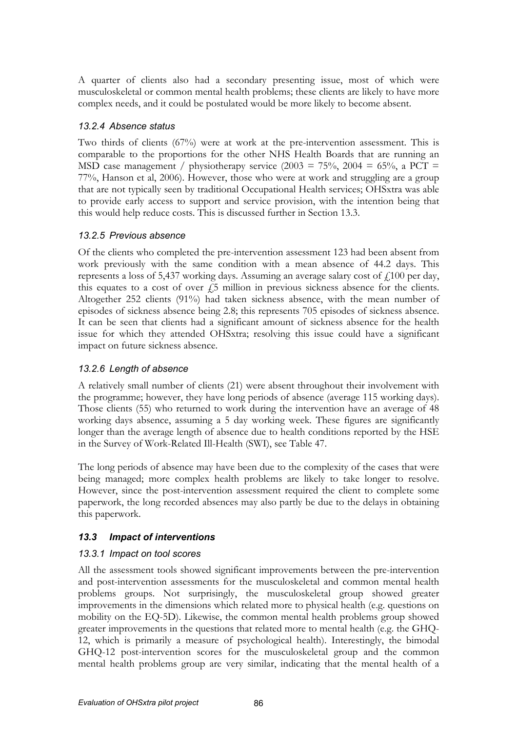A quarter of clients also had a secondary presenting issue, most of which were musculoskeletal or common mental health problems; these clients are likely to have more complex needs, and it could be postulated would be more likely to become absent.

### *13.2.4 Absence status*

Two thirds of clients (67%) were at work at the pre-intervention assessment. This is comparable to the proportions for the other NHS Health Boards that are running an MSD case management / physiotherapy service (2003 = 75%, 2004 = 65%, a PCT = 77%, Hanson et al, 2006). However, those who were at work and struggling are a group that are not typically seen by traditional Occupational Health services; OHSxtra was able to provide early access to support and service provision, with the intention being that this would help reduce costs. This is discussed further in Section 13.3.

### *13.2.5 Previous absence*

Of the clients who completed the pre-intervention assessment 123 had been absent from work previously with the same condition with a mean absence of 44.2 days. This represents a loss of 5,437 working days. Assuming an average salary cost of £100 per day, this equates to a cost of over £5 million in previous sickness absence for the clients. Altogether 252 clients (91%) had taken sickness absence, with the mean number of episodes of sickness absence being 2.8; this represents 705 episodes of sickness absence. It can be seen that clients had a significant amount of sickness absence for the health issue for which they attended OHSxtra; resolving this issue could have a significant impact on future sickness absence.

### *13.2.6 Length of absence*

A relatively small number of clients (21) were absent throughout their involvement with the programme; however, they have long periods of absence (average 115 working days). Those clients (55) who returned to work during the intervention have an average of 48 working days absence, assuming a 5 day working week. These figures are significantly longer than the average length of absence due to health conditions reported by the HSE in the Survey of Work-Related Ill-Health (SWI), see Table 47.

The long periods of absence may have been due to the complexity of the cases that were being managed; more complex health problems are likely to take longer to resolve. However, since the post-intervention assessment required the client to complete some paperwork, the long recorded absences may also partly be due to the delays in obtaining this paperwork.

## *13.3 Impact of interventions*

### *13.3.1 Impact on tool scores*

All the assessment tools showed significant improvements between the pre-intervention and post-intervention assessments for the musculoskeletal and common mental health problems groups. Not surprisingly, the musculoskeletal group showed greater improvements in the dimensions which related more to physical health (e.g. questions on mobility on the EQ-5D). Likewise, the common mental health problems group showed greater improvements in the questions that related more to mental health (e.g. the GHQ-12, which is primarily a measure of psychological health). Interestingly, the bimodal GHQ-12 post-intervention scores for the musculoskeletal group and the common mental health problems group are very similar, indicating that the mental health of a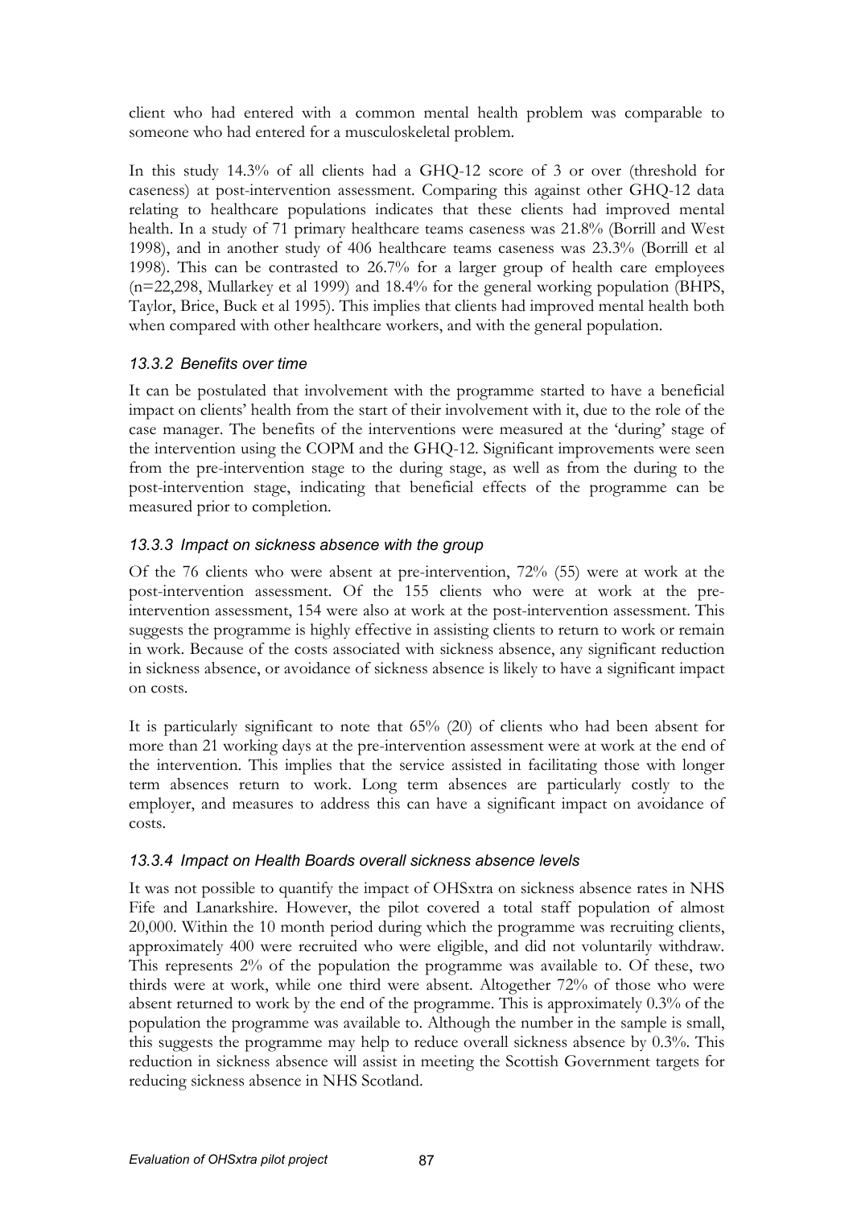client who had entered with a common mental health problem was comparable to someone who had entered for a musculoskeletal problem.

In this study 14.3% of all clients had a GHQ-12 score of 3 or over (threshold for caseness) at post-intervention assessment. Comparing this against other GHQ-12 data relating to healthcare populations indicates that these clients had improved mental health. In a study of 71 primary healthcare teams caseness was 21.8% (Borrill and West 1998), and in another study of 406 healthcare teams caseness was 23.3% (Borrill et al 1998). This can be contrasted to 26.7% for a larger group of health care employees (n=22,298, Mullarkey et al 1999) and 18.4% for the general working population (BHPS, Taylor, Brice, Buck et al 1995). This implies that clients had improved mental health both when compared with other healthcare workers, and with the general population.

### *13.3.2 Benefits over time*

It can be postulated that involvement with the programme started to have a beneficial impact on clients' health from the start of their involvement with it, due to the role of the case manager. The benefits of the interventions were measured at the 'during' stage of the intervention using the COPM and the GHQ-12. Significant improvements were seen from the pre-intervention stage to the during stage, as well as from the during to the post-intervention stage, indicating that beneficial effects of the programme can be measured prior to completion.

### *13.3.3 Impact on sickness absence with the group*

Of the 76 clients who were absent at pre-intervention, 72% (55) were at work at the post-intervention assessment. Of the 155 clients who were at work at the pre-intervention assessment, 154 were also at work at the post-intervention assessment. This suggests the programme is highly effective in assisting clients to return to work or remain in work. Because of the costs associated with sickness absence, any significant reduction in sickness absence, or avoidance of sickness absence is likely to have a significant impact on costs.

It is particularly significant to note that 65% (20) of clients who had been absent for more than 21 working days at the pre-intervention assessment were at work at the end of the intervention. This implies that the service assisted in facilitating those with longer term absences return to work. Long term absences are particularly costly to the employer, and measures to address this can have a significant impact on avoidance of costs.

### *13.3.4 Impact on Health Boards overall sickness absence levels*

It was not possible to quantify the impact of OHSxtra on sickness absence rates in NHS Fife and Lanarkshire. However, the pilot covered a total staff population of almost 20,000. Within the 10 month period during which the programme was recruiting clients, approximately 400 were recruited who were eligible, and did not voluntarily withdraw. This represents 2% of the population the programme was available to. Of these, two thirds were at work, while one third were absent. Altogether 72% of those who were absent returned to work by the end of the programme. This is approximately 0.3% of the population the programme was available to. Although the number in the sample is small, this suggests the programme may help to reduce overall sickness absence by 0.3%. This reduction in sickness absence will assist in meeting the Scottish Government targets for reducing sickness absence in NHS Scotland.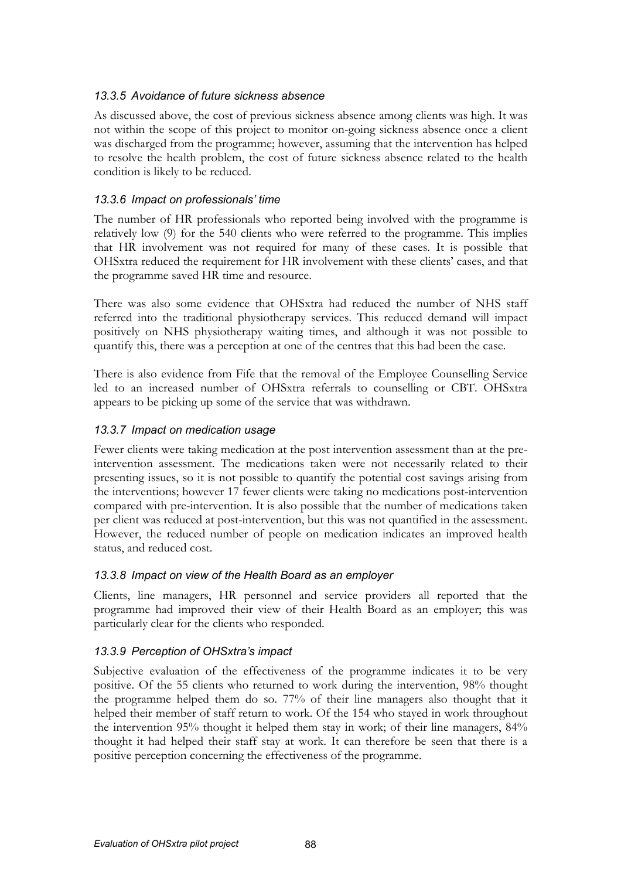### *13.3.5 Avoidance of future sickness absence*

As discussed above, the cost of previous sickness absence among clients was high. It was not within the scope of this project to monitor on-going sickness absence once a client was discharged from the programme; however, assuming that the intervention has helped to resolve the health problem, the cost of future sickness absence related to the health condition is likely to be reduced.

### *13.3.6 Impact on professionals' time*

The number of HR professionals who reported being involved with the programme is relatively low (9) for the 540 clients who were referred to the programme. This implies that HR involvement was not required for many of these cases. It is possible that OHSxtra reduced the requirement for HR involvement with these clients' cases, and that the programme saved HR time and resource.

There was also some evidence that OHSxtra had reduced the number of NHS staff referred into the traditional physiotherapy services. This reduced demand will impact positively on NHS physiotherapy waiting times, and although it was not possible to quantify this, there was a perception at one of the centres that this had been the case.

There is also evidence from Fife that the removal of the Employee Counselling Service led to an increased number of OHSxtra referrals to counselling or CBT. OHSxtra appears to be picking up some of the service that was withdrawn.

### *13.3.7 Impact on medication usage*

Fewer clients were taking medication at the post intervention assessment than at the pre-intervention assessment. The medications taken were not necessarily related to their presenting issues, so it is not possible to quantify the potential cost savings arising from the interventions; however 17 fewer clients were taking no medications post-intervention compared with pre-intervention. It is also possible that the number of medications taken per client was reduced at post-intervention, but this was not quantified in the assessment. However, the reduced number of people on medication indicates an improved health status, and reduced cost.

### *13.3.8 Impact on view of the Health Board as an employer*

Clients, line managers, HR personnel and service providers all reported that the programme had improved their view of their Health Board as an employer; this was particularly clear for the clients who responded.

### *13.3.9 Perception of OHSxtra's impact*

Subjective evaluation of the effectiveness of the programme indicates it to be very positive. Of the 55 clients who returned to work during the intervention, 98% thought the programme helped them do so. 77% of their line managers also thought that it helped their member of staff return to work. Of the 154 who stayed in work throughout the intervention 95% thought it helped them stay in work; of their line managers, 84% thought it had helped their staff stay at work. It can therefore be seen that there is a positive perception concerning the effectiveness of the programme.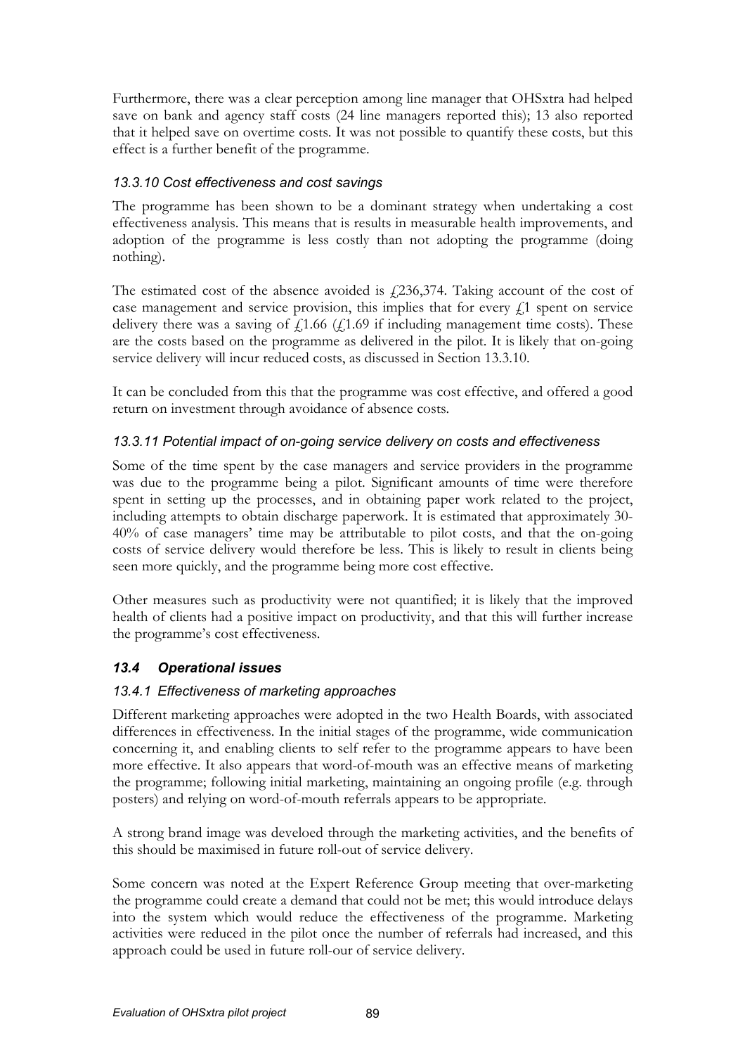Furthermore, there was a clear perception among line manager that OHSxtra had helped save on bank and agency staff costs (24 line managers reported this); 13 also reported that it helped save on overtime costs. It was not possible to quantify these costs, but this effect is a further benefit of the programme.

### *13.3.10 Cost effectiveness and cost savings*

The programme has been shown to be a dominant strategy when undertaking a cost effectiveness analysis. This means that is results in measurable health improvements, and adoption of the programme is less costly than not adopting the programme (doing nothing).

The estimated cost of the absence avoided is £236,374. Taking account of the cost of case management and service provision, this implies that for every £1 spent on service delivery there was a saving of £1.66 (£1.69 if including management time costs). These are the costs based on the programme as delivered in the pilot. It is likely that on-going service delivery will incur reduced costs, as discussed in Section 13.3.10.

It can be concluded from this that the programme was cost effective, and offered a good return on investment through avoidance of absence costs.

### *13.3.11 Potential impact of on-going service delivery on costs and effectiveness*

Some of the time spent by the case managers and service providers in the programme was due to the programme being a pilot. Significant amounts of time were therefore spent in setting up the processes, and in obtaining paper work related to the project, including attempts to obtain discharge paperwork. It is estimated that approximately 30-40% of case managers' time may be attributable to pilot costs, and that the on-going costs of service delivery would therefore be less. This is likely to result in clients being seen more quickly, and the programme being more cost effective.

Other measures such as productivity were not quantified; it is likely that the improved health of clients had a positive impact on productivity, and that this will further increase the programme's cost effectiveness.

## *13.4 Operational issues*

### *13.4.1 Effectiveness of marketing approaches*

Different marketing approaches were adopted in the two Health Boards, with associated differences in effectiveness. In the initial stages of the programme, wide communication concerning it, and enabling clients to self refer to the programme appears to have been more effective. It also appears that word-of-mouth was an effective means of marketing the programme; following initial marketing, maintaining an ongoing profile (e.g. through posters) and relying on word-of-mouth referrals appears to be appropriate.

A strong brand image was develoed through the marketing activities, and the benefits of this should be maximised in future roll-out of service delivery.

Some concern was noted at the Expert Reference Group meeting that over-marketing the programme could create a demand that could not be met; this would introduce delays into the system which would reduce the effectiveness of the programme. Marketing activities were reduced in the pilot once the number of referrals had increased, and this approach could be used in future roll-our of service delivery.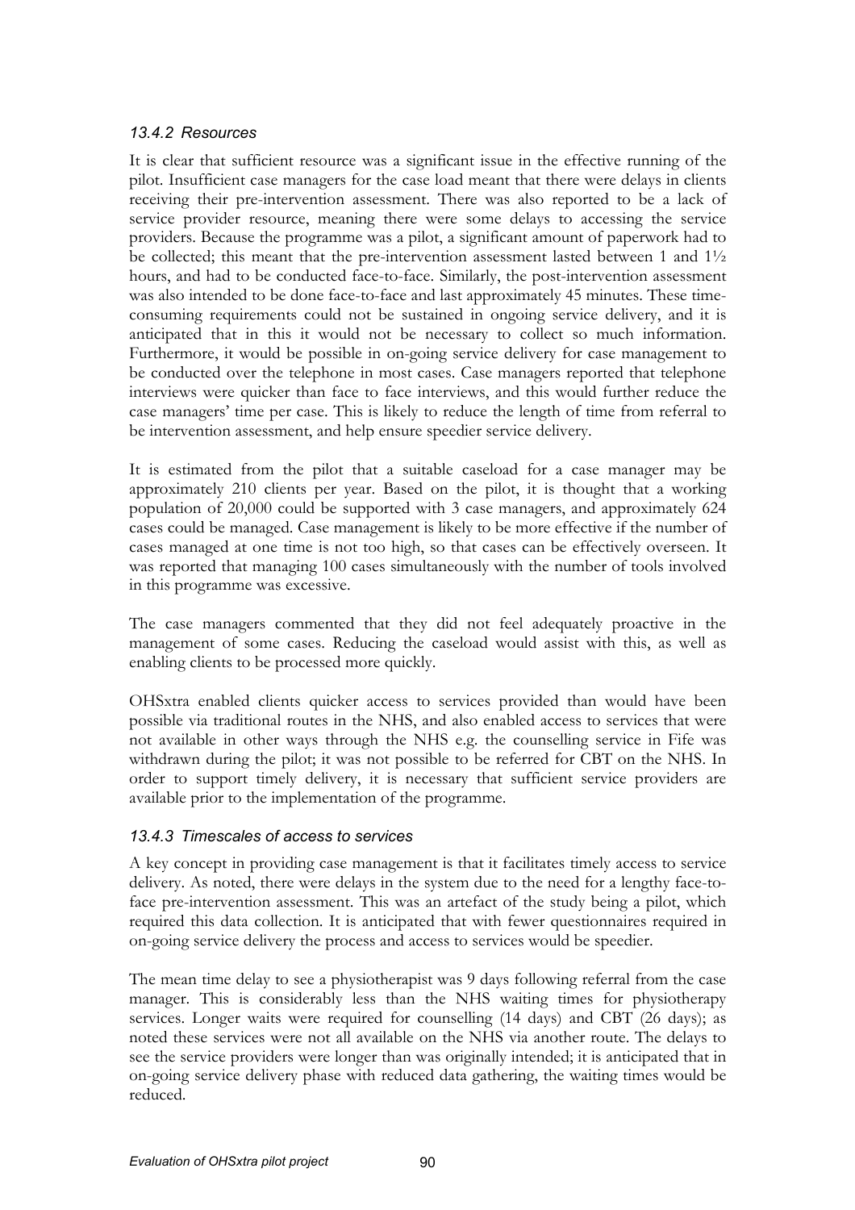### *13.4.2 Resources*

It is clear that sufficient resource was a significant issue in the effective running of the pilot. Insufficient case managers for the case load meant that there were delays in clients receiving their pre-intervention assessment. There was also reported to be a lack of service provider resource, meaning there were some delays to accessing the service providers. Because the programme was a pilot, a significant amount of paperwork had to be collected; this meant that the pre-intervention assessment lasted between 1 and 1½ hours, and had to be conducted face-to-face. Similarly, the post-intervention assessment was also intended to be done face-to-face and last approximately 45 minutes. These time-consuming requirements could not be sustained in ongoing service delivery, and it is anticipated that in this it would not be necessary to collect so much information. Furthermore, it would be possible in on-going service delivery for case management to be conducted over the telephone in most cases. Case managers reported that telephone interviews were quicker than face to face interviews, and this would further reduce the case managers' time per case. This is likely to reduce the length of time from referral to be intervention assessment, and help ensure speedier service delivery.

It is estimated from the pilot that a suitable caseload for a case manager may be approximately 210 clients per year. Based on the pilot, it is thought that a working population of 20,000 could be supported with 3 case managers, and approximately 624 cases could be managed. Case management is likely to be more effective if the number of cases managed at one time is not too high, so that cases can be effectively overseen. It was reported that managing 100 cases simultaneously with the number of tools involved in this programme was excessive.

The case managers commented that they did not feel adequately proactive in the management of some cases. Reducing the caseload would assist with this, as well as enabling clients to be processed more quickly.

OHSxtra enabled clients quicker access to services provided than would have been possible via traditional routes in the NHS, and also enabled access to services that were not available in other ways through the NHS e.g. the counselling service in Fife was withdrawn during the pilot; it was not possible to be referred for CBT on the NHS. In order to support timely delivery, it is necessary that sufficient service providers are available prior to the implementation of the programme.

### *13.4.3 Timescales of access to services*

A key concept in providing case management is that it facilitates timely access to service delivery. As noted, there were delays in the system due to the need for a lengthy face-to-face pre-intervention assessment. This was an artefact of the study being a pilot, which required this data collection. It is anticipated that with fewer questionnaires required in on-going service delivery the process and access to services would be speedier.

The mean time delay to see a physiotherapist was 9 days following referral from the case manager. This is considerably less than the NHS waiting times for physiotherapy services. Longer waits were required for counselling (14 days) and CBT (26 days); as noted these services were not all available on the NHS via another route. The delays to see the service providers were longer than was originally intended; it is anticipated that in on-going service delivery phase with reduced data gathering, the waiting times would be reduced.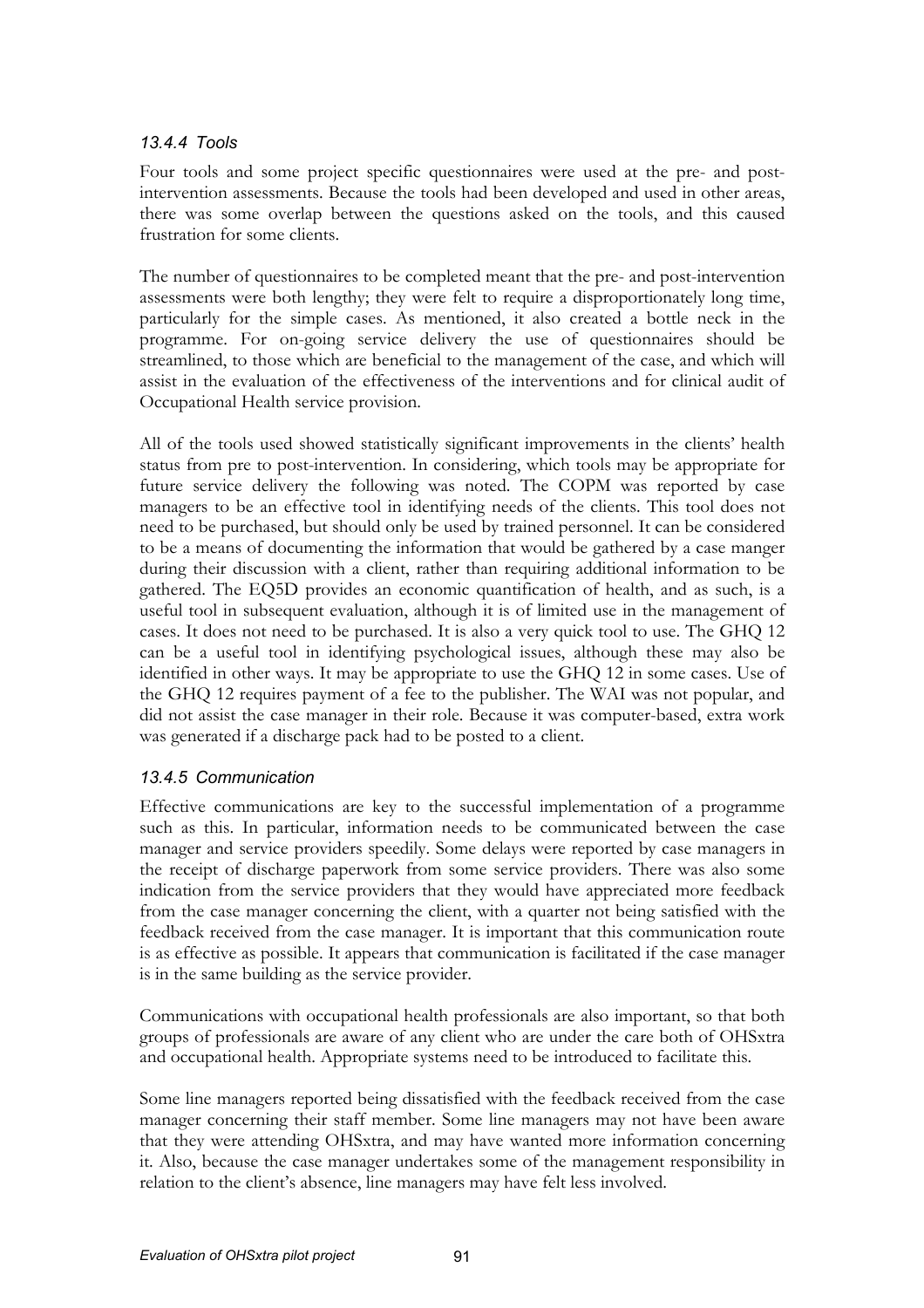### *13.4.4 Tools*

Four tools and some project specific questionnaires were used at the pre- and post-intervention assessments. Because the tools had been developed and used in other areas, there was some overlap between the questions asked on the tools, and this caused frustration for some clients.

The number of questionnaires to be completed meant that the pre- and post-intervention assessments were both lengthy; they were felt to require a disproportionately long time, particularly for the simple cases. As mentioned, it also created a bottle neck in the programme. For on-going service delivery the use of questionnaires should be streamlined, to those which are beneficial to the management of the case, and which will assist in the evaluation of the effectiveness of the interventions and for clinical audit of Occupational Health service provision.

All of the tools used showed statistically significant improvements in the clients' health status from pre to post-intervention. In considering, which tools may be appropriate for future service delivery the following was noted. The COPM was reported by case managers to be an effective tool in identifying needs of the clients. This tool does not need to be purchased, but should only be used by trained personnel. It can be considered to be a means of documenting the information that would be gathered by a case manger during their discussion with a client, rather than requiring additional information to be gathered. The EQ5D provides an economic quantification of health, and as such, is a useful tool in subsequent evaluation, although it is of limited use in the management of cases. It does not need to be purchased. It is also a very quick tool to use. The GHQ 12 can be a useful tool in identifying psychological issues, although these may also be identified in other ways. It may be appropriate to use the GHQ 12 in some cases. Use of the GHQ 12 requires payment of a fee to the publisher. The WAI was not popular, and did not assist the case manager in their role. Because it was computer-based, extra work was generated if a discharge pack had to be posted to a client.

### *13.4.5 Communication*

Effective communications are key to the successful implementation of a programme such as this. In particular, information needs to be communicated between the case manager and service providers speedily. Some delays were reported by case managers in the receipt of discharge paperwork from some service providers. There was also some indication from the service providers that they would have appreciated more feedback from the case manager concerning the client, with a quarter not being satisfied with the feedback received from the case manager. It is important that this communication route is as effective as possible. It appears that communication is facilitated if the case manager is in the same building as the service provider.

Communications with occupational health professionals are also important, so that both groups of professionals are aware of any client who are under the care both of OHSxtra and occupational health. Appropriate systems need to be introduced to facilitate this.

Some line managers reported being dissatisfied with the feedback received from the case manager concerning their staff member. Some line managers may not have been aware that they were attending OHSxtra, and may have wanted more information concerning it. Also, because the case manager undertakes some of the management responsibility in relation to the client's absence, line managers may have felt less involved.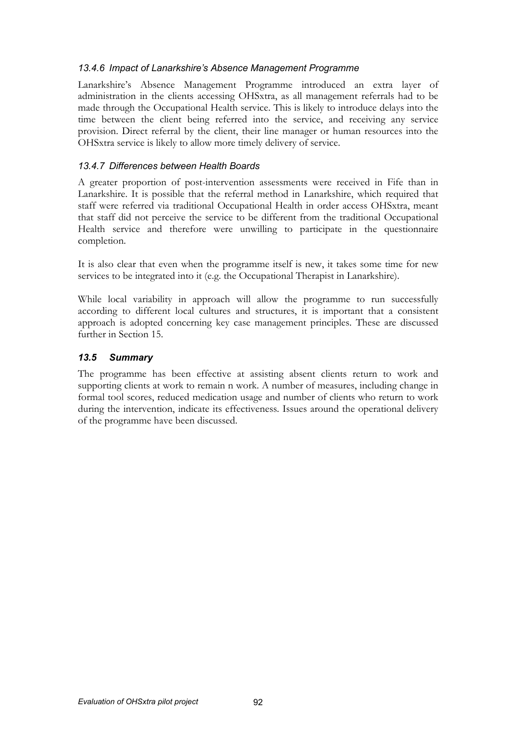### *13.4.6 Impact of Lanarkshire's Absence Management Programme*

Lanarkshire's Absence Management Programme introduced an extra layer of administration in the clients accessing OHSxtra, as all management referrals had to be made through the Occupational Health service. This is likely to introduce delays into the time between the client being referred into the service, and receiving any service provision. Direct referral by the client, their line manager or human resources into the OHSxtra service is likely to allow more timely delivery of service.

### *13.4.7 Differences between Health Boards*

A greater proportion of post-intervention assessments were received in Fife than in Lanarkshire. It is possible that the referral method in Lanarkshire, which required that staff were referred via traditional Occupational Health in order access OHSxtra, meant that staff did not perceive the service to be different from the traditional Occupational Health service and therefore were unwilling to participate in the questionnaire completion.

It is also clear that even when the programme itself is new, it takes some time for new services to be integrated into it (e.g. the Occupational Therapist in Lanarkshire).

While local variability in approach will allow the programme to run successfully according to different local cultures and structures, it is important that a consistent approach is adopted concerning key case management principles. These are discussed further in Section 15.

## *13.5 Summary*

The programme has been effective at assisting absent clients return to work and supporting clients at work to remain n work. A number of measures, including change in formal tool scores, reduced medication usage and number of clients who return to work during the intervention, indicate its effectiveness. Issues around the operational delivery of the programme have been discussed.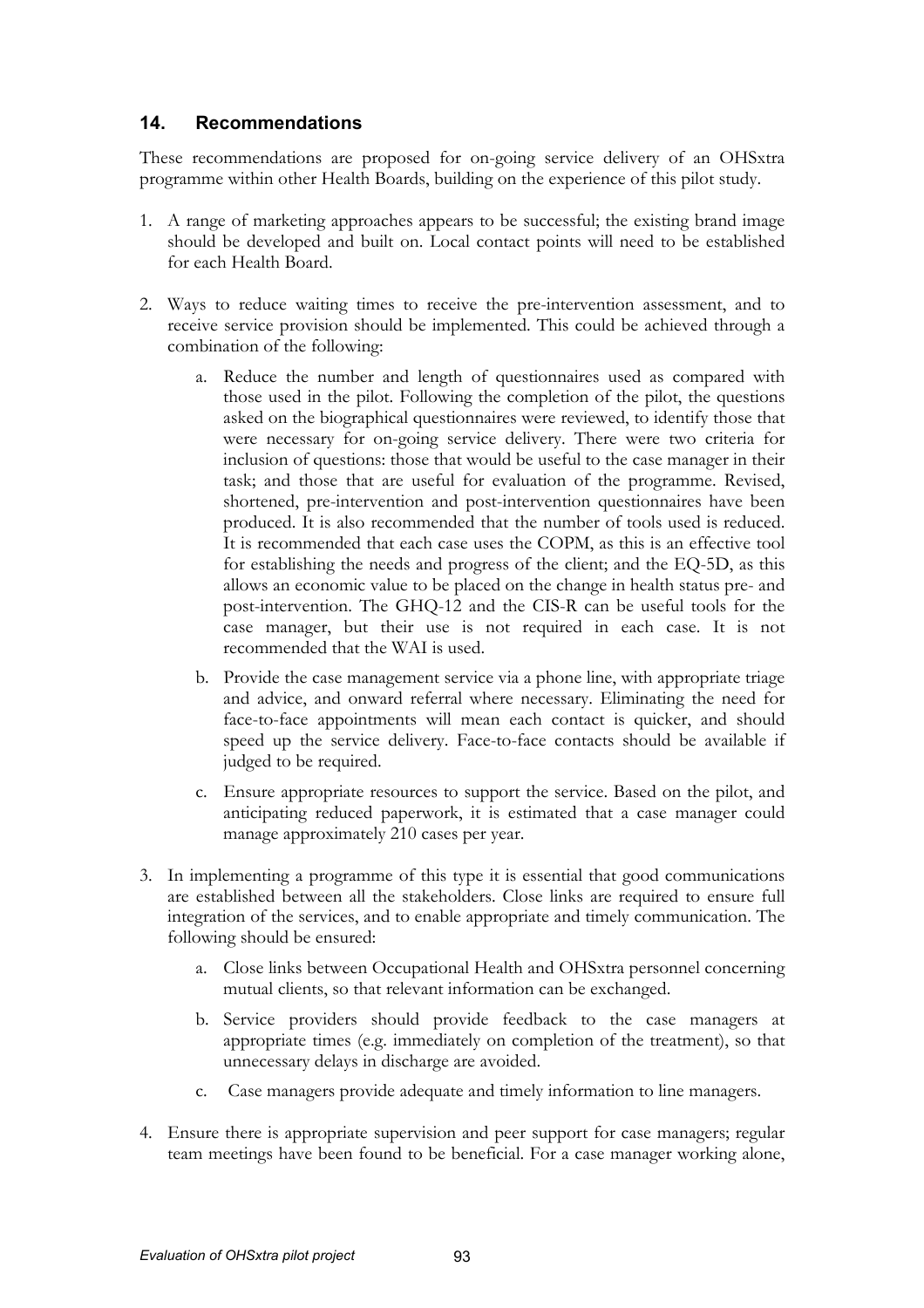## 14. Recommendations

These recommendations are proposed for on-going service delivery of an OHSxtra programme within other Health Boards, building on the experience of this pilot study.

1. A range of marketing approaches appears to be successful; the existing brand image should be developed and built on. Local contact points will need to be established for each Health Board.

2. Ways to reduce waiting times to receive the pre-intervention assessment, and to receive service provision should be implemented. This could be achieved through a combination of the following:

    a. Reduce the number and length of questionnaires used as compared with those used in the pilot. Following the completion of the pilot, the questions asked on the biographical questionnaires were reviewed, to identify those that were necessary for on-going service delivery. There were two criteria for inclusion of questions: those that would be useful to the case manager in their task; and those that are useful for evaluation of the programme. Revised, shortened, pre-intervention and post-intervention questionnaires have been produced. It is also recommended that the number of tools used is reduced. It is recommended that each case uses the COPM, as this is an effective tool for establishing the needs and progress of the client; and the EQ-5D, as this allows an economic value to be placed on the change in health status pre- and post-intervention. The GHQ-12 and the CIS-R can be useful tools for the case manager, but their use is not required in each case. It is not recommended that the WAI is used.

    b. Provide the case management service via a phone line, with appropriate triage and advice, and onward referral where necessary. Eliminating the need for face-to-face appointments will mean each contact is quicker, and should speed up the service delivery. Face-to-face contacts should be available if judged to be required.

    c. Ensure appropriate resources to support the service. Based on the pilot, and anticipating reduced paperwork, it is estimated that a case manager could manage approximately 210 cases per year.

3. In implementing a programme of this type it is essential that good communications are established between all the stakeholders. Close links are required to ensure full integration of the services, and to enable appropriate and timely communication. The following should be ensured:

    a. Close links between Occupational Health and OHSxtra personnel concerning mutual clients, so that relevant information can be exchanged.

    b. Service providers should provide feedback to the case managers at appropriate times (e.g. immediately on completion of the treatment), so that unnecessary delays in discharge are avoided.

    c. Case managers provide adequate and timely information to line managers.

4. Ensure there is appropriate supervision and peer support for case managers; regular team meetings have been found to be beneficial. For a case manager working alone,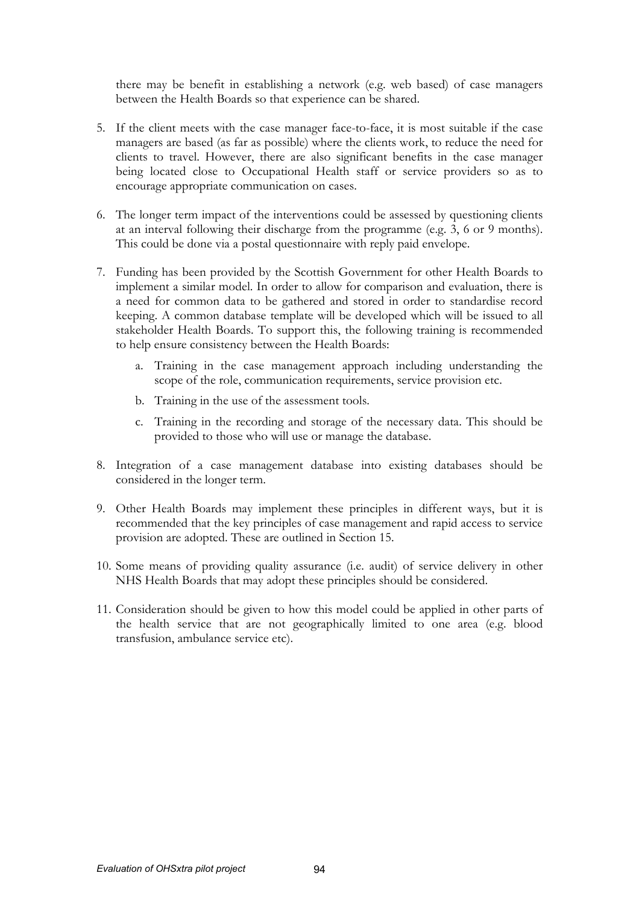there may be benefit in establishing a network (e.g. web based) of case managers between the Health Boards so that experience can be shared.

5. If the client meets with the case manager face-to-face, it is most suitable if the case managers are based (as far as possible) where the clients work, to reduce the need for clients to travel. However, there are also significant benefits in the case manager being located close to Occupational Health staff or service providers so as to encourage appropriate communication on cases.

6. The longer term impact of the interventions could be assessed by questioning clients at an interval following their discharge from the programme (e.g. 3, 6 or 9 months). This could be done via a postal questionnaire with reply paid envelope.

7. Funding has been provided by the Scottish Government for other Health Boards to implement a similar model. In order to allow for comparison and evaluation, there is a need for common data to be gathered and stored in order to standardise record keeping. A common database template will be developed which will be issued to all stakeholder Health Boards. To support this, the following training is recommended to help ensure consistency between the Health Boards:

    a. Training in the case management approach including understanding the scope of the role, communication requirements, service provision etc.

    b. Training in the use of the assessment tools.

    c. Training in the recording and storage of the necessary data. This should be provided to those who will use or manage the database.

8. Integration of a case management database into existing databases should be considered in the longer term.

9. Other Health Boards may implement these principles in different ways, but it is recommended that the key principles of case management and rapid access to service provision are adopted. These are outlined in Section 15.

10. Some means of providing quality assurance (i.e. audit) of service delivery in other NHS Health Boards that may adopt these principles should be considered.

11. Consideration should be given to how this model could be applied in other parts of the health service that are not geographically limited to one area (e.g. blood transfusion, ambulance service etc).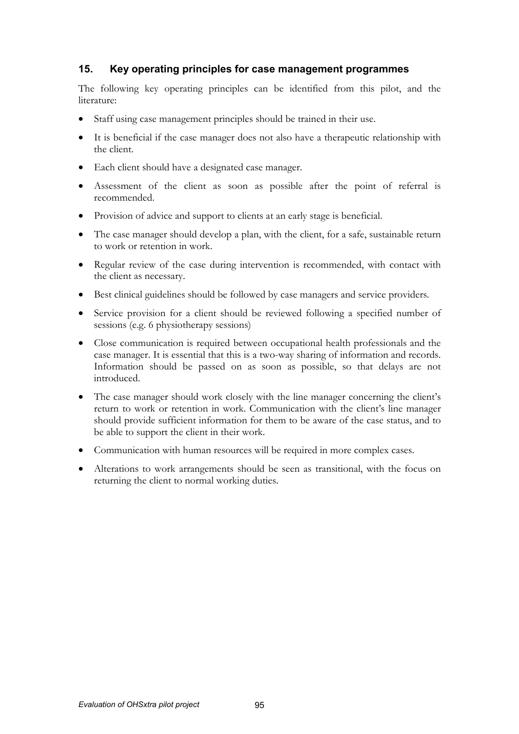## 15. Key operating principles for case management programmes

The following key operating principles can be identified from this pilot, and the literature:

- Staff using case management principles should be trained in their use.
- It is beneficial if the case manager does not also have a therapeutic relationship with the client.
- Each client should have a designated case manager.
- Assessment of the client as soon as possible after the point of referral is recommended.
- Provision of advice and support to clients at an early stage is beneficial.
- The case manager should develop a plan, with the client, for a safe, sustainable return to work or retention in work.
- Regular review of the case during intervention is recommended, with contact with the client as necessary.
- Best clinical guidelines should be followed by case managers and service providers.
- Service provision for a client should be reviewed following a specified number of sessions (e.g. 6 physiotherapy sessions)
- Close communication is required between occupational health professionals and the case manager. It is essential that this is a two-way sharing of information and records. Information should be passed on as soon as possible, so that delays are not introduced.
- The case manager should work closely with the line manager concerning the client's return to work or retention in work. Communication with the client's line manager should provide sufficient information for them to be aware of the case status, and to be able to support the client in their work.
- Communication with human resources will be required in more complex cases.
- Alterations to work arrangements should be seen as transitional, with the focus on returning the client to normal working duties.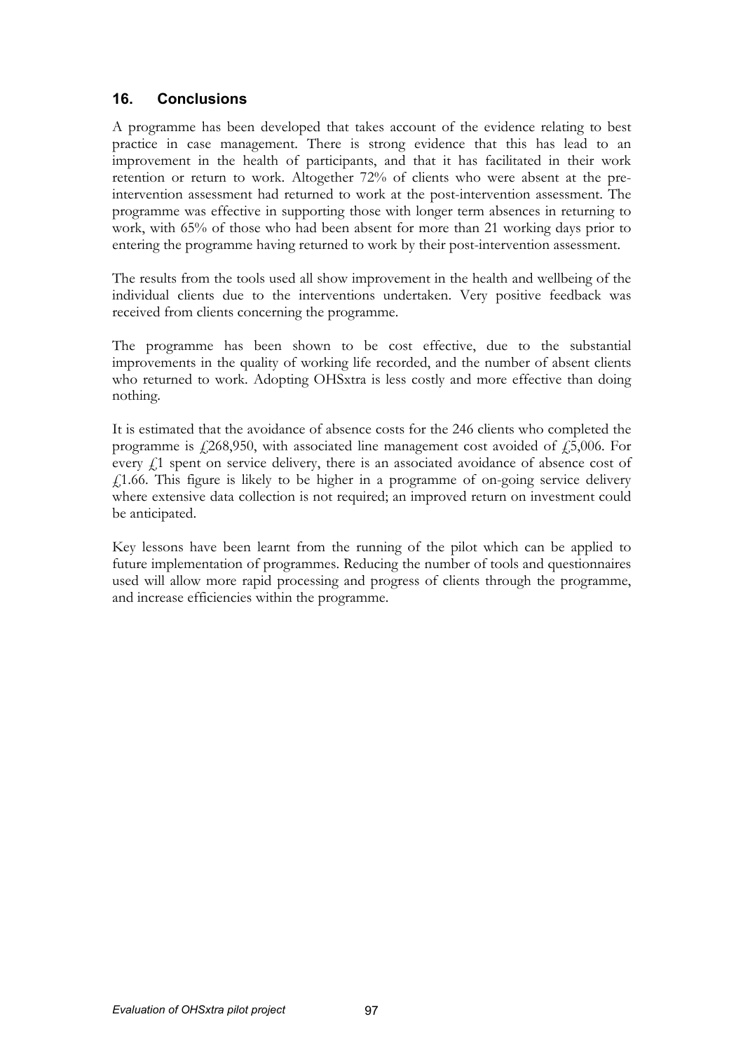## 16. Conclusions

A programme has been developed that takes account of the evidence relating to best practice in case management. There is strong evidence that this has lead to an improvement in the health of participants, and that it has facilitated in their work retention or return to work. Altogether 72% of clients who were absent at the pre-intervention assessment had returned to work at the post-intervention assessment. The programme was effective in supporting those with longer term absences in returning to work, with 65% of those who had been absent for more than 21 working days prior to entering the programme having returned to work by their post-intervention assessment.

The results from the tools used all show improvement in the health and wellbeing of the individual clients due to the interventions undertaken. Very positive feedback was received from clients concerning the programme.

The programme has been shown to be cost effective, due to the substantial improvements in the quality of working life recorded, and the number of absent clients who returned to work. Adopting OHSxtra is less costly and more effective than doing nothing.

It is estimated that the avoidance of absence costs for the 246 clients who completed the programme is £268,950, with associated line management cost avoided of £5,006. For every £1 spent on service delivery, there is an associated avoidance of absence cost of £1.66. This figure is likely to be higher in a programme of on-going service delivery where extensive data collection is not required; an improved return on investment could be anticipated.

Key lessons have been learnt from the running of the pilot which can be applied to future implementation of programmes. Reducing the number of tools and questionnaires used will allow more rapid processing and progress of clients through the programme, and increase efficiencies within the programme.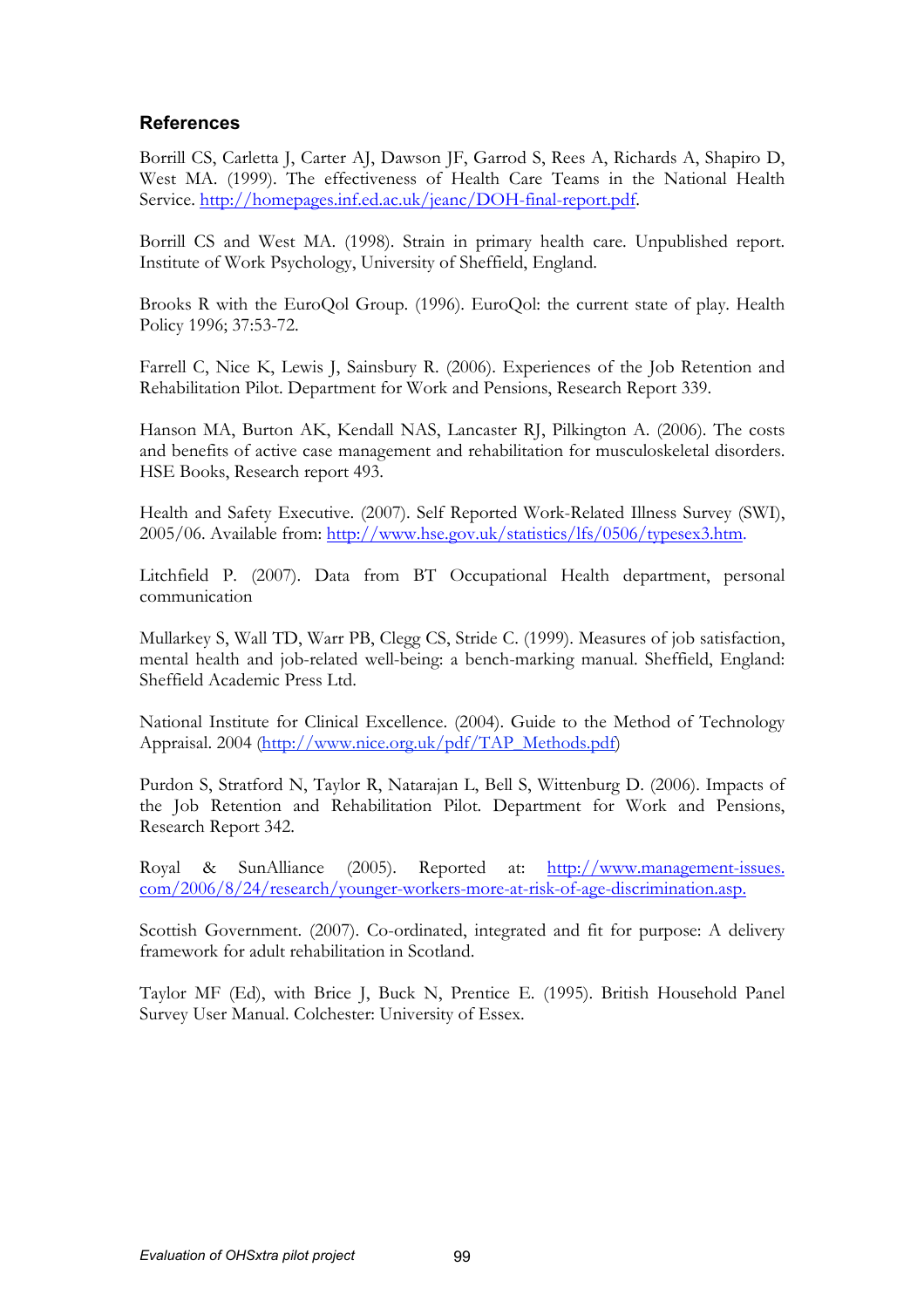## References

Borrill CS, Carletta J, Carter AJ, Dawson JF, Garrod S, Rees A, Richards A, Shapiro D, West MA. (1999). The effectiveness of Health Care Teams in the National Health Service. http://homepages.inf.ed.ac.uk/jeanc/DOH-final-report.pdf.

Borrill CS and West MA. (1998). Strain in primary health care. Unpublished report. Institute of Work Psychology, University of Sheffield, England.

Brooks R with the EuroQol Group. (1996). EuroQol: the current state of play. Health Policy 1996; 37:53-72.

Farrell C, Nice K, Lewis J, Sainsbury R. (2006). Experiences of the Job Retention and Rehabilitation Pilot. Department for Work and Pensions, Research Report 339.

Hanson MA, Burton AK, Kendall NAS, Lancaster RJ, Pilkington A. (2006). The costs and benefits of active case management and rehabilitation for musculoskeletal disorders. HSE Books, Research report 493.

Health and Safety Executive. (2007). Self Reported Work-Related Illness Survey (SWI), 2005/06. Available from: http://www.hse.gov.uk/statistics/lfs/0506/typesex3.htm.

Litchfield P. (2007). Data from BT Occupational Health department, personal communication

Mullarkey S, Wall TD, Warr PB, Clegg CS, Stride C. (1999). Measures of job satisfaction, mental health and job-related well-being: a bench-marking manual. Sheffield, England: Sheffield Academic Press Ltd.

National Institute for Clinical Excellence. (2004). Guide to the Method of Technology Appraisal. 2004 (http://www.nice.org.uk/pdf/TAP_Methods.pdf)

Purdon S, Stratford N, Taylor R, Natarajan L, Bell S, Wittenburg D. (2006). Impacts of the Job Retention and Rehabilitation Pilot. Department for Work and Pensions, Research Report 342.

Royal & SunAlliance (2005). Reported at: http://www.management-issues.com/2006/8/24/research/younger-workers-more-at-risk-of-age-discrimination.asp.

Scottish Government. (2007). Co-ordinated, integrated and fit for purpose: A delivery framework for adult rehabilitation in Scotland.

Taylor MF (Ed), with Brice J, Buck N, Prentice E. (1995). British Household Panel Survey User Manual. Colchester: University of Essex.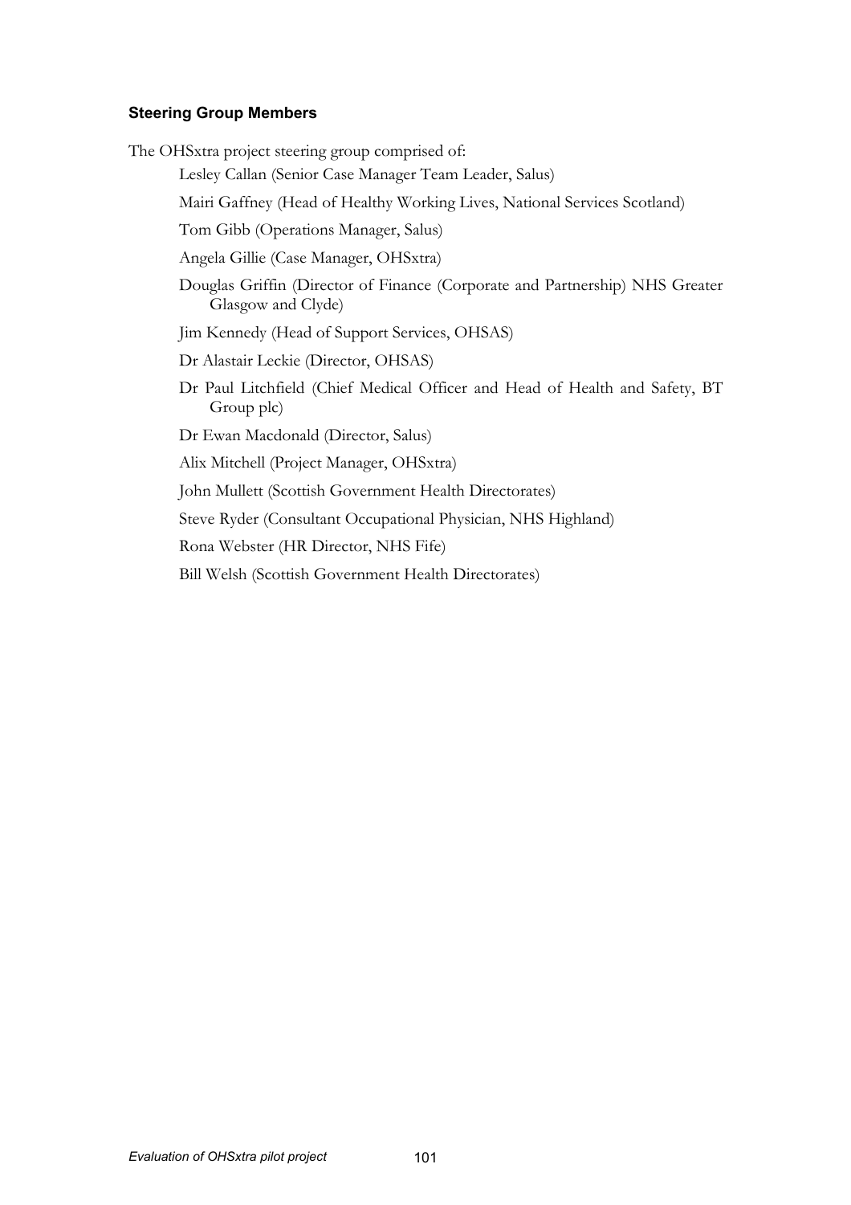### Steering Group Members

The OHSxtra project steering group comprised of:

- Lesley Callan (Senior Case Manager Team Leader, Salus)
- Mairi Gaffney (Head of Healthy Working Lives, National Services Scotland)
- Tom Gibb (Operations Manager, Salus)
- Angela Gillie (Case Manager, OHSxtra)
- Douglas Griffin (Director of Finance (Corporate and Partnership) NHS Greater Glasgow and Clyde)
- Jim Kennedy (Head of Support Services, OHSAS)
- Dr Alastair Leckie (Director, OHSAS)
- Dr Paul Litchfield (Chief Medical Officer and Head of Health and Safety, BT Group plc)
- Dr Ewan Macdonald (Director, Salus)
- Alix Mitchell (Project Manager, OHSxtra)
- John Mullett (Scottish Government Health Directorates)
- Steve Ryder (Consultant Occupational Physician, NHS Highland)
- Rona Webster (HR Director, NHS Fife)
- Bill Welsh (Scottish Government Health Directorates)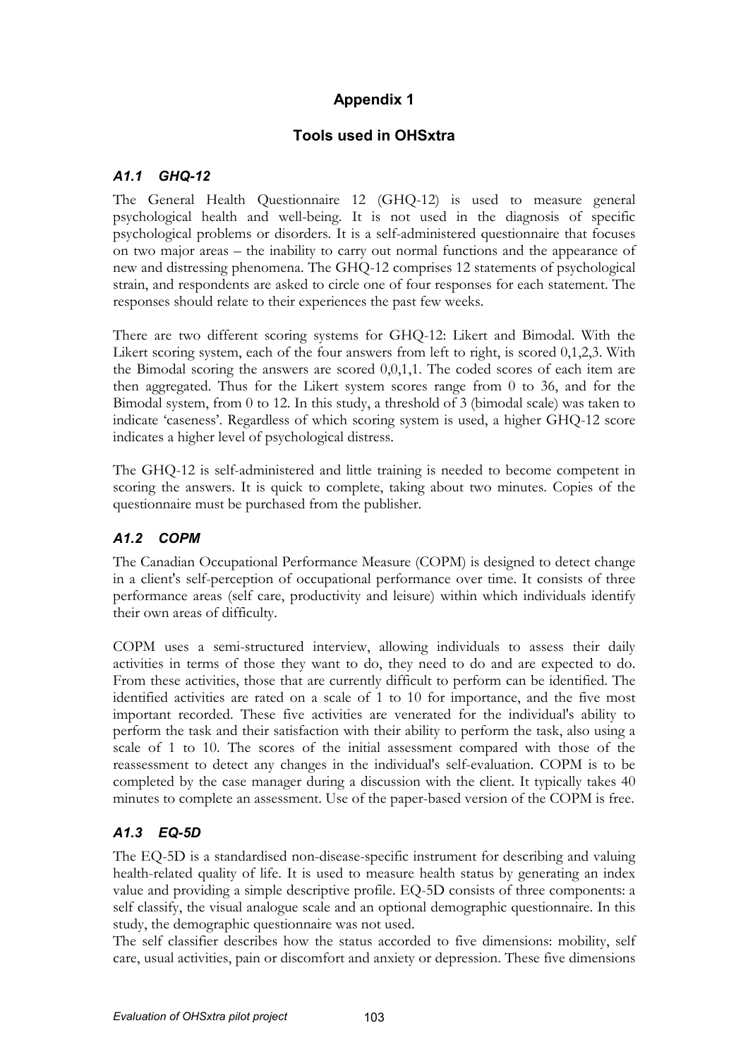# Appendix 1

## Tools used in OHSxtra

### *A1.1 GHQ-12*

The General Health Questionnaire 12 (GHQ-12) is used to measure general psychological health and well-being. It is not used in the diagnosis of specific psychological problems or disorders. It is a self-administered questionnaire that focuses on two major areas – the inability to carry out normal functions and the appearance of new and distressing phenomena. The GHQ-12 comprises 12 statements of psychological strain, and respondents are asked to circle one of four responses for each statement. The responses should relate to their experiences the past few weeks.

There are two different scoring systems for GHQ-12: Likert and Bimodal. With the Likert scoring system, each of the four answers from left to right, is scored 0,1,2,3. With the Bimodal scoring the answers are scored 0,0,1,1. The coded scores of each item are then aggregated. Thus for the Likert system scores range from 0 to 36, and for the Bimodal system, from 0 to 12. In this study, a threshold of 3 (bimodal scale) was taken to indicate 'caseness'. Regardless of which scoring system is used, a higher GHQ-12 score indicates a higher level of psychological distress.

The GHQ-12 is self-administered and little training is needed to become competent in scoring the answers. It is quick to complete, taking about two minutes. Copies of the questionnaire must be purchased from the publisher.

### *A1.2 COPM*

The Canadian Occupational Performance Measure (COPM) is designed to detect change in a client's self-perception of occupational performance over time. It consists of three performance areas (self care, productivity and leisure) within which individuals identify their own areas of difficulty.

COPM uses a semi-structured interview, allowing individuals to assess their daily activities in terms of those they want to do, they need to do and are expected to do. From these activities, those that are currently difficult to perform can be identified. The identified activities are rated on a scale of 1 to 10 for importance, and the five most important recorded. These five activities are venerated for the individual's ability to perform the task and their satisfaction with their ability to perform the task, also using a scale of 1 to 10. The scores of the initial assessment compared with those of the reassessment to detect any changes in the individual's self-evaluation. COPM is to be completed by the case manager during a discussion with the client. It typically takes 40 minutes to complete an assessment. Use of the paper-based version of the COPM is free.

### *A1.3 EQ-5D*

The EQ-5D is a standardised non-disease-specific instrument for describing and valuing health-related quality of life. It is used to measure health status by generating an index value and providing a simple descriptive profile. EQ-5D consists of three components: a self classify, the visual analogue scale and an optional demographic questionnaire. In this study, the demographic questionnaire was not used.

The self classifier describes how the status accorded to five dimensions: mobility, self care, usual activities, pain or discomfort and anxiety or depression. These five dimensions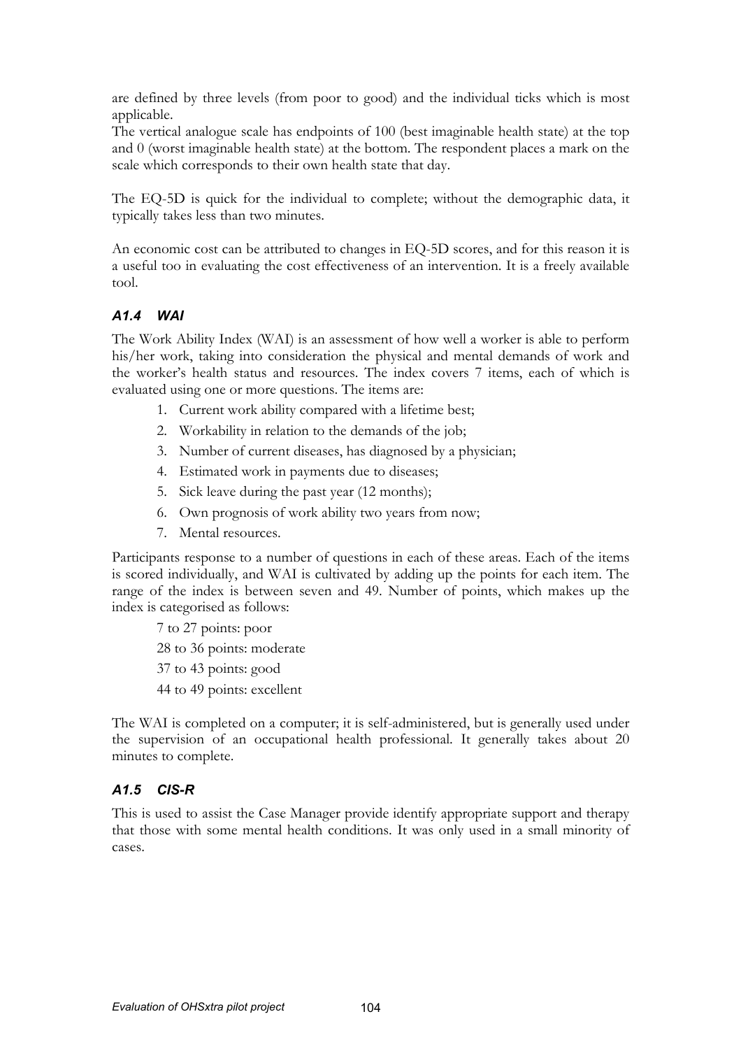are defined by three levels (from poor to good) and the individual ticks which is most applicable.
The vertical analogue scale has endpoints of 100 (best imaginable health state) at the top and 0 (worst imaginable health state) at the bottom. The respondent places a mark on the scale which corresponds to their own health state that day.

The EQ-5D is quick for the individual to complete; without the demographic data, it typically takes less than two minutes.

An economic cost can be attributed to changes in EQ-5D scores, and for this reason it is a useful too in evaluating the cost effectiveness of an intervention. It is a freely available tool.

### *A1.4 WAI*

The Work Ability Index (WAI) is an assessment of how well a worker is able to perform his/her work, taking into consideration the physical and mental demands of work and the worker's health status and resources. The index covers 7 items, each of which is evaluated using one or more questions. The items are:

1. Current work ability compared with a lifetime best;
2. Workability in relation to the demands of the job;
3. Number of current diseases, has diagnosed by a physician;
4. Estimated work in payments due to diseases;
5. Sick leave during the past year (12 months);
6. Own prognosis of work ability two years from now;
7. Mental resources.

Participants response to a number of questions in each of these areas. Each of the items is scored individually, and WAI is cultivated by adding up the points for each item. The range of the index is between seven and 49. Number of points, which makes up the index is categorised as follows:

7 to 27 points: poor

28 to 36 points: moderate

37 to 43 points: good

44 to 49 points: excellent

The WAI is completed on a computer; it is self-administered, but is generally used under the supervision of an occupational health professional. It generally takes about 20 minutes to complete.

### *A1.5 CIS-R*

This is used to assist the Case Manager provide identify appropriate support and therapy that those with some mental health conditions. It was only used in a small minority of cases.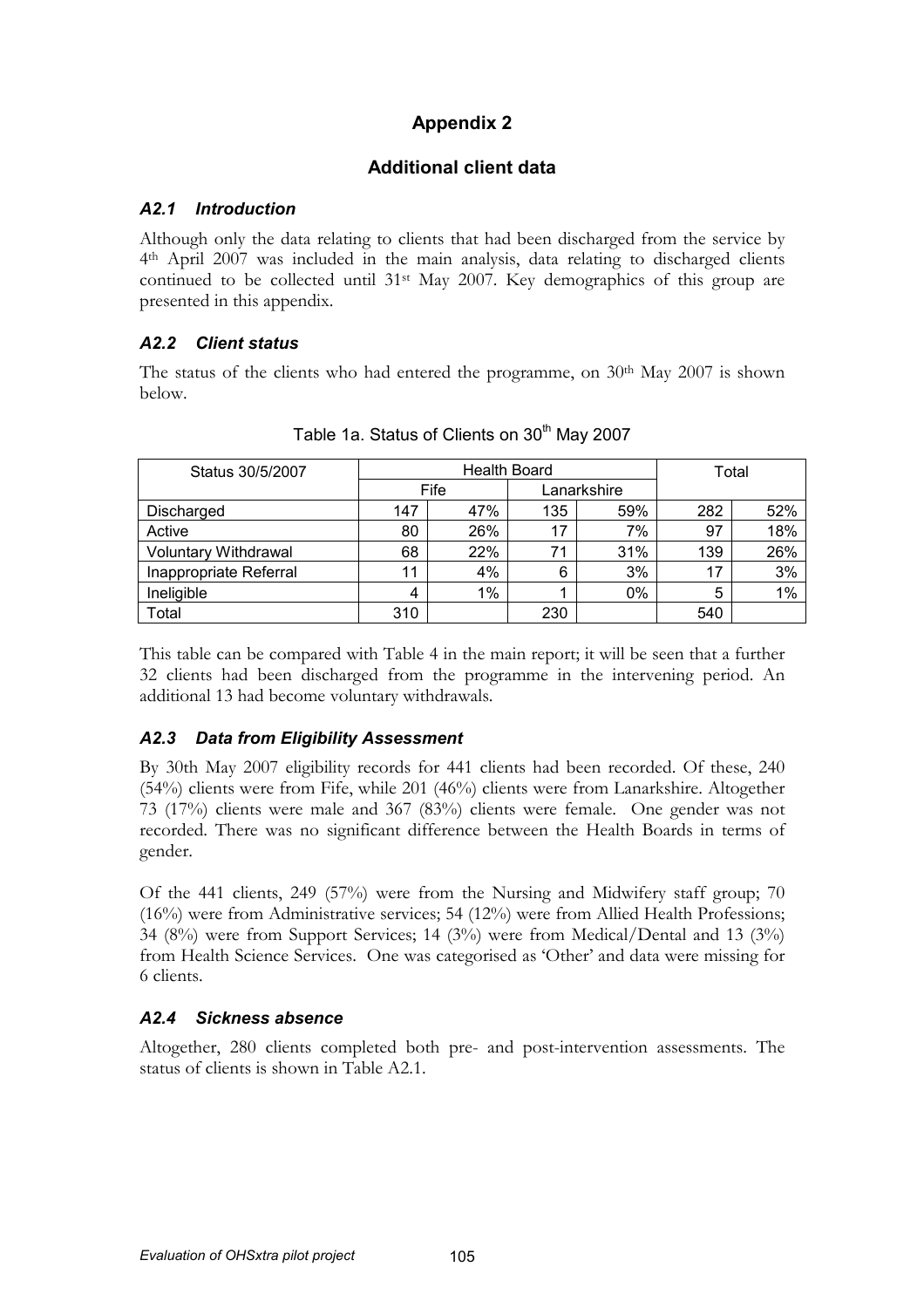# Appendix 2

## Additional client data

### *A2.1 Introduction*

Although only the data relating to clients that had been discharged from the service by 4th April 2007 was included in the main analysis, data relating to discharged clients continued to be collected until 31st May 2007. Key demographics of this group are presented in this appendix.

### *A2.2 Client status*

The status of the clients who had entered the programme, on 30th May 2007 is shown below.

Table 1a. Status of Clients on 30th May 2007

| Status 30/5/2007 | Health Board | | | | Total | |
|---|---|---|---|---|---|---|
| | Fife | | Lanarkshire | | | |
| Discharged | 147 | 47% | 135 | 59% | 282 | 52% |
| Active | 80 | 26% | 17 | 7% | 97 | 18% |
| Voluntary Withdrawal | 68 | 22% | 71 | 31% | 139 | 26% |
| Inappropriate Referral | 11 | 4% | 6 | 3% | 17 | 3% |
| Ineligible | 4 | 1% | 1 | 0% | 5 | 1% |
| Total | 310 | | 230 | | 540 | |

This table can be compared with Table 4 in the main report; it will be seen that a further 32 clients had been discharged from the programme in the intervening period. An additional 13 had become voluntary withdrawals.

### *A2.3 Data from Eligibility Assessment*

By 30th May 2007 eligibility records for 441 clients had been recorded. Of these, 240 (54%) clients were from Fife, while 201 (46%) clients were from Lanarkshire. Altogether 73 (17%) clients were male and 367 (83%) clients were female. One gender was not recorded. There was no significant difference between the Health Boards in terms of gender.

Of the 441 clients, 249 (57%) were from the Nursing and Midwifery staff group; 70 (16%) were from Administrative services; 54 (12%) were from Allied Health Professions; 34 (8%) were from Support Services; 14 (3%) were from Medical/Dental and 13 (3%) from Health Science Services. One was categorised as 'Other' and data were missing for 6 clients.

### *A2.4 Sickness absence*

Altogether, 280 clients completed both pre- and post-intervention assessments. The status of clients is shown in Table A2.1.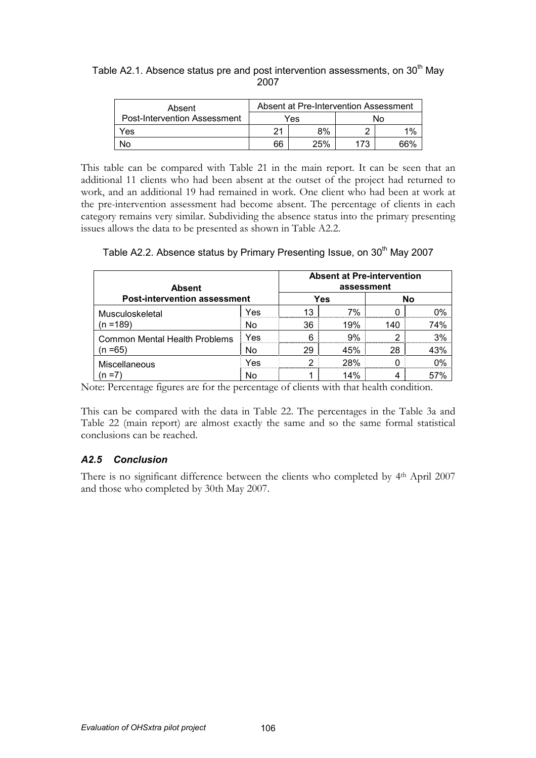Table A2.1. Absence status pre and post intervention assessments, on 30th May 2007

| Absent Post-Intervention Assessment | Absent at Pre-Intervention Assessment | | | |
|---|---|---|---|---|
| | Yes | | No | |
| Yes | 21 | 8% | 2 | 1% |
| No | 66 | 25% | 173 | 66% |

This table can be compared with Table 21 in the main report. It can be seen that an additional 11 clients who had been absent at the outset of the project had returned to work, and an additional 19 had remained in work. One client who had been at work at the pre-intervention assessment had become absent. The percentage of clients in each category remains very similar. Subdividing the absence status into the primary presenting issues allows the data to be presented as shown in Table A2.2.

Table A2.2. Absence status by Primary Presenting Issue, on 30th May 2007

| **Absent Post-intervention assessment** | | **Absent at Pre-intervention assessment** | | | |
|---|---|---|---|---|---|
| | | **Yes** | | **No** | |
| Musculoskeletal (n =189) | Yes | 13 | 7% | 0 | 0% |
| | No | 36 | 19% | 140 | 74% |
| Common Mental Health Problems (n =65) | Yes | 6 | 9% | 2 | 3% |
| | No | 29 | 45% | 28 | 43% |
| Miscellaneous (n =7) | Yes | 2 | 28% | 0 | 0% |
| | No | 1 | 14% | 4 | 57% |

Note: Percentage figures are for the percentage of clients with that health condition.

This can be compared with the data in Table 22. The percentages in the Table 3a and Table 22 (main report) are almost exactly the same and so the same formal statistical conclusions can be reached.

### *A2.5 Conclusion*

There is no significant difference between the clients who completed by 4th April 2007 and those who completed by 30th May 2007.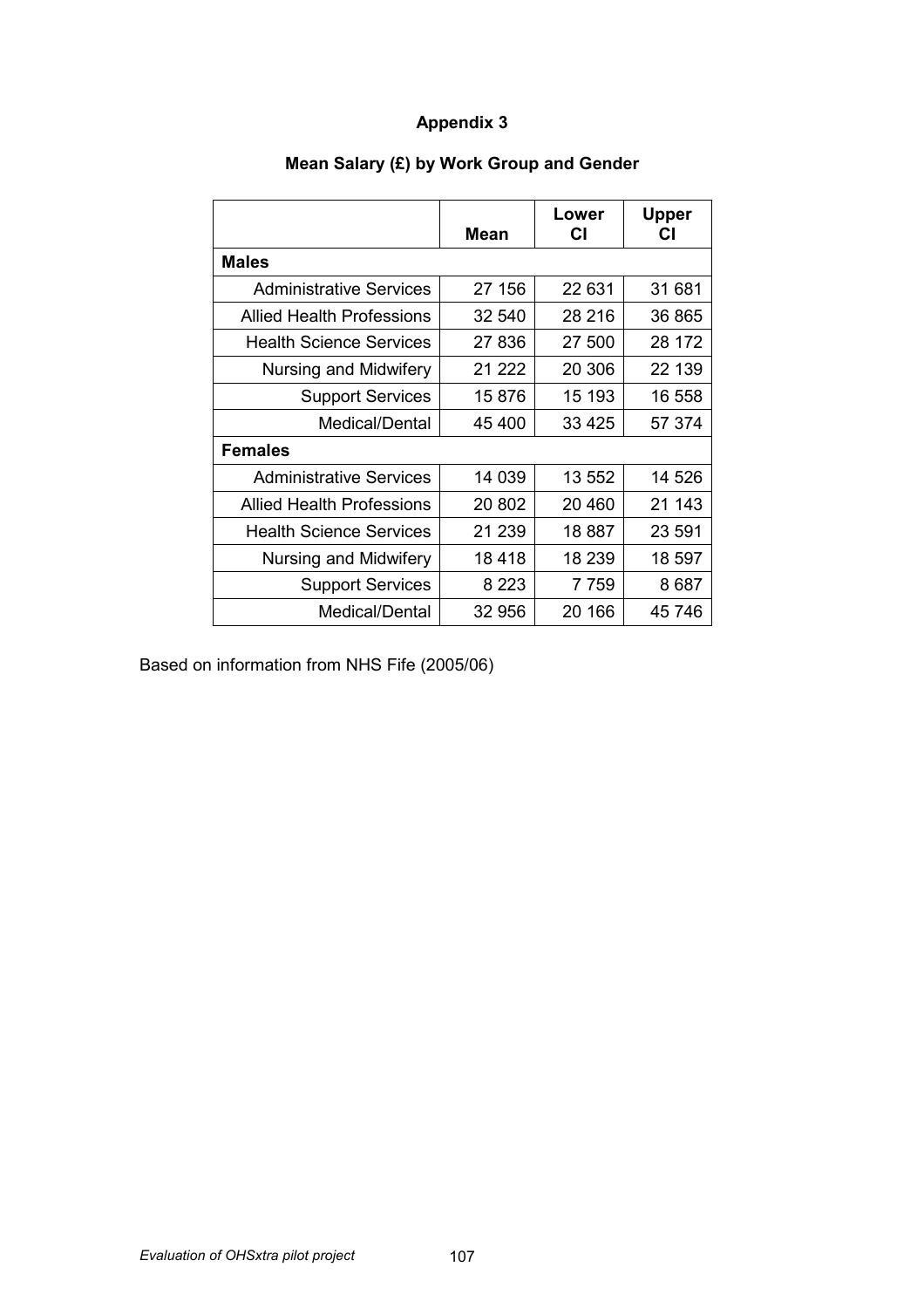# Appendix 3

## Mean Salary (£) by Work Group and Gender

| | Mean | Lower CI | Upper CI |
|---|---|---|---|
| **Males** | | | |
| Administrative Services | 27 156 | 22 631 | 31 681 |
| Allied Health Professions | 32 540 | 28 216 | 36 865 |
| Health Science Services | 27 836 | 27 500 | 28 172 |
| Nursing and Midwifery | 21 222 | 20 306 | 22 139 |
| Support Services | 15 876 | 15 193 | 16 558 |
| Medical/Dental | 45 400 | 33 425 | 57 374 |
| **Females** | | | |
| Administrative Services | 14 039 | 13 552 | 14 526 |
| Allied Health Professions | 20 802 | 20 460 | 21 143 |
| Health Science Services | 21 239 | 18 887 | 23 591 |
| Nursing and Midwifery | 18 418 | 18 239 | 18 597 |
| Support Services | 8 223 | 7 759 | 8 687 |
| Medical/Dental | 32 956 | 20 166 | 45 746 |

Based on information from NHS Fife (2005/06)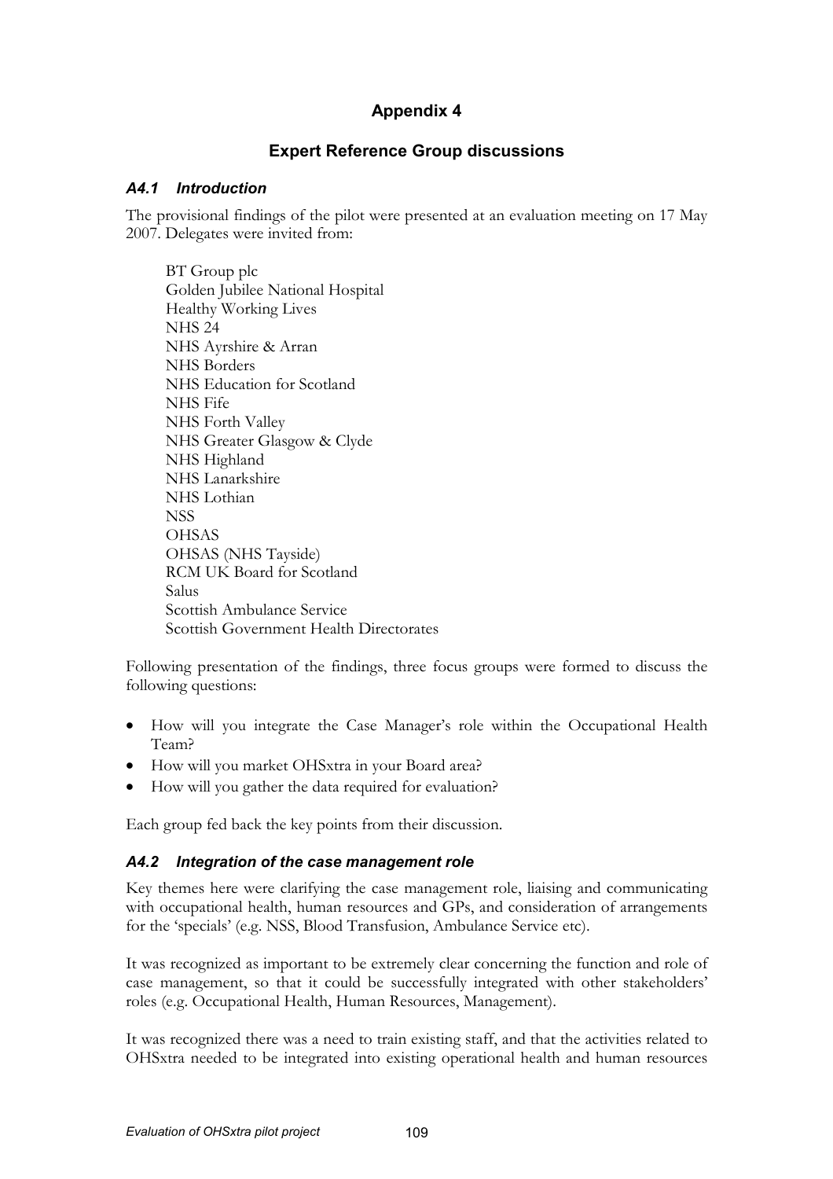# Appendix 4

## Expert Reference Group discussions

### *A4.1 Introduction*

The provisional findings of the pilot were presented at an evaluation meeting on 17 May 2007. Delegates were invited from:

BT Group plc
Golden Jubilee National Hospital
Healthy Working Lives
NHS 24
NHS Ayrshire & Arran
NHS Borders
NHS Education for Scotland
NHS Fife
NHS Forth Valley
NHS Greater Glasgow & Clyde
NHS Highland
NHS Lanarkshire
NHS Lothian
NSS
OHSAS
OHSAS (NHS Tayside)
RCM UK Board for Scotland
Salus
Scottish Ambulance Service
Scottish Government Health Directorates

Following presentation of the findings, three focus groups were formed to discuss the following questions:

- How will you integrate the Case Manager's role within the Occupational Health Team?
- How will you market OHSxtra in your Board area?
- How will you gather the data required for evaluation?

Each group fed back the key points from their discussion.

### *A4.2 Integration of the case management role*

Key themes here were clarifying the case management role, liaising and communicating with occupational health, human resources and GPs, and consideration of arrangements for the 'specials' (e.g. NSS, Blood Transfusion, Ambulance Service etc).

It was recognized as important to be extremely clear concerning the function and role of case management, so that it could be successfully integrated with other stakeholders' roles (e.g. Occupational Health, Human Resources, Management).

It was recognized there was a need to train existing staff, and that the activities related to OHSxtra needed to be integrated into existing operational health and human resources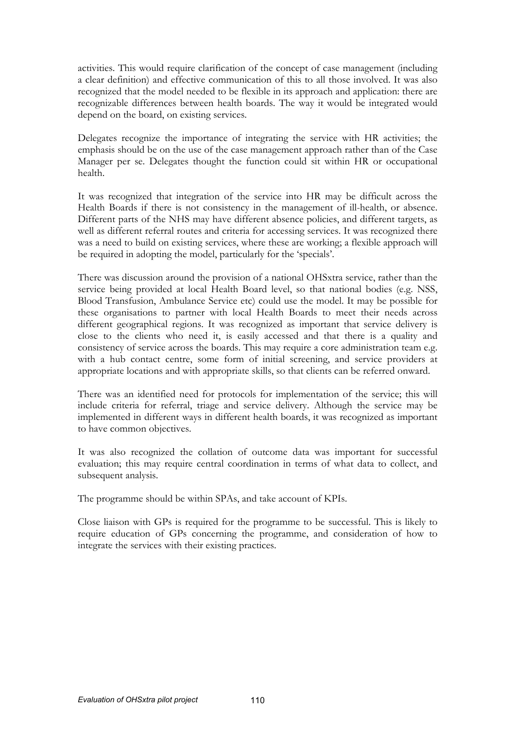activities. This would require clarification of the concept of case management (including a clear definition) and effective communication of this to all those involved. It was also recognized that the model needed to be flexible in its approach and application: there are recognizable differences between health boards. The way it would be integrated would depend on the board, on existing services.

Delegates recognize the importance of integrating the service with HR activities; the emphasis should be on the use of the case management approach rather than of the Case Manager per se. Delegates thought the function could sit within HR or occupational health.

It was recognized that integration of the service into HR may be difficult across the Health Boards if there is not consistency in the management of ill-health, or absence. Different parts of the NHS may have different absence policies, and different targets, as well as different referral routes and criteria for accessing services. It was recognized there was a need to build on existing services, where these are working; a flexible approach will be required in adopting the model, particularly for the 'specials'.

There was discussion around the provision of a national OHSxtra service, rather than the service being provided at local Health Board level, so that national bodies (e.g. NSS, Blood Transfusion, Ambulance Service etc) could use the model. It may be possible for these organisations to partner with local Health Boards to meet their needs across different geographical regions. It was recognized as important that service delivery is close to the clients who need it, is easily accessed and that there is a quality and consistency of service across the boards. This may require a core administration team e.g. with a hub contact centre, some form of initial screening, and service providers at appropriate locations and with appropriate skills, so that clients can be referred onward.

There was an identified need for protocols for implementation of the service; this will include criteria for referral, triage and service delivery. Although the service may be implemented in different ways in different health boards, it was recognized as important to have common objectives.

It was also recognized the collation of outcome data was important for successful evaluation; this may require central coordination in terms of what data to collect, and subsequent analysis.

The programme should be within SPAs, and take account of KPIs.

Close liaison with GPs is required for the programme to be successful. This is likely to require education of GPs concerning the programme, and consideration of how to integrate the services with their existing practices.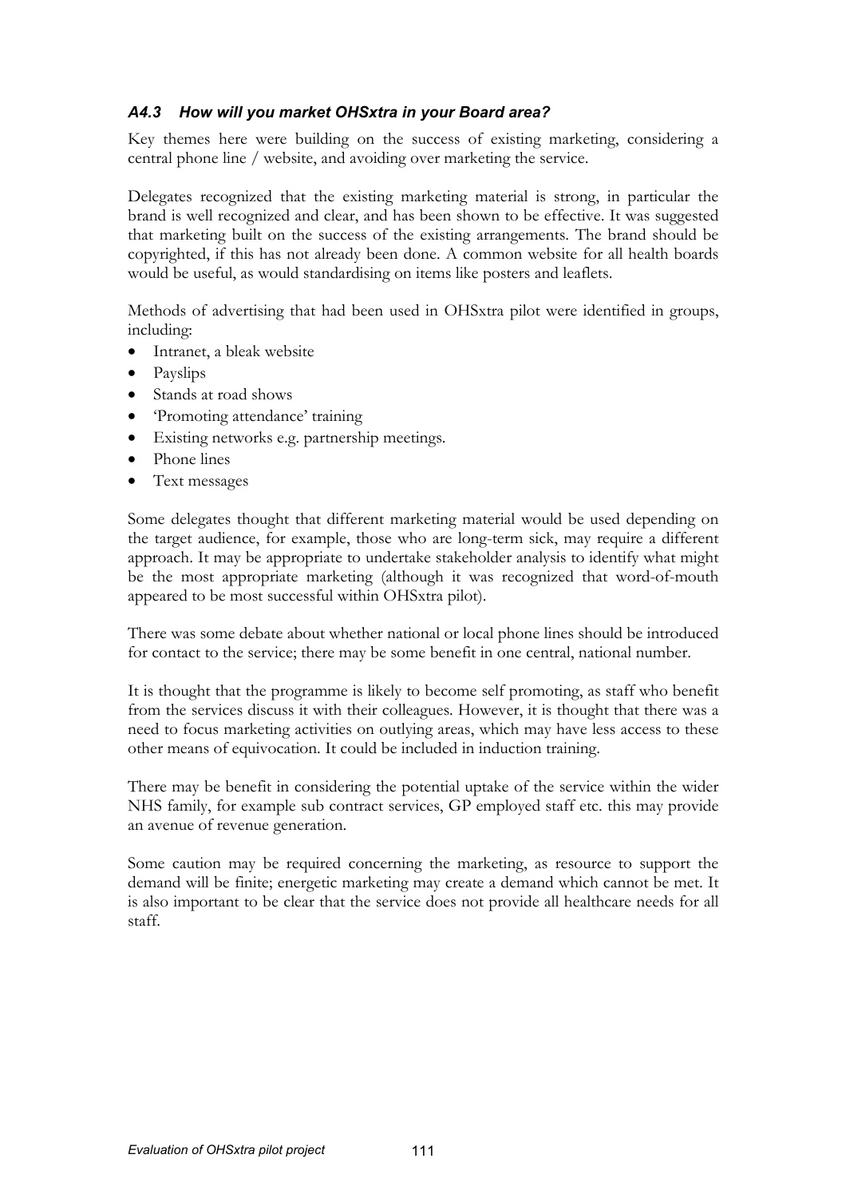### *A4.3 How will you market OHSxtra in your Board area?*

Key themes here were building on the success of existing marketing, considering a central phone line / website, and avoiding over marketing the service.

Delegates recognized that the existing marketing material is strong, in particular the brand is well recognized and clear, and has been shown to be effective. It was suggested that marketing built on the success of the existing arrangements. The brand should be copyrighted, if this has not already been done. A common website for all health boards would be useful, as would standardising on items like posters and leaflets.

Methods of advertising that had been used in OHSxtra pilot were identified in groups, including:

- Intranet, a bleak website
- Payslips
- Stands at road shows
- 'Promoting attendance' training
- Existing networks e.g. partnership meetings.
- Phone lines
- Text messages

Some delegates thought that different marketing material would be used depending on the target audience, for example, those who are long-term sick, may require a different approach. It may be appropriate to undertake stakeholder analysis to identify what might be the most appropriate marketing (although it was recognized that word-of-mouth appeared to be most successful within OHSxtra pilot).

There was some debate about whether national or local phone lines should be introduced for contact to the service; there may be some benefit in one central, national number.

It is thought that the programme is likely to become self promoting, as staff who benefit from the services discuss it with their colleagues. However, it is thought that there was a need to focus marketing activities on outlying areas, which may have less access to these other means of equivocation. It could be included in induction training.

There may be benefit in considering the potential uptake of the service within the wider NHS family, for example sub contract services, GP employed staff etc. this may provide an avenue of revenue generation.

Some caution may be required concerning the marketing, as resource to support the demand will be finite; energetic marketing may create a demand which cannot be met. It is also important to be clear that the service does not provide all healthcare needs for all staff.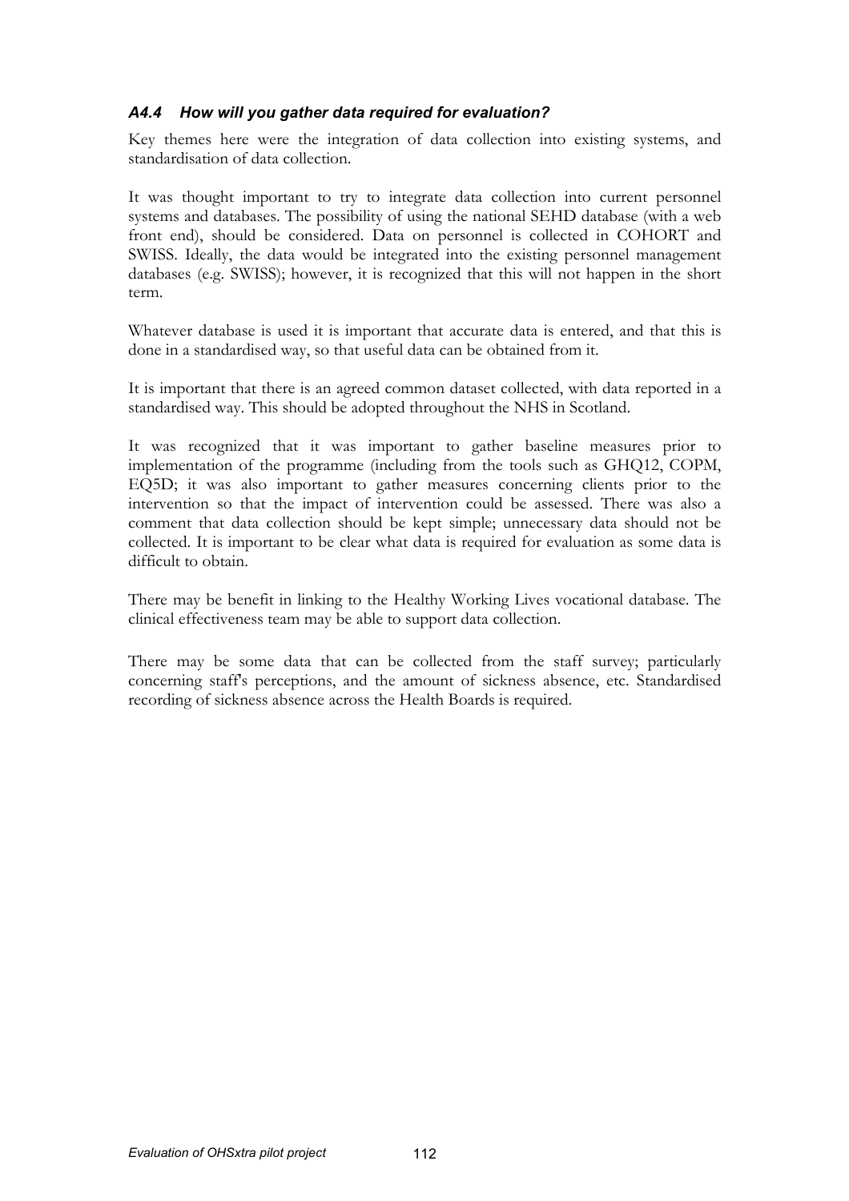### *A4.4 How will you gather data required for evaluation?*

Key themes here were the integration of data collection into existing systems, and standardisation of data collection.

It was thought important to try to integrate data collection into current personnel systems and databases. The possibility of using the national SEHD database (with a web front end), should be considered. Data on personnel is collected in COHORT and SWISS. Ideally, the data would be integrated into the existing personnel management databases (e.g. SWISS); however, it is recognized that this will not happen in the short term.

Whatever database is used it is important that accurate data is entered, and that this is done in a standardised way, so that useful data can be obtained from it.

It is important that there is an agreed common dataset collected, with data reported in a standardised way. This should be adopted throughout the NHS in Scotland.

It was recognized that it was important to gather baseline measures prior to implementation of the programme (including from the tools such as GHQ12, COPM, EQ5D; it was also important to gather measures concerning clients prior to the intervention so that the impact of intervention could be assessed. There was also a comment that data collection should be kept simple; unnecessary data should not be collected. It is important to be clear what data is required for evaluation as some data is difficult to obtain.

There may be benefit in linking to the Healthy Working Lives vocational database. The clinical effectiveness team may be able to support data collection.

There may be some data that can be collected from the staff survey; particularly concerning staff's perceptions, and the amount of sickness absence, etc. Standardised recording of sickness absence across the Health Boards is required.